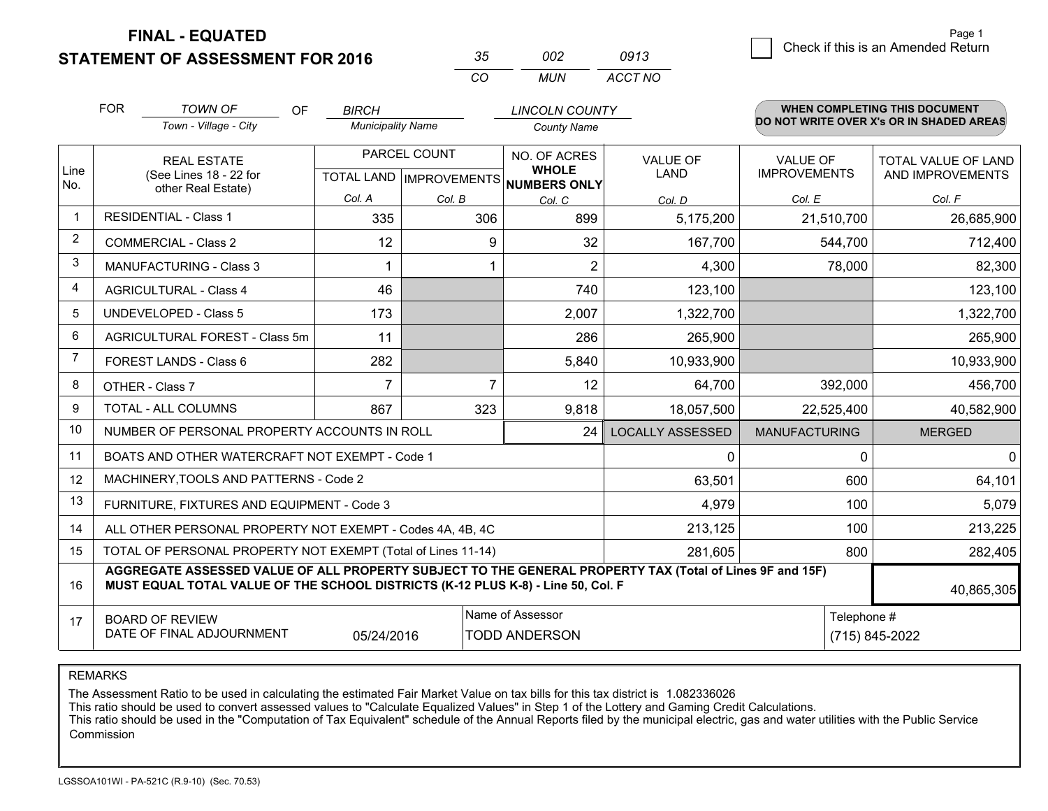# FINAL - EQUATED
## STATEMENT OF ASSESSMENT FOR 2016

| 35 | 002 | 0913 |
|---|---|---|
| CO | MUN | ACCT NO |

☐ Check if this is an Amended Return

FOR *TOWN OF* (Town - Village - City) OF *BIRCH* (Municipality Name) *LINCOLN COUNTY* (County Name)

**WHEN COMPLETING THIS DOCUMENT DO NOT WRITE OVER X's OR IN SHADED AREAS**

| Line No. | REAL ESTATE (See Lines 18 - 22 for other Real Estate) | PARCEL COUNT | | NO. OF ACRES WHOLE NUMBERS ONLY | VALUE OF LAND | VALUE OF IMPROVEMENTS | TOTAL VALUE OF LAND AND IMPROVEMENTS |
|---|---|---|---|---|---|---|---|
| | | TOTAL LAND | IMPROVEMENTS | | | | |
| | | Col. A | Col. B | Col. C | Col. D | Col. E | Col. F |
| 1 | RESIDENTIAL - Class 1 | 335 | 306 | 899 | 5,175,200 | 21,510,700 | 26,685,900 |
| 2 | COMMERCIAL - Class 2 | 12 | 9 | 32 | 167,700 | 544,700 | 712,400 |
| 3 | MANUFACTURING - Class 3 | 1 | 1 | 2 | 4,300 | 78,000 | 82,300 |
| 4 | AGRICULTURAL - Class 4 | 46 | | 740 | 123,100 | | 123,100 |
| 5 | UNDEVELOPED - Class 5 | 173 | | 2,007 | 1,322,700 | | 1,322,700 |
| 6 | AGRICULTURAL FOREST - Class 5m | 11 | | 286 | 265,900 | | 265,900 |
| 7 | FOREST LANDS - Class 6 | 282 | | 5,840 | 10,933,900 | | 10,933,900 |
| 8 | OTHER - Class 7 | 7 | 7 | 12 | 64,700 | 392,000 | 456,700 |
| 9 | TOTAL - ALL COLUMNS | 867 | 323 | 9,818 | 18,057,500 | 22,525,400 | 40,582,900 |
| 10 | NUMBER OF PERSONAL PROPERTY ACCOUNTS IN ROLL | | | 24 | LOCALLY ASSESSED | MANUFACTURING | MERGED |
| 11 | BOATS AND OTHER WATERCRAFT NOT EXEMPT - Code 1 | | | | 0 | 0 | 0 |
| 12 | MACHINERY,TOOLS AND PATTERNS - Code 2 | | | | 63,501 | 600 | 64,101 |
| 13 | FURNITURE, FIXTURES AND EQUIPMENT - Code 3 | | | | 4,979 | 100 | 5,079 |
| 14 | ALL OTHER PERSONAL PROPERTY NOT EXEMPT - Codes 4A, 4B, 4C | | | | 213,125 | 100 | 213,225 |
| 15 | TOTAL OF PERSONAL PROPERTY NOT EXEMPT (Total of Lines 11-14) | | | | 281,605 | 800 | 282,405 |
| 16 | **AGGREGATE ASSESSED VALUE OF ALL PROPERTY SUBJECT TO THE GENERAL PROPERTY TAX (Total of Lines 9F and 15F) MUST EQUAL TOTAL VALUE OF THE SCHOOL DISTRICTS (K-12 PLUS K-8) - Line 50, Col. F** | | | | | | 40,865,305 |
| 17 | BOARD OF REVIEW DATE OF FINAL ADJOURNMENT | 05/24/2016 | Name of Assessor: TODD ANDERSON | | | Telephone #: (715) 845-2022 | |

REMARKS

The Assessment Ratio to be used in calculating the estimated Fair Market Value on tax bills for this tax district is 1.082336026
This ratio should be used to convert assessed values to "Calculate Equalized Values" in Step 1 of the Lottery and Gaming Credit Calculations.
This ratio should be used in the "Computation of Tax Equivalent" schedule of the Annual Reports filed by the municipal electric, gas and water utilities with the Public Service Commission

LGSSOA101WI - PA-521C (R.9-10) (Sec. 70.53)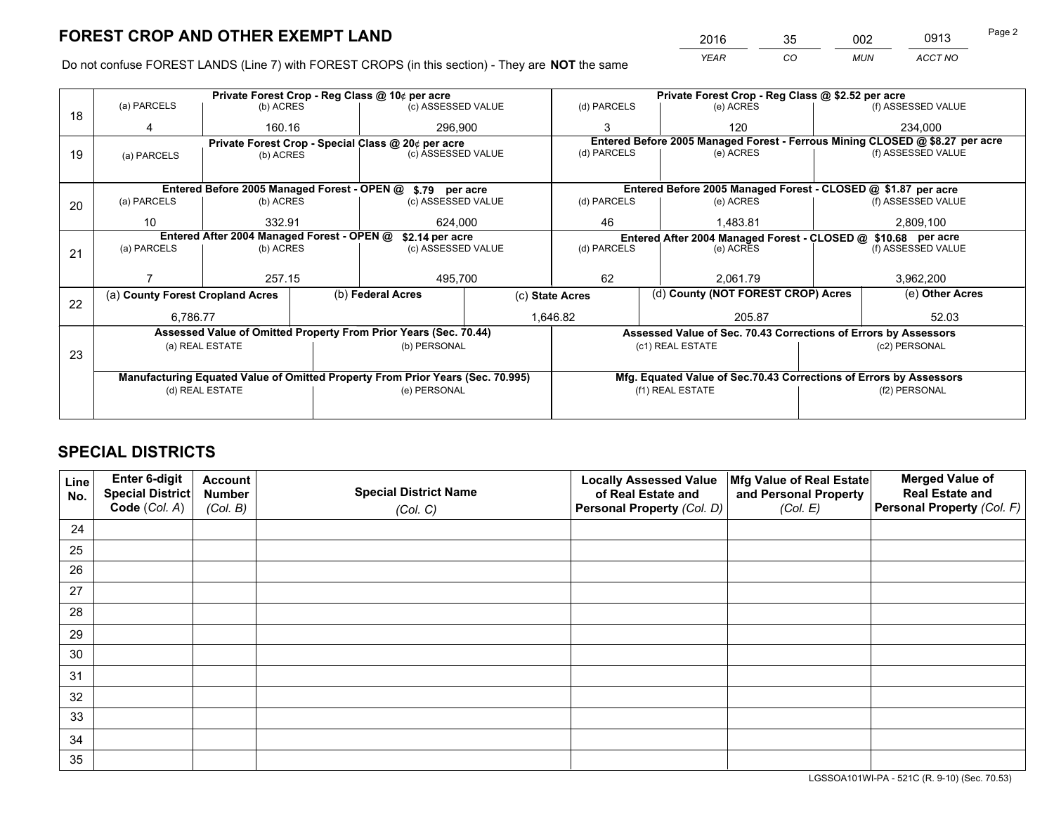# FOREST CROP AND OTHER EXEMPT LAND

| 2016 | 35 | 002 | 0913 |
|---|---|---|---|
| *YEAR* | *CO* | *MUN* | *ACCT NO* |

Do not confuse FOREST LANDS (Line 7) with FOREST CROPS (in this section) - They are **NOT** the same

| Line | Private Forest Crop - Reg Class @ 10¢ per acre | | | Private Forest Crop - Reg Class @ $2.52 per acre | | |
|---|---|---|---|---|---|---|
| | (a) PARCELS | (b) ACRES | (c) ASSESSED VALUE | (d) PARCELS | (e) ACRES | (f) ASSESSED VALUE |
| 18 | 4 | 160.16 | 296,900 | 3 | 120 | 234,000 |
| | **Private Forest Crop - Special Class @ 20¢ per acre** | | | **Entered Before 2005 Managed Forest - Ferrous Mining CLOSED @ $8.27 per acre** | | |
| 19 | (a) PARCELS | (b) ACRES | (c) ASSESSED VALUE | (d) PARCELS | (e) ACRES | (f) ASSESSED VALUE |
| | | | | | | |
| | **Entered Before 2005 Managed Forest - OPEN @ $.79 per acre** | | | **Entered Before 2005 Managed Forest - CLOSED @ $1.87 per acre** | | |
| 20 | (a) PARCELS | (b) ACRES | (c) ASSESSED VALUE | (d) PARCELS | (e) ACRES | (f) ASSESSED VALUE |
| | 10 | 332.91 | 624,000 | 46 | 1,483.81 | 2,809,100 |
| | **Entered After 2004 Managed Forest - OPEN @ $2.14 per acre** | | | **Entered After 2004 Managed Forest - CLOSED @ $10.68 per acre** | | |
| 21 | (a) PARCELS | (b) ACRES | (c) ASSESSED VALUE | (d) PARCELS | (e) ACRES | (f) ASSESSED VALUE |
| | 7 | 257.15 | 495,700 | 62 | 2,061.79 | 3,962,200 |

| Line | (a) County Forest Cropland Acres | (b) Federal Acres | (c) State Acres | (d) County (NOT FOREST CROP) Acres | (e) Other Acres |
|---|---|---|---|---|---|
| 22 | 6,786.77 | | 1,646.82 | 205.87 | 52.03 |

| Line | Assessed Value of Omitted Property From Prior Years (Sec. 70.44) | | Assessed Value of Sec. 70.43 Corrections of Errors by Assessors | |
|---|---|---|---|---|
| 23 | (a) REAL ESTATE | (b) PERSONAL | (c1) REAL ESTATE | (c2) PERSONAL |
| | | | | |
| | **Manufacturing Equated Value of Omitted Property From Prior Years (Sec. 70.995)** | | **Mfg. Equated Value of Sec.70.43 Corrections of Errors by Assessors** | |
| | (d) REAL ESTATE | (e) PERSONAL | (f1) REAL ESTATE | (f2) PERSONAL |
| | | | | |

# SPECIAL DISTRICTS

| Line No. | Enter 6-digit Special District Code (Col. A) | Account Number (Col. B) | Special District Name (Col. C) | Locally Assessed Value of Real Estate and Personal Property (Col. D) | Mfg Value of Real Estate and Personal Property (Col. E) | Merged Value of Real Estate and Personal Property (Col. F) |
|---|---|---|---|---|---|---|
| 24 | | | | | | |
| 25 | | | | | | |
| 26 | | | | | | |
| 27 | | | | | | |
| 28 | | | | | | |
| 29 | | | | | | |
| 30 | | | | | | |
| 31 | | | | | | |
| 32 | | | | | | |
| 33 | | | | | | |
| 34 | | | | | | |
| 35 | | | | | | |

LGSSOA101WI-PA - 521C (R. 9-10) (Sec. 70.53)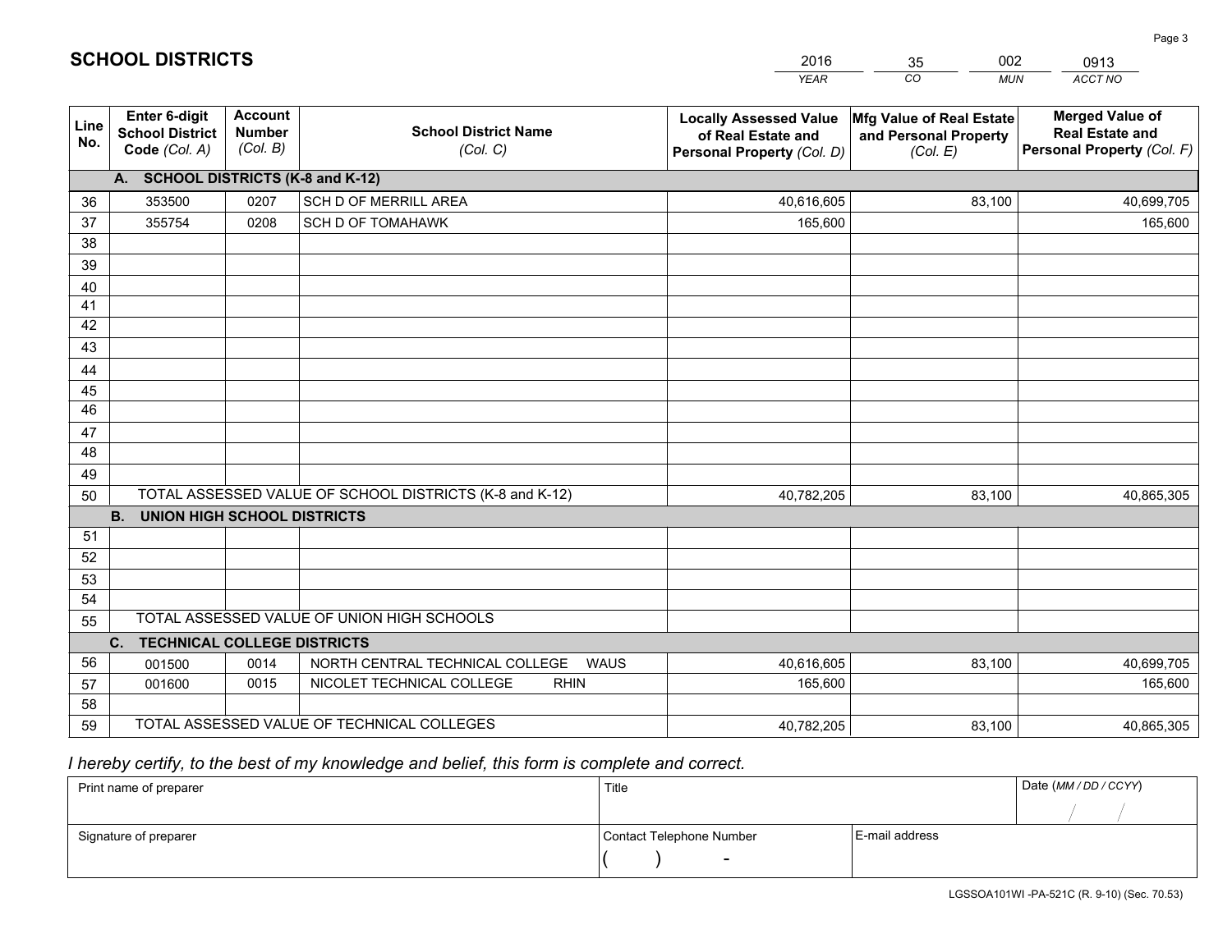## SCHOOL DISTRICTS

| 2016 | 35 | 002 | 0913 |
|---|---|---|---|
| *YEAR* | *CO* | *MUN* | *ACCT NO* |

| Line No. | Enter 6-digit School District Code *(Col. A)* | Account Number *(Col. B)* | School District Name *(Col. C)* | Locally Assessed Value of Real Estate and Personal Property *(Col. D)* | Mfg Value of Real Estate and Personal Property *(Col. E)* | Merged Value of Real Estate and Personal Property *(Col. F)* |
|---|---|---|---|---|---|---|
| | **A. SCHOOL DISTRICTS (K-8 and K-12)** | | | | | |
| 36 | 353500 | 0207 | SCH D OF MERRILL AREA | 40,616,605 | 83,100 | 40,699,705 |
| 37 | 355754 | 0208 | SCH D OF TOMAHAWK | 165,600 | | 165,600 |
| 38 | | | | | | |
| 39 | | | | | | |
| 40 | | | | | | |
| 41 | | | | | | |
| 42 | | | | | | |
| 43 | | | | | | |
| 44 | | | | | | |
| 45 | | | | | | |
| 46 | | | | | | |
| 47 | | | | | | |
| 48 | | | | | | |
| 49 | | | | | | |
| 50 | TOTAL ASSESSED VALUE OF SCHOOL DISTRICTS (K-8 and K-12) | | | 40,782,205 | 83,100 | 40,865,305 |
| | **B. UNION HIGH SCHOOL DISTRICTS** | | | | | |
| 51 | | | | | | |
| 52 | | | | | | |
| 53 | | | | | | |
| 54 | | | | | | |
| 55 | TOTAL ASSESSED VALUE OF UNION HIGH SCHOOLS | | | | | |
| | **C. TECHNICAL COLLEGE DISTRICTS** | | | | | |
| 56 | 001500 | 0014 | NORTH CENTRAL TECHNICAL COLLEGE WAUS | 40,616,605 | 83,100 | 40,699,705 |
| 57 | 001600 | 0015 | NICOLET TECHNICAL COLLEGE RHIN | 165,600 | | 165,600 |
| 58 | | | | | | |
| 59 | TOTAL ASSESSED VALUE OF TECHNICAL COLLEGES | | | 40,782,205 | 83,100 | 40,865,305 |

*I hereby certify, to the best of my knowledge and belief, this form is complete and correct.*

| Print name of preparer | Title | | Date *(MM / DD / CCYY)* |
|---|---|---|---|
| | | | / / |
| Signature of preparer | Contact Telephone Number | E-mail address | |
| | ( ) - | | |

LGSSOA101WI -PA-521C (R. 9-10) (Sec. 70.53)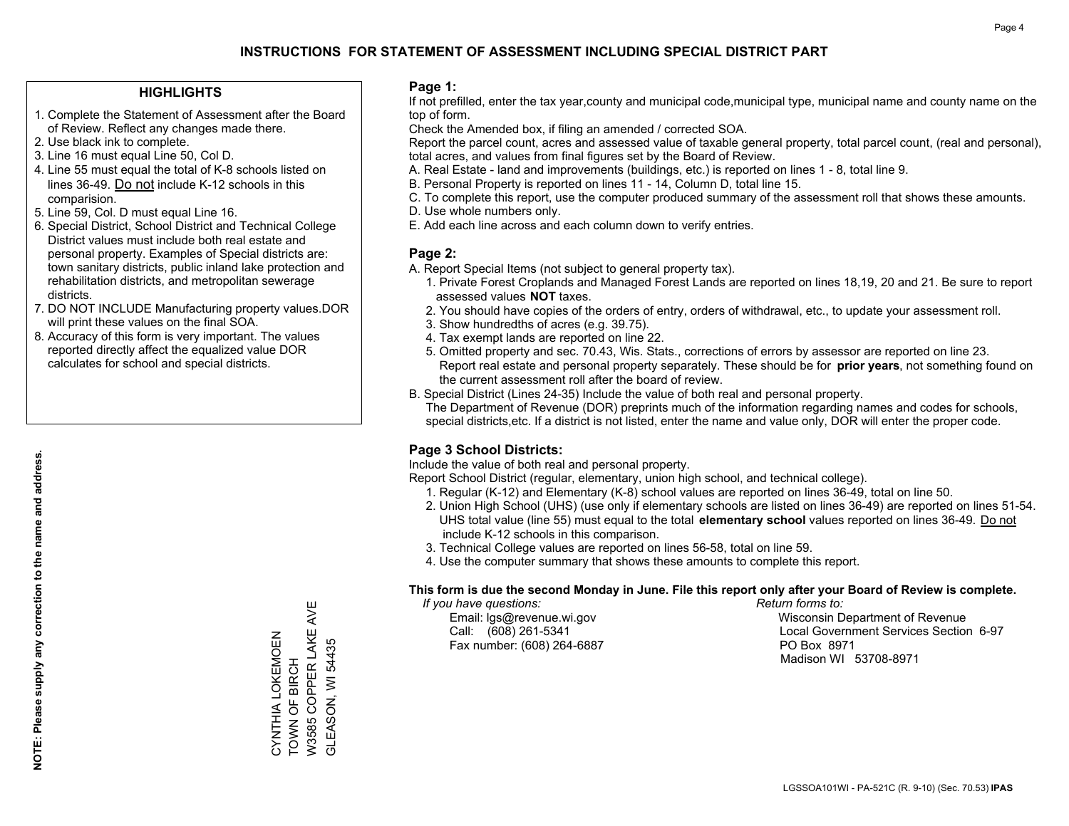# INSTRUCTIONS FOR STATEMENT OF ASSESSMENT INCLUDING SPECIAL DISTRICT PART

## HIGHLIGHTS

1. Complete the Statement of Assessment after the Board of Review. Reflect any changes made there.
2. Use black ink to complete.
3. Line 16 must equal Line 50, Col D.
4. Line 55 must equal the total of K-8 schools listed on lines 36-49. Do not include K-12 schools in this comparision.
5. Line 59, Col. D must equal Line 16.
6. Special District, School District and Technical College District values must include both real estate and personal property. Examples of Special districts are: town sanitary districts, public inland lake protection and rehabilitation districts, and metropolitan sewerage districts.
7. DO NOT INCLUDE Manufacturing property values.DOR will print these values on the final SOA.
8. Accuracy of this form is very important. The values reported directly affect the equalized value DOR calculates for school and special districts.

**NOTE: Please supply any correction to the name and address.**

CYNTHIA LOKEMOEN
TOWN OF BIRCH
W3585 COPPER LAKE AVE
GLEASON, WI 54435

## Page 1:

If not prefilled, enter the tax year,county and municipal code,municipal type, municipal name and county name on the top of form.

Check the Amended box, if filing an amended / corrected SOA.

Report the parcel count, acres and assessed value of taxable general property, total parcel count, (real and personal), total acres, and values from final figures set by the Board of Review.

A. Real Estate - land and improvements (buildings, etc.) is reported on lines 1 - 8, total line 9.
B. Personal Property is reported on lines 11 - 14, Column D, total line 15.
C. To complete this report, use the computer produced summary of the assessment roll that shows these amounts.
D. Use whole numbers only.
E. Add each line across and each column down to verify entries.

## Page 2:

A. Report Special Items (not subject to general property tax).
   1. Private Forest Croplands and Managed Forest Lands are reported on lines 18,19, 20 and 21. Be sure to report assessed values **NOT** taxes.
   2. You should have copies of the orders of entry, orders of withdrawal, etc., to update your assessment roll.
   3. Show hundredths of acres (e.g. 39.75).
   4. Tax exempt lands are reported on line 22.
   5. Omitted property and sec. 70.43, Wis. Stats., corrections of errors by assessor are reported on line 23. Report real estate and personal property separately. These should be for **prior years**, not something found on the current assessment roll after the board of review.
B. Special District (Lines 24-35) Include the value of both real and personal property.
   The Department of Revenue (DOR) preprints much of the information regarding names and codes for schools, special districts,etc. If a district is not listed, enter the name and value only, DOR will enter the proper code.

## Page 3 School Districts:

Include the value of both real and personal property.

Report School District (regular, elementary, union high school, and technical college).

1. Regular (K-12) and Elementary (K-8) school values are reported on lines 36-49, total on line 50.
2. Union High School (UHS) (use only if elementary schools are listed on lines 36-49) are reported on lines 51-54. UHS total value (line 55) must equal to the total **elementary school** values reported on lines 36-49. Do not include K-12 schools in this comparison.
3. Technical College values are reported on lines 56-58, total on line 59.
4. Use the computer summary that shows these amounts to complete this report.

**This form is due the second Monday in June. File this report only after your Board of Review is complete.**

*If you have questions:*
Email: lgs@revenue.wi.gov
Call: (608) 261-5341
Fax number: (608) 264-6887

*Return forms to:*
Wisconsin Department of Revenue
Local Government Services Section 6-97
PO Box 8971
Madison WI 53708-8971

LGSSOA101WI - PA-521C (R. 9-10) (Sec. 70.53) **IPAS**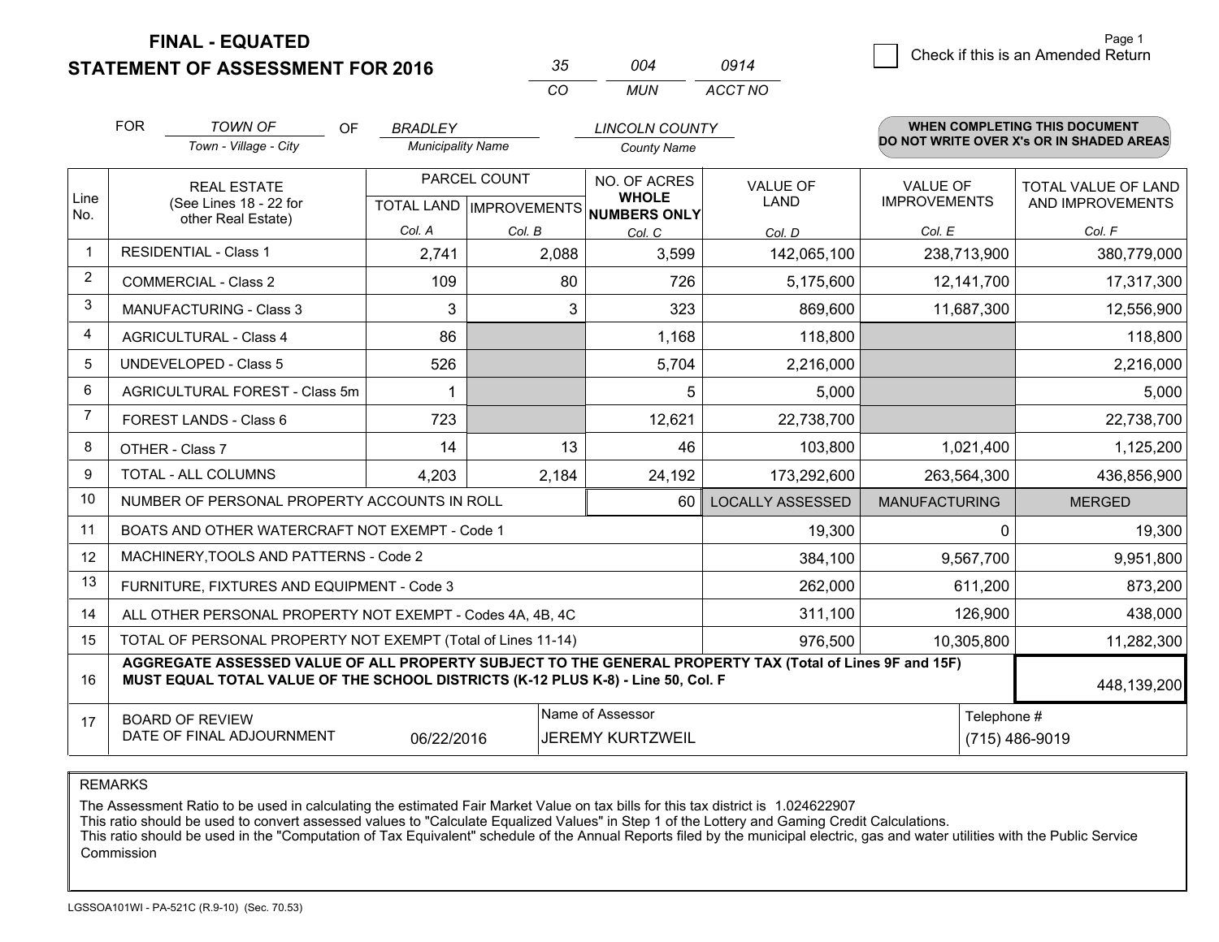**FINAL - EQUATED**
**STATEMENT OF ASSESSMENT FOR 2016**

| 35 | 004 | 0914 |
|---|---|---|
| CO | MUN | ACCT NO |

☐ Check if this is an Amended Return

FOR *TOWN OF* (Town - Village - City) OF *BRADLEY* (Municipality Name) *LINCOLN COUNTY* (County Name)

**WHEN COMPLETING THIS DOCUMENT DO NOT WRITE OVER X's OR IN SHADED AREAS**

| Line No. | REAL ESTATE (See Lines 18 - 22 for other Real Estate) | PARCEL COUNT TOTAL LAND Col. A | PARCEL COUNT IMPROVEMENTS Col. B | NO. OF ACRES WHOLE NUMBERS ONLY Col. C | VALUE OF LAND Col. D | VALUE OF IMPROVEMENTS Col. E | TOTAL VALUE OF LAND AND IMPROVEMENTS Col. F |
|---|---|---|---|---|---|---|---|
| 1 | RESIDENTIAL - Class 1 | 2,741 | 2,088 | 3,599 | 142,065,100 | 238,713,900 | 380,779,000 |
| 2 | COMMERCIAL - Class 2 | 109 | 80 | 726 | 5,175,600 | 12,141,700 | 17,317,300 |
| 3 | MANUFACTURING - Class 3 | 3 | 3 | 323 | 869,600 | 11,687,300 | 12,556,900 |
| 4 | AGRICULTURAL - Class 4 | 86 | | 1,168 | 118,800 | | 118,800 |
| 5 | UNDEVELOPED - Class 5 | 526 | | 5,704 | 2,216,000 | | 2,216,000 |
| 6 | AGRICULTURAL FOREST - Class 5m | 1 | | 5 | 5,000 | | 5,000 |
| 7 | FOREST LANDS - Class 6 | 723 | | 12,621 | 22,738,700 | | 22,738,700 |
| 8 | OTHER - Class 7 | 14 | 13 | 46 | 103,800 | 1,021,400 | 1,125,200 |
| 9 | TOTAL - ALL COLUMNS | 4,203 | 2,184 | 24,192 | 173,292,600 | 263,564,300 | 436,856,900 |
| 10 | NUMBER OF PERSONAL PROPERTY ACCOUNTS IN ROLL | | | 60 | LOCALLY ASSESSED | MANUFACTURING | MERGED |
| 11 | BOATS AND OTHER WATERCRAFT NOT EXEMPT - Code 1 | | | | 19,300 | 0 | 19,300 |
| 12 | MACHINERY,TOOLS AND PATTERNS - Code 2 | | | | 384,100 | 9,567,700 | 9,951,800 |
| 13 | FURNITURE, FIXTURES AND EQUIPMENT - Code 3 | | | | 262,000 | 611,200 | 873,200 |
| 14 | ALL OTHER PERSONAL PROPERTY NOT EXEMPT - Codes 4A, 4B, 4C | | | | 311,100 | 126,900 | 438,000 |
| 15 | TOTAL OF PERSONAL PROPERTY NOT EXEMPT (Total of Lines 11-14) | | | | 976,500 | 10,305,800 | 11,282,300 |
| 16 | **AGGREGATE ASSESSED VALUE OF ALL PROPERTY SUBJECT TO THE GENERAL PROPERTY TAX (Total of Lines 9F and 15F) MUST EQUAL TOTAL VALUE OF THE SCHOOL DISTRICTS (K-12 PLUS K-8) - Line 50, Col. F** | | | | | | 448,139,200 |
| 17 | BOARD OF REVIEW DATE OF FINAL ADJOURNMENT | 06/22/2016 | | Name of Assessor: JEREMY KURTZWEIL | | Telephone #: (715) 486-9019 | |

REMARKS

The Assessment Ratio to be used in calculating the estimated Fair Market Value on tax bills for this tax district is 1.024622907
This ratio should be used to convert assessed values to "Calculate Equalized Values" in Step 1 of the Lottery and Gaming Credit Calculations.
This ratio should be used in the "Computation of Tax Equivalent" schedule of the Annual Reports filed by the municipal electric, gas and water utilities with the Public Service Commission

LGSSOA101WI - PA-521C (R.9-10) (Sec. 70.53)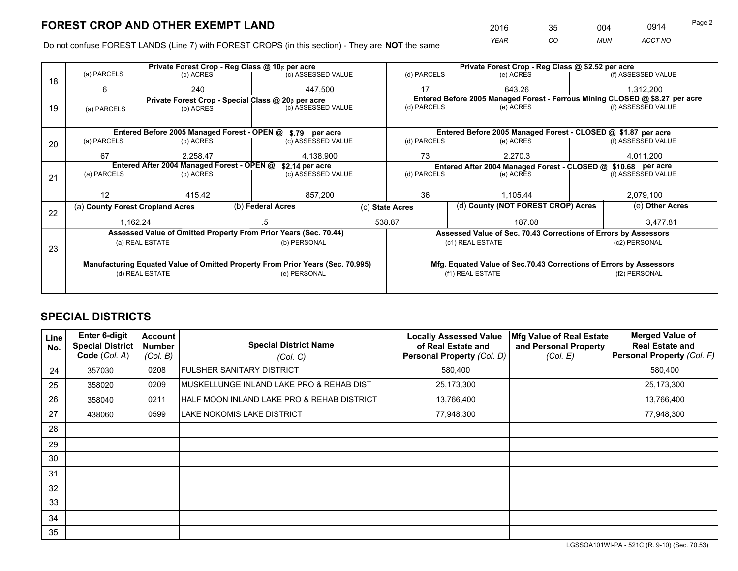# FOREST CROP AND OTHER EXEMPT LAND

| 2016 | 35 | 004 | 0914 |
|---|---|---|---|
| *YEAR* | *CO* | *MUN* | *ACCT NO* |

Do not confuse FOREST LANDS (Line 7) with FOREST CROPS (in this section) - They are **NOT** the same

| Line | Private Forest Crop - Reg Class @ 10¢ per acre | | | Private Forest Crop - Reg Class @ $2.52 per acre | | |
|---|---|---|---|---|---|---|
| 18 | (a) PARCELS | (b) ACRES | (c) ASSESSED VALUE | (d) PARCELS | (e) ACRES | (f) ASSESSED VALUE |
| | 6 | 240 | 447,500 | 17 | 643.26 | 1,312,200 |
| | **Private Forest Crop - Special Class @ 20¢ per acre** | | | **Entered Before 2005 Managed Forest - Ferrous Mining CLOSED @ $8.27 per acre** | | |
| 19 | (a) PARCELS | (b) ACRES | (c) ASSESSED VALUE | (d) PARCELS | (e) ACRES | (f) ASSESSED VALUE |
| | | | | | | |
| | **Entered Before 2005 Managed Forest - OPEN @ $.79 per acre** | | | **Entered Before 2005 Managed Forest - CLOSED @ $1.87 per acre** | | |
| 20 | (a) PARCELS | (b) ACRES | (c) ASSESSED VALUE | (d) PARCELS | (e) ACRES | (f) ASSESSED VALUE |
| | 67 | 2,258.47 | 4,138,900 | 73 | 2,270.3 | 4,011,200 |
| | **Entered After 2004 Managed Forest - OPEN @ $2.14 per acre** | | | **Entered After 2004 Managed Forest - CLOSED @ $10.68 per acre** | | |
| 21 | (a) PARCELS | (b) ACRES | (c) ASSESSED VALUE | (d) PARCELS | (e) ACRES | (f) ASSESSED VALUE |
| | 12 | 415.42 | 857,200 | 36 | 1,105.44 | 2,079,100 |

| Line | (a) County Forest Cropland Acres | (b) Federal Acres | (c) State Acres | (d) County (NOT FOREST CROP) Acres | (e) Other Acres |
|---|---|---|---|---|---|
| 22 | 1,162.24 | .5 | 538.87 | 187.08 | 3,477.81 |

| Line | Assessed Value of Omitted Property From Prior Years (Sec. 70.44) | | Assessed Value of Sec. 70.43 Corrections of Errors by Assessors | |
|---|---|---|---|---|
| 23 | (a) REAL ESTATE | (b) PERSONAL | (c1) REAL ESTATE | (c2) PERSONAL |
| | | | | |
| | **Manufacturing Equated Value of Omitted Property From Prior Years (Sec. 70.995)** | | **Mfg. Equated Value of Sec.70.43 Corrections of Errors by Assessors** | |
| | (d) REAL ESTATE | (e) PERSONAL | (f1) REAL ESTATE | (f2) PERSONAL |
| | | | | |

# SPECIAL DISTRICTS

| Line No. | Enter 6-digit Special District Code (Col. A) | Account Number (Col. B) | Special District Name (Col. C) | Locally Assessed Value of Real Estate and Personal Property (Col. D) | Mfg Value of Real Estate and Personal Property (Col. E) | Merged Value of Real Estate and Personal Property (Col. F) |
|---|---|---|---|---|---|---|
| 24 | 357030 | 0208 | FULSHER SANITARY DISTRICT | 580,400 | | 580,400 |
| 25 | 358020 | 0209 | MUSKELLUNGE INLAND LAKE PRO & REHAB DIST | 25,173,300 | | 25,173,300 |
| 26 | 358040 | 0211 | HALF MOON INLAND LAKE PRO & REHAB DISTRICT | 13,766,400 | | 13,766,400 |
| 27 | 438060 | 0599 | LAKE NOKOMIS LAKE DISTRICT | 77,948,300 | | 77,948,300 |
| 28 | | | | | | |
| 29 | | | | | | |
| 30 | | | | | | |
| 31 | | | | | | |
| 32 | | | | | | |
| 33 | | | | | | |
| 34 | | | | | | |
| 35 | | | | | | |

LGSSOA101WI-PA - 521C (R. 9-10) (Sec. 70.53)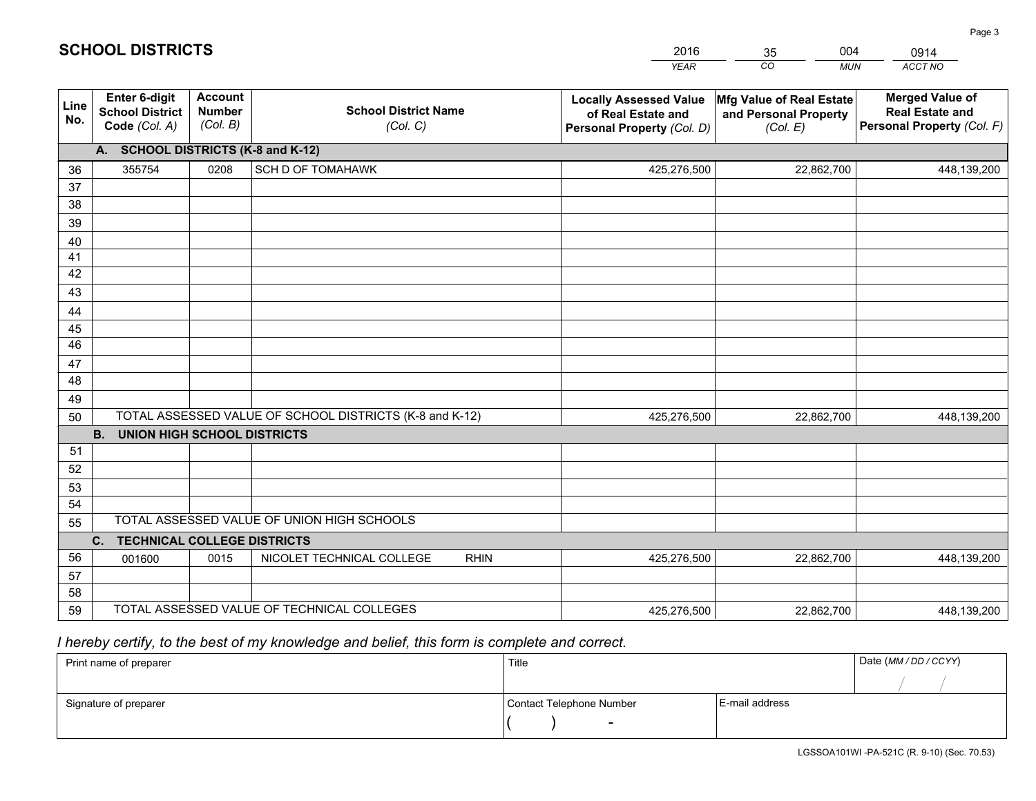# SCHOOL DISTRICTS

| 2016 | 35 | 004 | 0914 |
|---|---|---|---|
| *YEAR* | *CO* | *MUN* | *ACCT NO* |

| Line No. | Enter 6-digit School District Code *(Col. A)* | Account Number *(Col. B)* | School District Name *(Col. C)* | Locally Assessed Value of Real Estate and Personal Property *(Col. D)* | Mfg Value of Real Estate and Personal Property *(Col. E)* | Merged Value of Real Estate and Personal Property *(Col. F)* |
|---|---|---|---|---|---|---|
| | **A. SCHOOL DISTRICTS (K-8 and K-12)** | | | | | |
| 36 | 355754 | 0208 | SCH D OF TOMAHAWK | 425,276,500 | 22,862,700 | 448,139,200 |
| 37 | | | | | | |
| 38 | | | | | | |
| 39 | | | | | | |
| 40 | | | | | | |
| 41 | | | | | | |
| 42 | | | | | | |
| 43 | | | | | | |
| 44 | | | | | | |
| 45 | | | | | | |
| 46 | | | | | | |
| 47 | | | | | | |
| 48 | | | | | | |
| 49 | | | | | | |
| 50 | TOTAL ASSESSED VALUE OF SCHOOL DISTRICTS (K-8 and K-12) | | | 425,276,500 | 22,862,700 | 448,139,200 |
| | **B. UNION HIGH SCHOOL DISTRICTS** | | | | | |
| 51 | | | | | | |
| 52 | | | | | | |
| 53 | | | | | | |
| 54 | | | | | | |
| 55 | TOTAL ASSESSED VALUE OF UNION HIGH SCHOOLS | | | | | |
| | **C. TECHNICAL COLLEGE DISTRICTS** | | | | | |
| 56 | 001600 | 0015 | NICOLET TECHNICAL COLLEGE RHIN | 425,276,500 | 22,862,700 | 448,139,200 |
| 57 | | | | | | |
| 58 | | | | | | |
| 59 | TOTAL ASSESSED VALUE OF TECHNICAL COLLEGES | | | 425,276,500 | 22,862,700 | 448,139,200 |

*I hereby certify, to the best of my knowledge and belief, this form is complete and correct.*

| Print name of preparer | Title | | Date *(MM / DD / CCYY)* |
|---|---|---|---|
| | | | / / |
| Signature of preparer | Contact Telephone Number | E-mail address | |
| | ( ) - | | |

LGSSOA101WI -PA-521C (R. 9-10) (Sec. 70.53)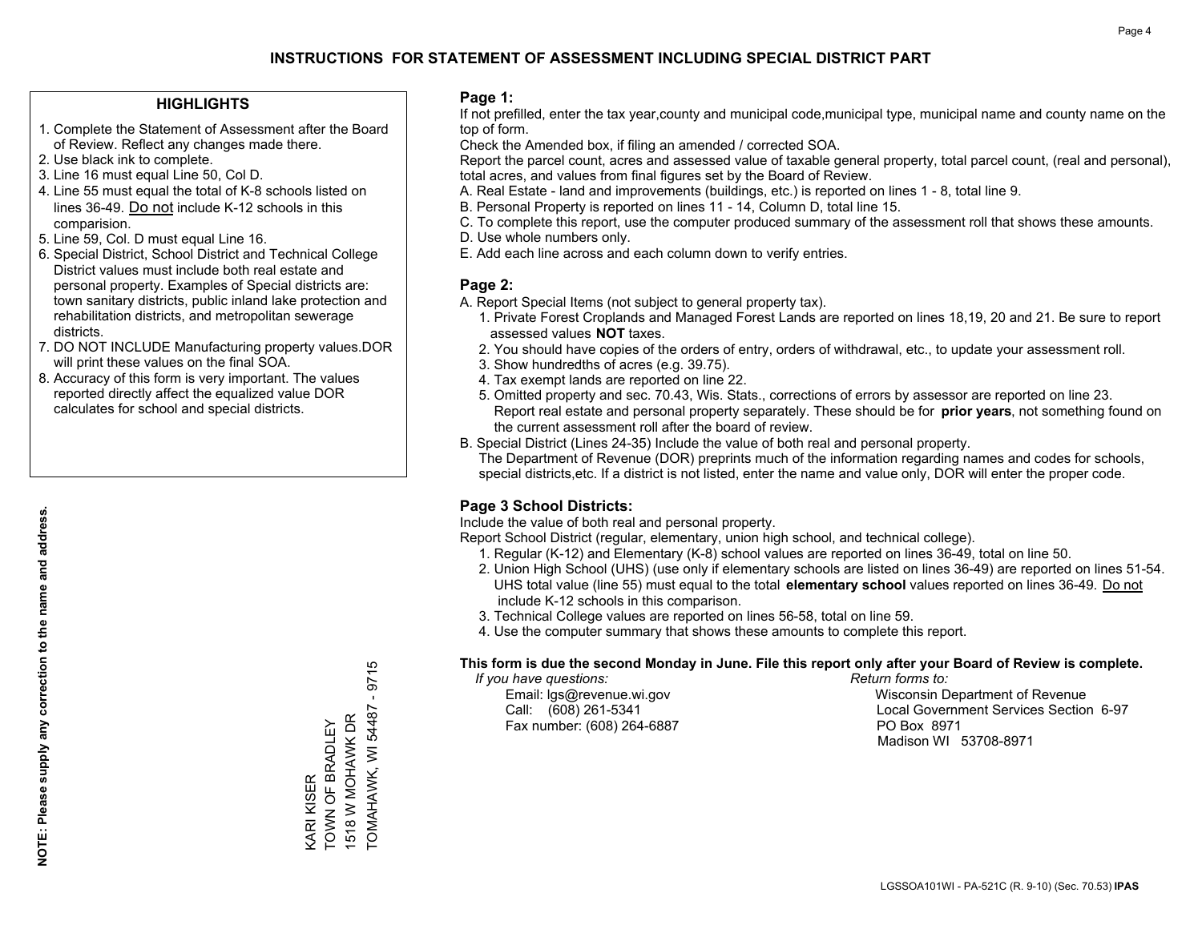# INSTRUCTIONS FOR STATEMENT OF ASSESSMENT INCLUDING SPECIAL DISTRICT PART

## HIGHLIGHTS

1. Complete the Statement of Assessment after the Board of Review. Reflect any changes made there.
2. Use black ink to complete.
3. Line 16 must equal Line 50, Col D.
4. Line 55 must equal the total of K-8 schools listed on lines 36-49. Do not include K-12 schools in this comparision.
5. Line 59, Col. D must equal Line 16.
6. Special District, School District and Technical College District values must include both real estate and personal property. Examples of Special districts are: town sanitary districts, public inland lake protection and rehabilitation districts, and metropolitan sewerage districts.
7. DO NOT INCLUDE Manufacturing property values.DOR will print these values on the final SOA.
8. Accuracy of this form is very important. The values reported directly affect the equalized value DOR calculates for school and special districts.

**NOTE: Please supply any correction to the name and address.**

KARI KISER
TOWN OF BRADLEY
1518 W MOHAWK DR
TOMAHAWK, WI 54487 - 9715

## Page 1:

If not prefilled, enter the tax year,county and municipal code,municipal type, municipal name and county name on the top of form.

Check the Amended box, if filing an amended / corrected SOA.

Report the parcel count, acres and assessed value of taxable general property, total parcel count, (real and personal), total acres, and values from final figures set by the Board of Review.

A. Real Estate - land and improvements (buildings, etc.) is reported on lines 1 - 8, total line 9.
B. Personal Property is reported on lines 11 - 14, Column D, total line 15.
C. To complete this report, use the computer produced summary of the assessment roll that shows these amounts.
D. Use whole numbers only.
E. Add each line across and each column down to verify entries.

## Page 2:

A. Report Special Items (not subject to general property tax).
   1. Private Forest Croplands and Managed Forest Lands are reported on lines 18,19, 20 and 21. Be sure to report assessed values **NOT** taxes.
   2. You should have copies of the orders of entry, orders of withdrawal, etc., to update your assessment roll.
   3. Show hundredths of acres (e.g. 39.75).
   4. Tax exempt lands are reported on line 22.
   5. Omitted property and sec. 70.43, Wis. Stats., corrections of errors by assessor are reported on line 23. Report real estate and personal property separately. These should be for **prior years**, not something found on the current assessment roll after the board of review.

B. Special District (Lines 24-35) Include the value of both real and personal property.
   The Department of Revenue (DOR) preprints much of the information regarding names and codes for schools, special districts,etc. If a district is not listed, enter the name and value only, DOR will enter the proper code.

## Page 3 School Districts:

Include the value of both real and personal property.

Report School District (regular, elementary, union high school, and technical college).

1. Regular (K-12) and Elementary (K-8) school values are reported on lines 36-49, total on line 50.
2. Union High School (UHS) (use only if elementary schools are listed on lines 36-49) are reported on lines 51-54. UHS total value (line 55) must equal to the total **elementary school** values reported on lines 36-49. Do not include K-12 schools in this comparison.
3. Technical College values are reported on lines 56-58, total on line 59.
4. Use the computer summary that shows these amounts to complete this report.

**This form is due the second Monday in June. File this report only after your Board of Review is complete.**

*If you have questions:*
Email: lgs@revenue.wi.gov
Call: (608) 261-5341
Fax number: (608) 264-6887

*Return forms to:*
Wisconsin Department of Revenue
Local Government Services Section 6-97
PO Box 8971
Madison WI 53708-8971

LGSSOA101WI - PA-521C (R. 9-10) (Sec. 70.53) **IPAS**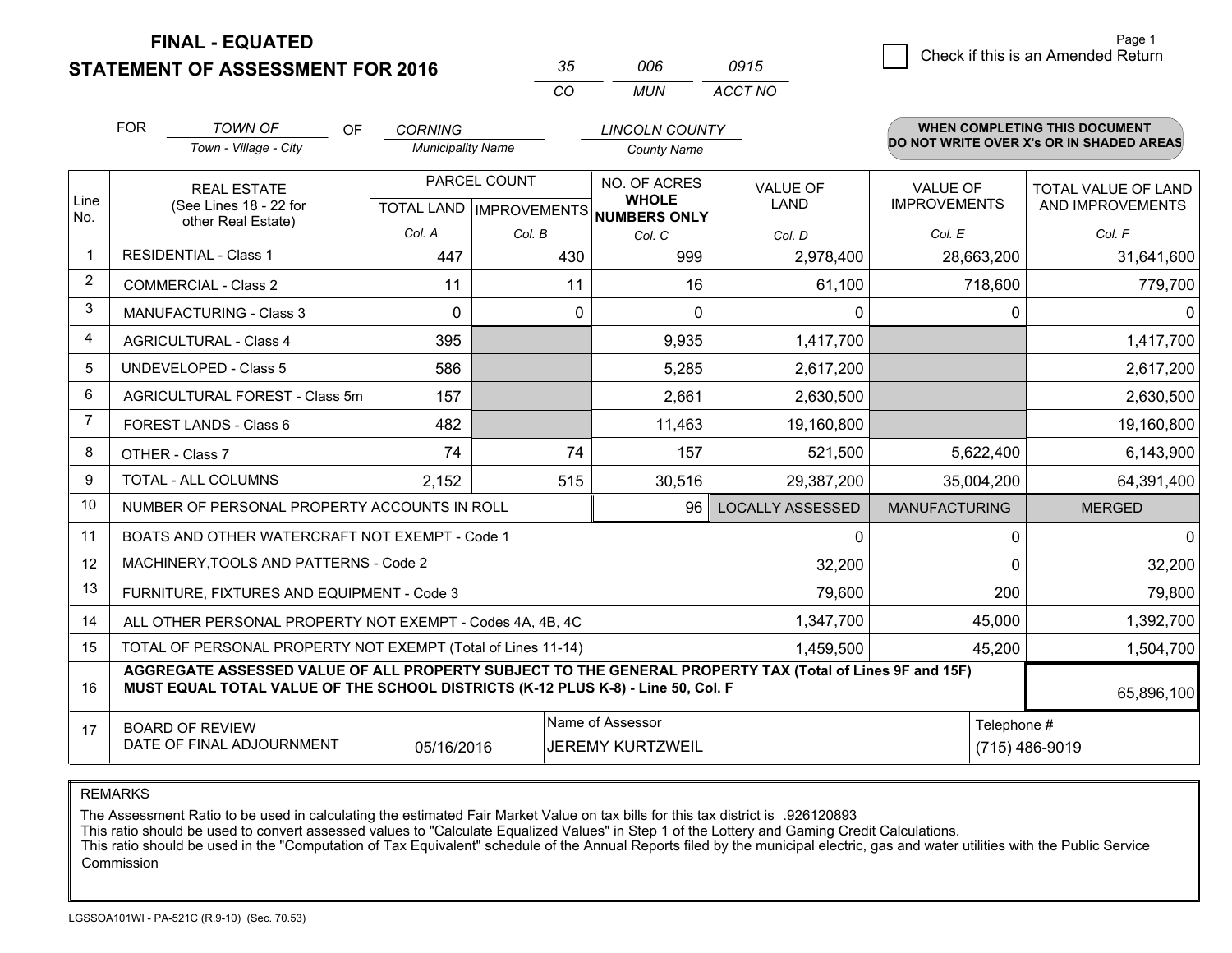**FINAL - EQUATED**
**STATEMENT OF ASSESSMENT FOR 2016**

| 35 | 006 | 0915 |
|---|---|---|
| CO | MUN | ACCT NO |

Page 1

☐ Check if this is an Amended Return

FOR *TOWN OF* (Town - Village - City) OF *CORNING* (Municipality Name) *LINCOLN COUNTY* (County Name)

**WHEN COMPLETING THIS DOCUMENT DO NOT WRITE OVER X's OR IN SHADED AREAS**

| Line No. | REAL ESTATE (See Lines 18 - 22 for other Real Estate) | PARCEL COUNT TOTAL LAND Col. A | PARCEL COUNT IMPROVEMENTS Col. B | NO. OF ACRES WHOLE NUMBERS ONLY Col. C | VALUE OF LAND Col. D | VALUE OF IMPROVEMENTS Col. E | TOTAL VALUE OF LAND AND IMPROVEMENTS Col. F |
|---|---|---|---|---|---|---|---|
| 1 | RESIDENTIAL - Class 1 | 447 | 430 | 999 | 2,978,400 | 28,663,200 | 31,641,600 |
| 2 | COMMERCIAL - Class 2 | 11 | 11 | 16 | 61,100 | 718,600 | 779,700 |
| 3 | MANUFACTURING - Class 3 | 0 | 0 | 0 | 0 | 0 | 0 |
| 4 | AGRICULTURAL - Class 4 | 395 | | 9,935 | 1,417,700 | | 1,417,700 |
| 5 | UNDEVELOPED - Class 5 | 586 | | 5,285 | 2,617,200 | | 2,617,200 |
| 6 | AGRICULTURAL FOREST - Class 5m | 157 | | 2,661 | 2,630,500 | | 2,630,500 |
| 7 | FOREST LANDS - Class 6 | 482 | | 11,463 | 19,160,800 | | 19,160,800 |
| 8 | OTHER - Class 7 | 74 | 74 | 157 | 521,500 | 5,622,400 | 6,143,900 |
| 9 | TOTAL - ALL COLUMNS | 2,152 | 515 | 30,516 | 29,387,200 | 35,004,200 | 64,391,400 |
| 10 | NUMBER OF PERSONAL PROPERTY ACCOUNTS IN ROLL | | | 96 | LOCALLY ASSESSED | MANUFACTURING | MERGED |
| 11 | BOATS AND OTHER WATERCRAFT NOT EXEMPT - Code 1 | | | | 0 | 0 | 0 |
| 12 | MACHINERY,TOOLS AND PATTERNS - Code 2 | | | | 32,200 | 0 | 32,200 |
| 13 | FURNITURE, FIXTURES AND EQUIPMENT - Code 3 | | | | 79,600 | 200 | 79,800 |
| 14 | ALL OTHER PERSONAL PROPERTY NOT EXEMPT - Codes 4A, 4B, 4C | | | | 1,347,700 | 45,000 | 1,392,700 |
| 15 | TOTAL OF PERSONAL PROPERTY NOT EXEMPT (Total of Lines 11-14) | | | | 1,459,500 | 45,200 | 1,504,700 |
| 16 | **AGGREGATE ASSESSED VALUE OF ALL PROPERTY SUBJECT TO THE GENERAL PROPERTY TAX (Total of Lines 9F and 15F) MUST EQUAL TOTAL VALUE OF THE SCHOOL DISTRICTS (K-12 PLUS K-8) - Line 50, Col. F** | | | | | | 65,896,100 |
| 17 | BOARD OF REVIEW DATE OF FINAL ADJOURNMENT | 05/16/2016 | Name of Assessor: JEREMY KURTZWEIL | | | Telephone #: (715) 486-9019 | |

REMARKS

The Assessment Ratio to be used in calculating the estimated Fair Market Value on tax bills for this tax district is .926120893
This ratio should be used to convert assessed values to "Calculate Equalized Values" in Step 1 of the Lottery and Gaming Credit Calculations.
This ratio should be used in the "Computation of Tax Equivalent" schedule of the Annual Reports filed by the municipal electric, gas and water utilities with the Public Service Commission

LGSSOA101WI - PA-521C (R.9-10) (Sec. 70.53)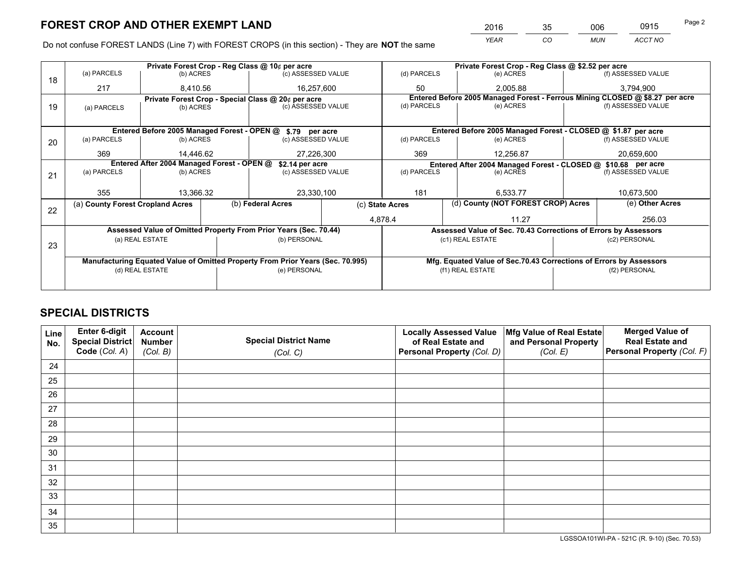# FOREST CROP AND OTHER EXEMPT LAND

| 2016 | 35 | 006 | 0915 |
|---|---|---|---|
| *YEAR* | *CO* | *MUN* | *ACCT NO* |

Do not confuse FOREST LANDS (Line 7) with FOREST CROPS (in this section) - They are **NOT** the same

| Line | Private Forest Crop - Reg Class @ 10¢ per acre | | | Private Forest Crop - Reg Class @ $2.52 per acre | | |
|---|---|---|---|---|---|---|
| | (a) PARCELS | (b) ACRES | (c) ASSESSED VALUE | (d) PARCELS | (e) ACRES | (f) ASSESSED VALUE |
| 18 | 217 | 8,410.56 | 16,257,600 | 50 | 2,005.88 | 3,794,900 |
| | **Private Forest Crop - Special Class @ 20¢ per acre** | | | **Entered Before 2005 Managed Forest - Ferrous Mining CLOSED @ $8.27 per acre** | | |
| 19 | (a) PARCELS | (b) ACRES | (c) ASSESSED VALUE | (d) PARCELS | (e) ACRES | (f) ASSESSED VALUE |
| | | | | | | |
| | **Entered Before 2005 Managed Forest - OPEN @ $.79 per acre** | | | **Entered Before 2005 Managed Forest - CLOSED @ $1.87 per acre** | | |
| 20 | (a) PARCELS | (b) ACRES | (c) ASSESSED VALUE | (d) PARCELS | (e) ACRES | (f) ASSESSED VALUE |
| | 369 | 14,446.62 | 27,226,300 | 369 | 12,256.87 | 20,659,600 |
| | **Entered After 2004 Managed Forest - OPEN @ $2.14 per acre** | | | **Entered After 2004 Managed Forest - CLOSED @ $10.68 per acre** | | |
| 21 | (a) PARCELS | (b) ACRES | (c) ASSESSED VALUE | (d) PARCELS | (e) ACRES | (f) ASSESSED VALUE |
| | 355 | 13,366.32 | 23,330,100 | 181 | 6,533.77 | 10,673,500 |

| Line | (a) County Forest Cropland Acres | (b) Federal Acres | (c) State Acres | (d) County (NOT FOREST CROP) Acres | (e) Other Acres |
|---|---|---|---|---|---|
| 22 | | | 4,878.4 | 11.27 | 256.03 |

| Line | Assessed Value of Omitted Property From Prior Years (Sec. 70.44) | | Assessed Value of Sec. 70.43 Corrections of Errors by Assessors | |
|---|---|---|---|---|
| 23 | (a) REAL ESTATE | (b) PERSONAL | (c1) REAL ESTATE | (c2) PERSONAL |
| | | | | |
| | **Manufacturing Equated Value of Omitted Property From Prior Years (Sec. 70.995)** | | **Mfg. Equated Value of Sec.70.43 Corrections of Errors by Assessors** | |
| | (d) REAL ESTATE | (e) PERSONAL | (f1) REAL ESTATE | (f2) PERSONAL |
| | | | | |

# SPECIAL DISTRICTS

| Line No. | Enter 6-digit Special District Code (Col. A) | Account Number (Col. B) | Special District Name (Col. C) | Locally Assessed Value of Real Estate and Personal Property (Col. D) | Mfg Value of Real Estate and Personal Property (Col. E) | Merged Value of Real Estate and Personal Property (Col. F) |
|---|---|---|---|---|---|---|
| 24 | | | | | | |
| 25 | | | | | | |
| 26 | | | | | | |
| 27 | | | | | | |
| 28 | | | | | | |
| 29 | | | | | | |
| 30 | | | | | | |
| 31 | | | | | | |
| 32 | | | | | | |
| 33 | | | | | | |
| 34 | | | | | | |
| 35 | | | | | | |

LGSSOA101WI-PA - 521C (R. 9-10) (Sec. 70.53)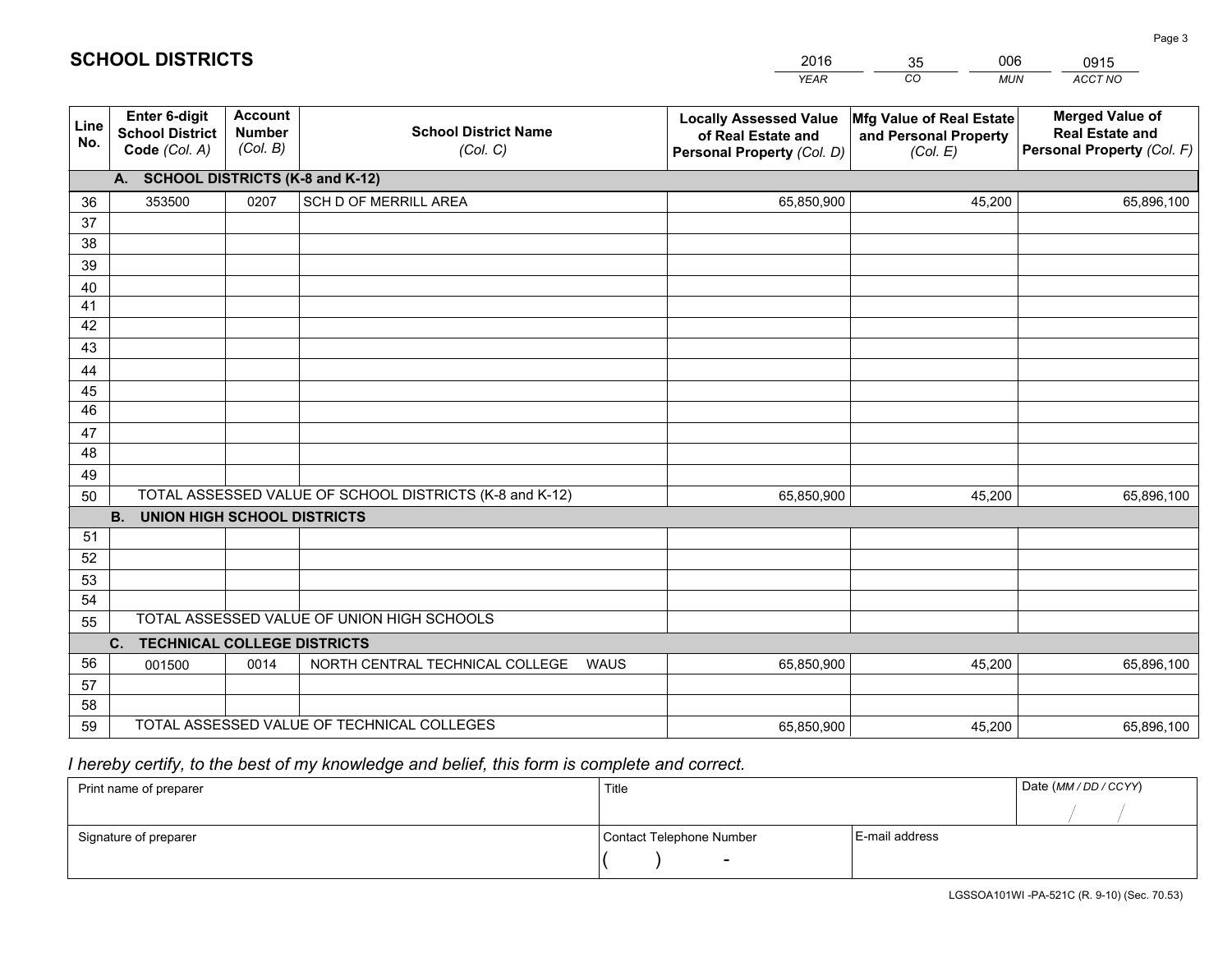# SCHOOL DISTRICTS

| 2016 | 35 | 006 | 0915 |
|---|---|---|---|
| *YEAR* | *CO* | *MUN* | *ACCT NO* |

| Line No. | Enter 6-digit School District Code *(Col. A)* | Account Number *(Col. B)* | School District Name *(Col. C)* | Locally Assessed Value of Real Estate and Personal Property *(Col. D)* | Mfg Value of Real Estate and Personal Property *(Col. E)* | Merged Value of Real Estate and Personal Property *(Col. F)* |
|---|---|---|---|---|---|---|
| | **A. SCHOOL DISTRICTS (K-8 and K-12)** | | | | | |
| 36 | 353500 | 0207 | SCH D OF MERRILL AREA | 65,850,900 | 45,200 | 65,896,100 |
| 37 | | | | | | |
| 38 | | | | | | |
| 39 | | | | | | |
| 40 | | | | | | |
| 41 | | | | | | |
| 42 | | | | | | |
| 43 | | | | | | |
| 44 | | | | | | |
| 45 | | | | | | |
| 46 | | | | | | |
| 47 | | | | | | |
| 48 | | | | | | |
| 49 | | | | | | |
| 50 | TOTAL ASSESSED VALUE OF SCHOOL DISTRICTS (K-8 and K-12) | | | 65,850,900 | 45,200 | 65,896,100 |
| | **B. UNION HIGH SCHOOL DISTRICTS** | | | | | |
| 51 | | | | | | |
| 52 | | | | | | |
| 53 | | | | | | |
| 54 | | | | | | |
| 55 | TOTAL ASSESSED VALUE OF UNION HIGH SCHOOLS | | | | | |
| | **C. TECHNICAL COLLEGE DISTRICTS** | | | | | |
| 56 | 001500 | 0014 | NORTH CENTRAL TECHNICAL COLLEGE WAUS | 65,850,900 | 45,200 | 65,896,100 |
| 57 | | | | | | |
| 58 | | | | | | |
| 59 | TOTAL ASSESSED VALUE OF TECHNICAL COLLEGES | | | 65,850,900 | 45,200 | 65,896,100 |

*I hereby certify, to the best of my knowledge and belief, this form is complete and correct.*

| Print name of preparer | Title | | Date *(MM / DD / CCYY)* |
|---|---|---|---|
| | | | / / |
| Signature of preparer | Contact Telephone Number | E-mail address | |
| | ( ) - | | |

LGSSOA101WI -PA-521C (R. 9-10) (Sec. 70.53)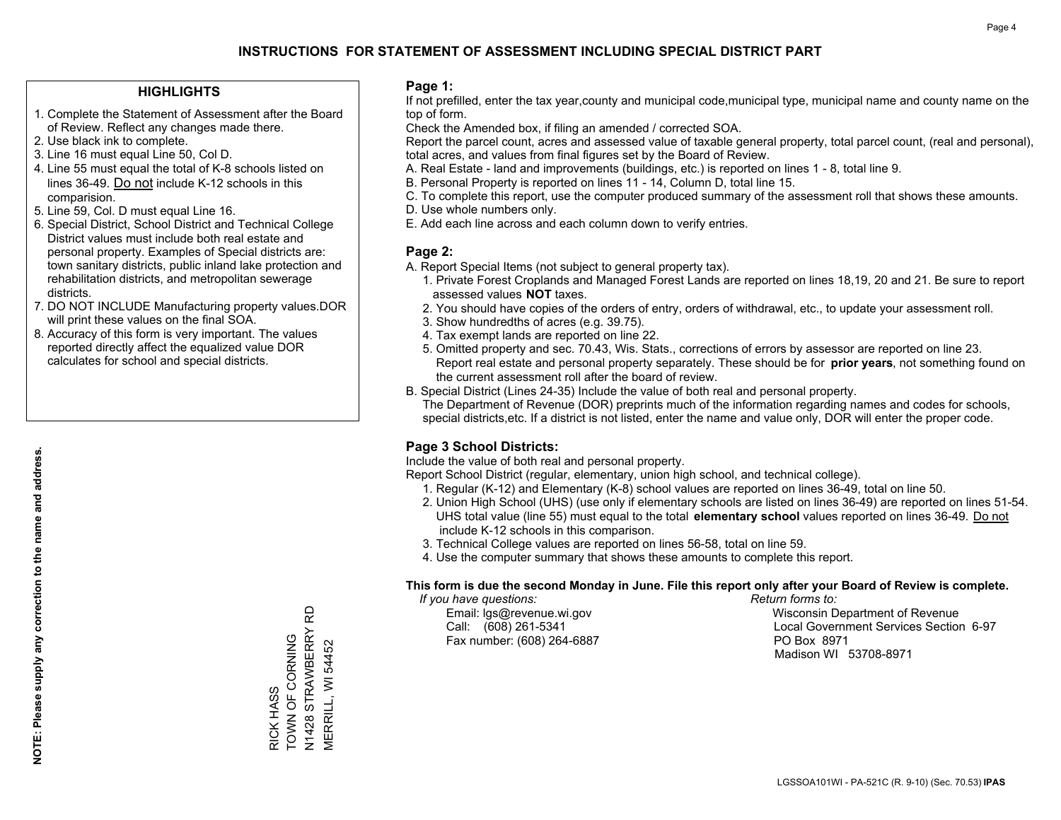# INSTRUCTIONS FOR STATEMENT OF ASSESSMENT INCLUDING SPECIAL DISTRICT PART

## HIGHLIGHTS

1. Complete the Statement of Assessment after the Board of Review. Reflect any changes made there.
2. Use black ink to complete.
3. Line 16 must equal Line 50, Col D.
4. Line 55 must equal the total of K-8 schools listed on lines 36-49. Do not include K-12 schools in this comparision.
5. Line 59, Col. D must equal Line 16.
6. Special District, School District and Technical College District values must include both real estate and personal property. Examples of Special districts are: town sanitary districts, public inland lake protection and rehabilitation districts, and metropolitan sewerage districts.
7. DO NOT INCLUDE Manufacturing property values.DOR will print these values on the final SOA.
8. Accuracy of this form is very important. The values reported directly affect the equalized value DOR calculates for school and special districts.

**NOTE: Please supply any correction to the name and address.**

RICK HASS
TOWN OF CORNING
N1428 STRAWBERRY RD
MERRILL, WI 54452

## Page 1:

If not prefilled, enter the tax year,county and municipal code,municipal type, municipal name and county name on the top of form.

Check the Amended box, if filing an amended / corrected SOA.

Report the parcel count, acres and assessed value of taxable general property, total parcel count, (real and personal), total acres, and values from final figures set by the Board of Review.

A. Real Estate - land and improvements (buildings, etc.) is reported on lines 1 - 8, total line 9.
B. Personal Property is reported on lines 11 - 14, Column D, total line 15.
C. To complete this report, use the computer produced summary of the assessment roll that shows these amounts.
D. Use whole numbers only.
E. Add each line across and each column down to verify entries.

## Page 2:

A. Report Special Items (not subject to general property tax).
   1. Private Forest Croplands and Managed Forest Lands are reported on lines 18,19, 20 and 21. Be sure to report assessed values **NOT** taxes.
   2. You should have copies of the orders of entry, orders of withdrawal, etc., to update your assessment roll.
   3. Show hundredths of acres (e.g. 39.75).
   4. Tax exempt lands are reported on line 22.
   5. Omitted property and sec. 70.43, Wis. Stats., corrections of errors by assessor are reported on line 23. Report real estate and personal property separately. These should be for **prior years**, not something found on the current assessment roll after the board of review.

B. Special District (Lines 24-35) Include the value of both real and personal property.
   The Department of Revenue (DOR) preprints much of the information regarding names and codes for schools, special districts,etc. If a district is not listed, enter the name and value only, DOR will enter the proper code.

## Page 3 School Districts:

Include the value of both real and personal property.

Report School District (regular, elementary, union high school, and technical college).

1. Regular (K-12) and Elementary (K-8) school values are reported on lines 36-49, total on line 50.
2. Union High School (UHS) (use only if elementary schools are listed on lines 36-49) are reported on lines 51-54. UHS total value (line 55) must equal to the total **elementary school** values reported on lines 36-49. Do not include K-12 schools in this comparison.
3. Technical College values are reported on lines 56-58, total on line 59.
4. Use the computer summary that shows these amounts to complete this report.

**This form is due the second Monday in June. File this report only after your Board of Review is complete.**

*If you have questions:*
Email: lgs@revenue.wi.gov
Call: (608) 261-5341
Fax number: (608) 264-6887

*Return forms to:*
Wisconsin Department of Revenue
Local Government Services Section 6-97
PO Box 8971
Madison WI 53708-8971

LGSSOA101WI - PA-521C (R. 9-10) (Sec. 70.53) **IPAS**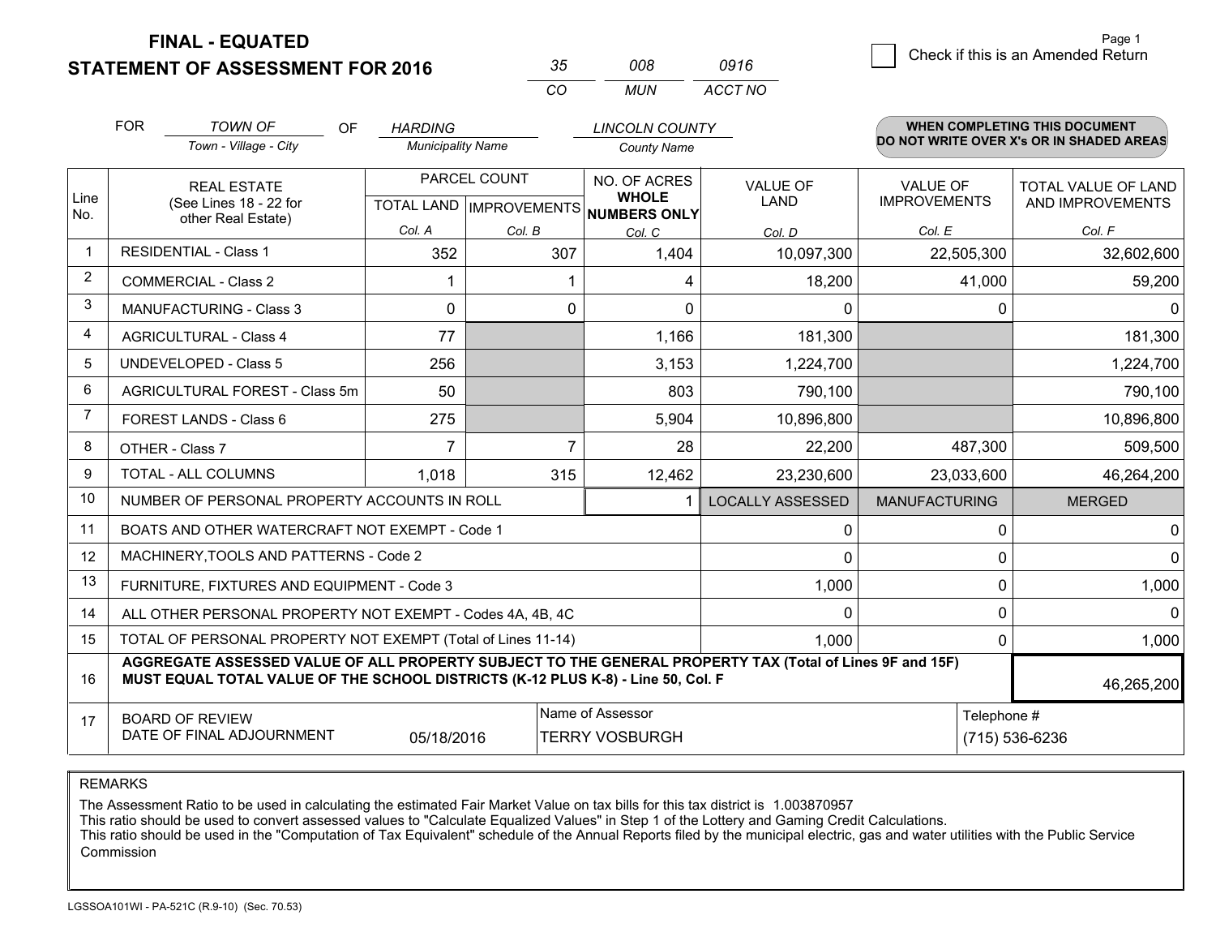**FINAL - EQUATED**
**STATEMENT OF ASSESSMENT FOR 2016**

| 35 | 008 | 0916 |
|---|---|---|
| CO | MUN | ACCT NO |

Page 1

☐ Check if this is an Amended Return

FOR *TOWN OF* (Town - Village - City) OF *HARDING* (Municipality Name) *LINCOLN COUNTY* (County Name)

**WHEN COMPLETING THIS DOCUMENT DO NOT WRITE OVER X's OR IN SHADED AREAS**

| Line No. | REAL ESTATE (See Lines 18 - 22 for other Real Estate) | PARCEL COUNT TOTAL LAND Col. A | PARCEL COUNT IMPROVEMENTS Col. B | NO. OF ACRES WHOLE NUMBERS ONLY Col. C | VALUE OF LAND Col. D | VALUE OF IMPROVEMENTS Col. E | TOTAL VALUE OF LAND AND IMPROVEMENTS Col. F |
|---|---|---|---|---|---|---|---|
| 1 | RESIDENTIAL - Class 1 | 352 | 307 | 1,404 | 10,097,300 | 22,505,300 | 32,602,600 |
| 2 | COMMERCIAL - Class 2 | 1 | 1 | 4 | 18,200 | 41,000 | 59,200 |
| 3 | MANUFACTURING - Class 3 | 0 | 0 | 0 | 0 | 0 | 0 |
| 4 | AGRICULTURAL - Class 4 | 77 | | 1,166 | 181,300 | | 181,300 |
| 5 | UNDEVELOPED - Class 5 | 256 | | 3,153 | 1,224,700 | | 1,224,700 |
| 6 | AGRICULTURAL FOREST - Class 5m | 50 | | 803 | 790,100 | | 790,100 |
| 7 | FOREST LANDS - Class 6 | 275 | | 5,904 | 10,896,800 | | 10,896,800 |
| 8 | OTHER - Class 7 | 7 | 7 | 28 | 22,200 | 487,300 | 509,500 |
| 9 | TOTAL - ALL COLUMNS | 1,018 | 315 | 12,462 | 23,230,600 | 23,033,600 | 46,264,200 |
| 10 | NUMBER OF PERSONAL PROPERTY ACCOUNTS IN ROLL | | | 1 | LOCALLY ASSESSED | MANUFACTURING | MERGED |
| 11 | BOATS AND OTHER WATERCRAFT NOT EXEMPT - Code 1 | | | | 0 | 0 | 0 |
| 12 | MACHINERY,TOOLS AND PATTERNS - Code 2 | | | | 0 | 0 | 0 |
| 13 | FURNITURE, FIXTURES AND EQUIPMENT - Code 3 | | | | 1,000 | 0 | 1,000 |
| 14 | ALL OTHER PERSONAL PROPERTY NOT EXEMPT - Codes 4A, 4B, 4C | | | | 0 | 0 | 0 |
| 15 | TOTAL OF PERSONAL PROPERTY NOT EXEMPT (Total of Lines 11-14) | | | | 1,000 | 0 | 1,000 |
| 16 | **AGGREGATE ASSESSED VALUE OF ALL PROPERTY SUBJECT TO THE GENERAL PROPERTY TAX (Total of Lines 9F and 15F) MUST EQUAL TOTAL VALUE OF THE SCHOOL DISTRICTS (K-12 PLUS K-8) - Line 50, Col. F** | | | | | | 46,265,200 |
| 17 | BOARD OF REVIEW DATE OF FINAL ADJOURNMENT | 05/18/2016 | | Name of Assessor: TERRY VOSBURGH | | Telephone #: (715) 536-6236 | |

REMARKS

The Assessment Ratio to be used in calculating the estimated Fair Market Value on tax bills for this tax district is 1.003870957
This ratio should be used to convert assessed values to "Calculate Equalized Values" in Step 1 of the Lottery and Gaming Credit Calculations.
This ratio should be used in the "Computation of Tax Equivalent" schedule of the Annual Reports filed by the municipal electric, gas and water utilities with the Public Service Commission

LGSSOA101WI - PA-521C (R.9-10) (Sec. 70.53)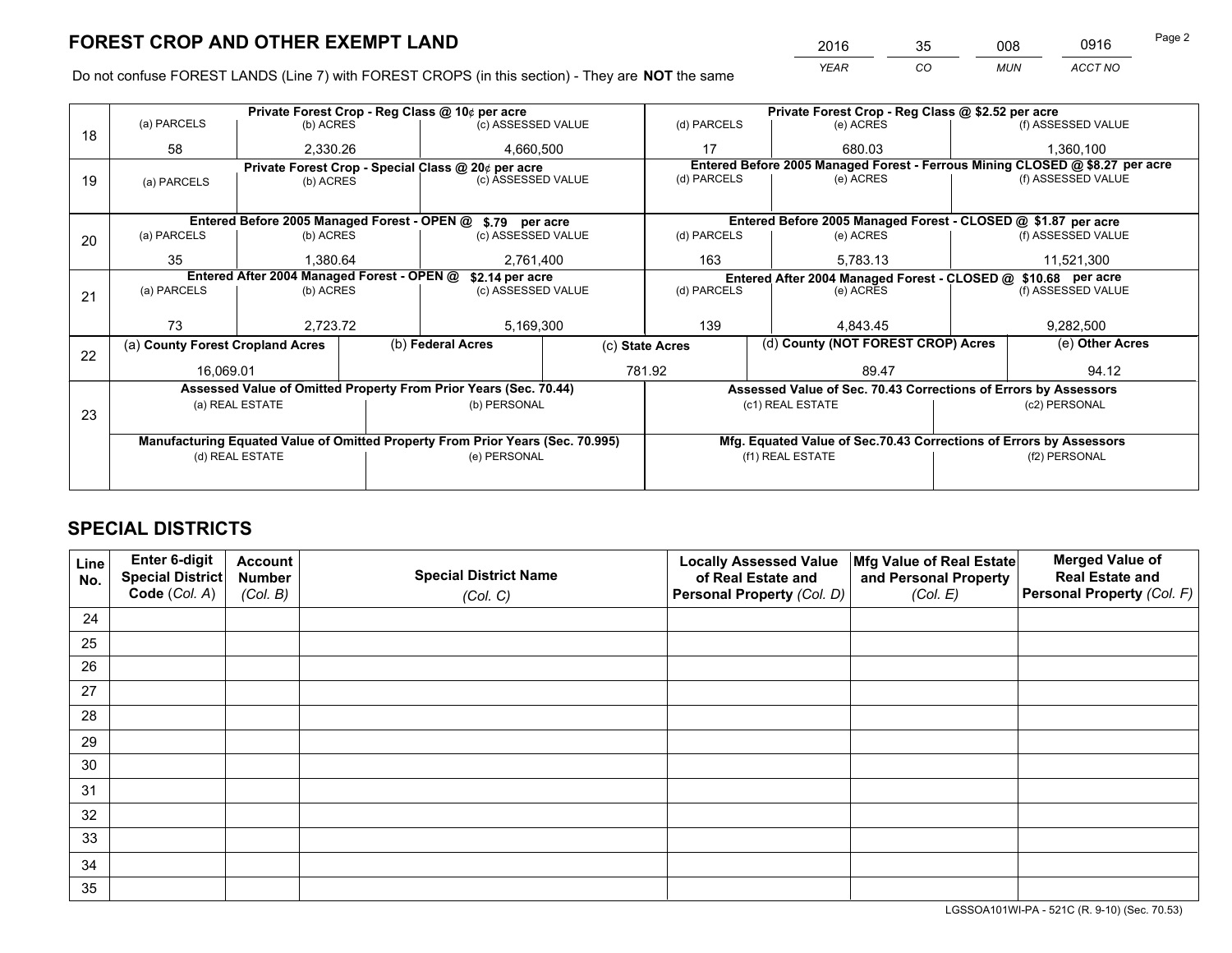## FOREST CROP AND OTHER EXEMPT LAND

| 2016 | 35 | 008 | 0916 |
|---|---|---|---|
| *YEAR* | *CO* | *MUN* | *ACCT NO* |

Do not confuse FOREST LANDS (Line 7) with FOREST CROPS (in this section) - They are **NOT** the same

| Line | Private Forest Crop - Reg Class @ 10¢ per acre | | | Private Forest Crop - Reg Class @ $2.52 per acre | | |
|---|---|---|---|---|---|---|
| | (a) PARCELS | (b) ACRES | (c) ASSESSED VALUE | (d) PARCELS | (e) ACRES | (f) ASSESSED VALUE |
| 18 | 58 | 2,330.26 | 4,660,500 | 17 | 680.03 | 1,360,100 |
| | **Private Forest Crop - Special Class @ 20¢ per acre** | | | **Entered Before 2005 Managed Forest - Ferrous Mining CLOSED @ $8.27 per acre** | | |
| | (a) PARCELS | (b) ACRES | (c) ASSESSED VALUE | (d) PARCELS | (e) ACRES | (f) ASSESSED VALUE |
| 19 | | | | | | |
| | **Entered Before 2005 Managed Forest - OPEN @ $.79 per acre** | | | **Entered Before 2005 Managed Forest - CLOSED @ $1.87 per acre** | | |
| | (a) PARCELS | (b) ACRES | (c) ASSESSED VALUE | (d) PARCELS | (e) ACRES | (f) ASSESSED VALUE |
| 20 | 35 | 1,380.64 | 2,761,400 | 163 | 5,783.13 | 11,521,300 |
| | **Entered After 2004 Managed Forest - OPEN @ $2.14 per acre** | | | **Entered After 2004 Managed Forest - CLOSED @ $10.68 per acre** | | |
| | (a) PARCELS | (b) ACRES | (c) ASSESSED VALUE | (d) PARCELS | (e) ACRES | (f) ASSESSED VALUE |
| 21 | 73 | 2,723.72 | 5,169,300 | 139 | 4,843.45 | 9,282,500 |

| Line | (a) County Forest Cropland Acres | (b) Federal Acres | (c) State Acres | (d) County (NOT FOREST CROP) Acres | (e) Other Acres |
|---|---|---|---|---|---|
| 22 | 16,069.01 | | 781.92 | 89.47 | 94.12 |

| Line | Assessed Value of Omitted Property From Prior Years (Sec. 70.44) | | Assessed Value of Sec. 70.43 Corrections of Errors by Assessors | |
|---|---|---|---|---|
| | (a) REAL ESTATE | (b) PERSONAL | (c1) REAL ESTATE | (c2) PERSONAL |
| 23 | | | | |
| | **Manufacturing Equated Value of Omitted Property From Prior Years (Sec. 70.995)** | | **Mfg. Equated Value of Sec.70.43 Corrections of Errors by Assessors** | |
| | (d) REAL ESTATE | (e) PERSONAL | (f1) REAL ESTATE | (f2) PERSONAL |
| | | | | |

## SPECIAL DISTRICTS

| Line No. | Enter 6-digit Special District Code (*Col. A*) | Account Number (*Col. B*) | Special District Name (*Col. C*) | Locally Assessed Value of Real Estate and Personal Property (*Col. D*) | Mfg Value of Real Estate and Personal Property (*Col. E*) | Merged Value of Real Estate and Personal Property (*Col. F*) |
|---|---|---|---|---|---|---|
| 24 | | | | | | |
| 25 | | | | | | |
| 26 | | | | | | |
| 27 | | | | | | |
| 28 | | | | | | |
| 29 | | | | | | |
| 30 | | | | | | |
| 31 | | | | | | |
| 32 | | | | | | |
| 33 | | | | | | |
| 34 | | | | | | |
| 35 | | | | | | |

LGSSOA101WI-PA - 521C (R. 9-10) (Sec. 70.53)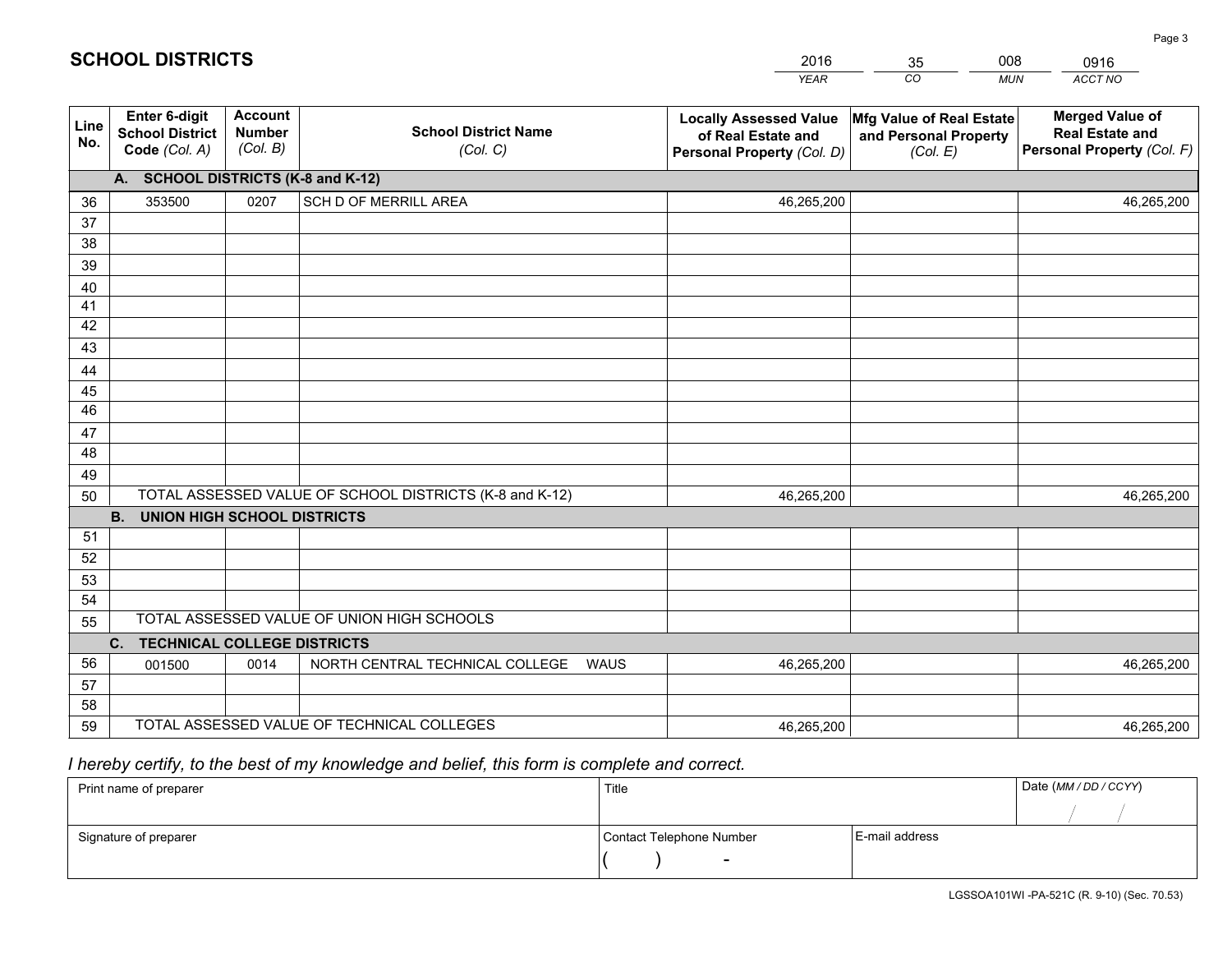# SCHOOL DISTRICTS

| 2016 | 35 | 008 | 0916 |
|---|---|---|---|
| *YEAR* | *CO* | *MUN* | *ACCT NO* |

| Line No. | Enter 6-digit School District Code *(Col. A)* | Account Number *(Col. B)* | School District Name *(Col. C)* | Locally Assessed Value of Real Estate and Personal Property *(Col. D)* | Mfg Value of Real Estate and Personal Property *(Col. E)* | Merged Value of Real Estate and Personal Property *(Col. F)* |
|---|---|---|---|---|---|---|
| **A. SCHOOL DISTRICTS (K-8 and K-12)** | | | | | | |
| 36 | 353500 | 0207 | SCH D OF MERRILL AREA | 46,265,200 | | 46,265,200 |
| 37 | | | | | | |
| 38 | | | | | | |
| 39 | | | | | | |
| 40 | | | | | | |
| 41 | | | | | | |
| 42 | | | | | | |
| 43 | | | | | | |
| 44 | | | | | | |
| 45 | | | | | | |
| 46 | | | | | | |
| 47 | | | | | | |
| 48 | | | | | | |
| 49 | | | | | | |
| 50 | TOTAL ASSESSED VALUE OF SCHOOL DISTRICTS (K-8 and K-12) | | | 46,265,200 | | 46,265,200 |
| **B. UNION HIGH SCHOOL DISTRICTS** | | | | | | |
| 51 | | | | | | |
| 52 | | | | | | |
| 53 | | | | | | |
| 54 | | | | | | |
| 55 | TOTAL ASSESSED VALUE OF UNION HIGH SCHOOLS | | | | | |
| **C. TECHNICAL COLLEGE DISTRICTS** | | | | | | |
| 56 | 001500 | 0014 | NORTH CENTRAL TECHNICAL COLLEGE WAUS | 46,265,200 | | 46,265,200 |
| 57 | | | | | | |
| 58 | | | | | | |
| 59 | TOTAL ASSESSED VALUE OF TECHNICAL COLLEGES | | | 46,265,200 | | 46,265,200 |

*I hereby certify, to the best of my knowledge and belief, this form is complete and correct.*

| Print name of preparer | Title | | Date *(MM / DD / CCYY)* |
|---|---|---|---|
| | | | / / |
| Signature of preparer | Contact Telephone Number | E-mail address | |
| | ( ) - | | |

LGSSOA101WI -PA-521C (R. 9-10) (Sec. 70.53)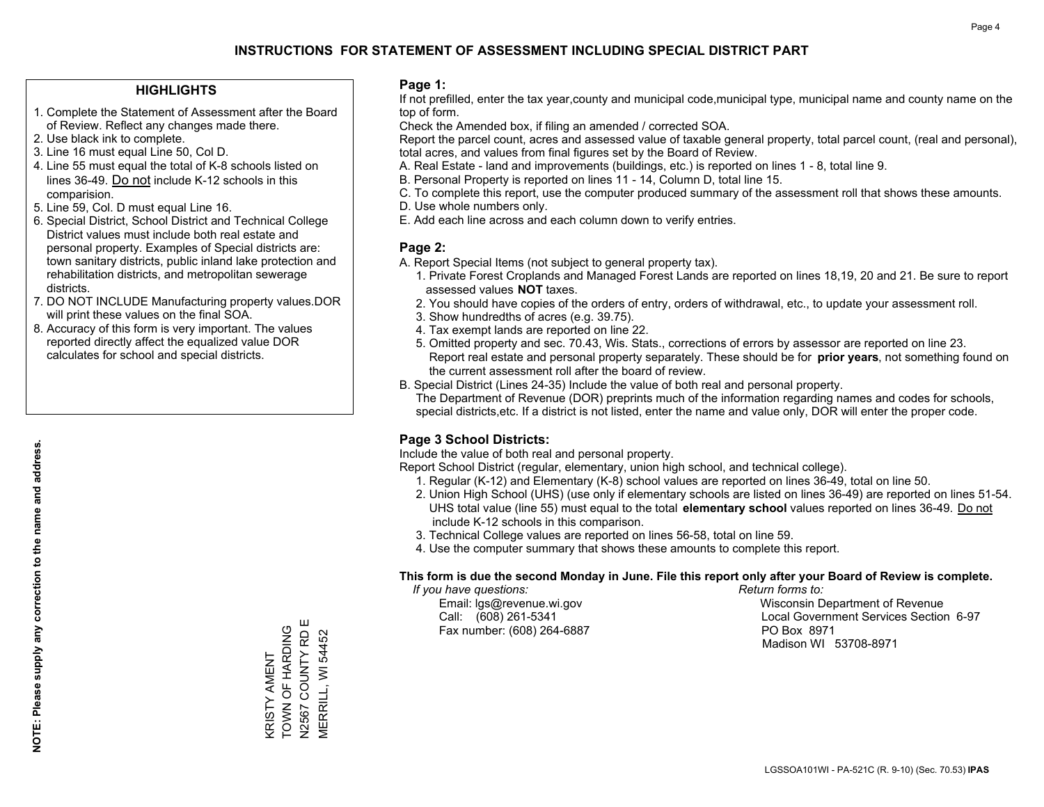# INSTRUCTIONS FOR STATEMENT OF ASSESSMENT INCLUDING SPECIAL DISTRICT PART

## HIGHLIGHTS

1. Complete the Statement of Assessment after the Board of Review. Reflect any changes made there.
2. Use black ink to complete.
3. Line 16 must equal Line 50, Col D.
4. Line 55 must equal the total of K-8 schools listed on lines 36-49. Do not include K-12 schools in this comparision.
5. Line 59, Col. D must equal Line 16.
6. Special District, School District and Technical College District values must include both real estate and personal property. Examples of Special districts are: town sanitary districts, public inland lake protection and rehabilitation districts, and metropolitan sewerage districts.
7. DO NOT INCLUDE Manufacturing property values.DOR will print these values on the final SOA.
8. Accuracy of this form is very important. The values reported directly affect the equalized value DOR calculates for school and special districts.

**NOTE: Please supply any correction to the name and address.**

KRISTY AMENT
TOWN OF HARDING
N2567 COUNTY RD E
MERRILL, WI 54452

## Page 1:

If not prefilled, enter the tax year,county and municipal code,municipal type, municipal name and county name on the top of form.

Check the Amended box, if filing an amended / corrected SOA.

Report the parcel count, acres and assessed value of taxable general property, total parcel count, (real and personal), total acres, and values from final figures set by the Board of Review.

A. Real Estate - land and improvements (buildings, etc.) is reported on lines 1 - 8, total line 9.
B. Personal Property is reported on lines 11 - 14, Column D, total line 15.
C. To complete this report, use the computer produced summary of the assessment roll that shows these amounts.
D. Use whole numbers only.
E. Add each line across and each column down to verify entries.

## Page 2:

A. Report Special Items (not subject to general property tax).
   1. Private Forest Croplands and Managed Forest Lands are reported on lines 18,19, 20 and 21. Be sure to report assessed values **NOT** taxes.
   2. You should have copies of the orders of entry, orders of withdrawal, etc., to update your assessment roll.
   3. Show hundredths of acres (e.g. 39.75).
   4. Tax exempt lands are reported on line 22.
   5. Omitted property and sec. 70.43, Wis. Stats., corrections of errors by assessor are reported on line 23. Report real estate and personal property separately. These should be for **prior years**, not something found on the current assessment roll after the board of review.
B. Special District (Lines 24-35) Include the value of both real and personal property.
   The Department of Revenue (DOR) preprints much of the information regarding names and codes for schools, special districts,etc. If a district is not listed, enter the name and value only, DOR will enter the proper code.

## Page 3 School Districts:

Include the value of both real and personal property.

Report School District (regular, elementary, union high school, and technical college).

1. Regular (K-12) and Elementary (K-8) school values are reported on lines 36-49, total on line 50.
2. Union High School (UHS) (use only if elementary schools are listed on lines 36-49) are reported on lines 51-54. UHS total value (line 55) must equal to the total **elementary school** values reported on lines 36-49. Do not include K-12 schools in this comparison.
3. Technical College values are reported on lines 56-58, total on line 59.
4. Use the computer summary that shows these amounts to complete this report.

**This form is due the second Monday in June. File this report only after your Board of Review is complete.**

*If you have questions:*
Email: lgs@revenue.wi.gov
Call: (608) 261-5341
Fax number: (608) 264-6887

*Return forms to:*
Wisconsin Department of Revenue
Local Government Services Section 6-97
PO Box 8971
Madison WI 53708-8971

LGSSOA101WI - PA-521C (R. 9-10) (Sec. 70.53) **IPAS**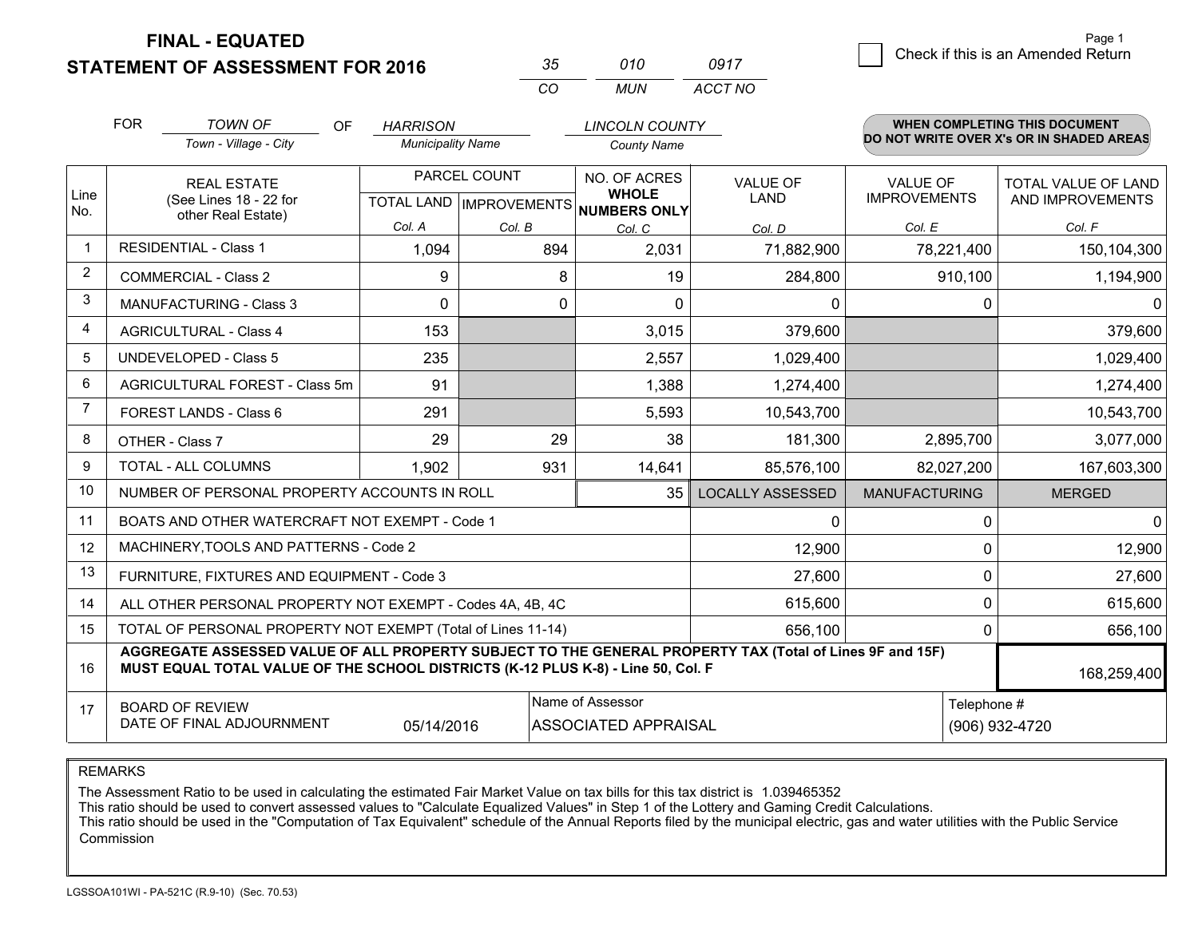**FINAL - EQUATED**
**STATEMENT OF ASSESSMENT FOR 2016**

| 35 | 010 | 0917 |
|---|---|---|
| CO | MUN | ACCT NO |

Check if this is an Amended Return

FOR *TOWN OF* (Town - Village - City) OF *HARRISON* (Municipality Name) *LINCOLN COUNTY* (County Name)

**WHEN COMPLETING THIS DOCUMENT DO NOT WRITE OVER X's OR IN SHADED AREAS**

| Line No. | REAL ESTATE (See Lines 18 - 22 for other Real Estate) | PARCEL COUNT TOTAL LAND Col. A | IMPROVEMENTS Col. B | NO. OF ACRES WHOLE NUMBERS ONLY Col. C | VALUE OF LAND Col. D | VALUE OF IMPROVEMENTS Col. E | TOTAL VALUE OF LAND AND IMPROVEMENTS Col. F |
|---|---|---|---|---|---|---|---|
| 1 | RESIDENTIAL - Class 1 | 1,094 | 894 | 2,031 | 71,882,900 | 78,221,400 | 150,104,300 |
| 2 | COMMERCIAL - Class 2 | 9 | 8 | 19 | 284,800 | 910,100 | 1,194,900 |
| 3 | MANUFACTURING - Class 3 | 0 | 0 | 0 | 0 | 0 | 0 |
| 4 | AGRICULTURAL - Class 4 | 153 | | 3,015 | 379,600 | | 379,600 |
| 5 | UNDEVELOPED - Class 5 | 235 | | 2,557 | 1,029,400 | | 1,029,400 |
| 6 | AGRICULTURAL FOREST - Class 5m | 91 | | 1,388 | 1,274,400 | | 1,274,400 |
| 7 | FOREST LANDS - Class 6 | 291 | | 5,593 | 10,543,700 | | 10,543,700 |
| 8 | OTHER - Class 7 | 29 | 29 | 38 | 181,300 | 2,895,700 | 3,077,000 |
| 9 | TOTAL - ALL COLUMNS | 1,902 | 931 | 14,641 | 85,576,100 | 82,027,200 | 167,603,300 |
| 10 | NUMBER OF PERSONAL PROPERTY ACCOUNTS IN ROLL | | | 35 | LOCALLY ASSESSED | MANUFACTURING | MERGED |
| 11 | BOATS AND OTHER WATERCRAFT NOT EXEMPT - Code 1 | | | | 0 | 0 | 0 |
| 12 | MACHINERY,TOOLS AND PATTERNS - Code 2 | | | | 12,900 | 0 | 12,900 |
| 13 | FURNITURE, FIXTURES AND EQUIPMENT - Code 3 | | | | 27,600 | 0 | 27,600 |
| 14 | ALL OTHER PERSONAL PROPERTY NOT EXEMPT - Codes 4A, 4B, 4C | | | | 615,600 | 0 | 615,600 |
| 15 | TOTAL OF PERSONAL PROPERTY NOT EXEMPT (Total of Lines 11-14) | | | | 656,100 | 0 | 656,100 |
| 16 | **AGGREGATE ASSESSED VALUE OF ALL PROPERTY SUBJECT TO THE GENERAL PROPERTY TAX (Total of Lines 9F and 15F) MUST EQUAL TOTAL VALUE OF THE SCHOOL DISTRICTS (K-12 PLUS K-8) - Line 50, Col. F** | | | | | | 168,259,400 |
| 17 | BOARD OF REVIEW DATE OF FINAL ADJOURNMENT | 05/14/2016 | | Name of Assessor: ASSOCIATED APPRAISAL | | Telephone #: (906) 932-4720 | |

REMARKS

The Assessment Ratio to be used in calculating the estimated Fair Market Value on tax bills for this tax district is 1.039465352
This ratio should be used to convert assessed values to "Calculate Equalized Values" in Step 1 of the Lottery and Gaming Credit Calculations.
This ratio should be used in the "Computation of Tax Equivalent" schedule of the Annual Reports filed by the municipal electric, gas and water utilities with the Public Service Commission

LGSSOA101WI - PA-521C (R.9-10) (Sec. 70.53)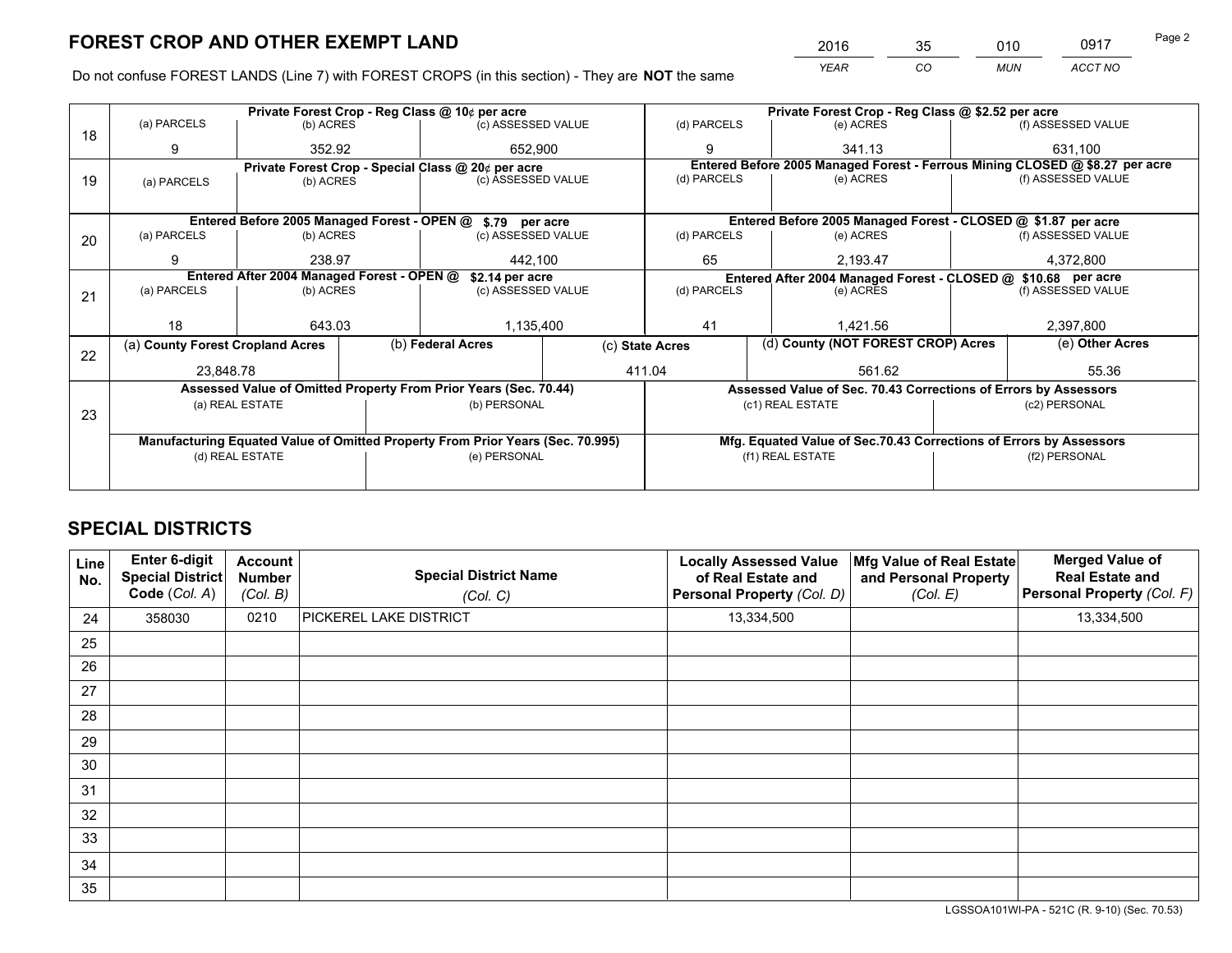# FOREST CROP AND OTHER EXEMPT LAND

| YEAR | CO | MUN | ACCT NO |
|---|---|---|---|
| 2016 | 35 | 010 | 0917 |

Do not confuse FOREST LANDS (Line 7) with FOREST CROPS (in this section) - They are **NOT** the same

| Line | Private Forest Crop - Reg Class @ 10¢ per acre | | | Private Forest Crop - Reg Class @ $2.52 per acre | | |
|---|---|---|---|---|---|---|
| | (a) PARCELS | (b) ACRES | (c) ASSESSED VALUE | (d) PARCELS | (e) ACRES | (f) ASSESSED VALUE |
| 18 | 9 | 352.92 | 652,900 | 9 | 341.13 | 631,100 |
| | **Private Forest Crop - Special Class @ 20¢ per acre** | | | **Entered Before 2005 Managed Forest - Ferrous Mining CLOSED @ $8.27 per acre** | | |
| | (a) PARCELS | (b) ACRES | (c) ASSESSED VALUE | (d) PARCELS | (e) ACRES | (f) ASSESSED VALUE |
| 19 | | | | | | |
| | **Entered Before 2005 Managed Forest - OPEN @ $.79 per acre** | | | **Entered Before 2005 Managed Forest - CLOSED @ $1.87 per acre** | | |
| | (a) PARCELS | (b) ACRES | (c) ASSESSED VALUE | (d) PARCELS | (e) ACRES | (f) ASSESSED VALUE |
| 20 | 9 | 238.97 | 442,100 | 65 | 2,193.47 | 4,372,800 |
| | **Entered After 2004 Managed Forest - OPEN @ $2.14 per acre** | | | **Entered After 2004 Managed Forest - CLOSED @ $10.68 per acre** | | |
| | (a) PARCELS | (b) ACRES | (c) ASSESSED VALUE | (d) PARCELS | (e) ACRES | (f) ASSESSED VALUE |
| 21 | 18 | 643.03 | 1,135,400 | 41 | 1,421.56 | 2,397,800 |

| Line | (a) County Forest Cropland Acres | (b) Federal Acres | (c) State Acres | (d) County (NOT FOREST CROP) Acres | (e) Other Acres |
|---|---|---|---|---|---|
| 22 | 23,848.78 | | 411.04 | 561.62 | 55.36 |

| Line | Assessed Value of Omitted Property From Prior Years (Sec. 70.44) | | Assessed Value of Sec. 70.43 Corrections of Errors by Assessors | |
|---|---|---|---|---|
| | (a) REAL ESTATE | (b) PERSONAL | (c1) REAL ESTATE | (c2) PERSONAL |
| 23 | | | | |
| | **Manufacturing Equated Value of Omitted Property From Prior Years (Sec. 70.995)** | | **Mfg. Equated Value of Sec.70.43 Corrections of Errors by Assessors** | |
| | (d) REAL ESTATE | (e) PERSONAL | (f1) REAL ESTATE | (f2) PERSONAL |
| | | | | |

# SPECIAL DISTRICTS

| Line No. | Enter 6-digit Special District Code (Col. A) | Account Number (Col. B) | Special District Name (Col. C) | Locally Assessed Value of Real Estate and Personal Property (Col. D) | Mfg Value of Real Estate and Personal Property (Col. E) | Merged Value of Real Estate and Personal Property (Col. F) |
|---|---|---|---|---|---|---|
| 24 | 358030 | 0210 | PICKEREL LAKE DISTRICT | 13,334,500 | | 13,334,500 |
| 25 | | | | | | |
| 26 | | | | | | |
| 27 | | | | | | |
| 28 | | | | | | |
| 29 | | | | | | |
| 30 | | | | | | |
| 31 | | | | | | |
| 32 | | | | | | |
| 33 | | | | | | |
| 34 | | | | | | |
| 35 | | | | | | |

LGSSOA101WI-PA - 521C (R. 9-10) (Sec. 70.53)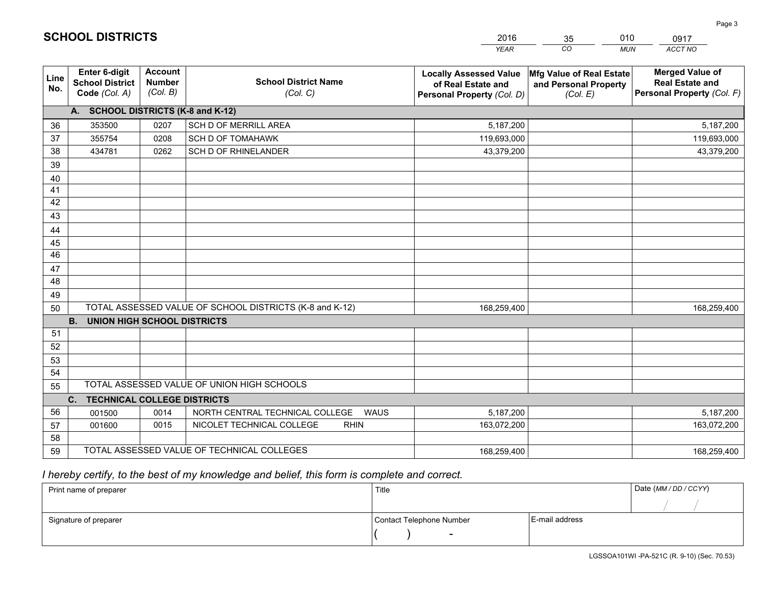# SCHOOL DISTRICTS

| 2016 | 35 | 010 | 0917 |
|---|---|---|---|
| *YEAR* | *CO* | *MUN* | *ACCT NO* |

| Line No. | Enter 6-digit School District Code *(Col. A)* | Account Number *(Col. B)* | School District Name *(Col. C)* | Locally Assessed Value of Real Estate and Personal Property *(Col. D)* | Mfg Value of Real Estate and Personal Property *(Col. E)* | Merged Value of Real Estate and Personal Property *(Col. F)* |
|---|---|---|---|---|---|---|
| **A.** | **SCHOOL DISTRICTS (K-8 and K-12)** | | | | | |
| 36 | 353500 | 0207 | SCH D OF MERRILL AREA | 5,187,200 | | 5,187,200 |
| 37 | 355754 | 0208 | SCH D OF TOMAHAWK | 119,693,000 | | 119,693,000 |
| 38 | 434781 | 0262 | SCH D OF RHINELANDER | 43,379,200 | | 43,379,200 |
| 39 | | | | | | |
| 40 | | | | | | |
| 41 | | | | | | |
| 42 | | | | | | |
| 43 | | | | | | |
| 44 | | | | | | |
| 45 | | | | | | |
| 46 | | | | | | |
| 47 | | | | | | |
| 48 | | | | | | |
| 49 | | | | | | |
| 50 | TOTAL ASSESSED VALUE OF SCHOOL DISTRICTS (K-8 and K-12) | | | 168,259,400 | | 168,259,400 |
| **B.** | **UNION HIGH SCHOOL DISTRICTS** | | | | | |
| 51 | | | | | | |
| 52 | | | | | | |
| 53 | | | | | | |
| 54 | | | | | | |
| 55 | TOTAL ASSESSED VALUE OF UNION HIGH SCHOOLS | | | | | |
| **C.** | **TECHNICAL COLLEGE DISTRICTS** | | | | | |
| 56 | 001500 | 0014 | NORTH CENTRAL TECHNICAL COLLEGE WAUS | 5,187,200 | | 5,187,200 |
| 57 | 001600 | 0015 | NICOLET TECHNICAL COLLEGE RHIN | 163,072,200 | | 163,072,200 |
| 58 | | | | | | |
| 59 | TOTAL ASSESSED VALUE OF TECHNICAL COLLEGES | | | 168,259,400 | | 168,259,400 |

*I hereby certify, to the best of my knowledge and belief, this form is complete and correct.*

| Print name of preparer | Title | | Date *(MM / DD / CCYY)* |
|---|---|---|---|
| | | | / / |
| Signature of preparer | Contact Telephone Number | E-mail address | |
| | ( ) - | | |

LGSSOA101WI -PA-521C (R. 9-10) (Sec. 70.53)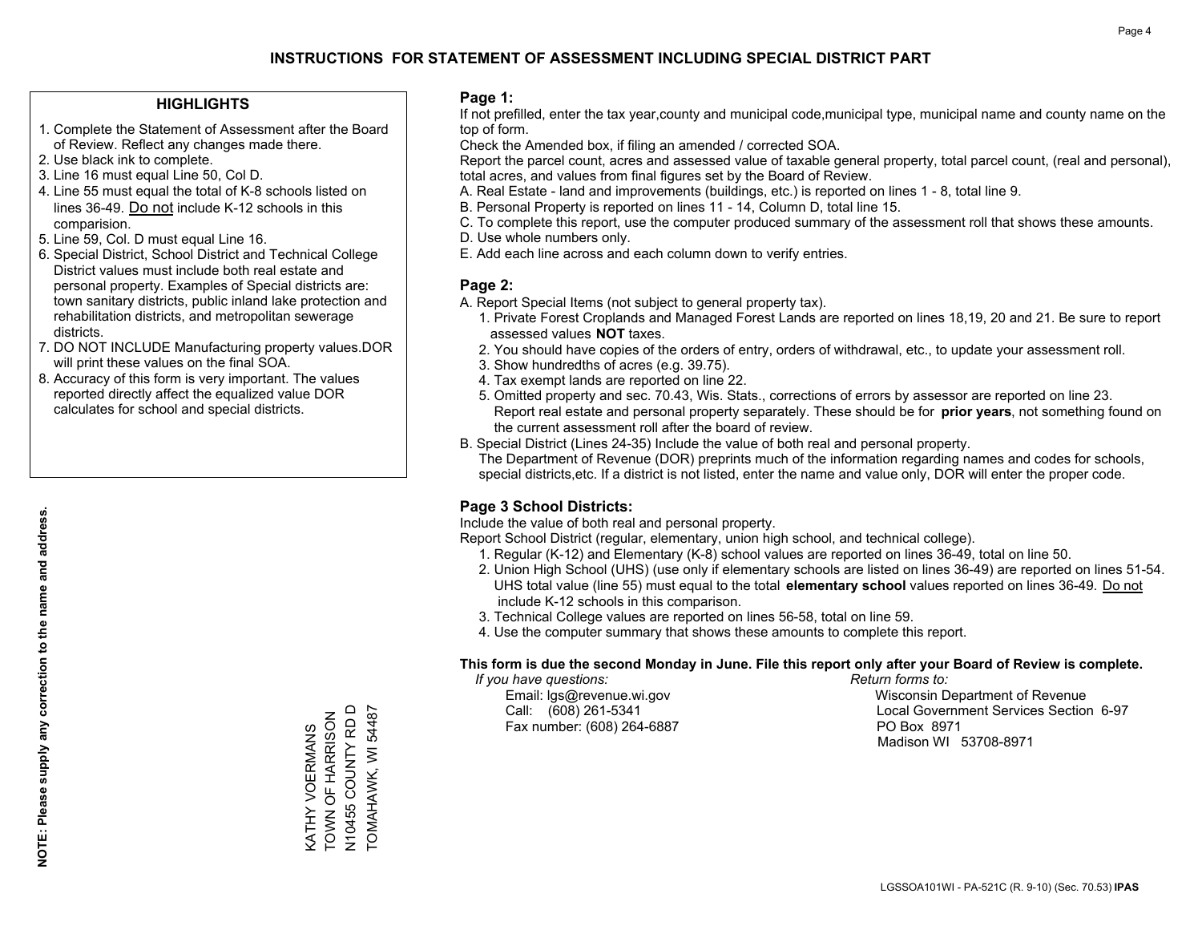# INSTRUCTIONS FOR STATEMENT OF ASSESSMENT INCLUDING SPECIAL DISTRICT PART

## HIGHLIGHTS

1. Complete the Statement of Assessment after the Board of Review. Reflect any changes made there.
2. Use black ink to complete.
3. Line 16 must equal Line 50, Col D.
4. Line 55 must equal the total of K-8 schools listed on lines 36-49. Do not include K-12 schools in this comparision.
5. Line 59, Col. D must equal Line 16.
6. Special District, School District and Technical College District values must include both real estate and personal property. Examples of Special districts are: town sanitary districts, public inland lake protection and rehabilitation districts, and metropolitan sewerage districts.
7. DO NOT INCLUDE Manufacturing property values.DOR will print these values on the final SOA.
8. Accuracy of this form is very important. The values reported directly affect the equalized value DOR calculates for school and special districts.

**NOTE: Please supply any correction to the name and address.**

KATHY VOERMANS
TOWN OF HARRISON
N10455 COUNTY RD D
TOMAHAWK, WI 54487

## Page 1:

If not prefilled, enter the tax year,county and municipal code,municipal type, municipal name and county name on the top of form.

Check the Amended box, if filing an amended / corrected SOA.

Report the parcel count, acres and assessed value of taxable general property, total parcel count, (real and personal), total acres, and values from final figures set by the Board of Review.

A. Real Estate - land and improvements (buildings, etc.) is reported on lines 1 - 8, total line 9.
B. Personal Property is reported on lines 11 - 14, Column D, total line 15.
C. To complete this report, use the computer produced summary of the assessment roll that shows these amounts.
D. Use whole numbers only.
E. Add each line across and each column down to verify entries.

## Page 2:

A. Report Special Items (not subject to general property tax).
   1. Private Forest Croplands and Managed Forest Lands are reported on lines 18,19, 20 and 21. Be sure to report assessed values **NOT** taxes.
   2. You should have copies of the orders of entry, orders of withdrawal, etc., to update your assessment roll.
   3. Show hundredths of acres (e.g. 39.75).
   4. Tax exempt lands are reported on line 22.
   5. Omitted property and sec. 70.43, Wis. Stats., corrections of errors by assessor are reported on line 23. Report real estate and personal property separately. These should be for **prior years**, not something found on the current assessment roll after the board of review.
B. Special District (Lines 24-35) Include the value of both real and personal property.
   The Department of Revenue (DOR) preprints much of the information regarding names and codes for schools, special districts,etc. If a district is not listed, enter the name and value only, DOR will enter the proper code.

## Page 3 School Districts:

Include the value of both real and personal property.

Report School District (regular, elementary, union high school, and technical college).

1. Regular (K-12) and Elementary (K-8) school values are reported on lines 36-49, total on line 50.
2. Union High School (UHS) (use only if elementary schools are listed on lines 36-49) are reported on lines 51-54. UHS total value (line 55) must equal to the total **elementary school** values reported on lines 36-49. Do not include K-12 schools in this comparison.
3. Technical College values are reported on lines 56-58, total on line 59.
4. Use the computer summary that shows these amounts to complete this report.

**This form is due the second Monday in June. File this report only after your Board of Review is complete.**

*If you have questions:*
Email: lgs@revenue.wi.gov
Call: (608) 261-5341
Fax number: (608) 264-6887

*Return forms to:*
Wisconsin Department of Revenue
Local Government Services Section 6-97
PO Box 8971
Madison WI 53708-8971

LGSSOA101WI - PA-521C (R. 9-10) (Sec. 70.53) **IPAS**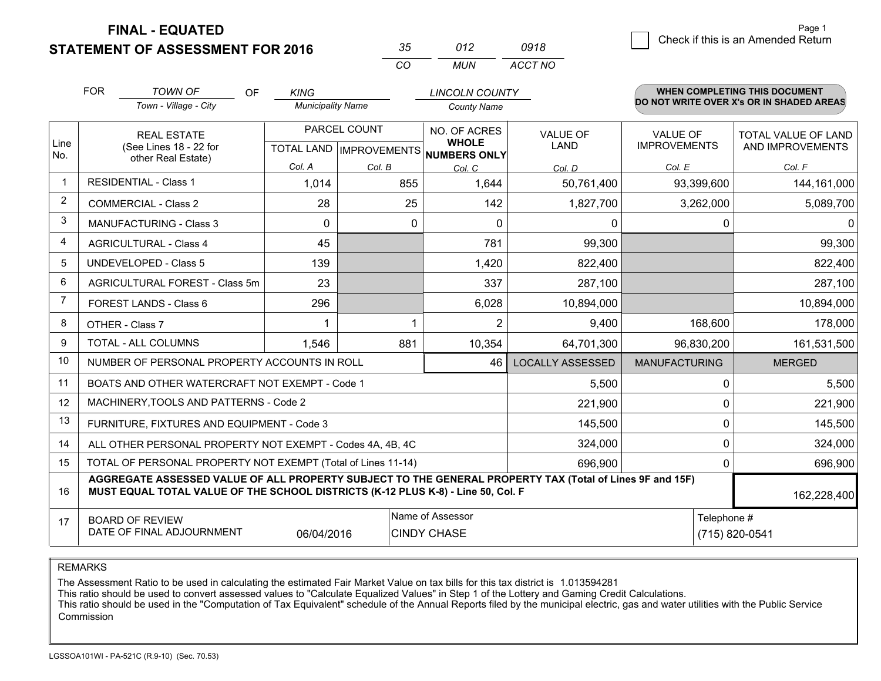**FINAL - EQUATED**
**STATEMENT OF ASSESSMENT FOR 2016**

| 35 | 012 | 0918 |
|---|---|---|
| CO | MUN | ACCT NO |

Page 1

☐ Check if this is an Amended Return

FOR *TOWN OF* (Town - Village - City) OF *KING* (Municipality Name) *LINCOLN COUNTY* (County Name)

**WHEN COMPLETING THIS DOCUMENT DO NOT WRITE OVER X's OR IN SHADED AREAS**

| Line No. | REAL ESTATE (See Lines 18 - 22 for other Real Estate) | PARCEL COUNT | | NO. OF ACRES **WHOLE NUMBERS ONLY** | VALUE OF LAND | VALUE OF IMPROVEMENTS | TOTAL VALUE OF LAND AND IMPROVEMENTS |
|---|---|---|---|---|---|---|---|
| | | TOTAL LAND | IMPROVEMENTS | | | | |
| | | Col. A | Col. B | Col. C | Col. D | Col. E | Col. F |
| 1 | RESIDENTIAL - Class 1 | 1,014 | 855 | 1,644 | 50,761,400 | 93,399,600 | 144,161,000 |
| 2 | COMMERCIAL - Class 2 | 28 | 25 | 142 | 1,827,700 | 3,262,000 | 5,089,700 |
| 3 | MANUFACTURING - Class 3 | 0 | 0 | 0 | 0 | 0 | 0 |
| 4 | AGRICULTURAL - Class 4 | 45 | | 781 | 99,300 | | 99,300 |
| 5 | UNDEVELOPED - Class 5 | 139 | | 1,420 | 822,400 | | 822,400 |
| 6 | AGRICULTURAL FOREST - Class 5m | 23 | | 337 | 287,100 | | 287,100 |
| 7 | FOREST LANDS - Class 6 | 296 | | 6,028 | 10,894,000 | | 10,894,000 |
| 8 | OTHER - Class 7 | 1 | 1 | 2 | 9,400 | 168,600 | 178,000 |
| 9 | TOTAL - ALL COLUMNS | 1,546 | 881 | 10,354 | 64,701,300 | 96,830,200 | 161,531,500 |
| 10 | NUMBER OF PERSONAL PROPERTY ACCOUNTS IN ROLL | | | 46 | LOCALLY ASSESSED | MANUFACTURING | MERGED |
| 11 | BOATS AND OTHER WATERCRAFT NOT EXEMPT - Code 1 | | | | 5,500 | 0 | 5,500 |
| 12 | MACHINERY,TOOLS AND PATTERNS - Code 2 | | | | 221,900 | 0 | 221,900 |
| 13 | FURNITURE, FIXTURES AND EQUIPMENT - Code 3 | | | | 145,500 | 0 | 145,500 |
| 14 | ALL OTHER PERSONAL PROPERTY NOT EXEMPT - Codes 4A, 4B, 4C | | | | 324,000 | 0 | 324,000 |
| 15 | TOTAL OF PERSONAL PROPERTY NOT EXEMPT (Total of Lines 11-14) | | | | 696,900 | 0 | 696,900 |
| 16 | **AGGREGATE ASSESSED VALUE OF ALL PROPERTY SUBJECT TO THE GENERAL PROPERTY TAX (Total of Lines 9F and 15F) MUST EQUAL TOTAL VALUE OF THE SCHOOL DISTRICTS (K-12 PLUS K-8) - Line 50, Col. F** | | | | | | 162,228,400 |
| 17 | BOARD OF REVIEW DATE OF FINAL ADJOURNMENT | 06/04/2016 | | Name of Assessor: CINDY CHASE | | Telephone #: (715) 820-0541 | |

REMARKS

The Assessment Ratio to be used in calculating the estimated Fair Market Value on tax bills for this tax district is 1.013594281
This ratio should be used to convert assessed values to "Calculate Equalized Values" in Step 1 of the Lottery and Gaming Credit Calculations.
This ratio should be used in the "Computation of Tax Equivalent" schedule of the Annual Reports filed by the municipal electric, gas and water utilities with the Public Service Commission

LGSSOA101WI - PA-521C (R.9-10) (Sec. 70.53)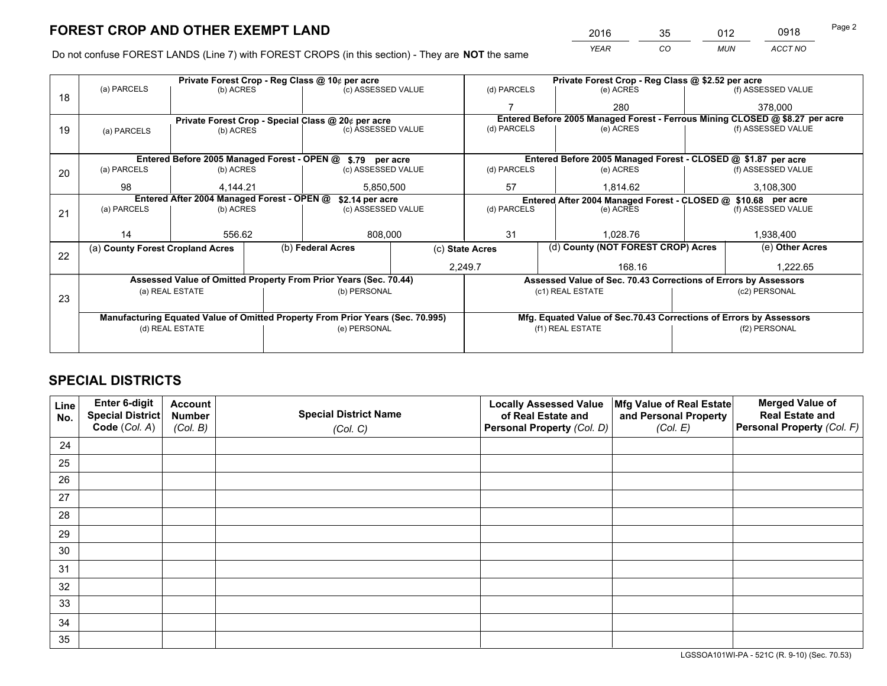# FOREST CROP AND OTHER EXEMPT LAND

| YEAR | CO | MUN | ACCT NO |
|---|---|---|---|
| 2016 | 35 | 012 | 0918 |

Do not confuse FOREST LANDS (Line 7) with FOREST CROPS (in this section) - They are **NOT** the same

| Line | (a) PARCELS | (b) ACRES | (c) ASSESSED VALUE | (d) PARCELS | (e) ACRES | (f) ASSESSED VALUE |
|---|---|---|---|---|---|---|
| 18 | Private Forest Crop - Reg Class @ 10¢ per acre | | | Private Forest Crop - Reg Class @ $2.52 per acre | | |
| | | | | 7 | 280 | 378,000 |
| 19 | Private Forest Crop - Special Class @ 20¢ per acre | | | Entered Before 2005 Managed Forest - Ferrous Mining CLOSED @ $8.27 per acre | | |
| | | | | | | |
| 20 | Entered Before 2005 Managed Forest - OPEN @ $.79 per acre | | | Entered Before 2005 Managed Forest - CLOSED @ $1.87 per acre | | |
| | 98 | 4,144.21 | 5,850,500 | 57 | 1,814.62 | 3,108,300 |
| 21 | Entered After 2004 Managed Forest - OPEN @ $2.14 per acre | | | Entered After 2004 Managed Forest - CLOSED @ $10.68 per acre | | |
| | 14 | 556.62 | 808,000 | 31 | 1,028.76 | 1,938,400 |

| Line | (a) County Forest Cropland Acres | (b) Federal Acres | (c) State Acres | (d) County (NOT FOREST CROP) Acres | (e) Other Acres |
|---|---|---|---|---|---|
| 22 | | | 2,249.7 | 168.16 | 1,222.65 |

| Line | Assessed Value of Omitted Property From Prior Years (Sec. 70.44) | | Assessed Value of Sec. 70.43 Corrections of Errors by Assessors | |
|---|---|---|---|---|
| 23 | (a) REAL ESTATE | (b) PERSONAL | (c1) REAL ESTATE | (c2) PERSONAL |
| | | | | |
| | Manufacturing Equated Value of Omitted Property From Prior Years (Sec. 70.995) | | Mfg. Equated Value of Sec.70.43 Corrections of Errors by Assessors | |
| | (d) REAL ESTATE | (e) PERSONAL | (f1) REAL ESTATE | (f2) PERSONAL |
| | | | | |

# SPECIAL DISTRICTS

| Line No. | Enter 6-digit Special District Code (Col. A) | Account Number (Col. B) | Special District Name (Col. C) | Locally Assessed Value of Real Estate and Personal Property (Col. D) | Mfg Value of Real Estate and Personal Property (Col. E) | Merged Value of Real Estate and Personal Property (Col. F) |
|---|---|---|---|---|---|---|
| 24 | | | | | | |
| 25 | | | | | | |
| 26 | | | | | | |
| 27 | | | | | | |
| 28 | | | | | | |
| 29 | | | | | | |
| 30 | | | | | | |
| 31 | | | | | | |
| 32 | | | | | | |
| 33 | | | | | | |
| 34 | | | | | | |
| 35 | | | | | | |

LGSSOA101WI-PA - 521C (R. 9-10) (Sec. 70.53)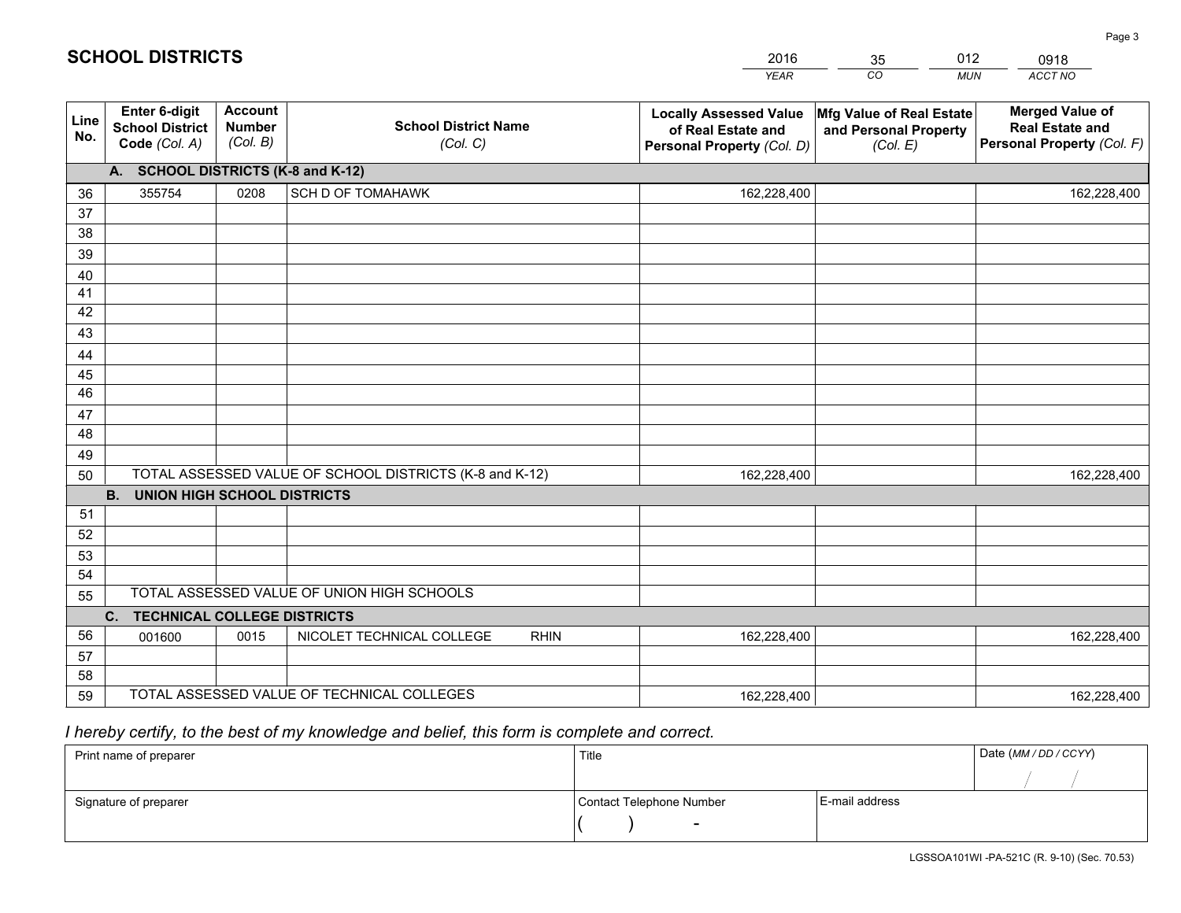# SCHOOL DISTRICTS

| 2016 | 35 | 012 | 0918 |
|---|---|---|---|
| *YEAR* | *CO* | *MUN* | *ACCT NO* |

| Line No. | Enter 6-digit School District Code *(Col. A)* | Account Number *(Col. B)* | School District Name *(Col. C)* | Locally Assessed Value of Real Estate and Personal Property *(Col. D)* | Mfg Value of Real Estate and Personal Property *(Col. E)* | Merged Value of Real Estate and Personal Property *(Col. F)* |
|---|---|---|---|---|---|---|
| | **A. SCHOOL DISTRICTS (K-8 and K-12)** | | | | | |
| 36 | 355754 | 0208 | SCH D OF TOMAHAWK | 162,228,400 | | 162,228,400 |
| 37 | | | | | | |
| 38 | | | | | | |
| 39 | | | | | | |
| 40 | | | | | | |
| 41 | | | | | | |
| 42 | | | | | | |
| 43 | | | | | | |
| 44 | | | | | | |
| 45 | | | | | | |
| 46 | | | | | | |
| 47 | | | | | | |
| 48 | | | | | | |
| 49 | | | | | | |
| 50 | TOTAL ASSESSED VALUE OF SCHOOL DISTRICTS (K-8 and K-12) | | | 162,228,400 | | 162,228,400 |
| | **B. UNION HIGH SCHOOL DISTRICTS** | | | | | |
| 51 | | | | | | |
| 52 | | | | | | |
| 53 | | | | | | |
| 54 | | | | | | |
| 55 | TOTAL ASSESSED VALUE OF UNION HIGH SCHOOLS | | | | | |
| | **C. TECHNICAL COLLEGE DISTRICTS** | | | | | |
| 56 | 001600 | 0015 | NICOLET TECHNICAL COLLEGE RHIN | 162,228,400 | | 162,228,400 |
| 57 | | | | | | |
| 58 | | | | | | |
| 59 | TOTAL ASSESSED VALUE OF TECHNICAL COLLEGES | | | 162,228,400 | | 162,228,400 |

*I hereby certify, to the best of my knowledge and belief, this form is complete and correct.*

| Print name of preparer | Title | | Date *(MM / DD / CCYY)* |
|---|---|---|---|
| | | | / / |
| Signature of preparer | Contact Telephone Number | E-mail address | |
| | ( ) - | | |

LGSSOA101WI -PA-521C (R. 9-10) (Sec. 70.53)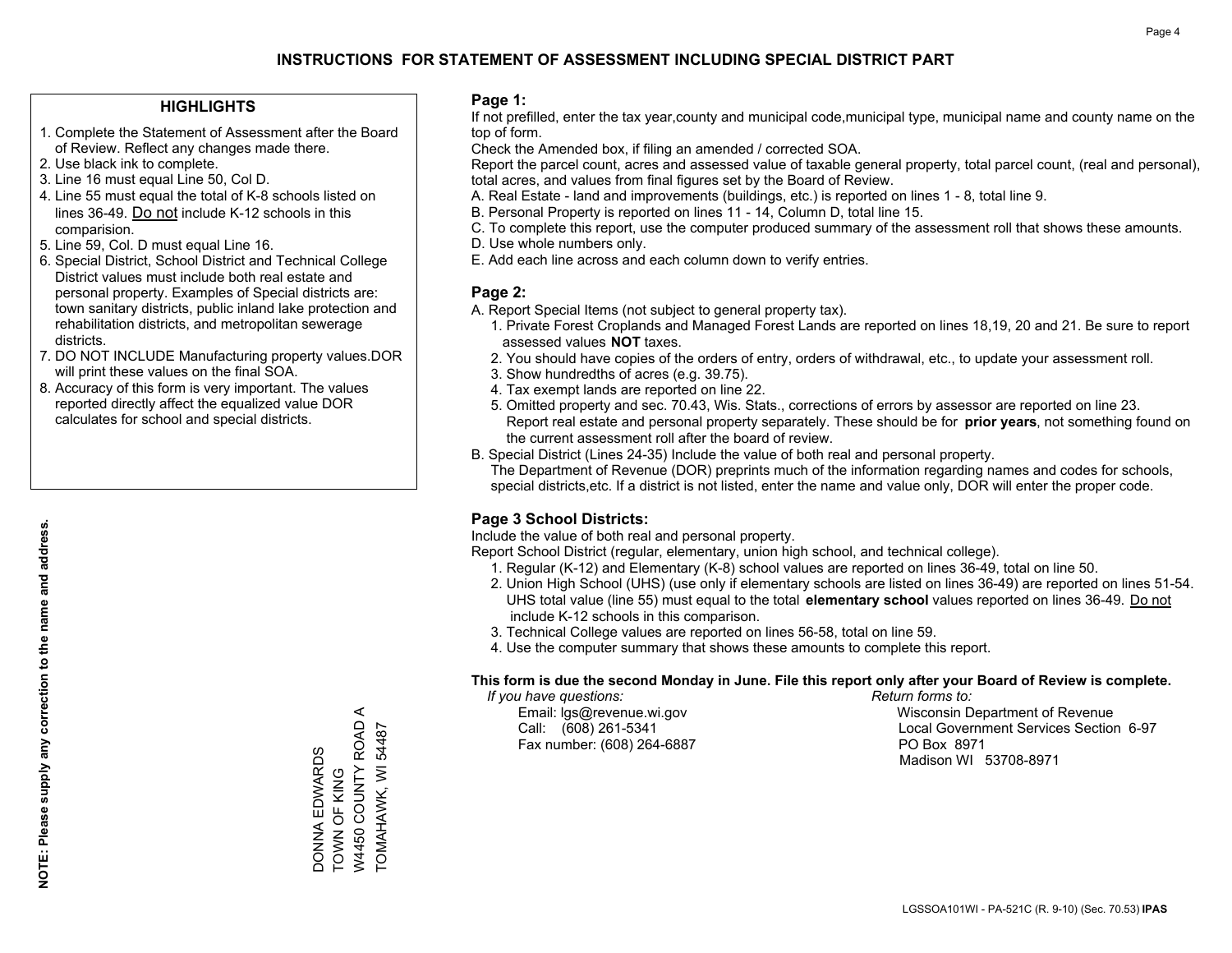# INSTRUCTIONS FOR STATEMENT OF ASSESSMENT INCLUDING SPECIAL DISTRICT PART

## HIGHLIGHTS

1. Complete the Statement of Assessment after the Board of Review. Reflect any changes made there.
2. Use black ink to complete.
3. Line 16 must equal Line 50, Col D.
4. Line 55 must equal the total of K-8 schools listed on lines 36-49. Do not include K-12 schools in this comparision.
5. Line 59, Col. D must equal Line 16.
6. Special District, School District and Technical College District values must include both real estate and personal property. Examples of Special districts are: town sanitary districts, public inland lake protection and rehabilitation districts, and metropolitan sewerage districts.
7. DO NOT INCLUDE Manufacturing property values.DOR will print these values on the final SOA.
8. Accuracy of this form is very important. The values reported directly affect the equalized value DOR calculates for school and special districts.

**NOTE: Please supply any correction to the name and address.**

DONNA EDWARDS
TOWN OF KING
W4450 COUNTY ROAD A
TOMAHAWK, WI 54487

## Page 1:

If not prefilled, enter the tax year,county and municipal code,municipal type, municipal name and county name on the top of form.

Check the Amended box, if filing an amended / corrected SOA.

Report the parcel count, acres and assessed value of taxable general property, total parcel count, (real and personal), total acres, and values from final figures set by the Board of Review.

A. Real Estate - land and improvements (buildings, etc.) is reported on lines 1 - 8, total line 9.
B. Personal Property is reported on lines 11 - 14, Column D, total line 15.
C. To complete this report, use the computer produced summary of the assessment roll that shows these amounts.
D. Use whole numbers only.
E. Add each line across and each column down to verify entries.

## Page 2:

A. Report Special Items (not subject to general property tax).
   1. Private Forest Croplands and Managed Forest Lands are reported on lines 18,19, 20 and 21. Be sure to report assessed values **NOT** taxes.
   2. You should have copies of the orders of entry, orders of withdrawal, etc., to update your assessment roll.
   3. Show hundredths of acres (e.g. 39.75).
   4. Tax exempt lands are reported on line 22.
   5. Omitted property and sec. 70.43, Wis. Stats., corrections of errors by assessor are reported on line 23. Report real estate and personal property separately. These should be for **prior years**, not something found on the current assessment roll after the board of review.
B. Special District (Lines 24-35) Include the value of both real and personal property.
   The Department of Revenue (DOR) preprints much of the information regarding names and codes for schools, special districts,etc. If a district is not listed, enter the name and value only, DOR will enter the proper code.

## Page 3 School Districts:

Include the value of both real and personal property.

Report School District (regular, elementary, union high school, and technical college).

1. Regular (K-12) and Elementary (K-8) school values are reported on lines 36-49, total on line 50.
2. Union High School (UHS) (use only if elementary schools are listed on lines 36-49) are reported on lines 51-54. UHS total value (line 55) must equal to the total **elementary school** values reported on lines 36-49. Do not include K-12 schools in this comparison.
3. Technical College values are reported on lines 56-58, total on line 59.
4. Use the computer summary that shows these amounts to complete this report.

**This form is due the second Monday in June. File this report only after your Board of Review is complete.**

*If you have questions:*
Email: lgs@revenue.wi.gov
Call: (608) 261-5341
Fax number: (608) 264-6887

*Return forms to:*
Wisconsin Department of Revenue
Local Government Services Section 6-97
PO Box 8971
Madison WI 53708-8971

LGSSOA101WI - PA-521C (R. 9-10) (Sec. 70.53) **IPAS**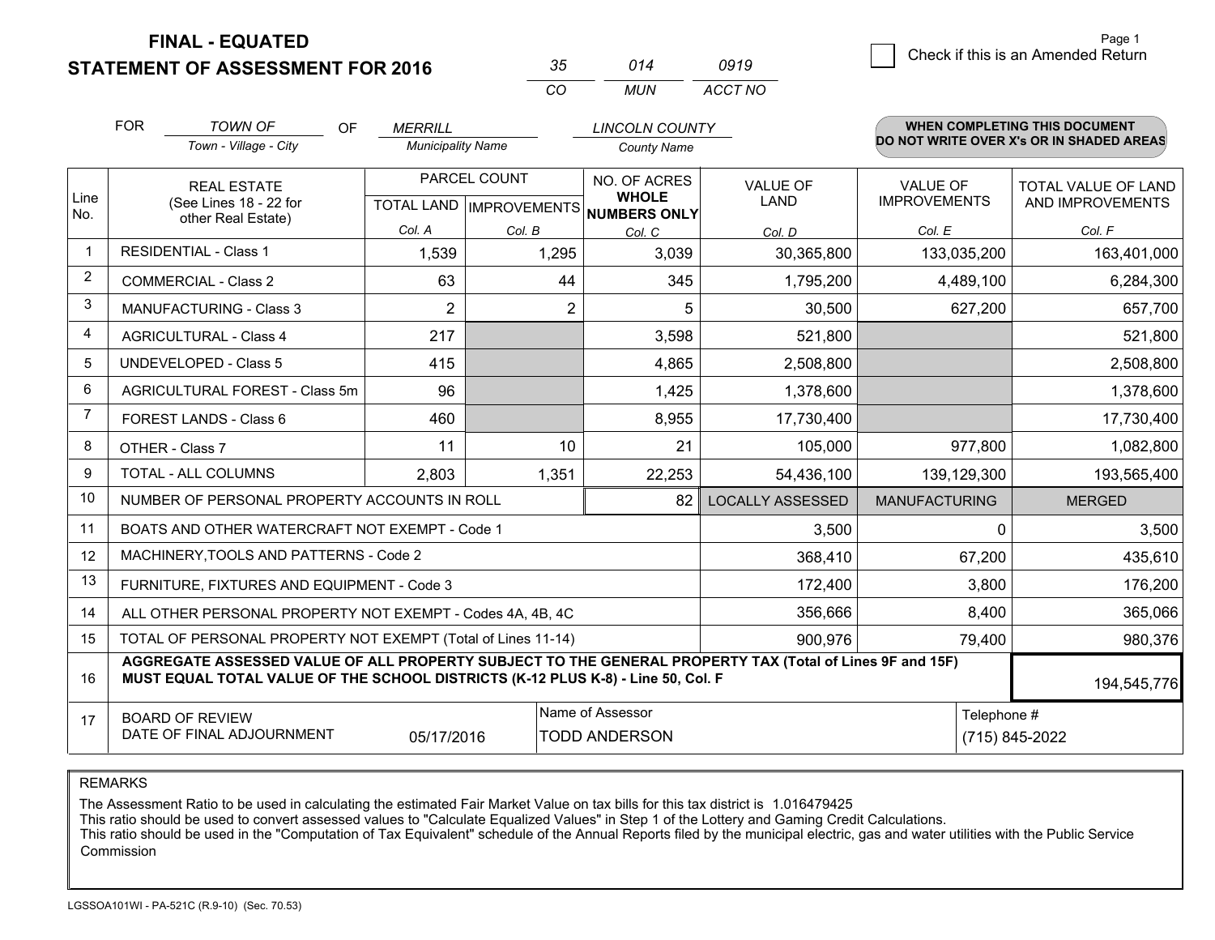**FINAL - EQUATED**
**STATEMENT OF ASSESSMENT FOR 2016**

| 35 | 014 | 0919 |
|---|---|---|
| CO | MUN | ACCT NO |

Page 1

☐ Check if this is an Amended Return

FOR *TOWN OF* (Town - Village - City) OF *MERRILL* (Municipality Name) *LINCOLN COUNTY* (County Name)

**WHEN COMPLETING THIS DOCUMENT DO NOT WRITE OVER X's OR IN SHADED AREAS**

| Line No. | REAL ESTATE (See Lines 18 - 22 for other Real Estate) | PARCEL COUNT | | NO. OF ACRES WHOLE NUMBERS ONLY | VALUE OF LAND | VALUE OF IMPROVEMENTS | TOTAL VALUE OF LAND AND IMPROVEMENTS |
|---|---|---|---|---|---|---|---|
| | | TOTAL LAND | IMPROVEMENTS | | | | |
| | | Col. A | Col. B | Col. C | Col. D | Col. E | Col. F |
| 1 | RESIDENTIAL - Class 1 | 1,539 | 1,295 | 3,039 | 30,365,800 | 133,035,200 | 163,401,000 |
| 2 | COMMERCIAL - Class 2 | 63 | 44 | 345 | 1,795,200 | 4,489,100 | 6,284,300 |
| 3 | MANUFACTURING - Class 3 | 2 | 2 | 5 | 30,500 | 627,200 | 657,700 |
| 4 | AGRICULTURAL - Class 4 | 217 | | 3,598 | 521,800 | | 521,800 |
| 5 | UNDEVELOPED - Class 5 | 415 | | 4,865 | 2,508,800 | | 2,508,800 |
| 6 | AGRICULTURAL FOREST - Class 5m | 96 | | 1,425 | 1,378,600 | | 1,378,600 |
| 7 | FOREST LANDS - Class 6 | 460 | | 8,955 | 17,730,400 | | 17,730,400 |
| 8 | OTHER - Class 7 | 11 | 10 | 21 | 105,000 | 977,800 | 1,082,800 |
| 9 | TOTAL - ALL COLUMNS | 2,803 | 1,351 | 22,253 | 54,436,100 | 139,129,300 | 193,565,400 |
| 10 | NUMBER OF PERSONAL PROPERTY ACCOUNTS IN ROLL | | | 82 | LOCALLY ASSESSED | MANUFACTURING | MERGED |
| 11 | BOATS AND OTHER WATERCRAFT NOT EXEMPT - Code 1 | | | | 3,500 | 0 | 3,500 |
| 12 | MACHINERY,TOOLS AND PATTERNS - Code 2 | | | | 368,410 | 67,200 | 435,610 |
| 13 | FURNITURE, FIXTURES AND EQUIPMENT - Code 3 | | | | 172,400 | 3,800 | 176,200 |
| 14 | ALL OTHER PERSONAL PROPERTY NOT EXEMPT - Codes 4A, 4B, 4C | | | | 356,666 | 8,400 | 365,066 |
| 15 | TOTAL OF PERSONAL PROPERTY NOT EXEMPT (Total of Lines 11-14) | | | | 900,976 | 79,400 | 980,376 |
| 16 | **AGGREGATE ASSESSED VALUE OF ALL PROPERTY SUBJECT TO THE GENERAL PROPERTY TAX (Total of Lines 9F and 15F) MUST EQUAL TOTAL VALUE OF THE SCHOOL DISTRICTS (K-12 PLUS K-8) - Line 50, Col. F** | | | | | | 194,545,776 |
| 17 | BOARD OF REVIEW DATE OF FINAL ADJOURNMENT | 05/17/2016 | Name of Assessor | TODD ANDERSON | | Telephone # | (715) 845-2022 |

REMARKS

The Assessment Ratio to be used in calculating the estimated Fair Market Value on tax bills for this tax district is 1.016479425
This ratio should be used to convert assessed values to "Calculate Equalized Values" in Step 1 of the Lottery and Gaming Credit Calculations.
This ratio should be used in the "Computation of Tax Equivalent" schedule of the Annual Reports filed by the municipal electric, gas and water utilities with the Public Service Commission

LGSSOA101WI - PA-521C (R.9-10) (Sec. 70.53)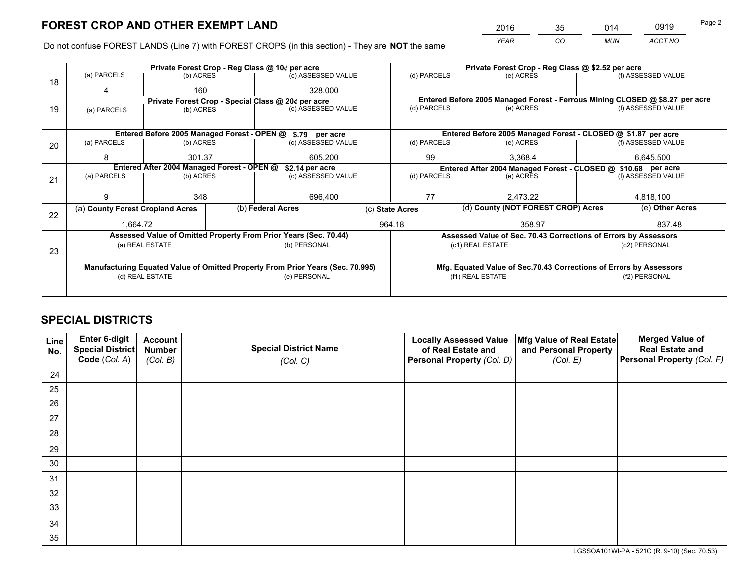# FOREST CROP AND OTHER EXEMPT LAND

| 2016 | 35 | 014 | 0919 |
|---|---|---|---|
| *YEAR* | *CO* | *MUN* | *ACCT NO* |

Do not confuse FOREST LANDS (Line 7) with FOREST CROPS (in this section) - They are **NOT** the same

| Line | Private Forest Crop - Reg Class @ 10¢ per acre | | | Private Forest Crop - Reg Class @ $2.52 per acre | | |
|---|---|---|---|---|---|---|
| | (a) PARCELS | (b) ACRES | (c) ASSESSED VALUE | (d) PARCELS | (e) ACRES | (f) ASSESSED VALUE |
| 18 | 4 | 160 | 328,000 | | | |
| | **Private Forest Crop - Special Class @ 20¢ per acre** | | | **Entered Before 2005 Managed Forest - Ferrous Mining CLOSED @ $8.27 per acre** | | |
| | (a) PARCELS | (b) ACRES | (c) ASSESSED VALUE | (d) PARCELS | (e) ACRES | (f) ASSESSED VALUE |
| 19 | | | | | | |
| | **Entered Before 2005 Managed Forest - OPEN @ $.79 per acre** | | | **Entered Before 2005 Managed Forest - CLOSED @ $1.87 per acre** | | |
| | (a) PARCELS | (b) ACRES | (c) ASSESSED VALUE | (d) PARCELS | (e) ACRES | (f) ASSESSED VALUE |
| 20 | 8 | 301.37 | 605,200 | 99 | 3,368.4 | 6,645,500 |
| | **Entered After 2004 Managed Forest - OPEN @ $2.14 per acre** | | | **Entered After 2004 Managed Forest - CLOSED @ $10.68 per acre** | | |
| | (a) PARCELS | (b) ACRES | (c) ASSESSED VALUE | (d) PARCELS | (e) ACRES | (f) ASSESSED VALUE |
| 21 | 9 | 348 | 696,400 | 77 | 2,473.22 | 4,818,100 |

| Line | (a) County Forest Cropland Acres | (b) Federal Acres | (c) State Acres | (d) County (NOT FOREST CROP) Acres | (e) Other Acres |
|---|---|---|---|---|---|
| 22 | 1,664.72 | | 964.18 | 358.97 | 837.48 |

| Line | Assessed Value of Omitted Property From Prior Years (Sec. 70.44) | | Assessed Value of Sec. 70.43 Corrections of Errors by Assessors | |
|---|---|---|---|---|
| 23 | (a) REAL ESTATE | (b) PERSONAL | (c1) REAL ESTATE | (c2) PERSONAL |
| | | | | |
| | **Manufacturing Equated Value of Omitted Property From Prior Years (Sec. 70.995)** | | **Mfg. Equated Value of Sec.70.43 Corrections of Errors by Assessors** | |
| | (d) REAL ESTATE | (e) PERSONAL | (f1) REAL ESTATE | (f2) PERSONAL |
| | | | | |

# SPECIAL DISTRICTS

| Line No. | Enter 6-digit Special District Code (*Col. A*) | Account Number (*Col. B*) | Special District Name (*Col. C*) | Locally Assessed Value of Real Estate and Personal Property (*Col. D*) | Mfg Value of Real Estate and Personal Property (*Col. E*) | Merged Value of Real Estate and Personal Property (*Col. F*) |
|---|---|---|---|---|---|---|
| 24 | | | | | | |
| 25 | | | | | | |
| 26 | | | | | | |
| 27 | | | | | | |
| 28 | | | | | | |
| 29 | | | | | | |
| 30 | | | | | | |
| 31 | | | | | | |
| 32 | | | | | | |
| 33 | | | | | | |
| 34 | | | | | | |
| 35 | | | | | | |

LGSSOA101WI-PA - 521C (R. 9-10) (Sec. 70.53)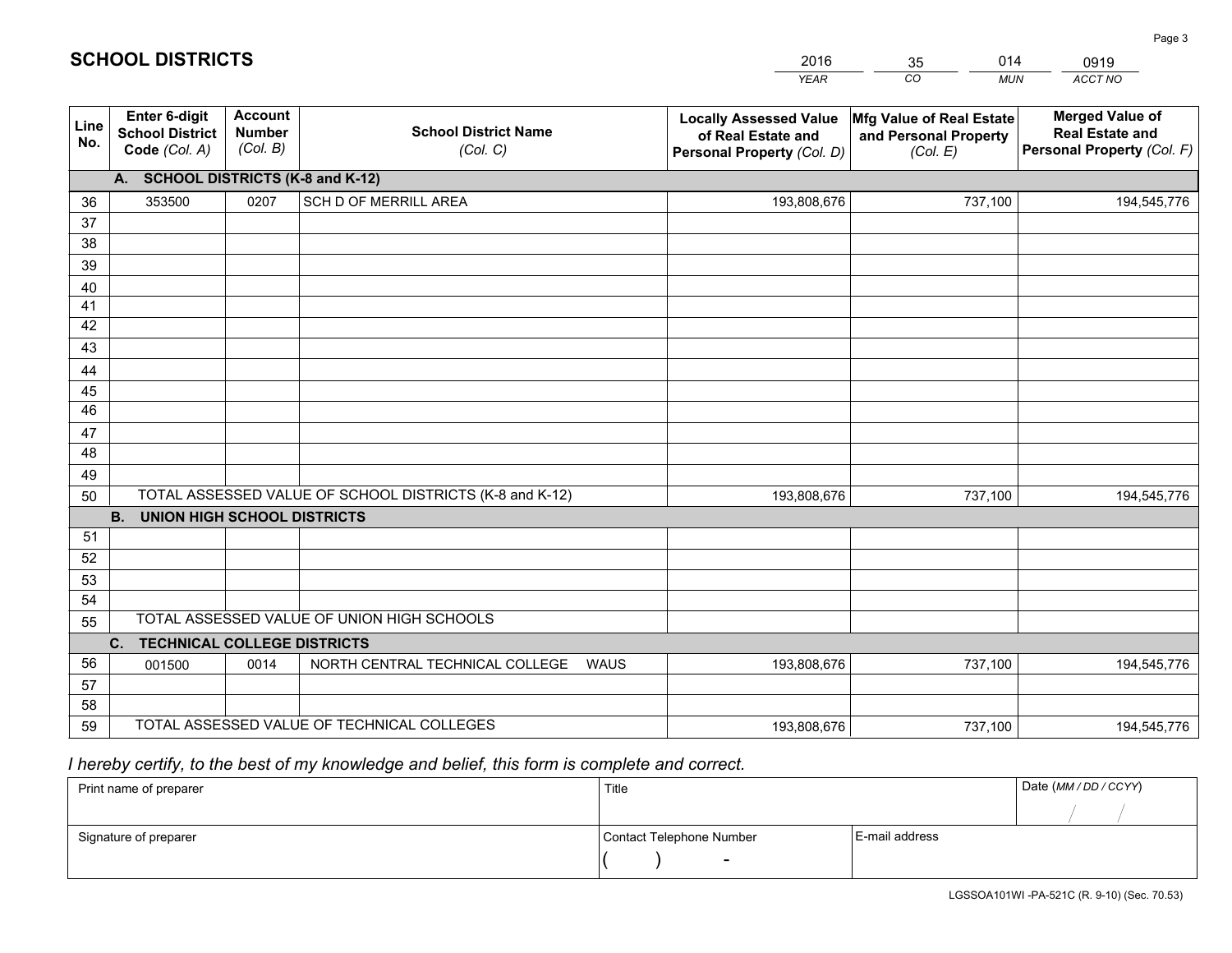# SCHOOL DISTRICTS

| 2016 | 35 | 014 | 0919 |
|---|---|---|---|
| YEAR | CO | MUN | ACCT NO |

| Line No. | Enter 6-digit School District Code (Col. A) | Account Number (Col. B) | School District Name (Col. C) | Locally Assessed Value of Real Estate and Personal Property (Col. D) | Mfg Value of Real Estate and Personal Property (Col. E) | Merged Value of Real Estate and Personal Property (Col. F) |
|---|---|---|---|---|---|---|
| **A. SCHOOL DISTRICTS (K-8 and K-12)** | | | | | | |
| 36 | 353500 | 0207 | SCH D OF MERRILL AREA | 193,808,676 | 737,100 | 194,545,776 |
| 37 | | | | | | |
| 38 | | | | | | |
| 39 | | | | | | |
| 40 | | | | | | |
| 41 | | | | | | |
| 42 | | | | | | |
| 43 | | | | | | |
| 44 | | | | | | |
| 45 | | | | | | |
| 46 | | | | | | |
| 47 | | | | | | |
| 48 | | | | | | |
| 49 | | | | | | |
| 50 | TOTAL ASSESSED VALUE OF SCHOOL DISTRICTS (K-8 and K-12) | | | 193,808,676 | 737,100 | 194,545,776 |
| **B. UNION HIGH SCHOOL DISTRICTS** | | | | | | |
| 51 | | | | | | |
| 52 | | | | | | |
| 53 | | | | | | |
| 54 | | | | | | |
| 55 | TOTAL ASSESSED VALUE OF UNION HIGH SCHOOLS | | | | | |
| **C. TECHNICAL COLLEGE DISTRICTS** | | | | | | |
| 56 | 001500 | 0014 | NORTH CENTRAL TECHNICAL COLLEGE WAUS | 193,808,676 | 737,100 | 194,545,776 |
| 57 | | | | | | |
| 58 | | | | | | |
| 59 | TOTAL ASSESSED VALUE OF TECHNICAL COLLEGES | | | 193,808,676 | 737,100 | 194,545,776 |

*I hereby certify, to the best of my knowledge and belief, this form is complete and correct.*

| Print name of preparer | Title | | Date (MM / DD / CCYY) |
|---|---|---|---|
| | | | / / |
| Signature of preparer | Contact Telephone Number | E-mail address | |
| | ( ) - | | |

LGSSOA101WI -PA-521C (R. 9-10) (Sec. 70.53)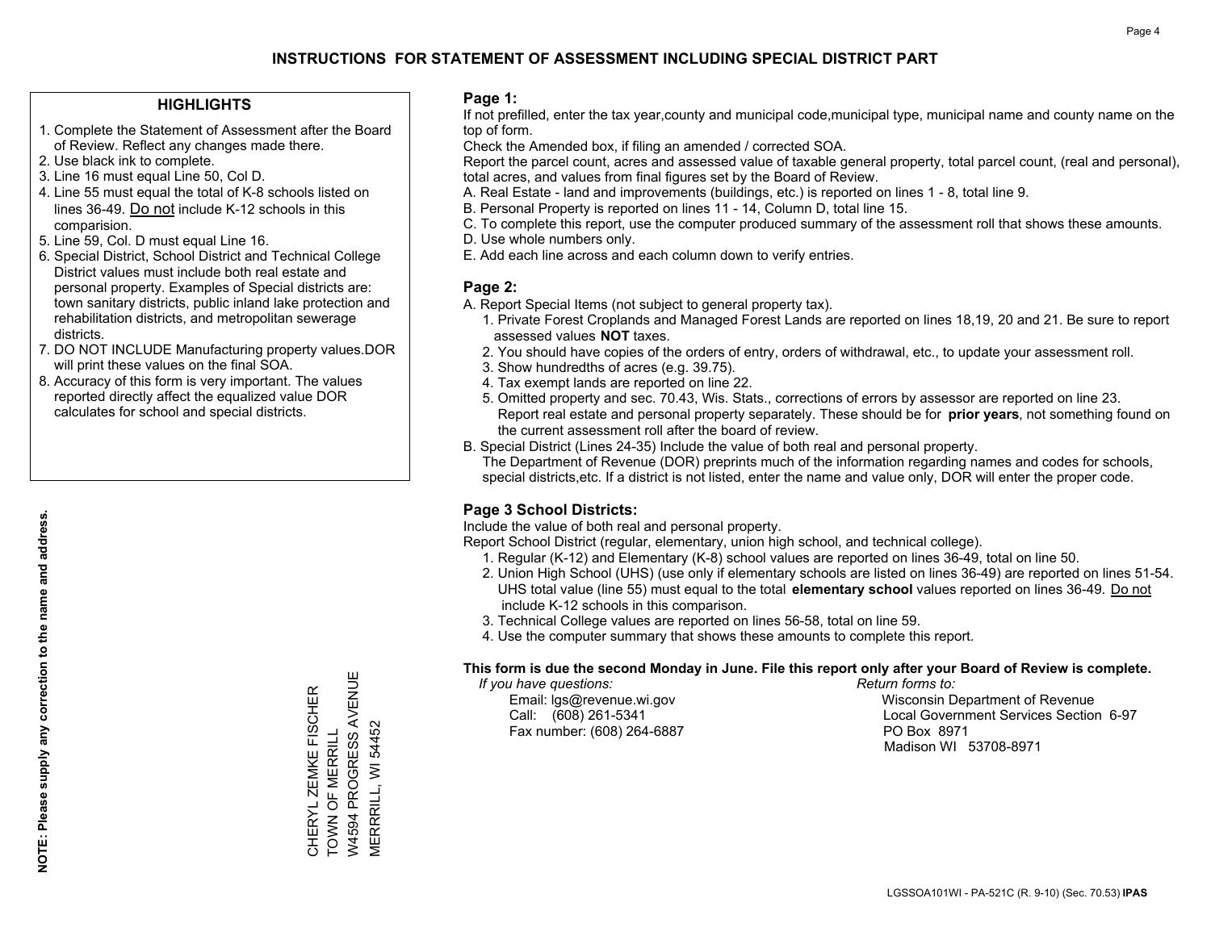# INSTRUCTIONS FOR STATEMENT OF ASSESSMENT INCLUDING SPECIAL DISTRICT PART

## HIGHLIGHTS

1. Complete the Statement of Assessment after the Board of Review. Reflect any changes made there.
2. Use black ink to complete.
3. Line 16 must equal Line 50, Col D.
4. Line 55 must equal the total of K-8 schools listed on lines 36-49. Do not include K-12 schools in this comparision.
5. Line 59, Col. D must equal Line 16.
6. Special District, School District and Technical College District values must include both real estate and personal property. Examples of Special districts are: town sanitary districts, public inland lake protection and rehabilitation districts, and metropolitan sewerage districts.
7. DO NOT INCLUDE Manufacturing property values.DOR will print these values on the final SOA.
8. Accuracy of this form is very important. The values reported directly affect the equalized value DOR calculates for school and special districts.

**NOTE: Please supply any correction to the name and address.**

CHERYL ZEMKE FISCHER
TOWN OF MERRILL
W4594 PROGRESS AVENUE
MERRRILL, WI 54452

## Page 1:

If not prefilled, enter the tax year,county and municipal code,municipal type, municipal name and county name on the top of form.

Check the Amended box, if filing an amended / corrected SOA.

Report the parcel count, acres and assessed value of taxable general property, total parcel count, (real and personal), total acres, and values from final figures set by the Board of Review.

A. Real Estate - land and improvements (buildings, etc.) is reported on lines 1 - 8, total line 9.
B. Personal Property is reported on lines 11 - 14, Column D, total line 15.
C. To complete this report, use the computer produced summary of the assessment roll that shows these amounts.
D. Use whole numbers only.
E. Add each line across and each column down to verify entries.

## Page 2:

A. Report Special Items (not subject to general property tax).
  1. Private Forest Croplands and Managed Forest Lands are reported on lines 18,19, 20 and 21. Be sure to report assessed values **NOT** taxes.
  2. You should have copies of the orders of entry, orders of withdrawal, etc., to update your assessment roll.
  3. Show hundredths of acres (e.g. 39.75).
  4. Tax exempt lands are reported on line 22.
  5. Omitted property and sec. 70.43, Wis. Stats., corrections of errors by assessor are reported on line 23. Report real estate and personal property separately. These should be for **prior years**, not something found on the current assessment roll after the board of review.

B. Special District (Lines 24-35) Include the value of both real and personal property.
The Department of Revenue (DOR) preprints much of the information regarding names and codes for schools, special districts,etc. If a district is not listed, enter the name and value only, DOR will enter the proper code.

## Page 3 School Districts:

Include the value of both real and personal property.

Report School District (regular, elementary, union high school, and technical college).

1. Regular (K-12) and Elementary (K-8) school values are reported on lines 36-49, total on line 50.
2. Union High School (UHS) (use only if elementary schools are listed on lines 36-49) are reported on lines 51-54. UHS total value (line 55) must equal to the total **elementary school** values reported on lines 36-49. Do not include K-12 schools in this comparison.
3. Technical College values are reported on lines 56-58, total on line 59.
4. Use the computer summary that shows these amounts to complete this report.

**This form is due the second Monday in June. File this report only after your Board of Review is complete.**

*If you have questions:*
Email: lgs@revenue.wi.gov
Call: (608) 261-5341
Fax number: (608) 264-6887

*Return forms to:*
Wisconsin Department of Revenue
Local Government Services Section 6-97
PO Box 8971
Madison WI 53708-8971

LGSSOA101WI - PA-521C (R. 9-10) (Sec. 70.53) **IPAS**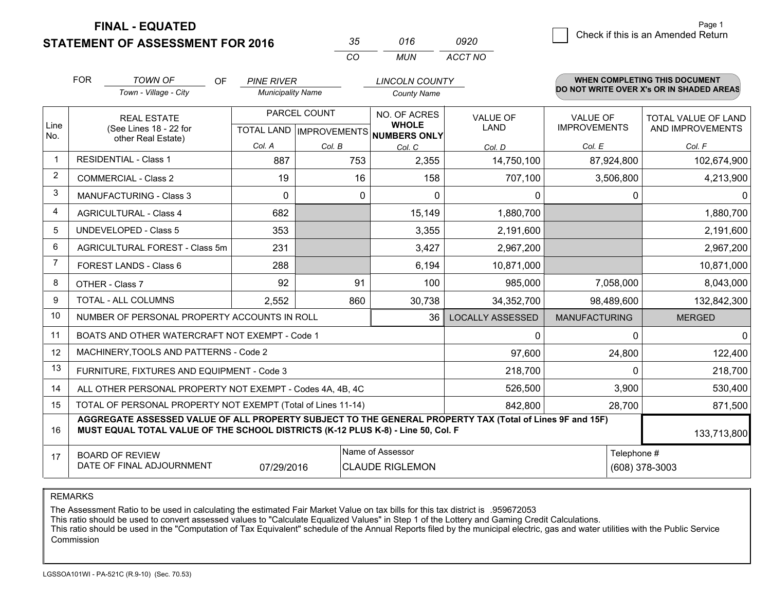# FINAL - EQUATED
## STATEMENT OF ASSESSMENT FOR 2016

| 35 | 016 | 0920 |
|---|---|---|
| CO | MUN | ACCT NO |

Page 1

☐ Check if this is an Amended Return

FOR *TOWN OF* (Town - Village - City) OF *PINE RIVER* (Municipality Name) *LINCOLN COUNTY* (County Name)

**WHEN COMPLETING THIS DOCUMENT DO NOT WRITE OVER X's OR IN SHADED AREAS**

| Line No. | REAL ESTATE (See Lines 18 - 22 for other Real Estate) | PARCEL COUNT TOTAL LAND Col. A | PARCEL COUNT IMPROVEMENTS Col. B | NO. OF ACRES WHOLE NUMBERS ONLY Col. C | VALUE OF LAND Col. D | VALUE OF IMPROVEMENTS Col. E | TOTAL VALUE OF LAND AND IMPROVEMENTS Col. F |
|---|---|---|---|---|---|---|---|
| 1 | RESIDENTIAL - Class 1 | 887 | 753 | 2,355 | 14,750,100 | 87,924,800 | 102,674,900 |
| 2 | COMMERCIAL - Class 2 | 19 | 16 | 158 | 707,100 | 3,506,800 | 4,213,900 |
| 3 | MANUFACTURING - Class 3 | 0 | 0 | 0 | 0 | 0 | 0 |
| 4 | AGRICULTURAL - Class 4 | 682 | | 15,149 | 1,880,700 | | 1,880,700 |
| 5 | UNDEVELOPED - Class 5 | 353 | | 3,355 | 2,191,600 | | 2,191,600 |
| 6 | AGRICULTURAL FOREST - Class 5m | 231 | | 3,427 | 2,967,200 | | 2,967,200 |
| 7 | FOREST LANDS - Class 6 | 288 | | 6,194 | 10,871,000 | | 10,871,000 |
| 8 | OTHER - Class 7 | 92 | 91 | 100 | 985,000 | 7,058,000 | 8,043,000 |
| 9 | TOTAL - ALL COLUMNS | 2,552 | 860 | 30,738 | 34,352,700 | 98,489,600 | 132,842,300 |
| 10 | NUMBER OF PERSONAL PROPERTY ACCOUNTS IN ROLL | | | 36 | LOCALLY ASSESSED | MANUFACTURING | MERGED |
| 11 | BOATS AND OTHER WATERCRAFT NOT EXEMPT - Code 1 | | | | 0 | 0 | 0 |
| 12 | MACHINERY,TOOLS AND PATTERNS - Code 2 | | | | 97,600 | 24,800 | 122,400 |
| 13 | FURNITURE, FIXTURES AND EQUIPMENT - Code 3 | | | | 218,700 | 0 | 218,700 |
| 14 | ALL OTHER PERSONAL PROPERTY NOT EXEMPT - Codes 4A, 4B, 4C | | | | 526,500 | 3,900 | 530,400 |
| 15 | TOTAL OF PERSONAL PROPERTY NOT EXEMPT (Total of Lines 11-14) | | | | 842,800 | 28,700 | 871,500 |
| 16 | **AGGREGATE ASSESSED VALUE OF ALL PROPERTY SUBJECT TO THE GENERAL PROPERTY TAX (Total of Lines 9F and 15F) MUST EQUAL TOTAL VALUE OF THE SCHOOL DISTRICTS (K-12 PLUS K-8) - Line 50, Col. F** | | | | | | 133,713,800 |
| 17 | BOARD OF REVIEW DATE OF FINAL ADJOURNMENT | 07/29/2016 | | Name of Assessor: CLAUDE RIGLEMON | | Telephone #: (608) 378-3003 | |

REMARKS

The Assessment Ratio to be used in calculating the estimated Fair Market Value on tax bills for this tax district is .959672053
This ratio should be used to convert assessed values to "Calculate Equalized Values" in Step 1 of the Lottery and Gaming Credit Calculations.
This ratio should be used in the "Computation of Tax Equivalent" schedule of the Annual Reports filed by the municipal electric, gas and water utilities with the Public Service Commission

LGSSOA101WI - PA-521C (R.9-10) (Sec. 70.53)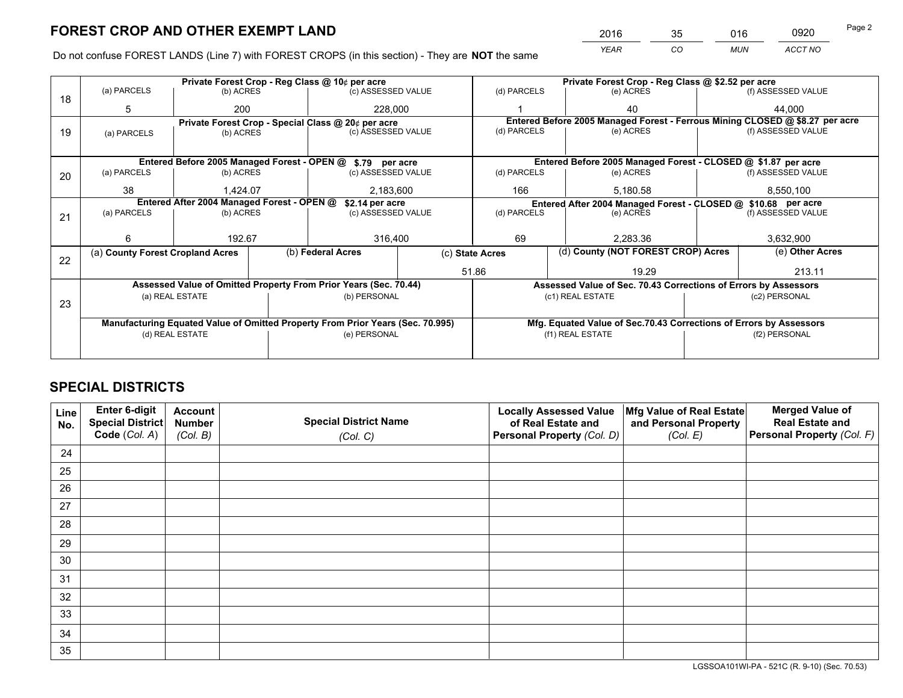# FOREST CROP AND OTHER EXEMPT LAND

| 2016 | 35 | 016 | 0920 |
|---|---|---|---|
| YEAR | CO | MUN | ACCT NO |

Do not confuse FOREST LANDS (Line 7) with FOREST CROPS (in this section) - They are **NOT** the same

| Line | Private Forest Crop - Reg Class @ 10¢ per acre | | | Private Forest Crop - Reg Class @ $2.52 per acre | | |
|---|---|---|---|---|---|---|
| | (a) PARCELS | (b) ACRES | (c) ASSESSED VALUE | (d) PARCELS | (e) ACRES | (f) ASSESSED VALUE |
| 18 | 5 | 200 | 228,000 | 1 | 40 | 44,000 |
| | **Private Forest Crop - Special Class @ 20¢ per acre** | | | **Entered Before 2005 Managed Forest - Ferrous Mining CLOSED @ $8.27 per acre** | | |
| 19 | (a) PARCELS | (b) ACRES | (c) ASSESSED VALUE | (d) PARCELS | (e) ACRES | (f) ASSESSED VALUE |
| | | | | | | |
| | **Entered Before 2005 Managed Forest - OPEN @ $.79 per acre** | | | **Entered Before 2005 Managed Forest - CLOSED @ $1.87 per acre** | | |
| | (a) PARCELS | (b) ACRES | (c) ASSESSED VALUE | (d) PARCELS | (e) ACRES | (f) ASSESSED VALUE |
| 20 | 38 | 1,424.07 | 2,183,600 | 166 | 5,180.58 | 8,550,100 |
| | **Entered After 2004 Managed Forest - OPEN @ $2.14 per acre** | | | **Entered After 2004 Managed Forest - CLOSED @ $10.68 per acre** | | |
| | (a) PARCELS | (b) ACRES | (c) ASSESSED VALUE | (d) PARCELS | (e) ACRES | (f) ASSESSED VALUE |
| 21 | 6 | 192.67 | 316,400 | 69 | 2,283.36 | 3,632,900 |

| Line | (a) County Forest Cropland Acres | (b) Federal Acres | (c) State Acres | (d) County (NOT FOREST CROP) Acres | (e) Other Acres |
|---|---|---|---|---|---|
| 22 | | | 51.86 | 19.29 | 213.11 |

| Line | Assessed Value of Omitted Property From Prior Years (Sec. 70.44) | | Assessed Value of Sec. 70.43 Corrections of Errors by Assessors | |
|---|---|---|---|---|
| | (a) REAL ESTATE | (b) PERSONAL | (c1) REAL ESTATE | (c2) PERSONAL |
| 23 | | | | |
| | **Manufacturing Equated Value of Omitted Property From Prior Years (Sec. 70.995)** | | **Mfg. Equated Value of Sec.70.43 Corrections of Errors by Assessors** | |
| | (d) REAL ESTATE | (e) PERSONAL | (f1) REAL ESTATE | (f2) PERSONAL |
| | | | | |

# SPECIAL DISTRICTS

| Line No. | Enter 6-digit Special District Code (Col. A) | Account Number (Col. B) | Special District Name (Col. C) | Locally Assessed Value of Real Estate and Personal Property (Col. D) | Mfg Value of Real Estate and Personal Property (Col. E) | Merged Value of Real Estate and Personal Property (Col. F) |
|---|---|---|---|---|---|---|
| 24 | | | | | | |
| 25 | | | | | | |
| 26 | | | | | | |
| 27 | | | | | | |
| 28 | | | | | | |
| 29 | | | | | | |
| 30 | | | | | | |
| 31 | | | | | | |
| 32 | | | | | | |
| 33 | | | | | | |
| 34 | | | | | | |
| 35 | | | | | | |

LGSSOA101WI-PA - 521C (R. 9-10) (Sec. 70.53)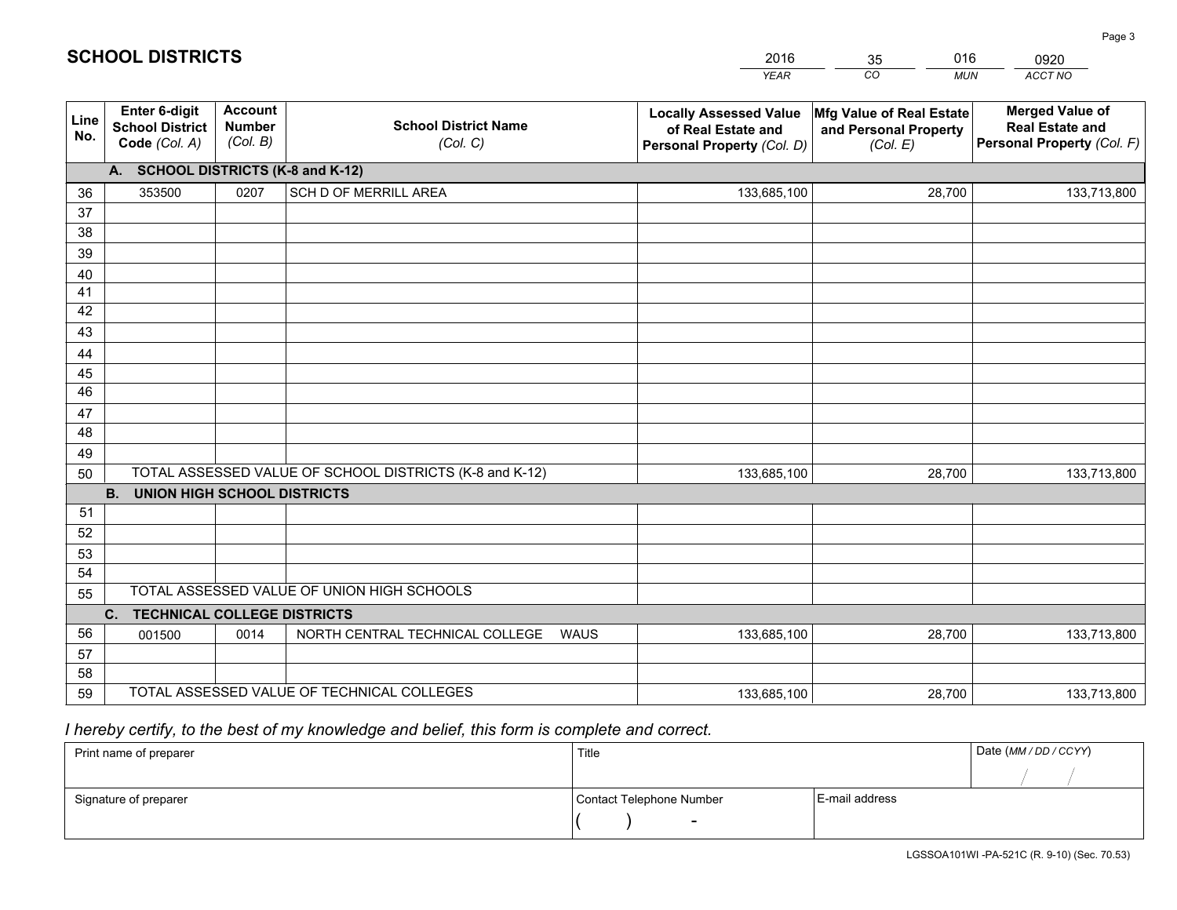# SCHOOL DISTRICTS

| 2016 | 35 | 016 | 0920 |
|---|---|---|---|
| *YEAR* | *CO* | *MUN* | *ACCT NO* |

| Line No. | Enter 6-digit School District Code *(Col. A)* | Account Number *(Col. B)* | School District Name *(Col. C)* | Locally Assessed Value of Real Estate and Personal Property *(Col. D)* | Mfg Value of Real Estate and Personal Property *(Col. E)* | Merged Value of Real Estate and Personal Property *(Col. F)* |
|---|---|---|---|---|---|---|
| | **A. SCHOOL DISTRICTS (K-8 and K-12)** | | | | | |
| 36 | 353500 | 0207 | SCH D OF MERRILL AREA | 133,685,100 | 28,700 | 133,713,800 |
| 37 | | | | | | |
| 38 | | | | | | |
| 39 | | | | | | |
| 40 | | | | | | |
| 41 | | | | | | |
| 42 | | | | | | |
| 43 | | | | | | |
| 44 | | | | | | |
| 45 | | | | | | |
| 46 | | | | | | |
| 47 | | | | | | |
| 48 | | | | | | |
| 49 | | | | | | |
| 50 | TOTAL ASSESSED VALUE OF SCHOOL DISTRICTS (K-8 and K-12) | | | 133,685,100 | 28,700 | 133,713,800 |
| | **B. UNION HIGH SCHOOL DISTRICTS** | | | | | |
| 51 | | | | | | |
| 52 | | | | | | |
| 53 | | | | | | |
| 54 | | | | | | |
| 55 | TOTAL ASSESSED VALUE OF UNION HIGH SCHOOLS | | | | | |
| | **C. TECHNICAL COLLEGE DISTRICTS** | | | | | |
| 56 | 001500 | 0014 | NORTH CENTRAL TECHNICAL COLLEGE WAUS | 133,685,100 | 28,700 | 133,713,800 |
| 57 | | | | | | |
| 58 | | | | | | |
| 59 | TOTAL ASSESSED VALUE OF TECHNICAL COLLEGES | | | 133,685,100 | 28,700 | 133,713,800 |

*I hereby certify, to the best of my knowledge and belief, this form is complete and correct.*

| Print name of preparer | Title | | Date *(MM / DD / CCYY)* |
|---|---|---|---|
| | | | / / |
| Signature of preparer | Contact Telephone Number | E-mail address | |
| | ( ) - | | |

LGSSOA101WI -PA-521C (R. 9-10) (Sec. 70.53)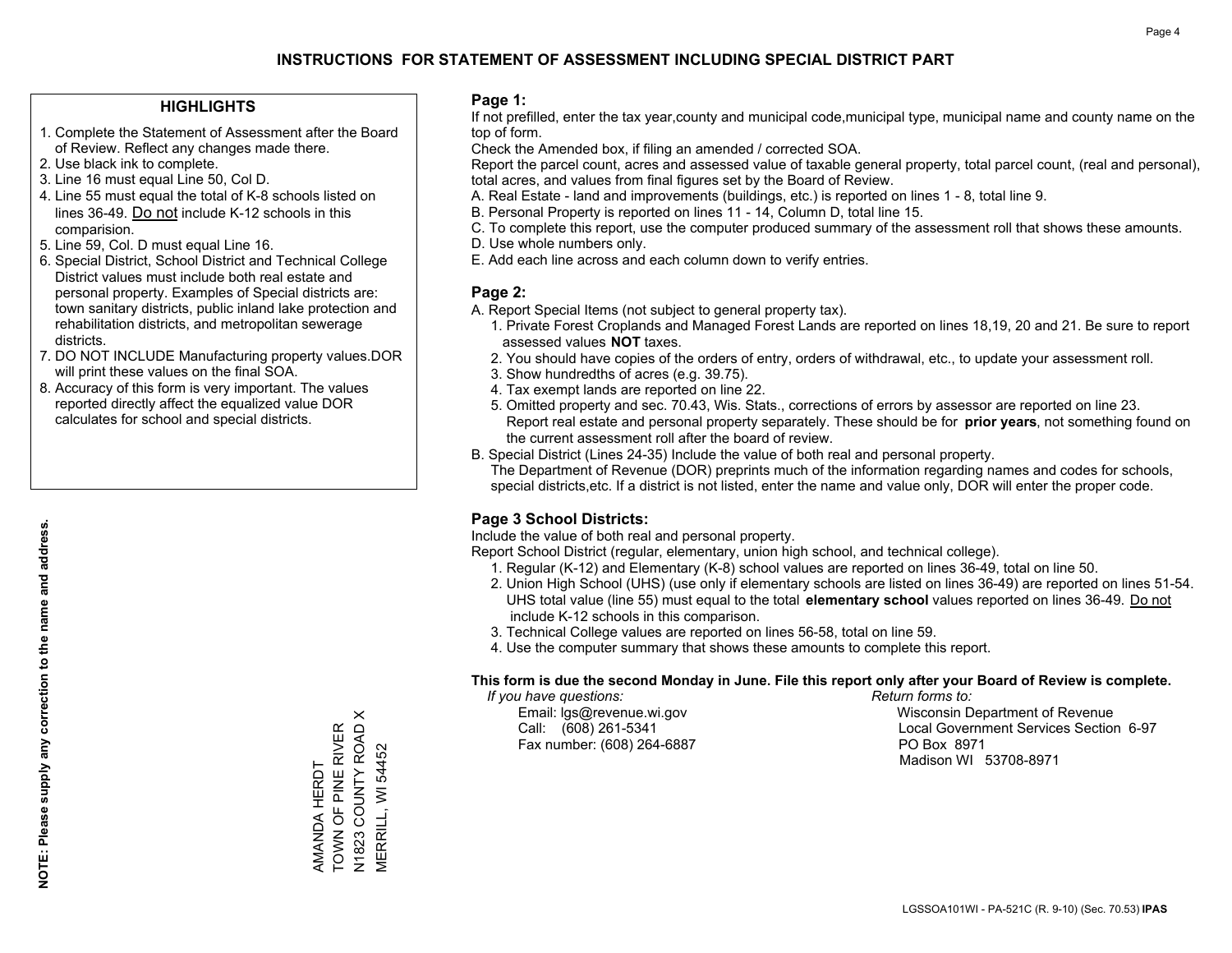# INSTRUCTIONS FOR STATEMENT OF ASSESSMENT INCLUDING SPECIAL DISTRICT PART

## HIGHLIGHTS

1. Complete the Statement of Assessment after the Board of Review. Reflect any changes made there.
2. Use black ink to complete.
3. Line 16 must equal Line 50, Col D.
4. Line 55 must equal the total of K-8 schools listed on lines 36-49. Do not include K-12 schools in this comparision.
5. Line 59, Col. D must equal Line 16.
6. Special District, School District and Technical College District values must include both real estate and personal property. Examples of Special districts are: town sanitary districts, public inland lake protection and rehabilitation districts, and metropolitan sewerage districts.
7. DO NOT INCLUDE Manufacturing property values.DOR will print these values on the final SOA.
8. Accuracy of this form is very important. The values reported directly affect the equalized value DOR calculates for school and special districts.

**NOTE: Please supply any correction to the name and address.**

AMANDA HERDT
TOWN OF PINE RIVER
N1823 COUNTY ROAD X
MERRILL, WI 54452

## Page 1:

If not prefilled, enter the tax year,county and municipal code,municipal type, municipal name and county name on the top of form.

Check the Amended box, if filing an amended / corrected SOA.

Report the parcel count, acres and assessed value of taxable general property, total parcel count, (real and personal), total acres, and values from final figures set by the Board of Review.

A. Real Estate - land and improvements (buildings, etc.) is reported on lines 1 - 8, total line 9.
B. Personal Property is reported on lines 11 - 14, Column D, total line 15.
C. To complete this report, use the computer produced summary of the assessment roll that shows these amounts.
D. Use whole numbers only.
E. Add each line across and each column down to verify entries.

## Page 2:

A. Report Special Items (not subject to general property tax).
   1. Private Forest Croplands and Managed Forest Lands are reported on lines 18,19, 20 and 21. Be sure to report assessed values **NOT** taxes.
   2. You should have copies of the orders of entry, orders of withdrawal, etc., to update your assessment roll.
   3. Show hundredths of acres (e.g. 39.75).
   4. Tax exempt lands are reported on line 22.
   5. Omitted property and sec. 70.43, Wis. Stats., corrections of errors by assessor are reported on line 23. Report real estate and personal property separately. These should be for **prior years**, not something found on the current assessment roll after the board of review.
B. Special District (Lines 24-35) Include the value of both real and personal property.
   The Department of Revenue (DOR) preprints much of the information regarding names and codes for schools, special districts,etc. If a district is not listed, enter the name and value only, DOR will enter the proper code.

## Page 3 School Districts:

Include the value of both real and personal property.

Report School District (regular, elementary, union high school, and technical college).

1. Regular (K-12) and Elementary (K-8) school values are reported on lines 36-49, total on line 50.
2. Union High School (UHS) (use only if elementary schools are listed on lines 36-49) are reported on lines 51-54. UHS total value (line 55) must equal to the total **elementary school** values reported on lines 36-49. Do not include K-12 schools in this comparison.
3. Technical College values are reported on lines 56-58, total on line 59.
4. Use the computer summary that shows these amounts to complete this report.

**This form is due the second Monday in June. File this report only after your Board of Review is complete.**

*If you have questions:*
Email: lgs@revenue.wi.gov
Call: (608) 261-5341
Fax number: (608) 264-6887

*Return forms to:*
Wisconsin Department of Revenue
Local Government Services Section 6-97
PO Box 8971
Madison WI 53708-8971

LGSSOA101WI - PA-521C (R. 9-10) (Sec. 70.53) **IPAS**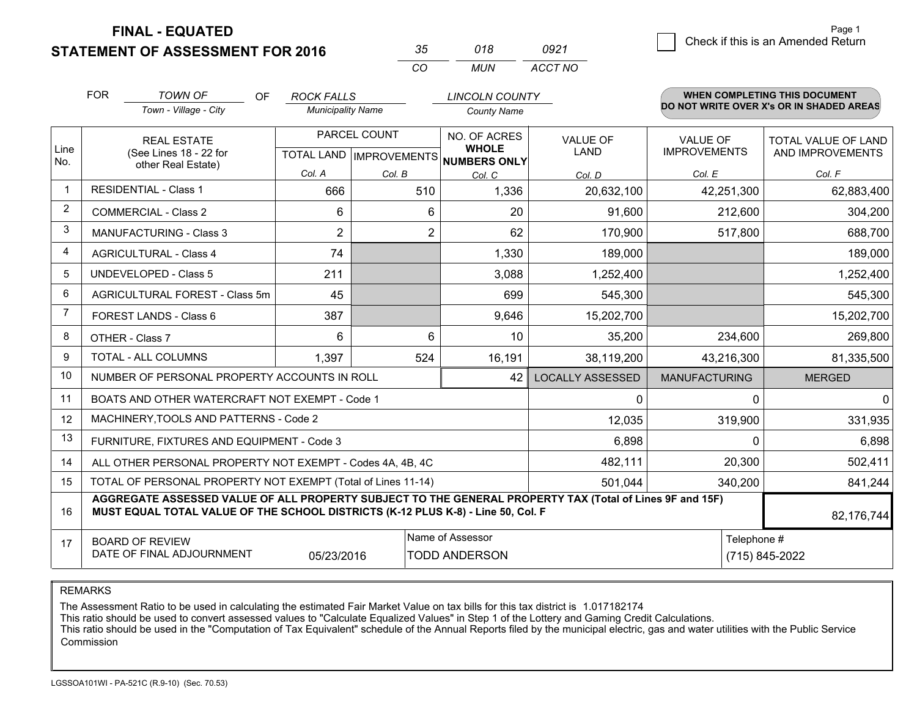**FINAL - EQUATED**

**STATEMENT OF ASSESSMENT FOR 2016**

| 35 | 018 | 0921 |
|---|---|---|
| CO | MUN | ACCT NO |

☐ Check if this is an Amended Return

FOR *TOWN OF* (Town - Village - City) OF *ROCK FALLS* (Municipality Name) *LINCOLN COUNTY* (County Name)

**WHEN COMPLETING THIS DOCUMENT DO NOT WRITE OVER X's OR IN SHADED AREAS**

| Line No. | REAL ESTATE (See Lines 18 - 22 for other Real Estate) | PARCEL COUNT TOTAL LAND Col. A | PARCEL COUNT IMPROVEMENTS Col. B | NO. OF ACRES WHOLE NUMBERS ONLY Col. C | VALUE OF LAND Col. D | VALUE OF IMPROVEMENTS Col. E | TOTAL VALUE OF LAND AND IMPROVEMENTS Col. F |
|---|---|---|---|---|---|---|---|
| 1 | RESIDENTIAL - Class 1 | 666 | 510 | 1,336 | 20,632,100 | 42,251,300 | 62,883,400 |
| 2 | COMMERCIAL - Class 2 | 6 | 6 | 20 | 91,600 | 212,600 | 304,200 |
| 3 | MANUFACTURING - Class 3 | 2 | 2 | 62 | 170,900 | 517,800 | 688,700 |
| 4 | AGRICULTURAL - Class 4 | 74 | | 1,330 | 189,000 | | 189,000 |
| 5 | UNDEVELOPED - Class 5 | 211 | | 3,088 | 1,252,400 | | 1,252,400 |
| 6 | AGRICULTURAL FOREST - Class 5m | 45 | | 699 | 545,300 | | 545,300 |
| 7 | FOREST LANDS - Class 6 | 387 | | 9,646 | 15,202,700 | | 15,202,700 |
| 8 | OTHER - Class 7 | 6 | 6 | 10 | 35,200 | 234,600 | 269,800 |
| 9 | TOTAL - ALL COLUMNS | 1,397 | 524 | 16,191 | 38,119,200 | 43,216,300 | 81,335,500 |
| 10 | NUMBER OF PERSONAL PROPERTY ACCOUNTS IN ROLL | | | 42 | LOCALLY ASSESSED | MANUFACTURING | MERGED |
| 11 | BOATS AND OTHER WATERCRAFT NOT EXEMPT - Code 1 | | | | 0 | 0 | 0 |
| 12 | MACHINERY,TOOLS AND PATTERNS - Code 2 | | | | 12,035 | 319,900 | 331,935 |
| 13 | FURNITURE, FIXTURES AND EQUIPMENT - Code 3 | | | | 6,898 | 0 | 6,898 |
| 14 | ALL OTHER PERSONAL PROPERTY NOT EXEMPT - Codes 4A, 4B, 4C | | | | 482,111 | 20,300 | 502,411 |
| 15 | TOTAL OF PERSONAL PROPERTY NOT EXEMPT (Total of Lines 11-14) | | | | 501,044 | 340,200 | 841,244 |
| 16 | **AGGREGATE ASSESSED VALUE OF ALL PROPERTY SUBJECT TO THE GENERAL PROPERTY TAX (Total of Lines 9F and 15F) MUST EQUAL TOTAL VALUE OF THE SCHOOL DISTRICTS (K-12 PLUS K-8) - Line 50, Col. F** | | | | | | 82,176,744 |
| 17 | BOARD OF REVIEW DATE OF FINAL ADJOURNMENT | 05/23/2016 | Name of Assessor: TODD ANDERSON | | | Telephone #: (715) 845-2022 | |

REMARKS

The Assessment Ratio to be used in calculating the estimated Fair Market Value on tax bills for this tax district is 1.017182174
This ratio should be used to convert assessed values to "Calculate Equalized Values" in Step 1 of the Lottery and Gaming Credit Calculations.
This ratio should be used in the "Computation of Tax Equivalent" schedule of the Annual Reports filed by the municipal electric, gas and water utilities with the Public Service Commission

LGSSOA101WI - PA-521C (R.9-10) (Sec. 70.53)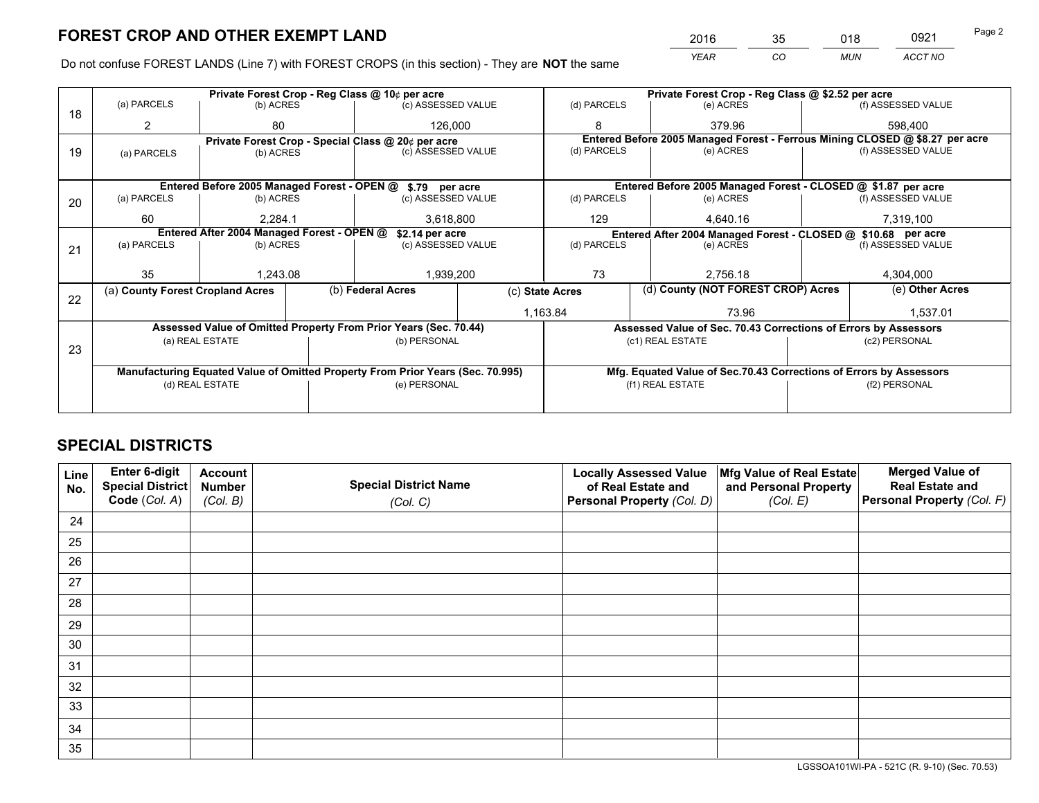# FOREST CROP AND OTHER EXEMPT LAND

| YEAR | CO | MUN | ACCT NO |
|---|---|---|---|
| 2016 | 35 | 018 | 0921 |

Do not confuse FOREST LANDS (Line 7) with FOREST CROPS (in this section) - They are **NOT** the same

| Line | Private Forest Crop - Reg Class @ 10¢ per acre | | | Private Forest Crop - Reg Class @ $2.52 per acre | | |
|---|---|---|---|---|---|---|
| 18 | (a) PARCELS | (b) ACRES | (c) ASSESSED VALUE | (d) PARCELS | (e) ACRES | (f) ASSESSED VALUE |
| | 2 | 80 | 126,000 | 8 | 379.96 | 598,400 |
| | **Private Forest Crop - Special Class @ 20¢ per acre** | | | **Entered Before 2005 Managed Forest - Ferrous Mining CLOSED @ $8.27 per acre** | | |
| 19 | (a) PARCELS | (b) ACRES | (c) ASSESSED VALUE | (d) PARCELS | (e) ACRES | (f) ASSESSED VALUE |
| | | | | | | |
| | **Entered Before 2005 Managed Forest - OPEN @ $.79 per acre** | | | **Entered Before 2005 Managed Forest - CLOSED @ $1.87 per acre** | | |
| 20 | (a) PARCELS | (b) ACRES | (c) ASSESSED VALUE | (d) PARCELS | (e) ACRES | (f) ASSESSED VALUE |
| | 60 | 2,284.1 | 3,618,800 | 129 | 4,640.16 | 7,319,100 |
| | **Entered After 2004 Managed Forest - OPEN @ $2.14 per acre** | | | **Entered After 2004 Managed Forest - CLOSED @ $10.68 per acre** | | |
| 21 | (a) PARCELS | (b) ACRES | (c) ASSESSED VALUE | (d) PARCELS | (e) ACRES | (f) ASSESSED VALUE |
| | 35 | 1,243.08 | 1,939,200 | 73 | 2,756.18 | 4,304,000 |

| Line | (a) County Forest Cropland Acres | (b) Federal Acres | (c) State Acres | (d) County (NOT FOREST CROP) Acres | (e) Other Acres |
|---|---|---|---|---|---|
| 22 | | | 1,163.84 | 73.96 | 1,537.01 |

| Line | Assessed Value of Omitted Property From Prior Years (Sec. 70.44) | | Assessed Value of Sec. 70.43 Corrections of Errors by Assessors | |
|---|---|---|---|---|
| 23 | (a) REAL ESTATE | (b) PERSONAL | (c1) REAL ESTATE | (c2) PERSONAL |
| | | | | |
| | **Manufacturing Equated Value of Omitted Property From Prior Years (Sec. 70.995)** | | **Mfg. Equated Value of Sec.70.43 Corrections of Errors by Assessors** | |
| | (d) REAL ESTATE | (e) PERSONAL | (f1) REAL ESTATE | (f2) PERSONAL |
| | | | | |

# SPECIAL DISTRICTS

| Line No. | Enter 6-digit Special District Code (Col. A) | Account Number (Col. B) | Special District Name (Col. C) | Locally Assessed Value of Real Estate and Personal Property (Col. D) | Mfg Value of Real Estate and Personal Property (Col. E) | Merged Value of Real Estate and Personal Property (Col. F) |
|---|---|---|---|---|---|---|
| 24 | | | | | | |
| 25 | | | | | | |
| 26 | | | | | | |
| 27 | | | | | | |
| 28 | | | | | | |
| 29 | | | | | | |
| 30 | | | | | | |
| 31 | | | | | | |
| 32 | | | | | | |
| 33 | | | | | | |
| 34 | | | | | | |
| 35 | | | | | | |

LGSSOA101WI-PA - 521C (R. 9-10) (Sec. 70.53)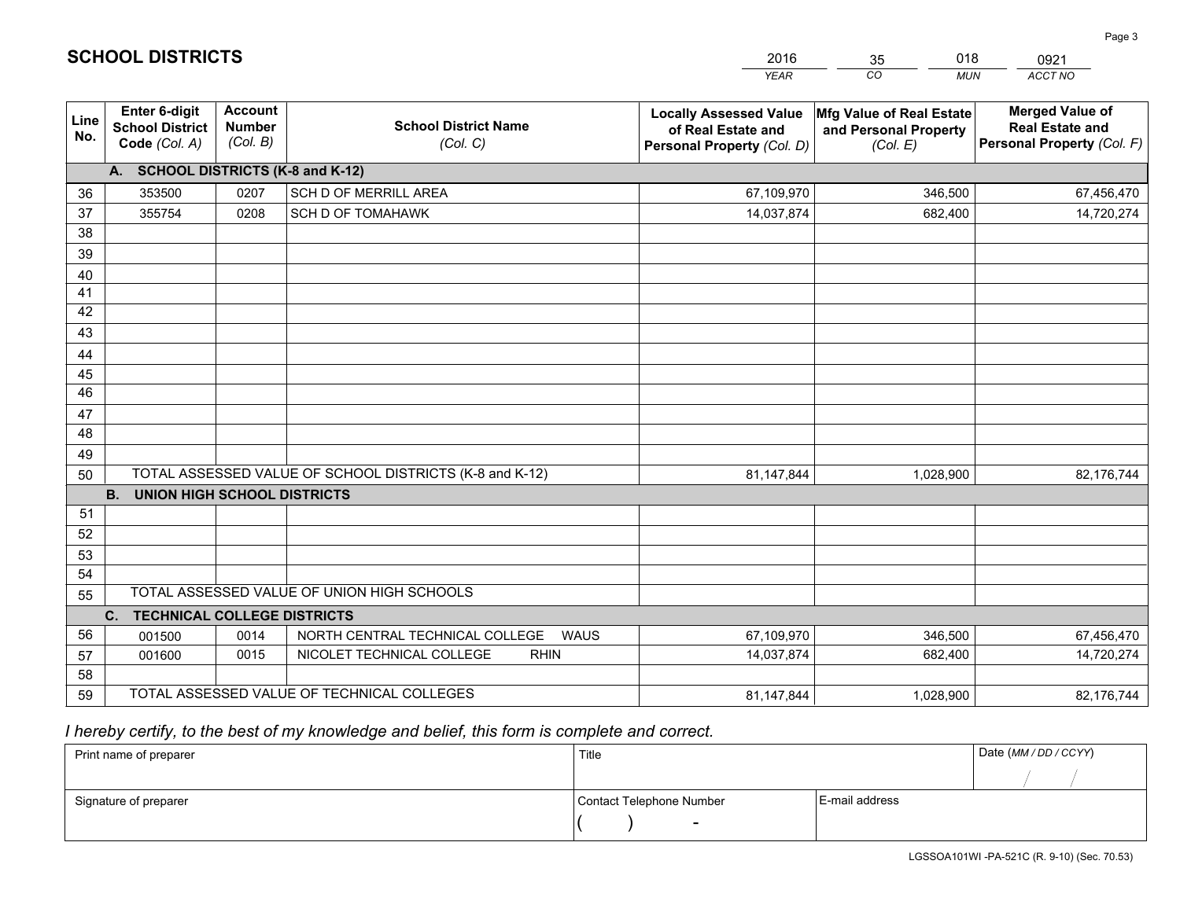# SCHOOL DISTRICTS

| 2016 | 35 | 018 | 0921 |
|---|---|---|---|
| *YEAR* | *CO* | *MUN* | *ACCT NO* |

| Line No. | Enter 6-digit School District Code *(Col. A)* | Account Number *(Col. B)* | School District Name *(Col. C)* | Locally Assessed Value of Real Estate and Personal Property *(Col. D)* | Mfg Value of Real Estate and Personal Property *(Col. E)* | Merged Value of Real Estate and Personal Property *(Col. F)* |
|---|---|---|---|---|---|---|
| | **A. SCHOOL DISTRICTS (K-8 and K-12)** | | | | | |
| 36 | 353500 | 0207 | SCH D OF MERRILL AREA | 67,109,970 | 346,500 | 67,456,470 |
| 37 | 355754 | 0208 | SCH D OF TOMAHAWK | 14,037,874 | 682,400 | 14,720,274 |
| 38 | | | | | | |
| 39 | | | | | | |
| 40 | | | | | | |
| 41 | | | | | | |
| 42 | | | | | | |
| 43 | | | | | | |
| 44 | | | | | | |
| 45 | | | | | | |
| 46 | | | | | | |
| 47 | | | | | | |
| 48 | | | | | | |
| 49 | | | | | | |
| 50 | TOTAL ASSESSED VALUE OF SCHOOL DISTRICTS (K-8 and K-12) | | | 81,147,844 | 1,028,900 | 82,176,744 |
| | **B. UNION HIGH SCHOOL DISTRICTS** | | | | | |
| 51 | | | | | | |
| 52 | | | | | | |
| 53 | | | | | | |
| 54 | | | | | | |
| 55 | TOTAL ASSESSED VALUE OF UNION HIGH SCHOOLS | | | | | |
| | **C. TECHNICAL COLLEGE DISTRICTS** | | | | | |
| 56 | 001500 | 0014 | NORTH CENTRAL TECHNICAL COLLEGE WAUS | 67,109,970 | 346,500 | 67,456,470 |
| 57 | 001600 | 0015 | NICOLET TECHNICAL COLLEGE RHIN | 14,037,874 | 682,400 | 14,720,274 |
| 58 | | | | | | |
| 59 | TOTAL ASSESSED VALUE OF TECHNICAL COLLEGES | | | 81,147,844 | 1,028,900 | 82,176,744 |

*I hereby certify, to the best of my knowledge and belief, this form is complete and correct.*

| Print name of preparer | Title | | Date *(MM / DD / CCYY)* |
|---|---|---|---|
| | | | / / |
| Signature of preparer | Contact Telephone Number | E-mail address | |
| | ( ) - | | |

LGSSOA101WI -PA-521C (R. 9-10) (Sec. 70.53)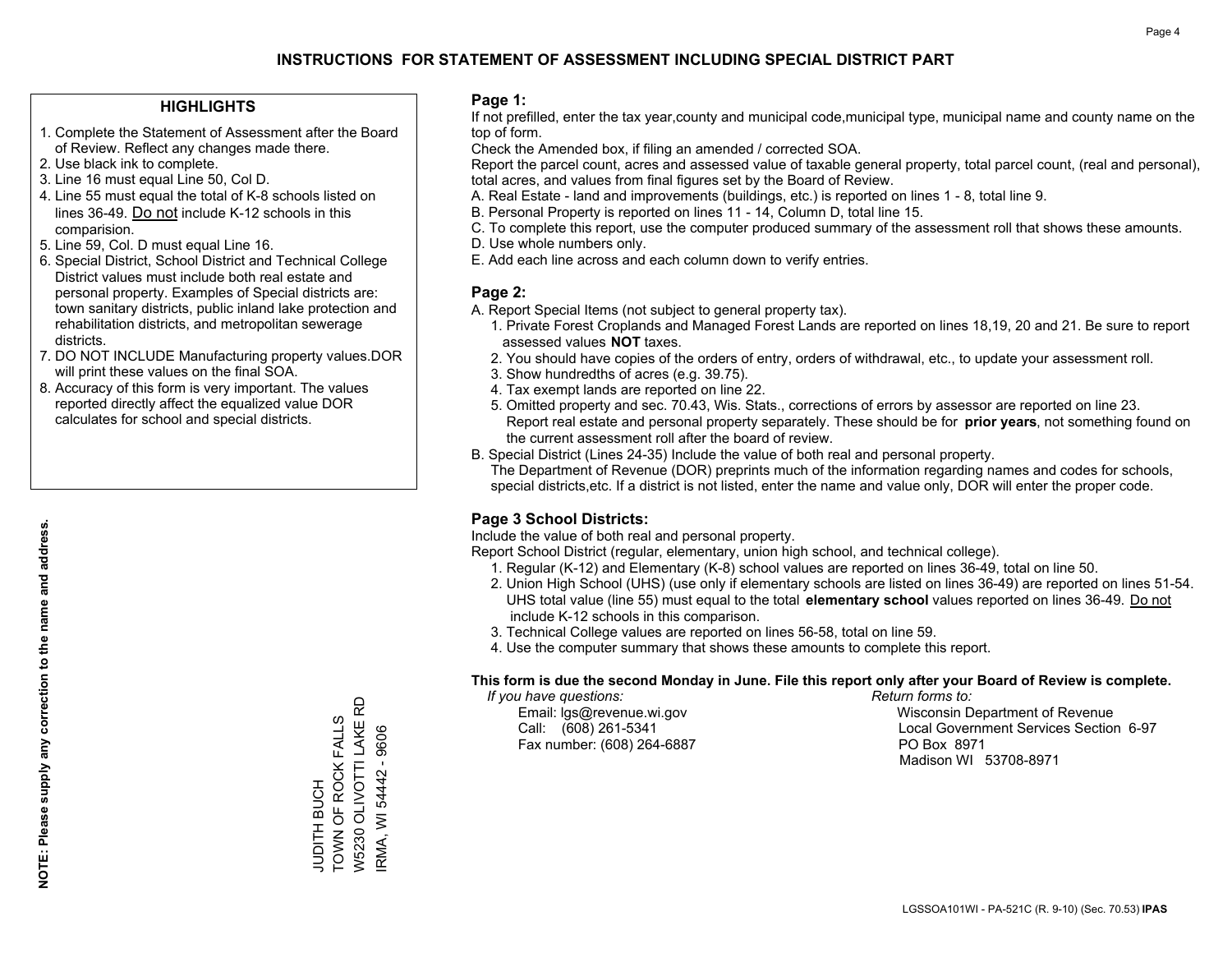# INSTRUCTIONS FOR STATEMENT OF ASSESSMENT INCLUDING SPECIAL DISTRICT PART

## HIGHLIGHTS

1. Complete the Statement of Assessment after the Board of Review. Reflect any changes made there.
2. Use black ink to complete.
3. Line 16 must equal Line 50, Col D.
4. Line 55 must equal the total of K-8 schools listed on lines 36-49. Do not include K-12 schools in this comparision.
5. Line 59, Col. D must equal Line 16.
6. Special District, School District and Technical College District values must include both real estate and personal property. Examples of Special districts are: town sanitary districts, public inland lake protection and rehabilitation districts, and metropolitan sewerage districts.
7. DO NOT INCLUDE Manufacturing property values.DOR will print these values on the final SOA.
8. Accuracy of this form is very important. The values reported directly affect the equalized value DOR calculates for school and special districts.

**NOTE: Please supply any correction to the name and address.**

JUDITH BUCH
TOWN OF ROCK FALLS
W5230 OLIVOTTI LAKE RD
IRMA, WI 54442 - 9606

## Page 1:

If not prefilled, enter the tax year,county and municipal code,municipal type, municipal name and county name on the top of form.

Check the Amended box, if filing an amended / corrected SOA.

Report the parcel count, acres and assessed value of taxable general property, total parcel count, (real and personal), total acres, and values from final figures set by the Board of Review.

A. Real Estate - land and improvements (buildings, etc.) is reported on lines 1 - 8, total line 9.
B. Personal Property is reported on lines 11 - 14, Column D, total line 15.
C. To complete this report, use the computer produced summary of the assessment roll that shows these amounts.
D. Use whole numbers only.
E. Add each line across and each column down to verify entries.

## Page 2:

A. Report Special Items (not subject to general property tax).
   1. Private Forest Croplands and Managed Forest Lands are reported on lines 18,19, 20 and 21. Be sure to report assessed values **NOT** taxes.
   2. You should have copies of the orders of entry, orders of withdrawal, etc., to update your assessment roll.
   3. Show hundredths of acres (e.g. 39.75).
   4. Tax exempt lands are reported on line 22.
   5. Omitted property and sec. 70.43, Wis. Stats., corrections of errors by assessor are reported on line 23. Report real estate and personal property separately. These should be for **prior years**, not something found on the current assessment roll after the board of review.
B. Special District (Lines 24-35) Include the value of both real and personal property.
   The Department of Revenue (DOR) preprints much of the information regarding names and codes for schools, special districts,etc. If a district is not listed, enter the name and value only, DOR will enter the proper code.

## Page 3 School Districts:

Include the value of both real and personal property.

Report School District (regular, elementary, union high school, and technical college).

1. Regular (K-12) and Elementary (K-8) school values are reported on lines 36-49, total on line 50.
2. Union High School (UHS) (use only if elementary schools are listed on lines 36-49) are reported on lines 51-54. UHS total value (line 55) must equal to the total **elementary school** values reported on lines 36-49. Do not include K-12 schools in this comparison.
3. Technical College values are reported on lines 56-58, total on line 59.
4. Use the computer summary that shows these amounts to complete this report.

**This form is due the second Monday in June. File this report only after your Board of Review is complete.**

*If you have questions:*
Email: lgs@revenue.wi.gov
Call: (608) 261-5341
Fax number: (608) 264-6887

*Return forms to:*
Wisconsin Department of Revenue
Local Government Services Section 6-97
PO Box 8971
Madison WI 53708-8971

LGSSOA101WI - PA-521C (R. 9-10) (Sec. 70.53) **IPAS**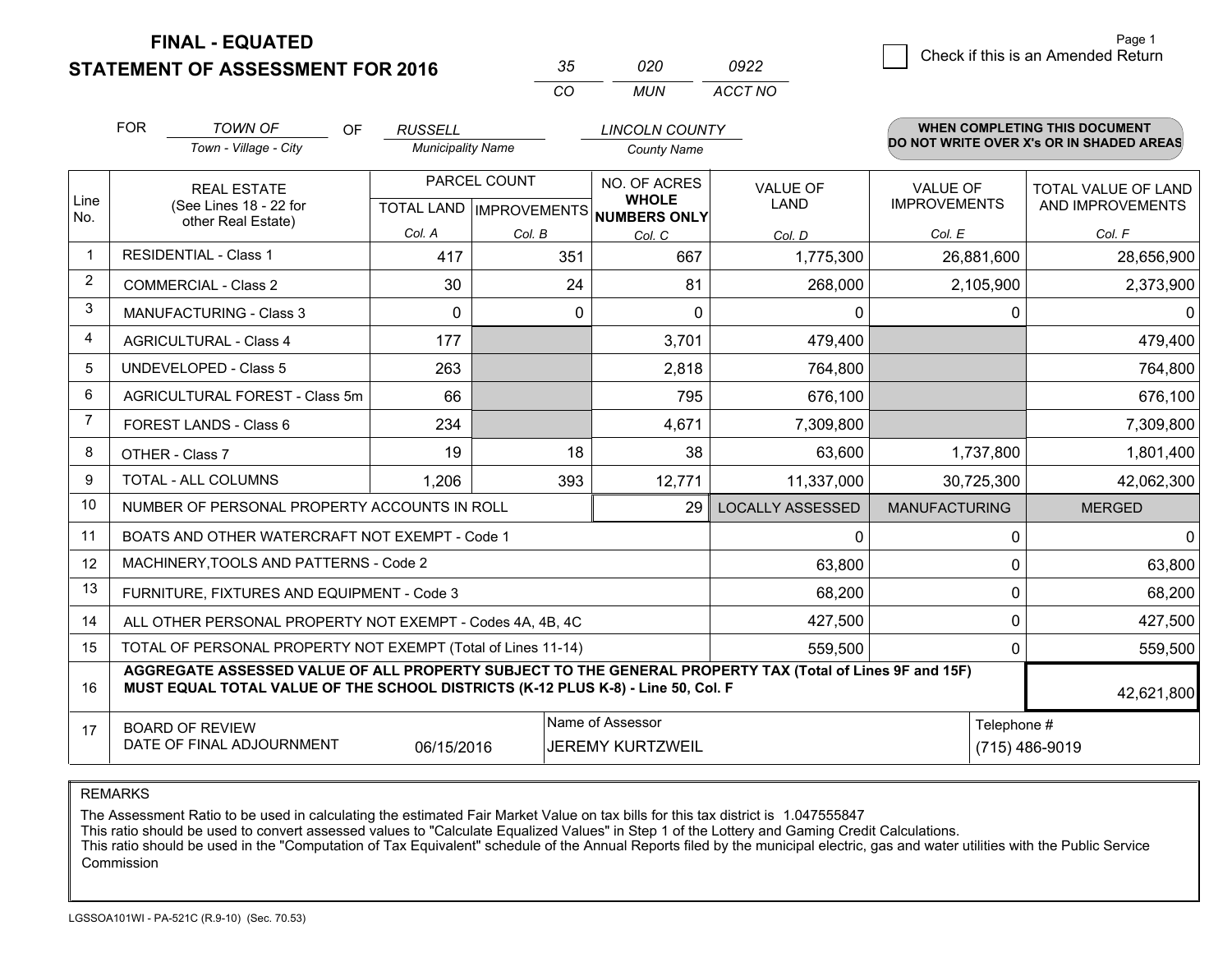**FINAL - EQUATED**
**STATEMENT OF ASSESSMENT FOR 2016**

| 35 | 020 | 0922 |
|---|---|---|
| CO | MUN | ACCT NO |

☐ Check if this is an Amended Return

FOR *TOWN OF* (Town - Village - City) OF *RUSSELL* (Municipality Name) *LINCOLN COUNTY* (County Name)

**WHEN COMPLETING THIS DOCUMENT DO NOT WRITE OVER X's OR IN SHADED AREAS**

| Line No. | REAL ESTATE (See Lines 18 - 22 for other Real Estate) | PARCEL COUNT TOTAL LAND Col. A | PARCEL COUNT IMPROVEMENTS Col. B | NO. OF ACRES WHOLE NUMBERS ONLY Col. C | VALUE OF LAND Col. D | VALUE OF IMPROVEMENTS Col. E | TOTAL VALUE OF LAND AND IMPROVEMENTS Col. F |
|---|---|---|---|---|---|---|---|
| 1 | RESIDENTIAL - Class 1 | 417 | 351 | 667 | 1,775,300 | 26,881,600 | 28,656,900 |
| 2 | COMMERCIAL - Class 2 | 30 | 24 | 81 | 268,000 | 2,105,900 | 2,373,900 |
| 3 | MANUFACTURING - Class 3 | 0 | 0 | 0 | 0 | 0 | 0 |
| 4 | AGRICULTURAL - Class 4 | 177 | | 3,701 | 479,400 | | 479,400 |
| 5 | UNDEVELOPED - Class 5 | 263 | | 2,818 | 764,800 | | 764,800 |
| 6 | AGRICULTURAL FOREST - Class 5m | 66 | | 795 | 676,100 | | 676,100 |
| 7 | FOREST LANDS - Class 6 | 234 | | 4,671 | 7,309,800 | | 7,309,800 |
| 8 | OTHER - Class 7 | 19 | 18 | 38 | 63,600 | 1,737,800 | 1,801,400 |
| 9 | TOTAL - ALL COLUMNS | 1,206 | 393 | 12,771 | 11,337,000 | 30,725,300 | 42,062,300 |
| 10 | NUMBER OF PERSONAL PROPERTY ACCOUNTS IN ROLL | | | 29 | LOCALLY ASSESSED | MANUFACTURING | MERGED |
| 11 | BOATS AND OTHER WATERCRAFT NOT EXEMPT - Code 1 | | | | 0 | 0 | 0 |
| 12 | MACHINERY,TOOLS AND PATTERNS - Code 2 | | | | 63,800 | 0 | 63,800 |
| 13 | FURNITURE, FIXTURES AND EQUIPMENT - Code 3 | | | | 68,200 | 0 | 68,200 |
| 14 | ALL OTHER PERSONAL PROPERTY NOT EXEMPT - Codes 4A, 4B, 4C | | | | 427,500 | 0 | 427,500 |
| 15 | TOTAL OF PERSONAL PROPERTY NOT EXEMPT (Total of Lines 11-14) | | | | 559,500 | 0 | 559,500 |
| 16 | **AGGREGATE ASSESSED VALUE OF ALL PROPERTY SUBJECT TO THE GENERAL PROPERTY TAX (Total of Lines 9F and 15F) MUST EQUAL TOTAL VALUE OF THE SCHOOL DISTRICTS (K-12 PLUS K-8) - Line 50, Col. F** | | | | | | 42,621,800 |
| 17 | BOARD OF REVIEW DATE OF FINAL ADJOURNMENT | 06/15/2016 | Name of Assessor: JEREMY KURTZWEIL | | | Telephone #: (715) 486-9019 | |

REMARKS

The Assessment Ratio to be used in calculating the estimated Fair Market Value on tax bills for this tax district is 1.047555847
This ratio should be used to convert assessed values to "Calculate Equalized Values" in Step 1 of the Lottery and Gaming Credit Calculations.
This ratio should be used in the "Computation of Tax Equivalent" schedule of the Annual Reports filed by the municipal electric, gas and water utilities with the Public Service Commission

LGSSOA101WI - PA-521C (R.9-10) (Sec. 70.53)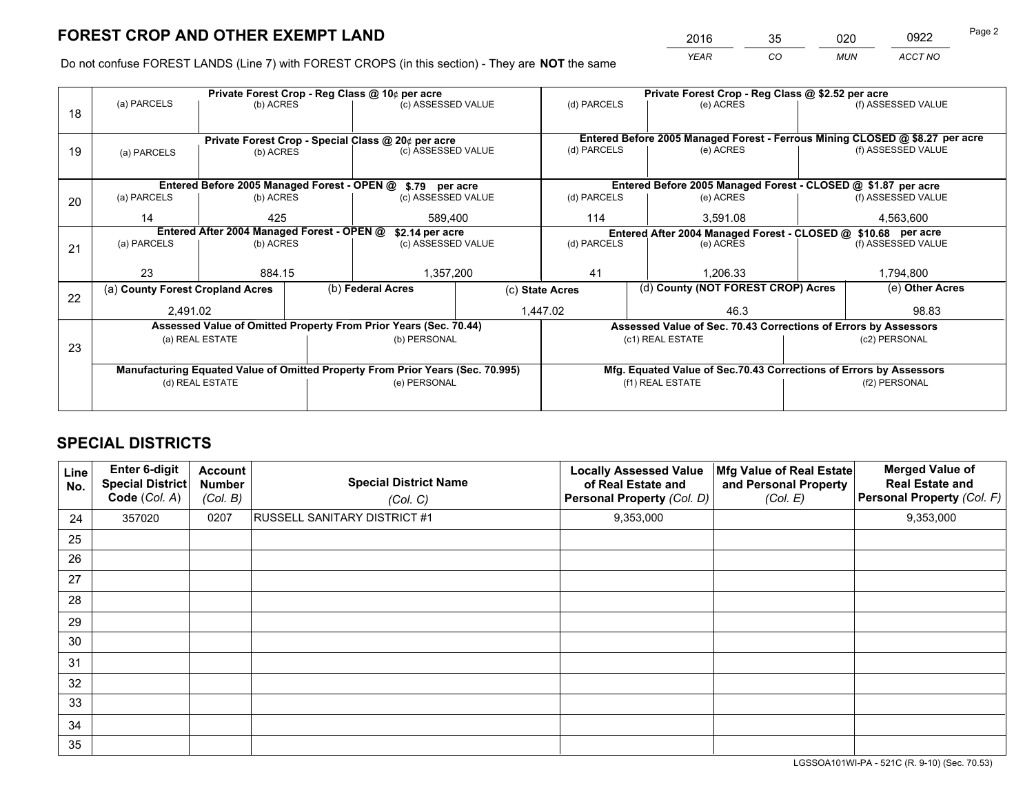# FOREST CROP AND OTHER EXEMPT LAND

| 2016 | 35 | 020 | 0922 |
|---|---|---|---|
| *YEAR* | *CO* | *MUN* | *ACCT NO* |

Do not confuse FOREST LANDS (Line 7) with FOREST CROPS (in this section) - They are **NOT** the same

| Line | Private Forest Crop - Reg Class @ 10¢ per acre | | | Private Forest Crop - Reg Class @ $2.52 per acre | | |
|---|---|---|---|---|---|---|
| | (a) PARCELS | (b) ACRES | (c) ASSESSED VALUE | (d) PARCELS | (e) ACRES | (f) ASSESSED VALUE |
| 18 | | | | | | |
| | **Private Forest Crop - Special Class @ 20¢ per acre** | | | **Entered Before 2005 Managed Forest - Ferrous Mining CLOSED @ $8.27 per acre** | | |
| | (a) PARCELS | (b) ACRES | (c) ASSESSED VALUE | (d) PARCELS | (e) ACRES | (f) ASSESSED VALUE |
| 19 | | | | | | |
| | **Entered Before 2005 Managed Forest - OPEN @ $.79 per acre** | | | **Entered Before 2005 Managed Forest - CLOSED @ $1.87 per acre** | | |
| | (a) PARCELS | (b) ACRES | (c) ASSESSED VALUE | (d) PARCELS | (e) ACRES | (f) ASSESSED VALUE |
| 20 | 14 | 425 | 589,400 | 114 | 3,591.08 | 4,563,600 |
| | **Entered After 2004 Managed Forest - OPEN @ $2.14 per acre** | | | **Entered After 2004 Managed Forest - CLOSED @ $10.68 per acre** | | |
| | (a) PARCELS | (b) ACRES | (c) ASSESSED VALUE | (d) PARCELS | (e) ACRES | (f) ASSESSED VALUE |
| 21 | 23 | 884.15 | 1,357,200 | 41 | 1,206.33 | 1,794,800 |

| Line | (a) County Forest Cropland Acres | (b) Federal Acres | (c) State Acres | (d) County (NOT FOREST CROP) Acres | (e) Other Acres |
|---|---|---|---|---|---|
| 22 | 2,491.02 | | 1,447.02 | 46.3 | 98.83 |

| Line | Assessed Value of Omitted Property From Prior Years (Sec. 70.44) | | Assessed Value of Sec. 70.43 Corrections of Errors by Assessors | |
|---|---|---|---|---|
| | (a) REAL ESTATE | (b) PERSONAL | (c1) REAL ESTATE | (c2) PERSONAL |
| 23 | | | | |
| | **Manufacturing Equated Value of Omitted Property From Prior Years (Sec. 70.995)** | | **Mfg. Equated Value of Sec.70.43 Corrections of Errors by Assessors** | |
| | (d) REAL ESTATE | (e) PERSONAL | (f1) REAL ESTATE | (f2) PERSONAL |
| | | | | |

# SPECIAL DISTRICTS

| Line No. | Enter 6-digit Special District Code (*Col. A*) | Account Number (*Col. B*) | Special District Name (*Col. C*) | Locally Assessed Value of Real Estate and Personal Property (*Col. D*) | Mfg Value of Real Estate and Personal Property (*Col. E*) | Merged Value of Real Estate and Personal Property (*Col. F*) |
|---|---|---|---|---|---|---|
| 24 | 357020 | 0207 | RUSSELL SANITARY DISTRICT #1 | 9,353,000 | | 9,353,000 |
| 25 | | | | | | |
| 26 | | | | | | |
| 27 | | | | | | |
| 28 | | | | | | |
| 29 | | | | | | |
| 30 | | | | | | |
| 31 | | | | | | |
| 32 | | | | | | |
| 33 | | | | | | |
| 34 | | | | | | |
| 35 | | | | | | |

LGSSOA101WI-PA - 521C (R. 9-10) (Sec. 70.53)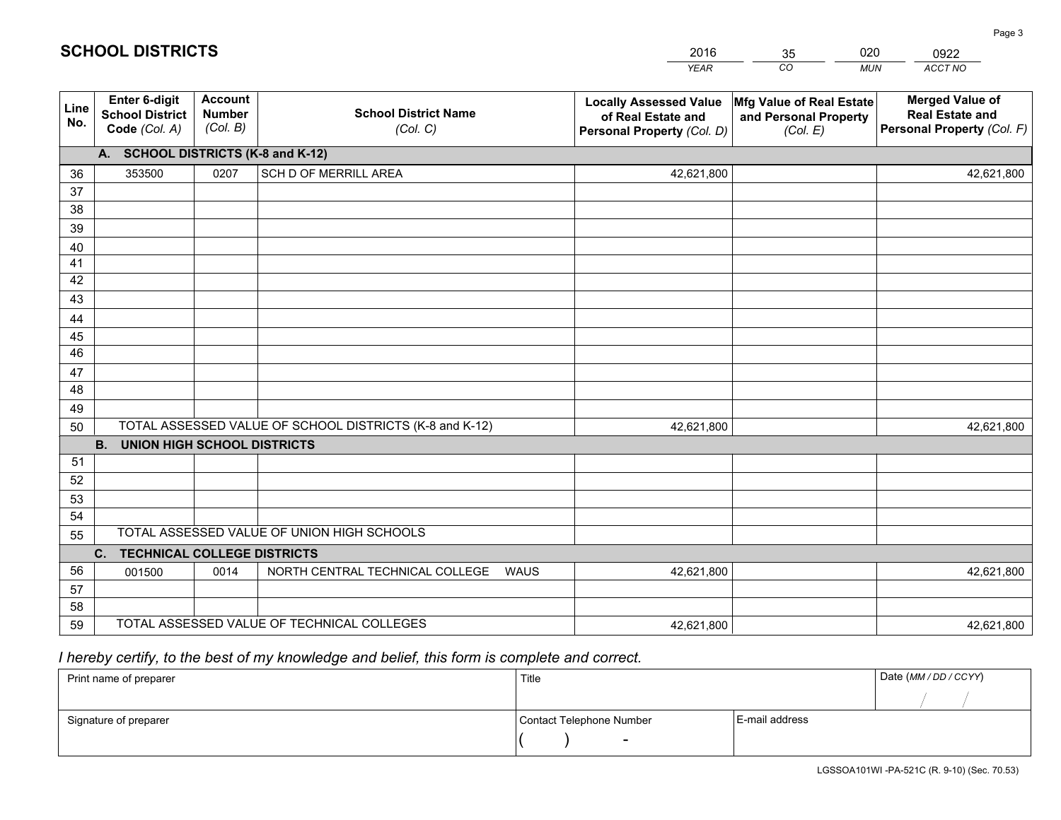# SCHOOL DISTRICTS

| 2016 | 35 | 020 | 0922 |
|---|---|---|---|
| *YEAR* | *CO* | *MUN* | *ACCT NO* |

| Line No. | Enter 6-digit School District Code *(Col. A)* | Account Number *(Col. B)* | School District Name *(Col. C)* | Locally Assessed Value of Real Estate and Personal Property *(Col. D)* | Mfg Value of Real Estate and Personal Property *(Col. E)* | Merged Value of Real Estate and Personal Property *(Col. F)* |
|---|---|---|---|---|---|---|
| | **A. SCHOOL DISTRICTS (K-8 and K-12)** | | | | | |
| 36 | 353500 | 0207 | SCH D OF MERRILL AREA | 42,621,800 | | 42,621,800 |
| 37 | | | | | | |
| 38 | | | | | | |
| 39 | | | | | | |
| 40 | | | | | | |
| 41 | | | | | | |
| 42 | | | | | | |
| 43 | | | | | | |
| 44 | | | | | | |
| 45 | | | | | | |
| 46 | | | | | | |
| 47 | | | | | | |
| 48 | | | | | | |
| 49 | | | | | | |
| 50 | TOTAL ASSESSED VALUE OF SCHOOL DISTRICTS (K-8 and K-12) | | | 42,621,800 | | 42,621,800 |
| | **B. UNION HIGH SCHOOL DISTRICTS** | | | | | |
| 51 | | | | | | |
| 52 | | | | | | |
| 53 | | | | | | |
| 54 | | | | | | |
| 55 | TOTAL ASSESSED VALUE OF UNION HIGH SCHOOLS | | | | | |
| | **C. TECHNICAL COLLEGE DISTRICTS** | | | | | |
| 56 | 001500 | 0014 | NORTH CENTRAL TECHNICAL COLLEGE WAUS | 42,621,800 | | 42,621,800 |
| 57 | | | | | | |
| 58 | | | | | | |
| 59 | TOTAL ASSESSED VALUE OF TECHNICAL COLLEGES | | | 42,621,800 | | 42,621,800 |

*I hereby certify, to the best of my knowledge and belief, this form is complete and correct.*

| Print name of preparer | Title | | Date *(MM / DD / CCYY)* |
|---|---|---|---|
| | | | / / |
| Signature of preparer | Contact Telephone Number | E-mail address | |
| | ( ) - | | |

LGSSOA101WI -PA-521C (R. 9-10) (Sec. 70.53)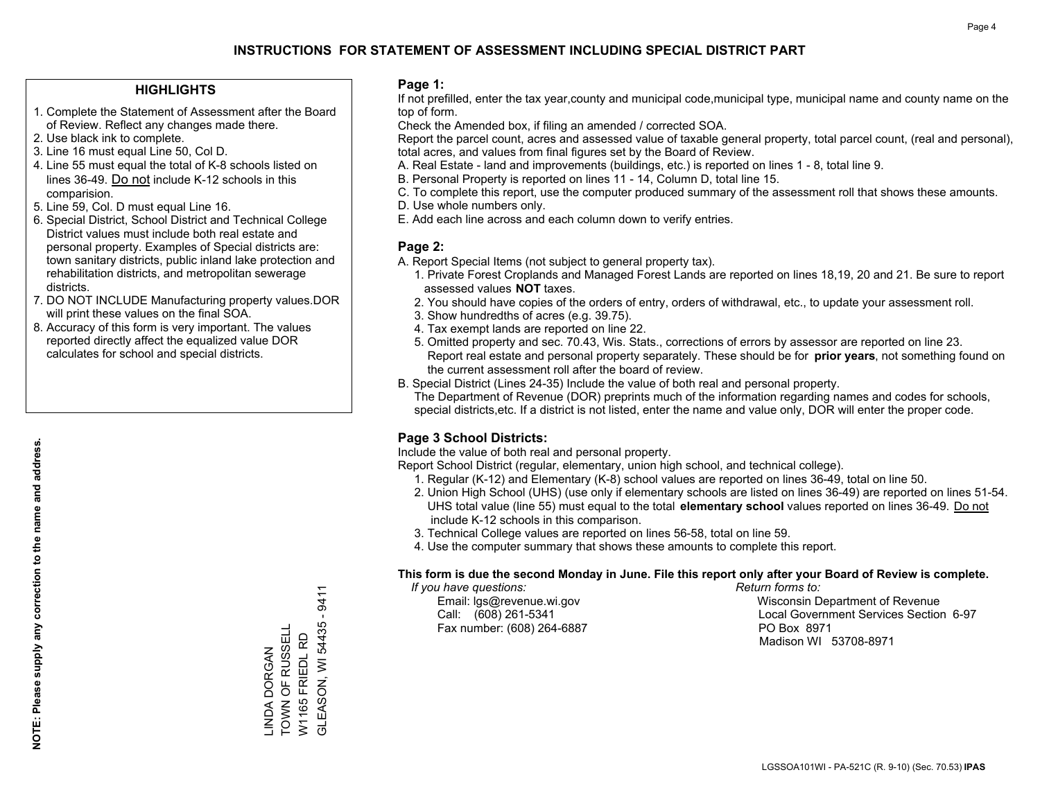# INSTRUCTIONS FOR STATEMENT OF ASSESSMENT INCLUDING SPECIAL DISTRICT PART

## HIGHLIGHTS

1. Complete the Statement of Assessment after the Board of Review. Reflect any changes made there.
2. Use black ink to complete.
3. Line 16 must equal Line 50, Col D.
4. Line 55 must equal the total of K-8 schools listed on lines 36-49. Do not include K-12 schools in this comparision.
5. Line 59, Col. D must equal Line 16.
6. Special District, School District and Technical College District values must include both real estate and personal property. Examples of Special districts are: town sanitary districts, public inland lake protection and rehabilitation districts, and metropolitan sewerage districts.
7. DO NOT INCLUDE Manufacturing property values.DOR will print these values on the final SOA.
8. Accuracy of this form is very important. The values reported directly affect the equalized value DOR calculates for school and special districts.

**NOTE: Please supply any correction to the name and address.**

LINDA DORGAN
TOWN OF RUSSELL
W1165 FRIEDL RD
GLEASON, WI 54435 - 9411

## Page 1:

If not prefilled, enter the tax year,county and municipal code,municipal type, municipal name and county name on the top of form.

Check the Amended box, if filing an amended / corrected SOA.

Report the parcel count, acres and assessed value of taxable general property, total parcel count, (real and personal), total acres, and values from final figures set by the Board of Review.

A. Real Estate - land and improvements (buildings, etc.) is reported on lines 1 - 8, total line 9.
B. Personal Property is reported on lines 11 - 14, Column D, total line 15.
C. To complete this report, use the computer produced summary of the assessment roll that shows these amounts.
D. Use whole numbers only.
E. Add each line across and each column down to verify entries.

## Page 2:

A. Report Special Items (not subject to general property tax).
   1. Private Forest Croplands and Managed Forest Lands are reported on lines 18,19, 20 and 21. Be sure to report assessed values **NOT** taxes.
   2. You should have copies of the orders of entry, orders of withdrawal, etc., to update your assessment roll.
   3. Show hundredths of acres (e.g. 39.75).
   4. Tax exempt lands are reported on line 22.
   5. Omitted property and sec. 70.43, Wis. Stats., corrections of errors by assessor are reported on line 23. Report real estate and personal property separately. These should be for **prior years**, not something found on the current assessment roll after the board of review.
B. Special District (Lines 24-35) Include the value of both real and personal property.
   The Department of Revenue (DOR) preprints much of the information regarding names and codes for schools, special districts,etc. If a district is not listed, enter the name and value only, DOR will enter the proper code.

## Page 3 School Districts:

Include the value of both real and personal property.

Report School District (regular, elementary, union high school, and technical college).

1. Regular (K-12) and Elementary (K-8) school values are reported on lines 36-49, total on line 50.
2. Union High School (UHS) (use only if elementary schools are listed on lines 36-49) are reported on lines 51-54. UHS total value (line 55) must equal to the total **elementary school** values reported on lines 36-49. Do not include K-12 schools in this comparison.
3. Technical College values are reported on lines 56-58, total on line 59.
4. Use the computer summary that shows these amounts to complete this report.

**This form is due the second Monday in June. File this report only after your Board of Review is complete.**

*If you have questions:*
Email: lgs@revenue.wi.gov
Call: (608) 261-5341
Fax number: (608) 264-6887

*Return forms to:*
Wisconsin Department of Revenue
Local Government Services Section 6-97
PO Box 8971
Madison WI 53708-8971

LGSSOA101WI - PA-521C (R. 9-10) (Sec. 70.53) **IPAS**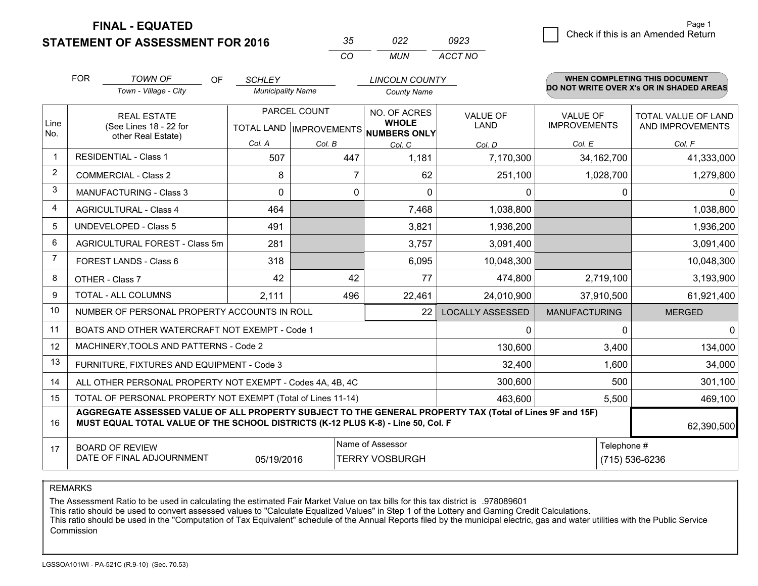# FINAL - EQUATED
## STATEMENT OF ASSESSMENT FOR 2016

| 35 | 022 | 0923 |
|---|---|---|
| CO | MUN | ACCT NO |

Page 1

☐ Check if this is an Amended Return

FOR *TOWN OF* (Town - Village - City) OF *SCHLEY* (Municipality Name) *LINCOLN COUNTY* (County Name)

**WHEN COMPLETING THIS DOCUMENT DO NOT WRITE OVER X's OR IN SHADED AREAS**

| Line No. | REAL ESTATE (See Lines 18 - 22 for other Real Estate) | PARCEL COUNT TOTAL LAND Col. A | PARCEL COUNT IMPROVEMENTS Col. B | NO. OF ACRES WHOLE NUMBERS ONLY Col. C | VALUE OF LAND Col. D | VALUE OF IMPROVEMENTS Col. E | TOTAL VALUE OF LAND AND IMPROVEMENTS Col. F |
|---|---|---|---|---|---|---|---|
| 1 | RESIDENTIAL - Class 1 | 507 | 447 | 1,181 | 7,170,300 | 34,162,700 | 41,333,000 |
| 2 | COMMERCIAL - Class 2 | 8 | 7 | 62 | 251,100 | 1,028,700 | 1,279,800 |
| 3 | MANUFACTURING - Class 3 | 0 | 0 | 0 | 0 | 0 | 0 |
| 4 | AGRICULTURAL - Class 4 | 464 | | 7,468 | 1,038,800 | | 1,038,800 |
| 5 | UNDEVELOPED - Class 5 | 491 | | 3,821 | 1,936,200 | | 1,936,200 |
| 6 | AGRICULTURAL FOREST - Class 5m | 281 | | 3,757 | 3,091,400 | | 3,091,400 |
| 7 | FOREST LANDS - Class 6 | 318 | | 6,095 | 10,048,300 | | 10,048,300 |
| 8 | OTHER - Class 7 | 42 | 42 | 77 | 474,800 | 2,719,100 | 3,193,900 |
| 9 | TOTAL - ALL COLUMNS | 2,111 | 496 | 22,461 | 24,010,900 | 37,910,500 | 61,921,400 |
| 10 | NUMBER OF PERSONAL PROPERTY ACCOUNTS IN ROLL | | | 22 | LOCALLY ASSESSED | MANUFACTURING | MERGED |
| 11 | BOATS AND OTHER WATERCRAFT NOT EXEMPT - Code 1 | | | | 0 | 0 | 0 |
| 12 | MACHINERY,TOOLS AND PATTERNS - Code 2 | | | | 130,600 | 3,400 | 134,000 |
| 13 | FURNITURE, FIXTURES AND EQUIPMENT - Code 3 | | | | 32,400 | 1,600 | 34,000 |
| 14 | ALL OTHER PERSONAL PROPERTY NOT EXEMPT - Codes 4A, 4B, 4C | | | | 300,600 | 500 | 301,100 |
| 15 | TOTAL OF PERSONAL PROPERTY NOT EXEMPT (Total of Lines 11-14) | | | | 463,600 | 5,500 | 469,100 |
| 16 | **AGGREGATE ASSESSED VALUE OF ALL PROPERTY SUBJECT TO THE GENERAL PROPERTY TAX (Total of Lines 9F and 15F) MUST EQUAL TOTAL VALUE OF THE SCHOOL DISTRICTS (K-12 PLUS K-8) - Line 50, Col. F** | | | | | | 62,390,500 |
| 17 | BOARD OF REVIEW DATE OF FINAL ADJOURNMENT | 05/19/2016 | | Name of Assessor: TERRY VOSBURGH | | | Telephone #: (715) 536-6236 |

REMARKS

The Assessment Ratio to be used in calculating the estimated Fair Market Value on tax bills for this tax district is .978089601
This ratio should be used to convert assessed values to "Calculate Equalized Values" in Step 1 of the Lottery and Gaming Credit Calculations.
This ratio should be used in the "Computation of Tax Equivalent" schedule of the Annual Reports filed by the municipal electric, gas and water utilities with the Public Service Commission

LGSSOA101WI - PA-521C (R.9-10) (Sec. 70.53)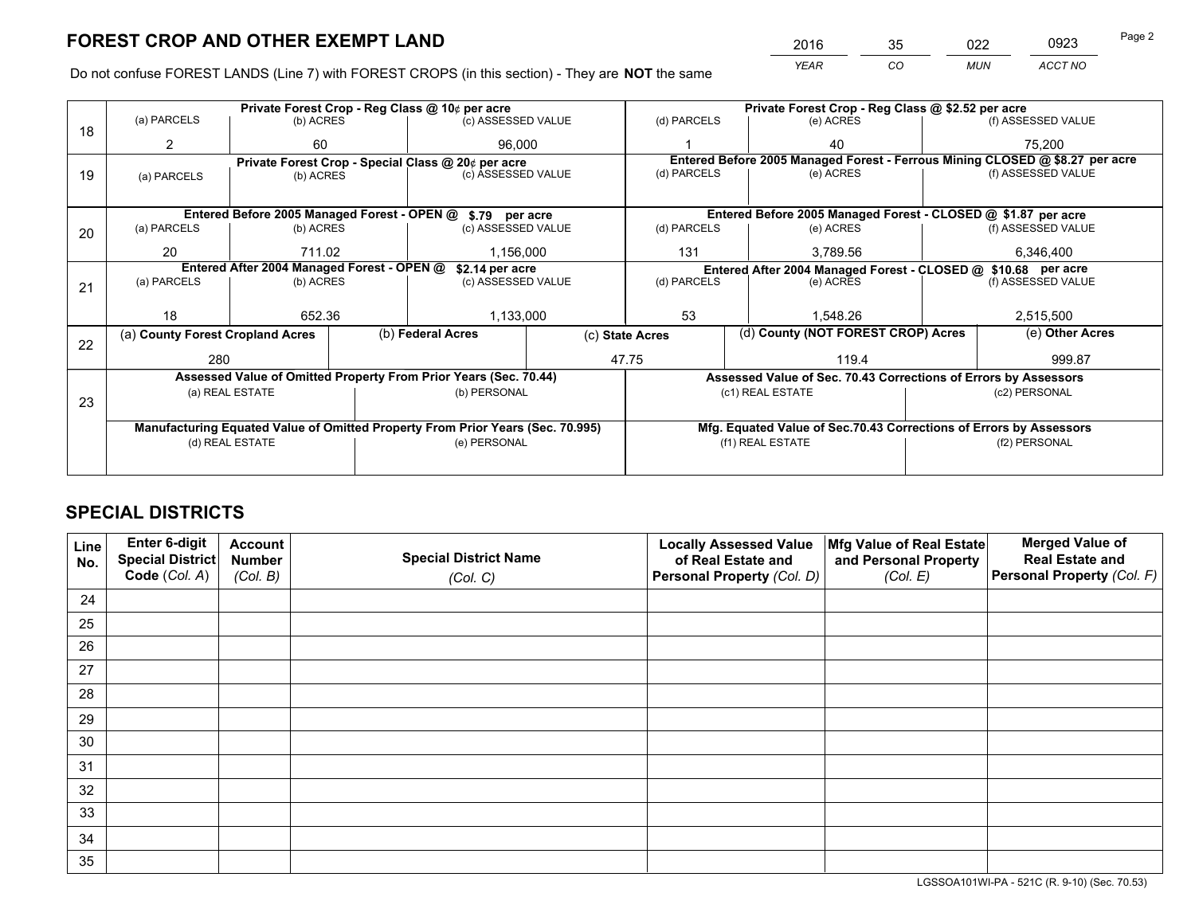# FOREST CROP AND OTHER EXEMPT LAND

| 2016 | 35 | 022 | 0923 |
|---|---|---|---|
| YEAR | CO | MUN | ACCT NO |

Do not confuse FOREST LANDS (Line 7) with FOREST CROPS (in this section) - They are **NOT** the same

| Line | Private Forest Crop - Reg Class @ 10¢ per acre | | | Private Forest Crop - Reg Class @ $2.52 per acre | | |
|---|---|---|---|---|---|---|
| 18 | (a) PARCELS | (b) ACRES | (c) ASSESSED VALUE | (d) PARCELS | (e) ACRES | (f) ASSESSED VALUE |
| | 2 | 60 | 96,000 | 1 | 40 | 75,200 |
| | **Private Forest Crop - Special Class @ 20¢ per acre** | | | **Entered Before 2005 Managed Forest - Ferrous Mining CLOSED @ $8.27 per acre** | | |
| 19 | (a) PARCELS | (b) ACRES | (c) ASSESSED VALUE | (d) PARCELS | (e) ACRES | (f) ASSESSED VALUE |
| | | | | | | |
| | **Entered Before 2005 Managed Forest - OPEN @ $.79 per acre** | | | **Entered Before 2005 Managed Forest - CLOSED @ $1.87 per acre** | | |
| 20 | (a) PARCELS | (b) ACRES | (c) ASSESSED VALUE | (d) PARCELS | (e) ACRES | (f) ASSESSED VALUE |
| | 20 | 711.02 | 1,156,000 | 131 | 3,789.56 | 6,346,400 |
| | **Entered After 2004 Managed Forest - OPEN @ $2.14 per acre** | | | **Entered After 2004 Managed Forest - CLOSED @ $10.68 per acre** | | |
| 21 | (a) PARCELS | (b) ACRES | (c) ASSESSED VALUE | (d) PARCELS | (e) ACRES | (f) ASSESSED VALUE |
| | 18 | 652.36 | 1,133,000 | 53 | 1,548.26 | 2,515,500 |

| Line | (a) County Forest Cropland Acres | (b) Federal Acres | (c) State Acres | (d) County (NOT FOREST CROP) Acres | (e) Other Acres |
|---|---|---|---|---|---|
| 22 | 280 | | 47.75 | 119.4 | 999.87 |

| Line | Assessed Value of Omitted Property From Prior Years (Sec. 70.44) | | Assessed Value of Sec. 70.43 Corrections of Errors by Assessors | |
|---|---|---|---|---|
| 23 | (a) REAL ESTATE | (b) PERSONAL | (c1) REAL ESTATE | (c2) PERSONAL |
| | | | | |
| | **Manufacturing Equated Value of Omitted Property From Prior Years (Sec. 70.995)** | | **Mfg. Equated Value of Sec.70.43 Corrections of Errors by Assessors** | |
| | (d) REAL ESTATE | (e) PERSONAL | (f1) REAL ESTATE | (f2) PERSONAL |
| | | | | |

# SPECIAL DISTRICTS

| Line No. | Enter 6-digit Special District Code (Col. A) | Account Number (Col. B) | Special District Name (Col. C) | Locally Assessed Value of Real Estate and Personal Property (Col. D) | Mfg Value of Real Estate and Personal Property (Col. E) | Merged Value of Real Estate and Personal Property (Col. F) |
|---|---|---|---|---|---|---|
| 24 | | | | | | |
| 25 | | | | | | |
| 26 | | | | | | |
| 27 | | | | | | |
| 28 | | | | | | |
| 29 | | | | | | |
| 30 | | | | | | |
| 31 | | | | | | |
| 32 | | | | | | |
| 33 | | | | | | |
| 34 | | | | | | |
| 35 | | | | | | |

LGSSOA101WI-PA - 521C (R. 9-10) (Sec. 70.53)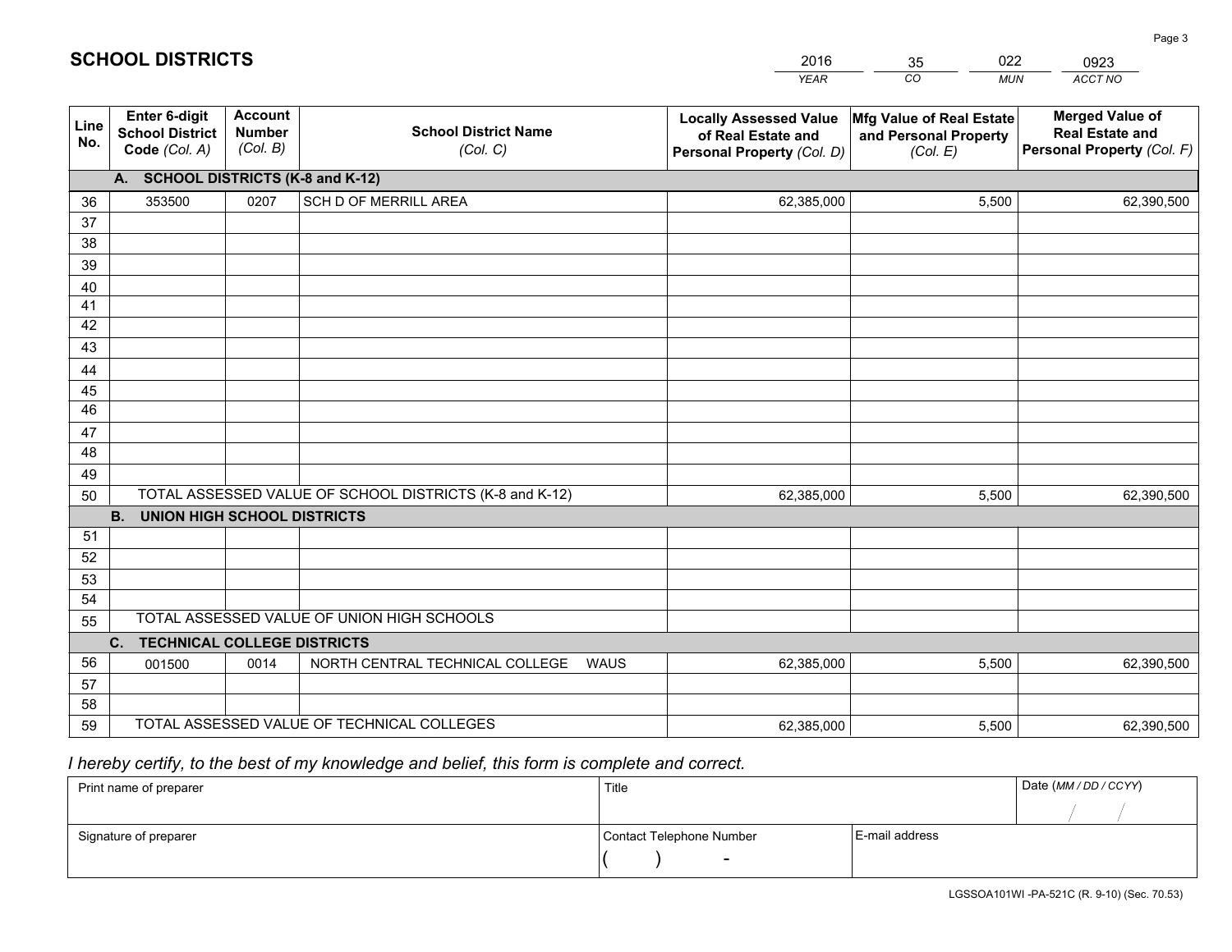# SCHOOL DISTRICTS

| 2016 | 35 | 022 | 0923 |
|---|---|---|---|
| *YEAR* | *CO* | *MUN* | *ACCT NO* |

| Line No. | Enter 6-digit School District Code *(Col. A)* | Account Number *(Col. B)* | School District Name *(Col. C)* | Locally Assessed Value of Real Estate and Personal Property *(Col. D)* | Mfg Value of Real Estate and Personal Property *(Col. E)* | Merged Value of Real Estate and Personal Property *(Col. F)* |
|---|---|---|---|---|---|---|
| **A. SCHOOL DISTRICTS (K-8 and K-12)** | | | | | | |
| 36 | 353500 | 0207 | SCH D OF MERRILL AREA | 62,385,000 | 5,500 | 62,390,500 |
| 37 | | | | | | |
| 38 | | | | | | |
| 39 | | | | | | |
| 40 | | | | | | |
| 41 | | | | | | |
| 42 | | | | | | |
| 43 | | | | | | |
| 44 | | | | | | |
| 45 | | | | | | |
| 46 | | | | | | |
| 47 | | | | | | |
| 48 | | | | | | |
| 49 | | | | | | |
| 50 | TOTAL ASSESSED VALUE OF SCHOOL DISTRICTS (K-8 and K-12) | | | 62,385,000 | 5,500 | 62,390,500 |
| **B. UNION HIGH SCHOOL DISTRICTS** | | | | | | |
| 51 | | | | | | |
| 52 | | | | | | |
| 53 | | | | | | |
| 54 | | | | | | |
| 55 | TOTAL ASSESSED VALUE OF UNION HIGH SCHOOLS | | | | | |
| **C. TECHNICAL COLLEGE DISTRICTS** | | | | | | |
| 56 | 001500 | 0014 | NORTH CENTRAL TECHNICAL COLLEGE WAUS | 62,385,000 | 5,500 | 62,390,500 |
| 57 | | | | | | |
| 58 | | | | | | |
| 59 | TOTAL ASSESSED VALUE OF TECHNICAL COLLEGES | | | 62,385,000 | 5,500 | 62,390,500 |

*I hereby certify, to the best of my knowledge and belief, this form is complete and correct.*

| Print name of preparer | Title | | Date *(MM / DD / CCYY)* |
|---|---|---|---|
| | | | / / |
| Signature of preparer | Contact Telephone Number | E-mail address | |
| | ( ) - | | |

LGSSOA101WI -PA-521C (R. 9-10) (Sec. 70.53)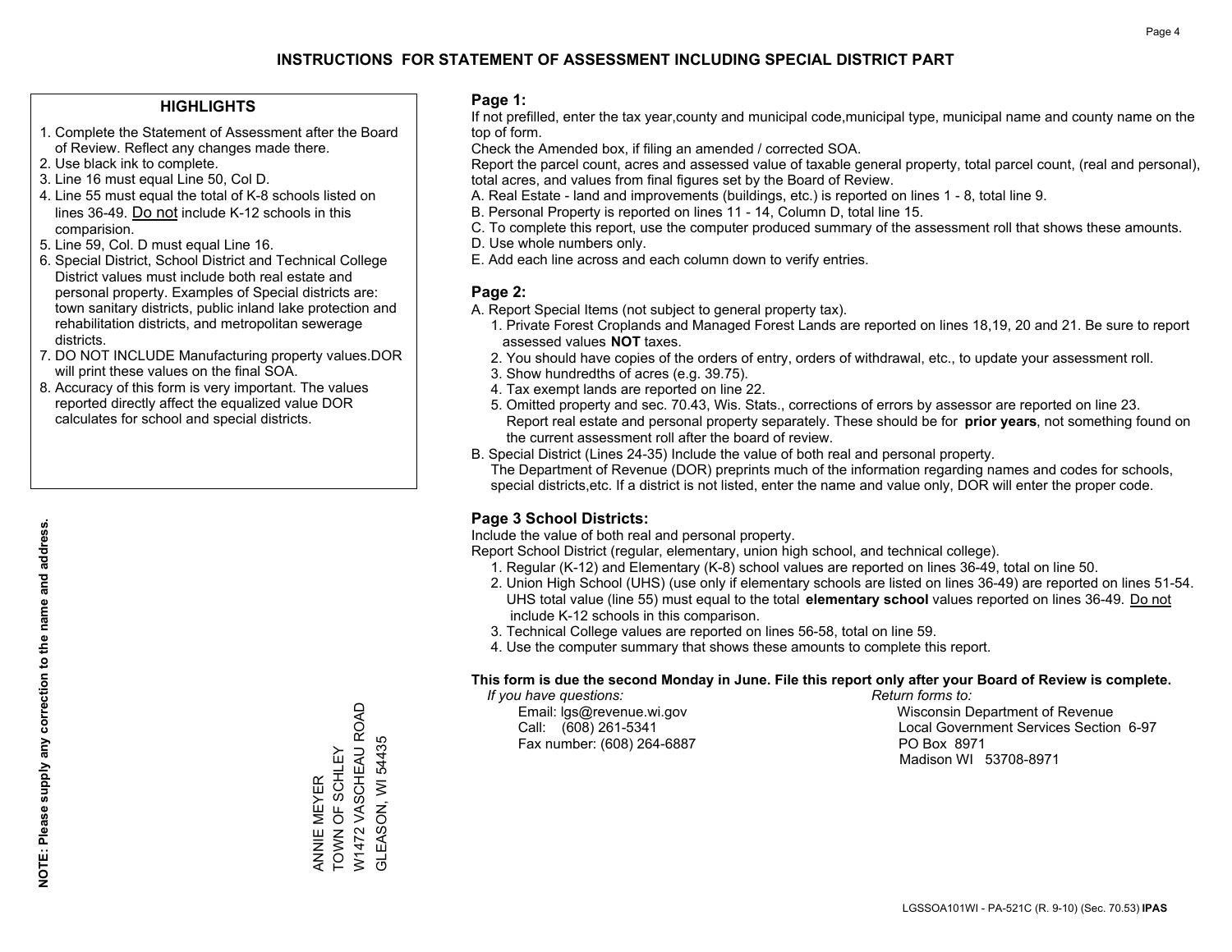# INSTRUCTIONS FOR STATEMENT OF ASSESSMENT INCLUDING SPECIAL DISTRICT PART

## HIGHLIGHTS

1. Complete the Statement of Assessment after the Board of Review. Reflect any changes made there.
2. Use black ink to complete.
3. Line 16 must equal Line 50, Col D.
4. Line 55 must equal the total of K-8 schools listed on lines 36-49. Do not include K-12 schools in this comparision.
5. Line 59, Col. D must equal Line 16.
6. Special District, School District and Technical College District values must include both real estate and personal property. Examples of Special districts are: town sanitary districts, public inland lake protection and rehabilitation districts, and metropolitan sewerage districts.
7. DO NOT INCLUDE Manufacturing property values.DOR will print these values on the final SOA.
8. Accuracy of this form is very important. The values reported directly affect the equalized value DOR calculates for school and special districts.

**NOTE: Please supply any correction to the name and address.**

ANNIE MEYER
TOWN OF SCHLEY
W1472 VASCHEAU ROAD
GLEASON, WI 54435

## Page 1:

If not prefilled, enter the tax year,county and municipal code,municipal type, municipal name and county name on the top of form.

Check the Amended box, if filing an amended / corrected SOA.

Report the parcel count, acres and assessed value of taxable general property, total parcel count, (real and personal), total acres, and values from final figures set by the Board of Review.

A. Real Estate - land and improvements (buildings, etc.) is reported on lines 1 - 8, total line 9.
B. Personal Property is reported on lines 11 - 14, Column D, total line 15.
C. To complete this report, use the computer produced summary of the assessment roll that shows these amounts.
D. Use whole numbers only.
E. Add each line across and each column down to verify entries.

## Page 2:

A. Report Special Items (not subject to general property tax).
   1. Private Forest Croplands and Managed Forest Lands are reported on lines 18,19, 20 and 21. Be sure to report assessed values **NOT** taxes.
   2. You should have copies of the orders of entry, orders of withdrawal, etc., to update your assessment roll.
   3. Show hundredths of acres (e.g. 39.75).
   4. Tax exempt lands are reported on line 22.
   5. Omitted property and sec. 70.43, Wis. Stats., corrections of errors by assessor are reported on line 23. Report real estate and personal property separately. These should be for **prior years**, not something found on the current assessment roll after the board of review.
B. Special District (Lines 24-35) Include the value of both real and personal property.
   The Department of Revenue (DOR) preprints much of the information regarding names and codes for schools, special districts,etc. If a district is not listed, enter the name and value only, DOR will enter the proper code.

## Page 3 School Districts:

Include the value of both real and personal property.

Report School District (regular, elementary, union high school, and technical college).

1. Regular (K-12) and Elementary (K-8) school values are reported on lines 36-49, total on line 50.
2. Union High School (UHS) (use only if elementary schools are listed on lines 36-49) are reported on lines 51-54. UHS total value (line 55) must equal to the total **elementary school** values reported on lines 36-49. Do not include K-12 schools in this comparison.
3. Technical College values are reported on lines 56-58, total on line 59.
4. Use the computer summary that shows these amounts to complete this report.

**This form is due the second Monday in June. File this report only after your Board of Review is complete.**

*If you have questions:*
Email: lgs@revenue.wi.gov
Call: (608) 261-5341
Fax number: (608) 264-6887

*Return forms to:*
Wisconsin Department of Revenue
Local Government Services Section 6-97
PO Box 8971
Madison WI 53708-8971

LGSSOA101WI - PA-521C (R. 9-10) (Sec. 70.53) **IPAS**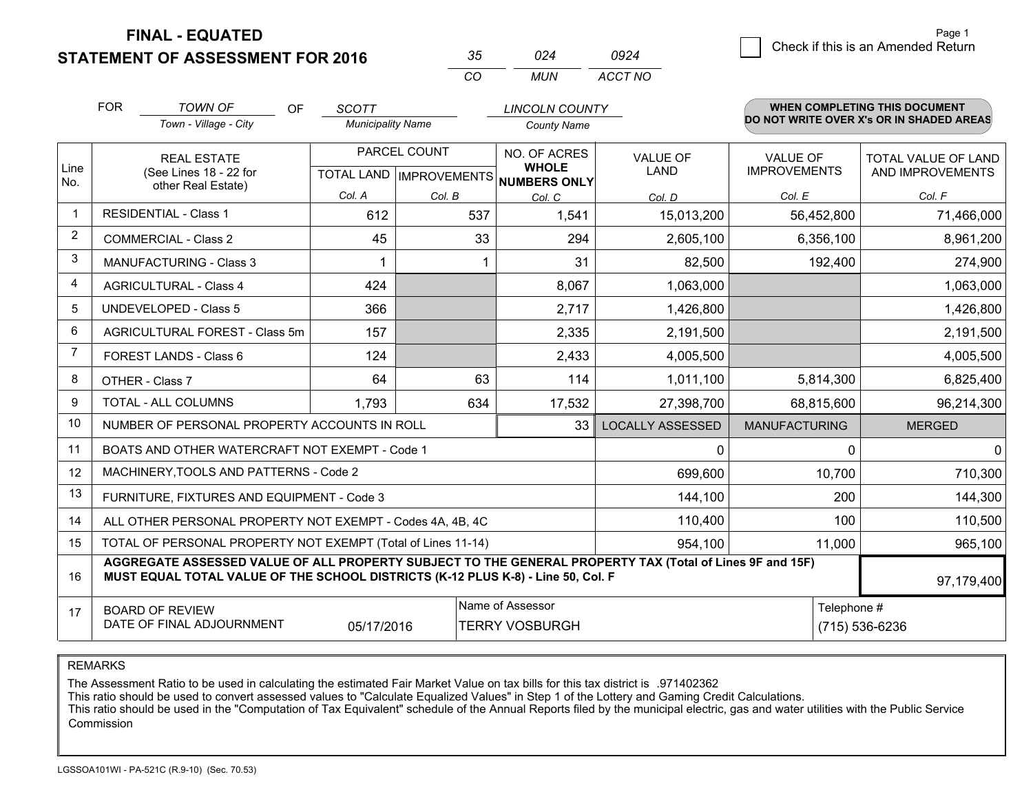**FINAL - EQUATED**

**STATEMENT OF ASSESSMENT FOR 2016**

| 35 | 024 | 0924 |
|---|---|---|
| CO | MUN | ACCT NO |

Page 1

☐ Check if this is an Amended Return

FOR *TOWN OF* (Town - Village - City) OF *SCOTT* (Municipality Name) *LINCOLN COUNTY* (County Name)

**WHEN COMPLETING THIS DOCUMENT DO NOT WRITE OVER X's OR IN SHADED AREAS**

| Line No. | REAL ESTATE (See Lines 18 - 22 for other Real Estate) | PARCEL COUNT TOTAL LAND Col. A | PARCEL COUNT IMPROVEMENTS Col. B | NO. OF ACRES WHOLE NUMBERS ONLY Col. C | VALUE OF LAND Col. D | VALUE OF IMPROVEMENTS Col. E | TOTAL VALUE OF LAND AND IMPROVEMENTS Col. F |
|---|---|---|---|---|---|---|---|
| 1 | RESIDENTIAL - Class 1 | 612 | 537 | 1,541 | 15,013,200 | 56,452,800 | 71,466,000 |
| 2 | COMMERCIAL - Class 2 | 45 | 33 | 294 | 2,605,100 | 6,356,100 | 8,961,200 |
| 3 | MANUFACTURING - Class 3 | 1 | 1 | 31 | 82,500 | 192,400 | 274,900 |
| 4 | AGRICULTURAL - Class 4 | 424 | | 8,067 | 1,063,000 | | 1,063,000 |
| 5 | UNDEVELOPED - Class 5 | 366 | | 2,717 | 1,426,800 | | 1,426,800 |
| 6 | AGRICULTURAL FOREST - Class 5m | 157 | | 2,335 | 2,191,500 | | 2,191,500 |
| 7 | FOREST LANDS - Class 6 | 124 | | 2,433 | 4,005,500 | | 4,005,500 |
| 8 | OTHER - Class 7 | 64 | 63 | 114 | 1,011,100 | 5,814,300 | 6,825,400 |
| 9 | TOTAL - ALL COLUMNS | 1,793 | 634 | 17,532 | 27,398,700 | 68,815,600 | 96,214,300 |
| 10 | NUMBER OF PERSONAL PROPERTY ACCOUNTS IN ROLL | | | 33 | LOCALLY ASSESSED | MANUFACTURING | MERGED |
| 11 | BOATS AND OTHER WATERCRAFT NOT EXEMPT - Code 1 | | | | 0 | 0 | 0 |
| 12 | MACHINERY,TOOLS AND PATTERNS - Code 2 | | | | 699,600 | 10,700 | 710,300 |
| 13 | FURNITURE, FIXTURES AND EQUIPMENT - Code 3 | | | | 144,100 | 200 | 144,300 |
| 14 | ALL OTHER PERSONAL PROPERTY NOT EXEMPT - Codes 4A, 4B, 4C | | | | 110,400 | 100 | 110,500 |
| 15 | TOTAL OF PERSONAL PROPERTY NOT EXEMPT (Total of Lines 11-14) | | | | 954,100 | 11,000 | 965,100 |
| 16 | **AGGREGATE ASSESSED VALUE OF ALL PROPERTY SUBJECT TO THE GENERAL PROPERTY TAX (Total of Lines 9F and 15F) MUST EQUAL TOTAL VALUE OF THE SCHOOL DISTRICTS (K-12 PLUS K-8) - Line 50, Col. F** | | | | | | 97,179,400 |
| 17 | BOARD OF REVIEW DATE OF FINAL ADJOURNMENT | 05/17/2016 | | Name of Assessor: TERRY VOSBURGH | | Telephone #: (715) 536-6236 | |

REMARKS

The Assessment Ratio to be used in calculating the estimated Fair Market Value on tax bills for this tax district is .971402362
This ratio should be used to convert assessed values to "Calculate Equalized Values" in Step 1 of the Lottery and Gaming Credit Calculations.
This ratio should be used in the "Computation of Tax Equivalent" schedule of the Annual Reports filed by the municipal electric, gas and water utilities with the Public Service Commission

LGSSOA101WI - PA-521C (R.9-10) (Sec. 70.53)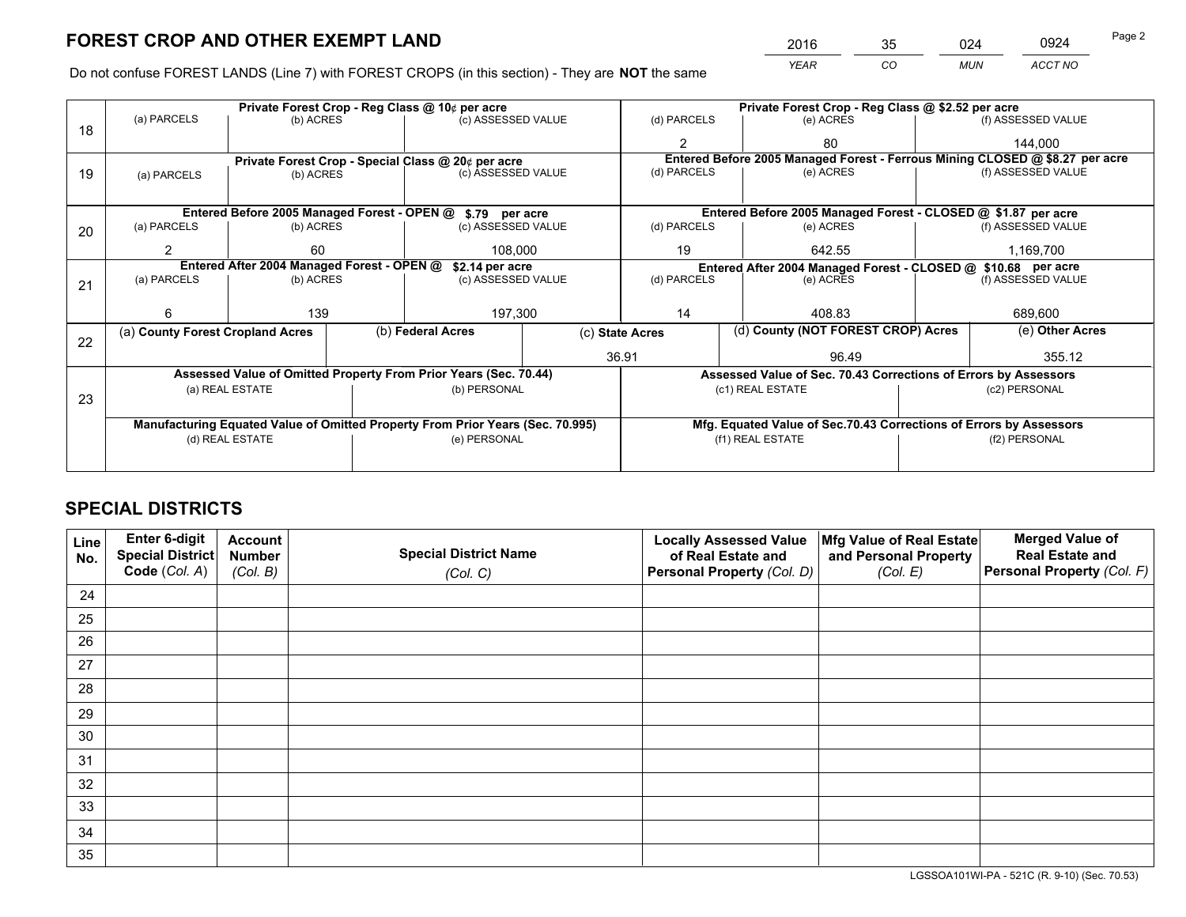# FOREST CROP AND OTHER EXEMPT LAND

| 2016 | 35 | 024 | 0924 |
|---|---|---|---|
| *YEAR* | *CO* | *MUN* | *ACCT NO* |

Do not confuse FOREST LANDS (Line 7) with FOREST CROPS (in this section) - They are **NOT** the same

| Line | Private Forest Crop - Reg Class @ 10¢ per acre | | | Private Forest Crop - Reg Class @ $2.52 per acre | | |
|---|---|---|---|---|---|---|
| | (a) PARCELS | (b) ACRES | (c) ASSESSED VALUE | (d) PARCELS | (e) ACRES | (f) ASSESSED VALUE |
| 18 | | | | 2 | 80 | 144,000 |
| | **Private Forest Crop - Special Class @ 20¢ per acre** | | | **Entered Before 2005 Managed Forest - Ferrous Mining CLOSED @ $8.27 per acre** | | |
| 19 | (a) PARCELS | (b) ACRES | (c) ASSESSED VALUE | (d) PARCELS | (e) ACRES | (f) ASSESSED VALUE |
| | | | | | | |
| | **Entered Before 2005 Managed Forest - OPEN @ $.79 per acre** | | | **Entered Before 2005 Managed Forest - CLOSED @ $1.87 per acre** | | |
| | (a) PARCELS | (b) ACRES | (c) ASSESSED VALUE | (d) PARCELS | (e) ACRES | (f) ASSESSED VALUE |
| 20 | 2 | 60 | 108,000 | 19 | 642.55 | 1,169,700 |
| | **Entered After 2004 Managed Forest - OPEN @ $2.14 per acre** | | | **Entered After 2004 Managed Forest - CLOSED @ $10.68 per acre** | | |
| | (a) PARCELS | (b) ACRES | (c) ASSESSED VALUE | (d) PARCELS | (e) ACRES | (f) ASSESSED VALUE |
| 21 | 6 | 139 | 197,300 | 14 | 408.83 | 689,600 |

| Line | (a) County Forest Cropland Acres | (b) Federal Acres | (c) State Acres | (d) County (NOT FOREST CROP) Acres | (e) Other Acres |
|---|---|---|---|---|---|
| 22 | | | 36.91 | 96.49 | 355.12 |

| Line | Assessed Value of Omitted Property From Prior Years (Sec. 70.44) | | Assessed Value of Sec. 70.43 Corrections of Errors by Assessors | |
|---|---|---|---|---|
| | (a) REAL ESTATE | (b) PERSONAL | (c1) REAL ESTATE | (c2) PERSONAL |
| 23 | | | | |
| | **Manufacturing Equated Value of Omitted Property From Prior Years (Sec. 70.995)** | | **Mfg. Equated Value of Sec.70.43 Corrections of Errors by Assessors** | |
| | (d) REAL ESTATE | (e) PERSONAL | (f1) REAL ESTATE | (f2) PERSONAL |
| | | | | |

# SPECIAL DISTRICTS

| Line No. | Enter 6-digit Special District Code (Col. A) | Account Number (Col. B) | Special District Name (Col. C) | Locally Assessed Value of Real Estate and Personal Property (Col. D) | Mfg Value of Real Estate and Personal Property (Col. E) | Merged Value of Real Estate and Personal Property (Col. F) |
|---|---|---|---|---|---|---|
| 24 | | | | | | |
| 25 | | | | | | |
| 26 | | | | | | |
| 27 | | | | | | |
| 28 | | | | | | |
| 29 | | | | | | |
| 30 | | | | | | |
| 31 | | | | | | |
| 32 | | | | | | |
| 33 | | | | | | |
| 34 | | | | | | |
| 35 | | | | | | |

LGSSOA101WI-PA - 521C (R. 9-10) (Sec. 70.53)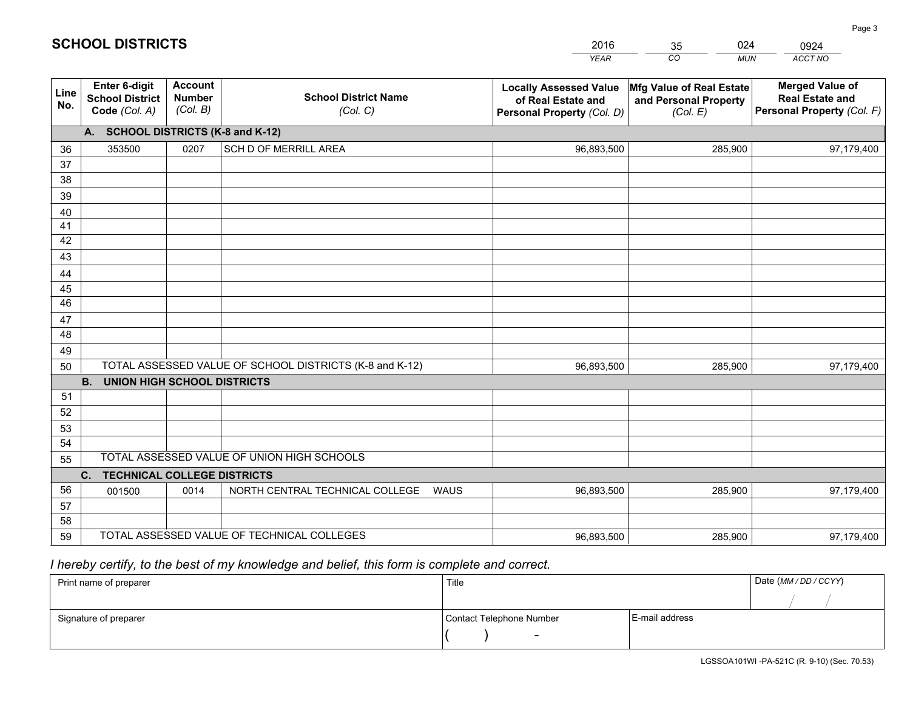## SCHOOL DISTRICTS

| 2016 | 35 | 024 | 0924 |
|---|---|---|---|
| *YEAR* | *CO* | *MUN* | *ACCT NO* |

| Line No. | Enter 6-digit School District Code *(Col. A)* | Account Number *(Col. B)* | School District Name *(Col. C)* | Locally Assessed Value of Real Estate and Personal Property *(Col. D)* | Mfg Value of Real Estate and Personal Property *(Col. E)* | Merged Value of Real Estate and Personal Property *(Col. F)* |
|---|---|---|---|---|---|---|
| **A. SCHOOL DISTRICTS (K-8 and K-12)** | | | | | | |
| 36 | 353500 | 0207 | SCH D OF MERRILL AREA | 96,893,500 | 285,900 | 97,179,400 |
| 37 | | | | | | |
| 38 | | | | | | |
| 39 | | | | | | |
| 40 | | | | | | |
| 41 | | | | | | |
| 42 | | | | | | |
| 43 | | | | | | |
| 44 | | | | | | |
| 45 | | | | | | |
| 46 | | | | | | |
| 47 | | | | | | |
| 48 | | | | | | |
| 49 | | | | | | |
| 50 | TOTAL ASSESSED VALUE OF SCHOOL DISTRICTS (K-8 and K-12) | | | 96,893,500 | 285,900 | 97,179,400 |
| **B. UNION HIGH SCHOOL DISTRICTS** | | | | | | |
| 51 | | | | | | |
| 52 | | | | | | |
| 53 | | | | | | |
| 54 | | | | | | |
| 55 | TOTAL ASSESSED VALUE OF UNION HIGH SCHOOLS | | | | | |
| **C. TECHNICAL COLLEGE DISTRICTS** | | | | | | |
| 56 | 001500 | 0014 | NORTH CENTRAL TECHNICAL COLLEGE WAUS | 96,893,500 | 285,900 | 97,179,400 |
| 57 | | | | | | |
| 58 | | | | | | |
| 59 | TOTAL ASSESSED VALUE OF TECHNICAL COLLEGES | | | 96,893,500 | 285,900 | 97,179,400 |

*I hereby certify, to the best of my knowledge and belief, this form is complete and correct.*

| Print name of preparer | Title | | Date *(MM / DD / CCYY)* |
|---|---|---|---|
| | | | / / |
| Signature of preparer | Contact Telephone Number | E-mail address | |
| | ( ) - | | |

LGSSOA101WI -PA-521C (R. 9-10) (Sec. 70.53)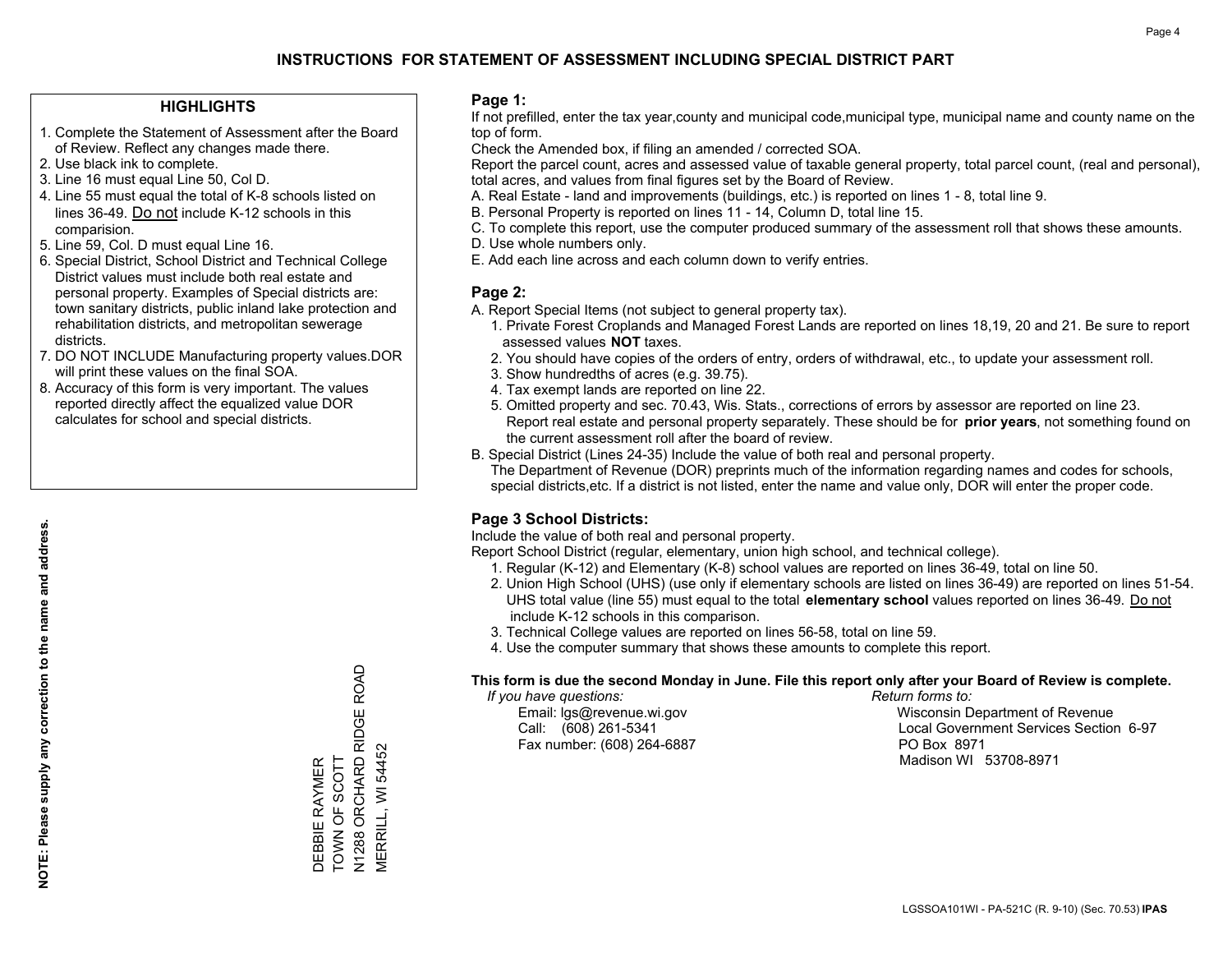# INSTRUCTIONS FOR STATEMENT OF ASSESSMENT INCLUDING SPECIAL DISTRICT PART

## HIGHLIGHTS

1. Complete the Statement of Assessment after the Board of Review. Reflect any changes made there.
2. Use black ink to complete.
3. Line 16 must equal Line 50, Col D.
4. Line 55 must equal the total of K-8 schools listed on lines 36-49. Do not include K-12 schools in this comparision.
5. Line 59, Col. D must equal Line 16.
6. Special District, School District and Technical College District values must include both real estate and personal property. Examples of Special districts are: town sanitary districts, public inland lake protection and rehabilitation districts, and metropolitan sewerage districts.
7. DO NOT INCLUDE Manufacturing property values.DOR will print these values on the final SOA.
8. Accuracy of this form is very important. The values reported directly affect the equalized value DOR calculates for school and special districts.

**NOTE: Please supply any correction to the name and address.**

DEBBIE RAYMER
TOWN OF SCOTT
N1288 ORCHARD RIDGE ROAD
MERRILL, WI 54452

## Page 1:

If not prefilled, enter the tax year,county and municipal code,municipal type, municipal name and county name on the top of form.

Check the Amended box, if filing an amended / corrected SOA.

Report the parcel count, acres and assessed value of taxable general property, total parcel count, (real and personal), total acres, and values from final figures set by the Board of Review.

A. Real Estate - land and improvements (buildings, etc.) is reported on lines 1 - 8, total line 9.
B. Personal Property is reported on lines 11 - 14, Column D, total line 15.
C. To complete this report, use the computer produced summary of the assessment roll that shows these amounts.
D. Use whole numbers only.
E. Add each line across and each column down to verify entries.

## Page 2:

A. Report Special Items (not subject to general property tax).
   1. Private Forest Croplands and Managed Forest Lands are reported on lines 18,19, 20 and 21. Be sure to report assessed values **NOT** taxes.
   2. You should have copies of the orders of entry, orders of withdrawal, etc., to update your assessment roll.
   3. Show hundredths of acres (e.g. 39.75).
   4. Tax exempt lands are reported on line 22.
   5. Omitted property and sec. 70.43, Wis. Stats., corrections of errors by assessor are reported on line 23. Report real estate and personal property separately. These should be for **prior years**, not something found on the current assessment roll after the board of review.
B. Special District (Lines 24-35) Include the value of both real and personal property.
   The Department of Revenue (DOR) preprints much of the information regarding names and codes for schools, special districts,etc. If a district is not listed, enter the name and value only, DOR will enter the proper code.

## Page 3 School Districts:

Include the value of both real and personal property.

Report School District (regular, elementary, union high school, and technical college).

1. Regular (K-12) and Elementary (K-8) school values are reported on lines 36-49, total on line 50.
2. Union High School (UHS) (use only if elementary schools are listed on lines 36-49) are reported on lines 51-54. UHS total value (line 55) must equal to the total **elementary school** values reported on lines 36-49. Do not include K-12 schools in this comparison.
3. Technical College values are reported on lines 56-58, total on line 59.
4. Use the computer summary that shows these amounts to complete this report.

**This form is due the second Monday in June. File this report only after your Board of Review is complete.**

*If you have questions:*
Email: lgs@revenue.wi.gov
Call: (608) 261-5341
Fax number: (608) 264-6887

*Return forms to:*
Wisconsin Department of Revenue
Local Government Services Section 6-97
PO Box 8971
Madison WI 53708-8971

LGSSOA101WI - PA-521C (R. 9-10) (Sec. 70.53) **IPAS**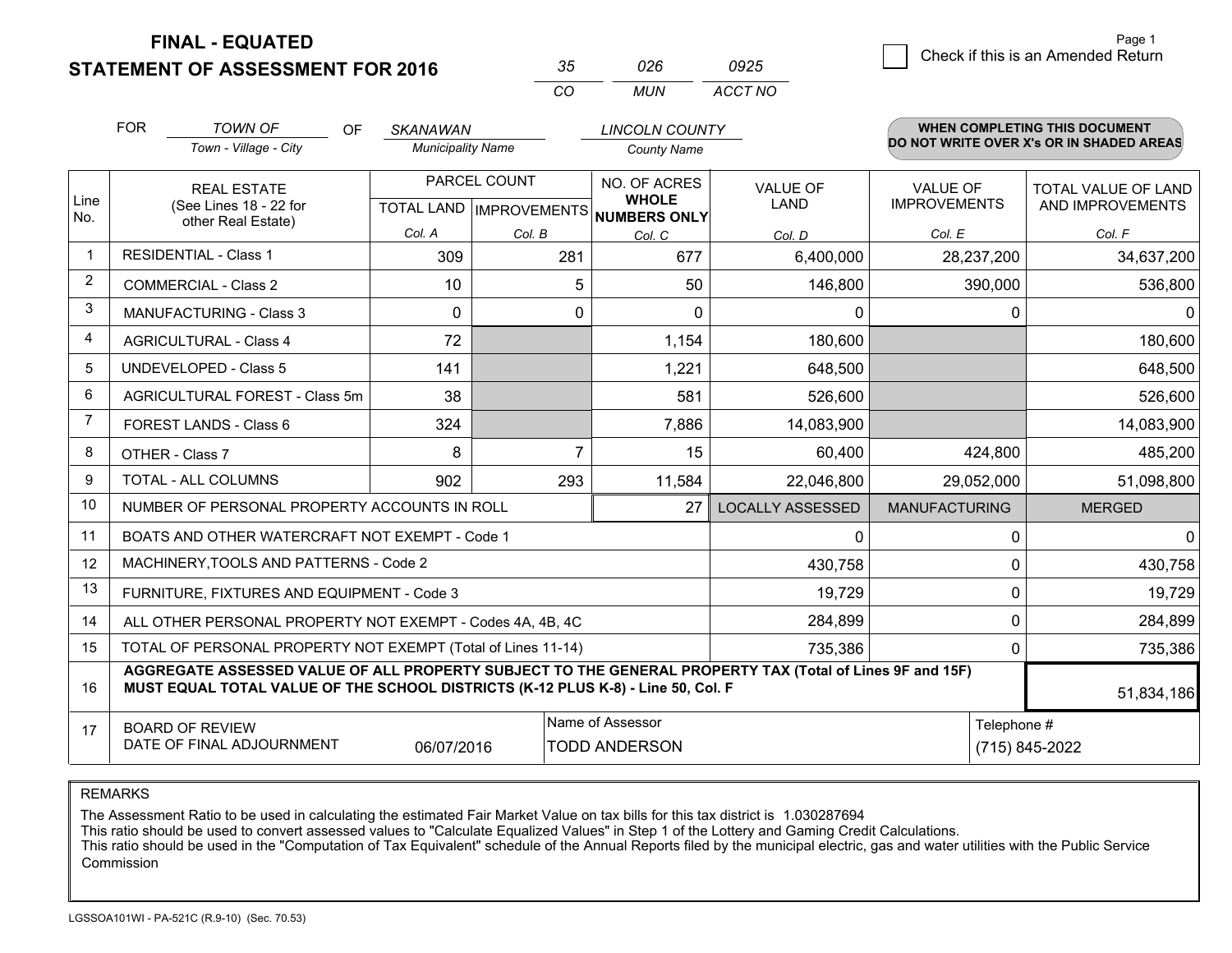**FINAL - EQUATED**

**STATEMENT OF ASSESSMENT FOR 2016**

| 35 | 026 | 0925 |
|---|---|---|
| CO | MUN | ACCT NO |

Page 1

☐ Check if this is an Amended Return

FOR *TOWN OF* (Town - Village - City) OF *SKANAWAN* (Municipality Name) *LINCOLN COUNTY* (County Name)

**WHEN COMPLETING THIS DOCUMENT DO NOT WRITE OVER X's OR IN SHADED AREAS**

| Line No. | REAL ESTATE (See Lines 18 - 22 for other Real Estate) | PARCEL COUNT TOTAL LAND Col. A | PARCEL COUNT IMPROVEMENTS Col. B | NO. OF ACRES WHOLE NUMBERS ONLY Col. C | VALUE OF LAND Col. D | VALUE OF IMPROVEMENTS Col. E | TOTAL VALUE OF LAND AND IMPROVEMENTS Col. F |
|---|---|---|---|---|---|---|---|
| 1 | RESIDENTIAL - Class 1 | 309 | 281 | 677 | 6,400,000 | 28,237,200 | 34,637,200 |
| 2 | COMMERCIAL - Class 2 | 10 | 5 | 50 | 146,800 | 390,000 | 536,800 |
| 3 | MANUFACTURING - Class 3 | 0 | 0 | 0 | 0 | 0 | 0 |
| 4 | AGRICULTURAL - Class 4 | 72 | | 1,154 | 180,600 | | 180,600 |
| 5 | UNDEVELOPED - Class 5 | 141 | | 1,221 | 648,500 | | 648,500 |
| 6 | AGRICULTURAL FOREST - Class 5m | 38 | | 581 | 526,600 | | 526,600 |
| 7 | FOREST LANDS - Class 6 | 324 | | 7,886 | 14,083,900 | | 14,083,900 |
| 8 | OTHER - Class 7 | 8 | 7 | 15 | 60,400 | 424,800 | 485,200 |
| 9 | TOTAL - ALL COLUMNS | 902 | 293 | 11,584 | 22,046,800 | 29,052,000 | 51,098,800 |
| 10 | NUMBER OF PERSONAL PROPERTY ACCOUNTS IN ROLL | | | 27 | LOCALLY ASSESSED | MANUFACTURING | MERGED |
| 11 | BOATS AND OTHER WATERCRAFT NOT EXEMPT - Code 1 | | | | 0 | 0 | 0 |
| 12 | MACHINERY,TOOLS AND PATTERNS - Code 2 | | | | 430,758 | 0 | 430,758 |
| 13 | FURNITURE, FIXTURES AND EQUIPMENT - Code 3 | | | | 19,729 | 0 | 19,729 |
| 14 | ALL OTHER PERSONAL PROPERTY NOT EXEMPT - Codes 4A, 4B, 4C | | | | 284,899 | 0 | 284,899 |
| 15 | TOTAL OF PERSONAL PROPERTY NOT EXEMPT (Total of Lines 11-14) | | | | 735,386 | 0 | 735,386 |
| 16 | **AGGREGATE ASSESSED VALUE OF ALL PROPERTY SUBJECT TO THE GENERAL PROPERTY TAX (Total of Lines 9F and 15F) MUST EQUAL TOTAL VALUE OF THE SCHOOL DISTRICTS (K-12 PLUS K-8) - Line 50, Col. F** | | | | | | 51,834,186 |
| 17 | BOARD OF REVIEW DATE OF FINAL ADJOURNMENT | 06/07/2016 | | Name of Assessor: TODD ANDERSON | | Telephone #: (715) 845-2022 | |

REMARKS

The Assessment Ratio to be used in calculating the estimated Fair Market Value on tax bills for this tax district is 1.030287694

This ratio should be used to convert assessed values to "Calculate Equalized Values" in Step 1 of the Lottery and Gaming Credit Calculations.

This ratio should be used in the "Computation of Tax Equivalent" schedule of the Annual Reports filed by the municipal electric, gas and water utilities with the Public Service Commission

LGSSOA101WI - PA-521C (R.9-10) (Sec. 70.53)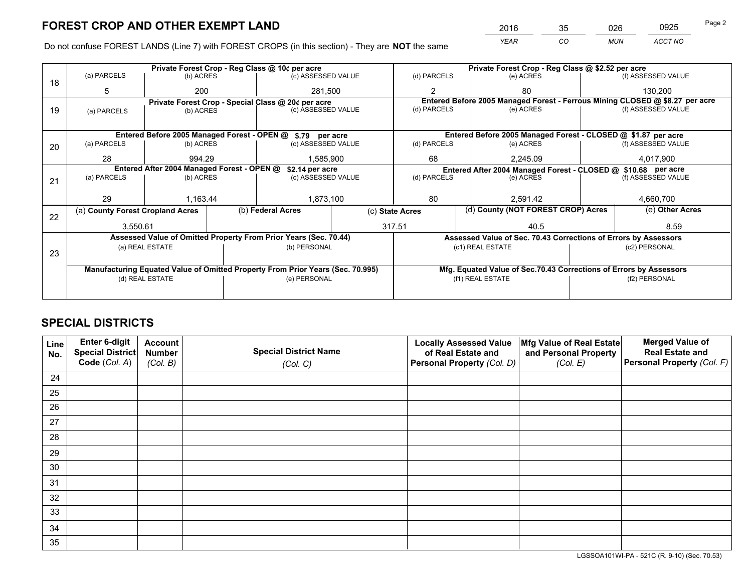# FOREST CROP AND OTHER EXEMPT LAND

| 2016 | 35 | 026 | 0925 |
|---|---|---|---|
| *YEAR* | *CO* | *MUN* | *ACCT NO* |

Do not confuse FOREST LANDS (Line 7) with FOREST CROPS (in this section) - They are **NOT** the same

| | Private Forest Crop - Reg Class @ 10¢ per acre | | | Private Forest Crop - Reg Class @ $2.52 per acre | | |
|---|---|---|---|---|---|---|
| **18** | (a) PARCELS | (b) ACRES | (c) ASSESSED VALUE | (d) PARCELS | (e) ACRES | (f) ASSESSED VALUE |
| | 5 | 200 | 281,500 | 2 | 80 | 130,200 |
| | **Private Forest Crop - Special Class @ 20¢ per acre** | | | **Entered Before 2005 Managed Forest - Ferrous Mining CLOSED @ $8.27 per acre** | | |
| **19** | (a) PARCELS | (b) ACRES | (c) ASSESSED VALUE | (d) PARCELS | (e) ACRES | (f) ASSESSED VALUE |
| | | | | | | |
| | **Entered Before 2005 Managed Forest - OPEN @ $.79 per acre** | | | **Entered Before 2005 Managed Forest - CLOSED @ $1.87 per acre** | | |
| **20** | (a) PARCELS | (b) ACRES | (c) ASSESSED VALUE | (d) PARCELS | (e) ACRES | (f) ASSESSED VALUE |
| | 28 | 994.29 | 1,585,900 | 68 | 2,245.09 | 4,017,900 |
| | **Entered After 2004 Managed Forest - OPEN @ $2.14 per acre** | | | **Entered After 2004 Managed Forest - CLOSED @ $10.68 per acre** | | |
| **21** | (a) PARCELS | (b) ACRES | (c) ASSESSED VALUE | (d) PARCELS | (e) ACRES | (f) ASSESSED VALUE |
| | 29 | 1,163.44 | 1,873,100 | 80 | 2,591.42 | 4,660,700 |

| | (a) County Forest Cropland Acres | (b) Federal Acres | (c) State Acres | (d) County (NOT FOREST CROP) Acres | (e) Other Acres |
|---|---|---|---|---|---|
| **22** | 3,550.61 | | 317.51 | 40.5 | 8.59 |

| | Assessed Value of Omitted Property From Prior Years (Sec. 70.44) | | Assessed Value of Sec. 70.43 Corrections of Errors by Assessors | |
|---|---|---|---|---|
| **23** | (a) REAL ESTATE | (b) PERSONAL | (c1) REAL ESTATE | (c2) PERSONAL |
| | | | | |
| | **Manufacturing Equated Value of Omitted Property From Prior Years (Sec. 70.995)** | | **Mfg. Equated Value of Sec.70.43 Corrections of Errors by Assessors** | |
| | (d) REAL ESTATE | (e) PERSONAL | (f1) REAL ESTATE | (f2) PERSONAL |
| | | | | |

# SPECIAL DISTRICTS

| Line No. | Enter 6-digit Special District Code (*Col. A*) | Account Number (*Col. B*) | Special District Name (*Col. C*) | Locally Assessed Value of Real Estate and Personal Property (*Col. D*) | Mfg Value of Real Estate and Personal Property (*Col. E*) | Merged Value of Real Estate and Personal Property (*Col. F*) |
|---|---|---|---|---|---|---|
| 24 | | | | | | |
| 25 | | | | | | |
| 26 | | | | | | |
| 27 | | | | | | |
| 28 | | | | | | |
| 29 | | | | | | |
| 30 | | | | | | |
| 31 | | | | | | |
| 32 | | | | | | |
| 33 | | | | | | |
| 34 | | | | | | |
| 35 | | | | | | |

LGSSOA101WI-PA - 521C (R. 9-10) (Sec. 70.53)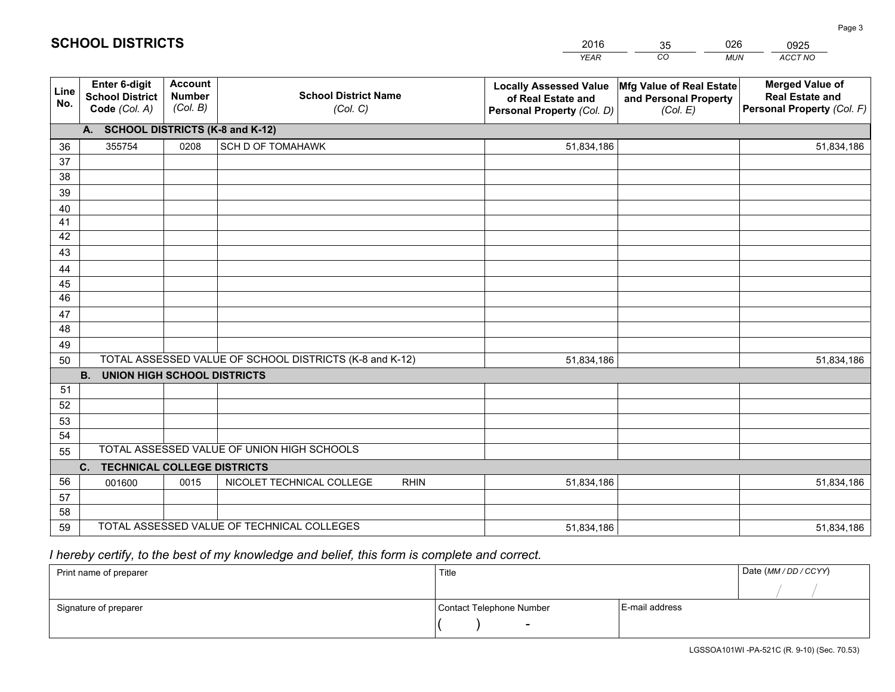# SCHOOL DISTRICTS

| YEAR | CO | MUN | ACCT NO |
|---|---|---|---|
| 2016 | 35 | 026 | 0925 |

| Line No. | Enter 6-digit School District Code *(Col. A)* | Account Number *(Col. B)* | School District Name *(Col. C)* | Locally Assessed Value of Real Estate and Personal Property *(Col. D)* | Mfg Value of Real Estate and Personal Property *(Col. E)* | Merged Value of Real Estate and Personal Property *(Col. F)* |
|---|---|---|---|---|---|---|
| | **A. SCHOOL DISTRICTS (K-8 and K-12)** | | | | | |
| 36 | 355754 | 0208 | SCH D OF TOMAHAWK | 51,834,186 | | 51,834,186 |
| 37 | | | | | | |
| 38 | | | | | | |
| 39 | | | | | | |
| 40 | | | | | | |
| 41 | | | | | | |
| 42 | | | | | | |
| 43 | | | | | | |
| 44 | | | | | | |
| 45 | | | | | | |
| 46 | | | | | | |
| 47 | | | | | | |
| 48 | | | | | | |
| 49 | | | | | | |
| 50 | TOTAL ASSESSED VALUE OF SCHOOL DISTRICTS (K-8 and K-12) | | | 51,834,186 | | 51,834,186 |
| | **B. UNION HIGH SCHOOL DISTRICTS** | | | | | |
| 51 | | | | | | |
| 52 | | | | | | |
| 53 | | | | | | |
| 54 | | | | | | |
| 55 | TOTAL ASSESSED VALUE OF UNION HIGH SCHOOLS | | | | | |
| | **C. TECHNICAL COLLEGE DISTRICTS** | | | | | |
| 56 | 001600 | 0015 | NICOLET TECHNICAL COLLEGE RHIN | 51,834,186 | | 51,834,186 |
| 57 | | | | | | |
| 58 | | | | | | |
| 59 | TOTAL ASSESSED VALUE OF TECHNICAL COLLEGES | | | 51,834,186 | | 51,834,186 |

*I hereby certify, to the best of my knowledge and belief, this form is complete and correct.*

| Print name of preparer | Title | | Date *(MM / DD / CCYY)* |
|---|---|---|---|
| | | | / / |
| Signature of preparer | Contact Telephone Number | E-mail address | |
| | ( ) - | | |

LGSSOA101WI -PA-521C (R. 9-10) (Sec. 70.53)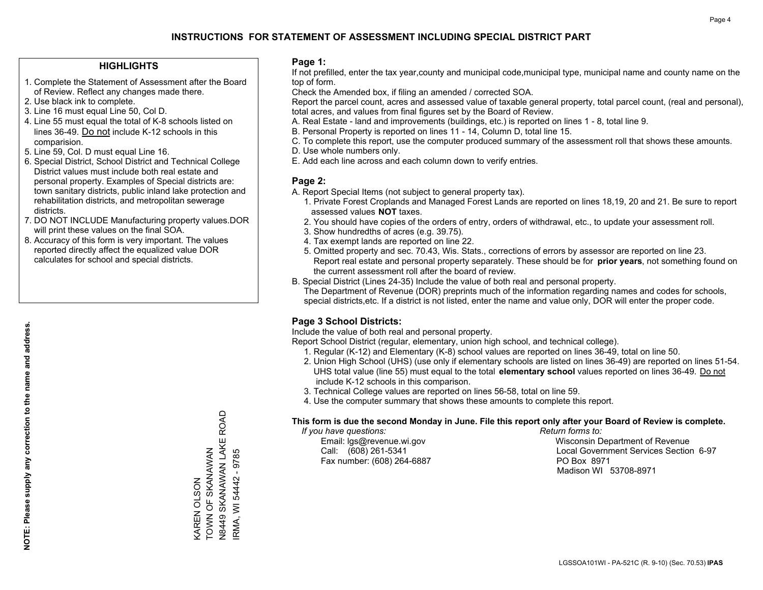# INSTRUCTIONS FOR STATEMENT OF ASSESSMENT INCLUDING SPECIAL DISTRICT PART

## HIGHLIGHTS

1. Complete the Statement of Assessment after the Board of Review. Reflect any changes made there.
2. Use black ink to complete.
3. Line 16 must equal Line 50, Col D.
4. Line 55 must equal the total of K-8 schools listed on lines 36-49. Do not include K-12 schools in this comparision.
5. Line 59, Col. D must equal Line 16.
6. Special District, School District and Technical College District values must include both real estate and personal property. Examples of Special districts are: town sanitary districts, public inland lake protection and rehabilitation districts, and metropolitan sewerage districts.
7. DO NOT INCLUDE Manufacturing property values.DOR will print these values on the final SOA.
8. Accuracy of this form is very important. The values reported directly affect the equalized value DOR calculates for school and special districts.

**NOTE: Please supply any correction to the name and address.**

KAREN OLSON
TOWN OF SKANAWAN
N8449 SKANAWAN LAKE ROAD
IRMA, WI 54442 - 9785

## Page 1:

If not prefilled, enter the tax year,county and municipal code,municipal type, municipal name and county name on the top of form.

Check the Amended box, if filing an amended / corrected SOA.

Report the parcel count, acres and assessed value of taxable general property, total parcel count, (real and personal), total acres, and values from final figures set by the Board of Review.

A. Real Estate - land and improvements (buildings, etc.) is reported on lines 1 - 8, total line 9.
B. Personal Property is reported on lines 11 - 14, Column D, total line 15.
C. To complete this report, use the computer produced summary of the assessment roll that shows these amounts.
D. Use whole numbers only.
E. Add each line across and each column down to verify entries.

## Page 2:

A. Report Special Items (not subject to general property tax).
   1. Private Forest Croplands and Managed Forest Lands are reported on lines 18,19, 20 and 21. Be sure to report assessed values **NOT** taxes.
   2. You should have copies of the orders of entry, orders of withdrawal, etc., to update your assessment roll.
   3. Show hundredths of acres (e.g. 39.75).
   4. Tax exempt lands are reported on line 22.
   5. Omitted property and sec. 70.43, Wis. Stats., corrections of errors by assessor are reported on line 23. Report real estate and personal property separately. These should be for **prior years**, not something found on the current assessment roll after the board of review.

B. Special District (Lines 24-35) Include the value of both real and personal property.
   The Department of Revenue (DOR) preprints much of the information regarding names and codes for schools, special districts,etc. If a district is not listed, enter the name and value only, DOR will enter the proper code.

## Page 3 School Districts:

Include the value of both real and personal property.

Report School District (regular, elementary, union high school, and technical college).

1. Regular (K-12) and Elementary (K-8) school values are reported on lines 36-49, total on line 50.
2. Union High School (UHS) (use only if elementary schools are listed on lines 36-49) are reported on lines 51-54. UHS total value (line 55) must equal to the total **elementary school** values reported on lines 36-49. Do not include K-12 schools in this comparison.
3. Technical College values are reported on lines 56-58, total on line 59.
4. Use the computer summary that shows these amounts to complete this report.

**This form is due the second Monday in June. File this report only after your Board of Review is complete.**

*If you have questions:*
Email: lgs@revenue.wi.gov
Call: (608) 261-5341
Fax number: (608) 264-6887

*Return forms to:*
Wisconsin Department of Revenue
Local Government Services Section 6-97
PO Box 8971
Madison WI 53708-8971

LGSSOA101WI - PA-521C (R. 9-10) (Sec. 70.53) **IPAS**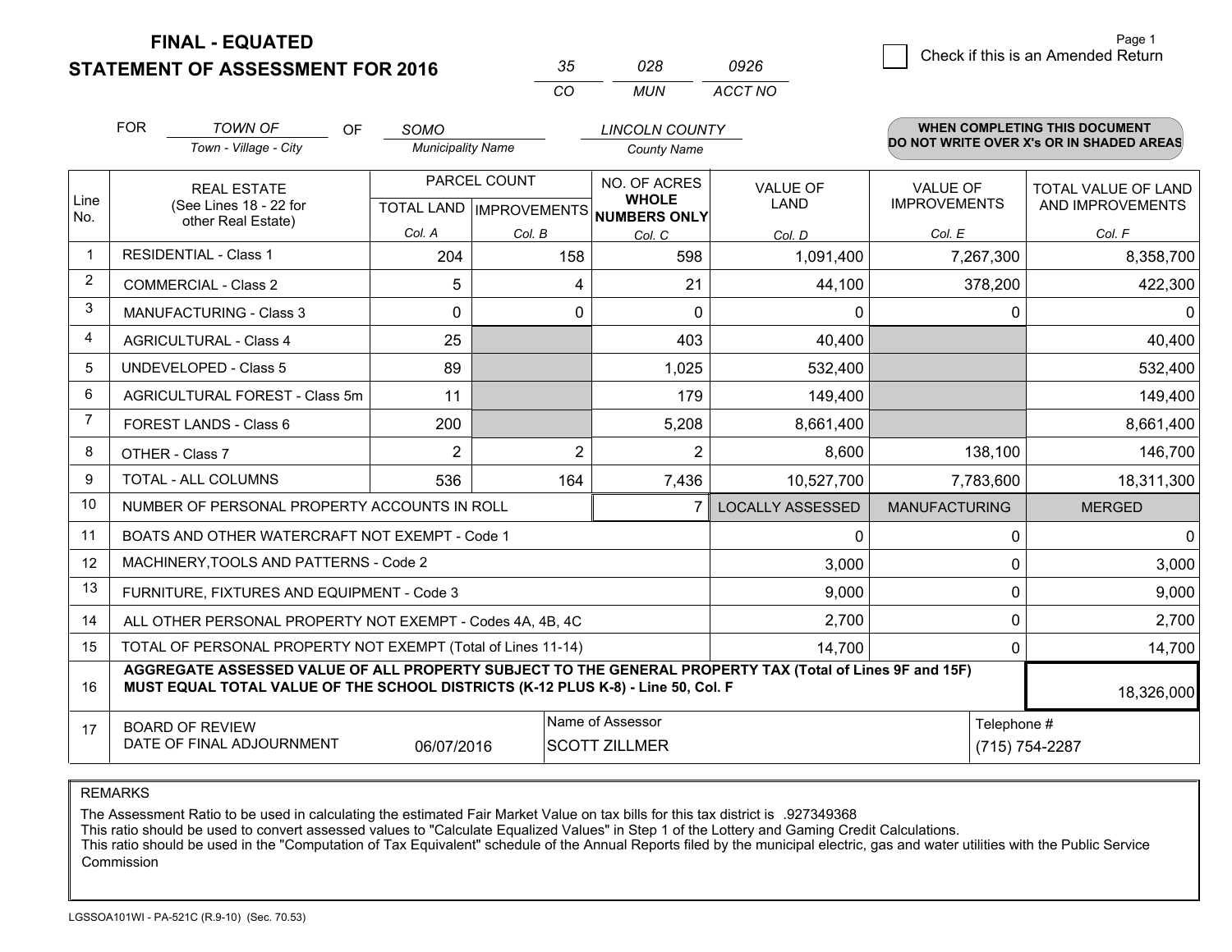**FINAL - EQUATED**

**STATEMENT OF ASSESSMENT FOR 2016**

| 35 | 028 | 0926 |
|---|---|---|
| CO | MUN | ACCT NO |

Page 1

☐ Check if this is an Amended Return

FOR *TOWN OF* (Town - Village - City) OF *SOMO* (Municipality Name) *LINCOLN COUNTY* (County Name)

**WHEN COMPLETING THIS DOCUMENT DO NOT WRITE OVER X's OR IN SHADED AREAS**

| Line No. | REAL ESTATE (See Lines 18 - 22 for other Real Estate) | PARCEL COUNT TOTAL LAND Col. A | PARCEL COUNT IMPROVEMENTS Col. B | NO. OF ACRES WHOLE NUMBERS ONLY Col. C | VALUE OF LAND Col. D | VALUE OF IMPROVEMENTS Col. E | TOTAL VALUE OF LAND AND IMPROVEMENTS Col. F |
|---|---|---|---|---|---|---|---|
| 1 | RESIDENTIAL - Class 1 | 204 | 158 | 598 | 1,091,400 | 7,267,300 | 8,358,700 |
| 2 | COMMERCIAL - Class 2 | 5 | 4 | 21 | 44,100 | 378,200 | 422,300 |
| 3 | MANUFACTURING - Class 3 | 0 | 0 | 0 | 0 | 0 | 0 |
| 4 | AGRICULTURAL - Class 4 | 25 | | 403 | 40,400 | | 40,400 |
| 5 | UNDEVELOPED - Class 5 | 89 | | 1,025 | 532,400 | | 532,400 |
| 6 | AGRICULTURAL FOREST - Class 5m | 11 | | 179 | 149,400 | | 149,400 |
| 7 | FOREST LANDS - Class 6 | 200 | | 5,208 | 8,661,400 | | 8,661,400 |
| 8 | OTHER - Class 7 | 2 | 2 | 2 | 8,600 | 138,100 | 146,700 |
| 9 | TOTAL - ALL COLUMNS | 536 | 164 | 7,436 | 10,527,700 | 7,783,600 | 18,311,300 |
| 10 | NUMBER OF PERSONAL PROPERTY ACCOUNTS IN ROLL | | | 7 | LOCALLY ASSESSED | MANUFACTURING | MERGED |
| 11 | BOATS AND OTHER WATERCRAFT NOT EXEMPT - Code 1 | | | | 0 | 0 | 0 |
| 12 | MACHINERY,TOOLS AND PATTERNS - Code 2 | | | | 3,000 | 0 | 3,000 |
| 13 | FURNITURE, FIXTURES AND EQUIPMENT - Code 3 | | | | 9,000 | 0 | 9,000 |
| 14 | ALL OTHER PERSONAL PROPERTY NOT EXEMPT - Codes 4A, 4B, 4C | | | | 2,700 | 0 | 2,700 |
| 15 | TOTAL OF PERSONAL PROPERTY NOT EXEMPT (Total of Lines 11-14) | | | | 14,700 | 0 | 14,700 |
| 16 | **AGGREGATE ASSESSED VALUE OF ALL PROPERTY SUBJECT TO THE GENERAL PROPERTY TAX (Total of Lines 9F and 15F) MUST EQUAL TOTAL VALUE OF THE SCHOOL DISTRICTS (K-12 PLUS K-8) - Line 50, Col. F** | | | | | | 18,326,000 |
| 17 | BOARD OF REVIEW DATE OF FINAL ADJOURNMENT | 06/07/2016 | | Name of Assessor: SCOTT ZILLMER | | | Telephone #: (715) 754-2287 |

REMARKS

The Assessment Ratio to be used in calculating the estimated Fair Market Value on tax bills for this tax district is .927349368
This ratio should be used to convert assessed values to "Calculate Equalized Values" in Step 1 of the Lottery and Gaming Credit Calculations.
This ratio should be used in the "Computation of Tax Equivalent" schedule of the Annual Reports filed by the municipal electric, gas and water utilities with the Public Service Commission

LGSSOA101WI - PA-521C (R.9-10) (Sec. 70.53)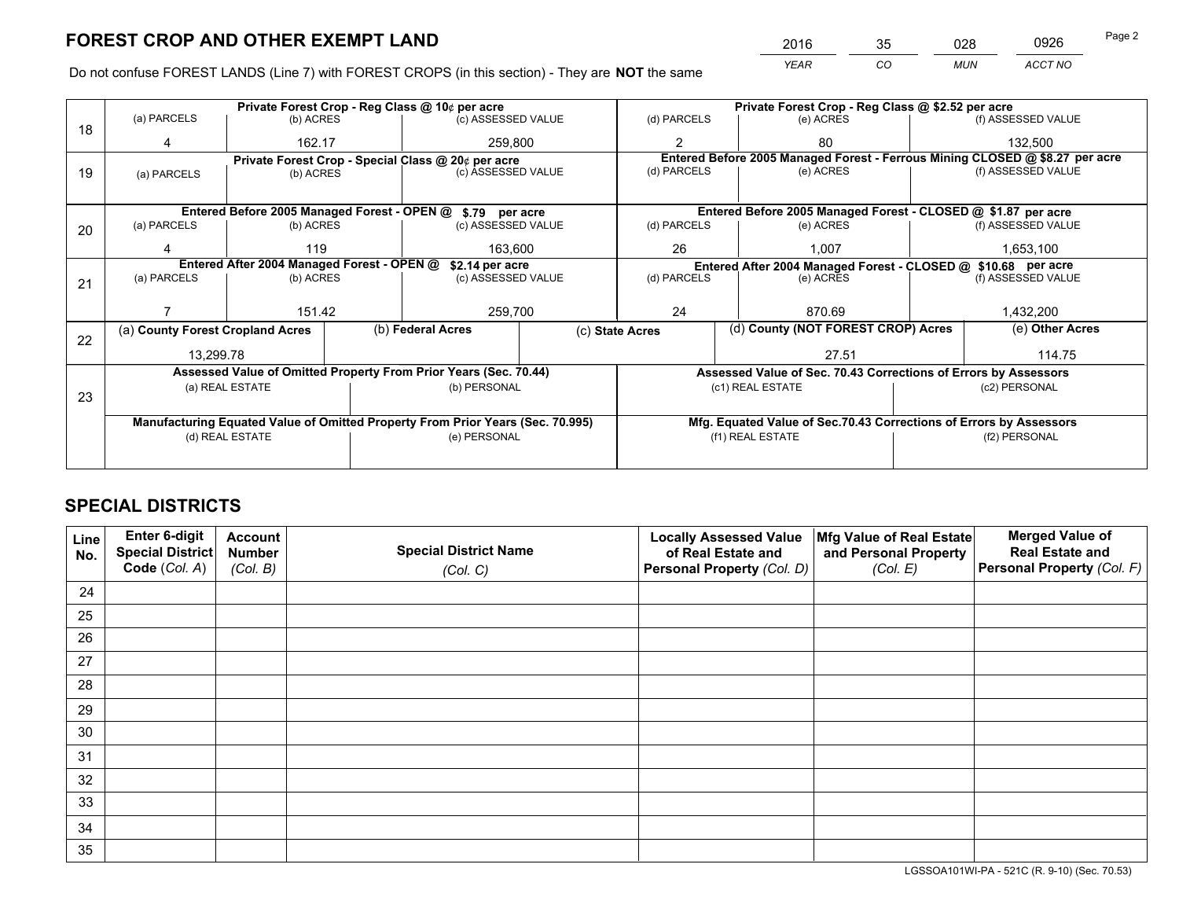# FOREST CROP AND OTHER EXEMPT LAND

| 2016 | 35 | 028 | 0926 |
|---|---|---|---|
| *YEAR* | *CO* | *MUN* | *ACCT NO* |

Do not confuse FOREST LANDS (Line 7) with FOREST CROPS (in this section) - They are **NOT** the same

| Line | Private Forest Crop - Reg Class @ 10¢ per acre | | | Private Forest Crop - Reg Class @ $2.52 per acre | | |
|---|---|---|---|---|---|---|
| | (a) PARCELS | (b) ACRES | (c) ASSESSED VALUE | (d) PARCELS | (e) ACRES | (f) ASSESSED VALUE |
| 18 | 4 | 162.17 | 259,800 | 2 | 80 | 132,500 |
| | **Private Forest Crop - Special Class @ 20¢ per acre** | | | **Entered Before 2005 Managed Forest - Ferrous Mining CLOSED @ $8.27 per acre** | | |
| 19 | (a) PARCELS | (b) ACRES | (c) ASSESSED VALUE | (d) PARCELS | (e) ACRES | (f) ASSESSED VALUE |
| | | | | | | |
| | **Entered Before 2005 Managed Forest - OPEN @ $.79 per acre** | | | **Entered Before 2005 Managed Forest - CLOSED @ $1.87 per acre** | | |
| | (a) PARCELS | (b) ACRES | (c) ASSESSED VALUE | (d) PARCELS | (e) ACRES | (f) ASSESSED VALUE |
| 20 | 4 | 119 | 163,600 | 26 | 1,007 | 1,653,100 |
| | **Entered After 2004 Managed Forest - OPEN @ $2.14 per acre** | | | **Entered After 2004 Managed Forest - CLOSED @ $10.68 per acre** | | |
| | (a) PARCELS | (b) ACRES | (c) ASSESSED VALUE | (d) PARCELS | (e) ACRES | (f) ASSESSED VALUE |
| 21 | 7 | 151.42 | 259,700 | 24 | 870.69 | 1,432,200 |

| Line | (a) County Forest Cropland Acres | (b) Federal Acres | (c) State Acres | (d) County (NOT FOREST CROP) Acres | (e) Other Acres |
|---|---|---|---|---|---|
| 22 | 13,299.78 | | | 27.51 | 114.75 |

| Line | Assessed Value of Omitted Property From Prior Years (Sec. 70.44) | | Assessed Value of Sec. 70.43 Corrections of Errors by Assessors | |
|---|---|---|---|---|
| 23 | (a) REAL ESTATE | (b) PERSONAL | (c1) REAL ESTATE | (c2) PERSONAL |
| | | | | |
| | **Manufacturing Equated Value of Omitted Property From Prior Years (Sec. 70.995)** | | **Mfg. Equated Value of Sec.70.43 Corrections of Errors by Assessors** | |
| | (d) REAL ESTATE | (e) PERSONAL | (f1) REAL ESTATE | (f2) PERSONAL |
| | | | | |

# SPECIAL DISTRICTS

| Line No. | Enter 6-digit Special District Code (Col. A) | Account Number (Col. B) | Special District Name (Col. C) | Locally Assessed Value of Real Estate and Personal Property (Col. D) | Mfg Value of Real Estate and Personal Property (Col. E) | Merged Value of Real Estate and Personal Property (Col. F) |
|---|---|---|---|---|---|---|
| 24 | | | | | | |
| 25 | | | | | | |
| 26 | | | | | | |
| 27 | | | | | | |
| 28 | | | | | | |
| 29 | | | | | | |
| 30 | | | | | | |
| 31 | | | | | | |
| 32 | | | | | | |
| 33 | | | | | | |
| 34 | | | | | | |
| 35 | | | | | | |

LGSSOA101WI-PA - 521C (R. 9-10) (Sec. 70.53)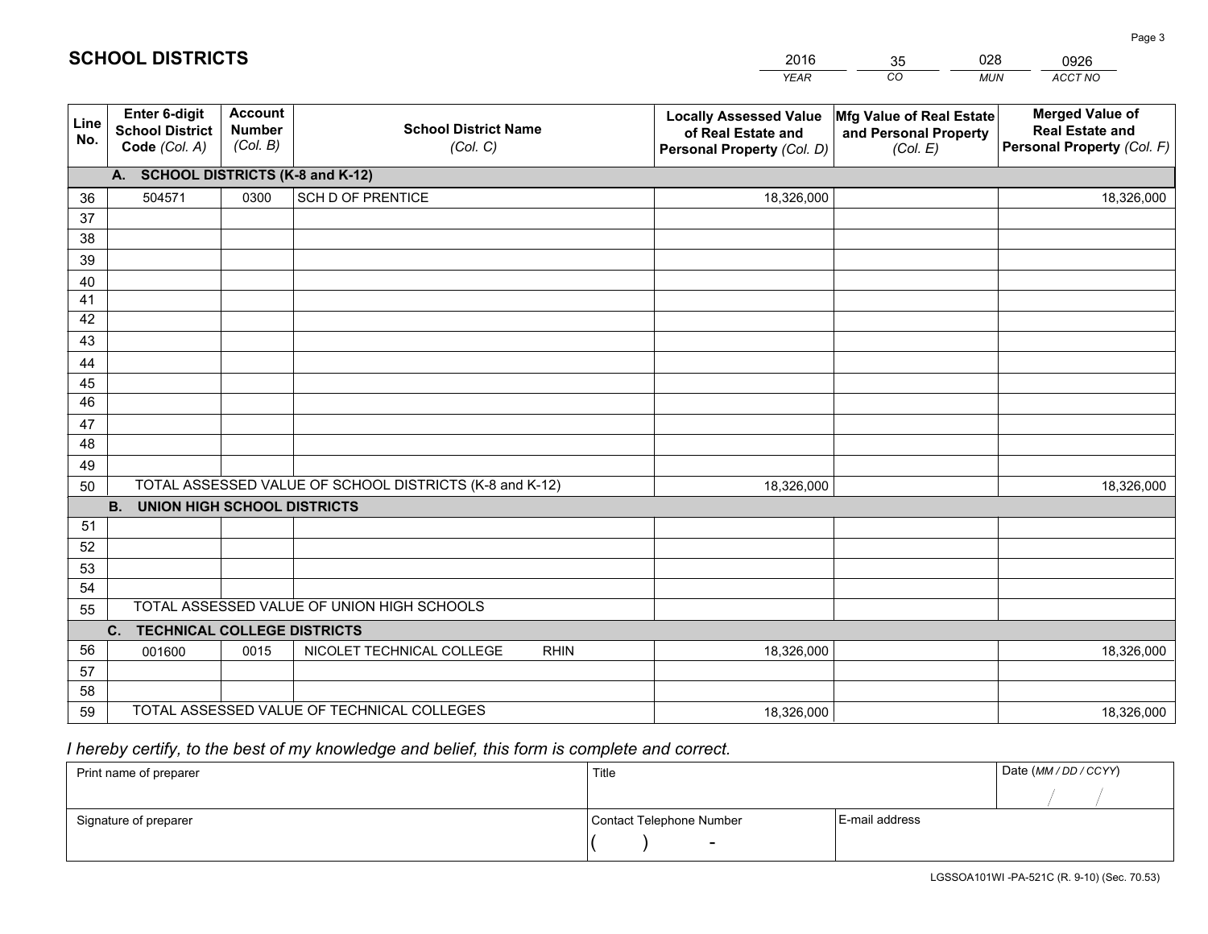# SCHOOL DISTRICTS

| 2016 | 35 | 028 | 0926 |
|---|---|---|---|
| *YEAR* | *CO* | *MUN* | *ACCT NO* |

| Line No. | Enter 6-digit School District Code *(Col. A)* | Account Number *(Col. B)* | School District Name *(Col. C)* | Locally Assessed Value of Real Estate and Personal Property *(Col. D)* | Mfg Value of Real Estate and Personal Property *(Col. E)* | Merged Value of Real Estate and Personal Property *(Col. F)* |
|---|---|---|---|---|---|---|
| **A. SCHOOL DISTRICTS (K-8 and K-12)** | | | | | | |
| 36 | 504571 | 0300 | SCH D OF PRENTICE | 18,326,000 | | 18,326,000 |
| 37 | | | | | | |
| 38 | | | | | | |
| 39 | | | | | | |
| 40 | | | | | | |
| 41 | | | | | | |
| 42 | | | | | | |
| 43 | | | | | | |
| 44 | | | | | | |
| 45 | | | | | | |
| 46 | | | | | | |
| 47 | | | | | | |
| 48 | | | | | | |
| 49 | | | | | | |
| 50 | TOTAL ASSESSED VALUE OF SCHOOL DISTRICTS (K-8 and K-12) | | | 18,326,000 | | 18,326,000 |
| **B. UNION HIGH SCHOOL DISTRICTS** | | | | | | |
| 51 | | | | | | |
| 52 | | | | | | |
| 53 | | | | | | |
| 54 | | | | | | |
| 55 | TOTAL ASSESSED VALUE OF UNION HIGH SCHOOLS | | | | | |
| **C. TECHNICAL COLLEGE DISTRICTS** | | | | | | |
| 56 | 001600 | 0015 | NICOLET TECHNICAL COLLEGE RHIN | 18,326,000 | | 18,326,000 |
| 57 | | | | | | |
| 58 | | | | | | |
| 59 | TOTAL ASSESSED VALUE OF TECHNICAL COLLEGES | | | 18,326,000 | | 18,326,000 |

*I hereby certify, to the best of my knowledge and belief, this form is complete and correct.*

| Print name of preparer | Title | | Date *(MM / DD / CCYY)* |
|---|---|---|---|
| | | | / / |
| Signature of preparer | Contact Telephone Number | E-mail address | |
| | ( ) - | | |

LGSSOA101WI -PA-521C (R. 9-10) (Sec. 70.53)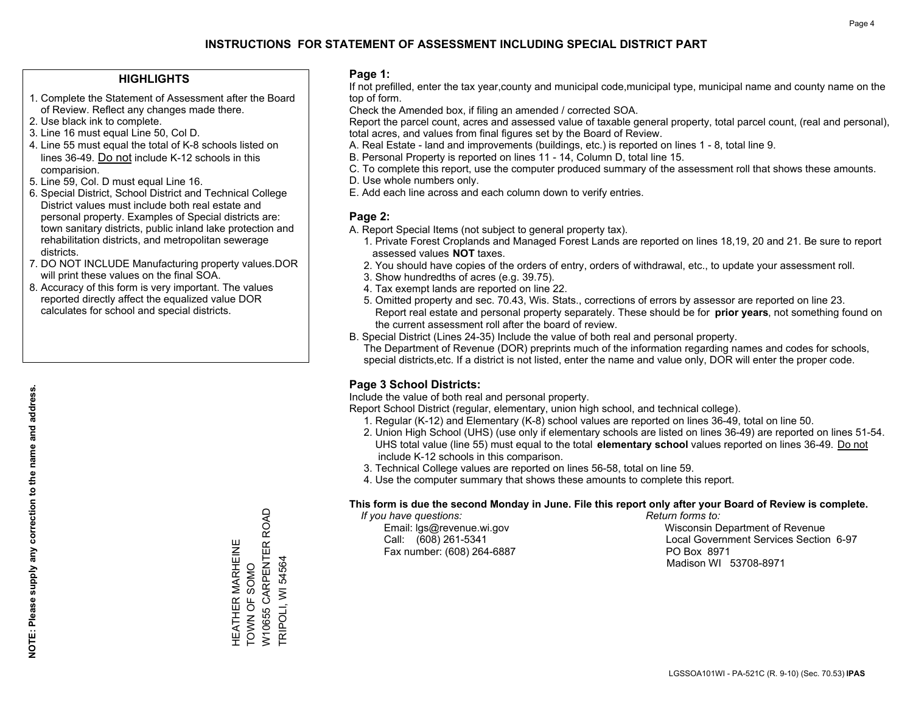# INSTRUCTIONS FOR STATEMENT OF ASSESSMENT INCLUDING SPECIAL DISTRICT PART

## HIGHLIGHTS

1. Complete the Statement of Assessment after the Board of Review. Reflect any changes made there.
2. Use black ink to complete.
3. Line 16 must equal Line 50, Col D.
4. Line 55 must equal the total of K-8 schools listed on lines 36-49. Do not include K-12 schools in this comparision.
5. Line 59, Col. D must equal Line 16.
6. Special District, School District and Technical College District values must include both real estate and personal property. Examples of Special districts are: town sanitary districts, public inland lake protection and rehabilitation districts, and metropolitan sewerage districts.
7. DO NOT INCLUDE Manufacturing property values.DOR will print these values on the final SOA.
8. Accuracy of this form is very important. The values reported directly affect the equalized value DOR calculates for school and special districts.

**NOTE: Please supply any correction to the name and address.**

HEATHER MARHEINE
TOWN OF SOMO
W10655 CARPENTER ROAD
TRIPOLI, WI 54564

## Page 1:

If not prefilled, enter the tax year,county and municipal code,municipal type, municipal name and county name on the top of form.

Check the Amended box, if filing an amended / corrected SOA.

Report the parcel count, acres and assessed value of taxable general property, total parcel count, (real and personal), total acres, and values from final figures set by the Board of Review.

A. Real Estate - land and improvements (buildings, etc.) is reported on lines 1 - 8, total line 9.
B. Personal Property is reported on lines 11 - 14, Column D, total line 15.
C. To complete this report, use the computer produced summary of the assessment roll that shows these amounts.
D. Use whole numbers only.
E. Add each line across and each column down to verify entries.

## Page 2:

A. Report Special Items (not subject to general property tax).
1. Private Forest Croplands and Managed Forest Lands are reported on lines 18,19, 20 and 21. Be sure to report assessed values **NOT** taxes.
2. You should have copies of the orders of entry, orders of withdrawal, etc., to update your assessment roll.
3. Show hundredths of acres (e.g. 39.75).
4. Tax exempt lands are reported on line 22.
5. Omitted property and sec. 70.43, Wis. Stats., corrections of errors by assessor are reported on line 23. Report real estate and personal property separately. These should be for **prior years**, not something found on the current assessment roll after the board of review.

B. Special District (Lines 24-35) Include the value of both real and personal property.
The Department of Revenue (DOR) preprints much of the information regarding names and codes for schools, special districts,etc. If a district is not listed, enter the name and value only, DOR will enter the proper code.

## Page 3 School Districts:

Include the value of both real and personal property.

Report School District (regular, elementary, union high school, and technical college).

1. Regular (K-12) and Elementary (K-8) school values are reported on lines 36-49, total on line 50.
2. Union High School (UHS) (use only if elementary schools are listed on lines 36-49) are reported on lines 51-54. UHS total value (line 55) must equal to the total **elementary school** values reported on lines 36-49. Do not include K-12 schools in this comparison.
3. Technical College values are reported on lines 56-58, total on line 59.
4. Use the computer summary that shows these amounts to complete this report.

**This form is due the second Monday in June. File this report only after your Board of Review is complete.**

*If you have questions:*
Email: lgs@revenue.wi.gov
Call: (608) 261-5341
Fax number: (608) 264-6887

*Return forms to:*
Wisconsin Department of Revenue
Local Government Services Section 6-97
PO Box 8971
Madison WI 53708-8971

LGSSOA101WI - PA-521C (R. 9-10) (Sec. 70.53) **IPAS**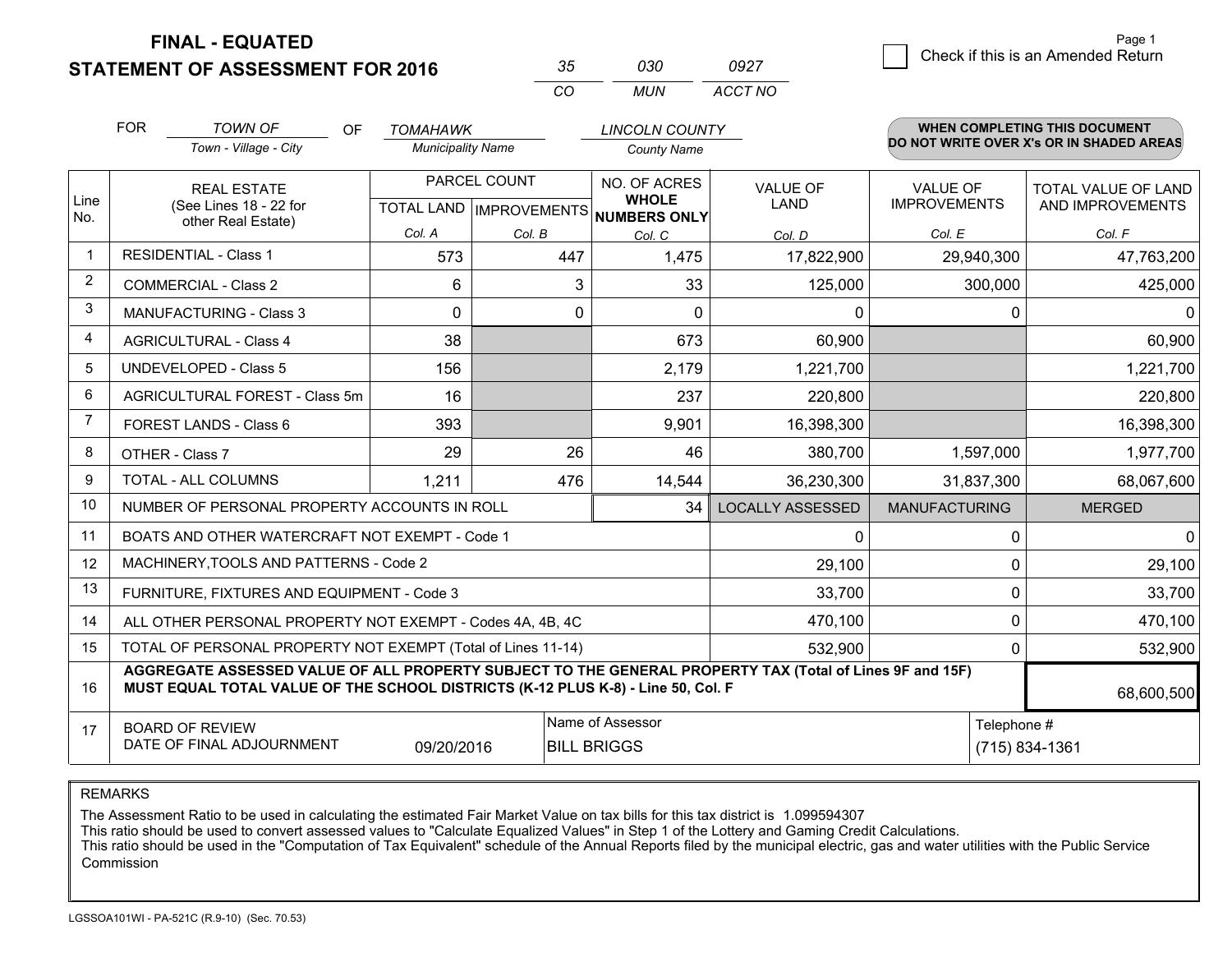# FINAL - EQUATED
# STATEMENT OF ASSESSMENT FOR 2016

| 35 | 030 | 0927 |
|---|---|---|
| CO | MUN | ACCT NO |

Check if this is an Amended Return

Page 1

FOR *TOWN OF* (Town - Village - City) OF *TOMAHAWK* (Municipality Name) *LINCOLN COUNTY* (County Name)

**WHEN COMPLETING THIS DOCUMENT DO NOT WRITE OVER X's OR IN SHADED AREAS**

| Line No. | REAL ESTATE (See Lines 18 - 22 for other Real Estate) | PARCEL COUNT TOTAL LAND Col. A | PARCEL COUNT IMPROVEMENTS Col. B | NO. OF ACRES WHOLE NUMBERS ONLY Col. C | VALUE OF LAND Col. D | VALUE OF IMPROVEMENTS Col. E | TOTAL VALUE OF LAND AND IMPROVEMENTS Col. F |
|---|---|---|---|---|---|---|---|
| 1 | RESIDENTIAL - Class 1 | 573 | 447 | 1,475 | 17,822,900 | 29,940,300 | 47,763,200 |
| 2 | COMMERCIAL - Class 2 | 6 | 3 | 33 | 125,000 | 300,000 | 425,000 |
| 3 | MANUFACTURING - Class 3 | 0 | 0 | 0 | 0 | 0 | 0 |
| 4 | AGRICULTURAL - Class 4 | 38 | | 673 | 60,900 | | 60,900 |
| 5 | UNDEVELOPED - Class 5 | 156 | | 2,179 | 1,221,700 | | 1,221,700 |
| 6 | AGRICULTURAL FOREST - Class 5m | 16 | | 237 | 220,800 | | 220,800 |
| 7 | FOREST LANDS - Class 6 | 393 | | 9,901 | 16,398,300 | | 16,398,300 |
| 8 | OTHER - Class 7 | 29 | 26 | 46 | 380,700 | 1,597,000 | 1,977,700 |
| 9 | TOTAL - ALL COLUMNS | 1,211 | 476 | 14,544 | 36,230,300 | 31,837,300 | 68,067,600 |
| 10 | NUMBER OF PERSONAL PROPERTY ACCOUNTS IN ROLL | | | 34 | LOCALLY ASSESSED | MANUFACTURING | MERGED |
| 11 | BOATS AND OTHER WATERCRAFT NOT EXEMPT - Code 1 | | | | 0 | 0 | 0 |
| 12 | MACHINERY,TOOLS AND PATTERNS - Code 2 | | | | 29,100 | 0 | 29,100 |
| 13 | FURNITURE, FIXTURES AND EQUIPMENT - Code 3 | | | | 33,700 | 0 | 33,700 |
| 14 | ALL OTHER PERSONAL PROPERTY NOT EXEMPT - Codes 4A, 4B, 4C | | | | 470,100 | 0 | 470,100 |
| 15 | TOTAL OF PERSONAL PROPERTY NOT EXEMPT (Total of Lines 11-14) | | | | 532,900 | 0 | 532,900 |
| 16 | **AGGREGATE ASSESSED VALUE OF ALL PROPERTY SUBJECT TO THE GENERAL PROPERTY TAX (Total of Lines 9F and 15F) MUST EQUAL TOTAL VALUE OF THE SCHOOL DISTRICTS (K-12 PLUS K-8) - Line 50, Col. F** | | | | | | 68,600,500 |
| 17 | BOARD OF REVIEW DATE OF FINAL ADJOURNMENT | 09/20/2016 | Name of Assessor: BILL BRIGGS | | | Telephone #: (715) 834-1361 | |

REMARKS

The Assessment Ratio to be used in calculating the estimated Fair Market Value on tax bills for this tax district is 1.099594307
This ratio should be used to convert assessed values to "Calculate Equalized Values" in Step 1 of the Lottery and Gaming Credit Calculations.
This ratio should be used in the "Computation of Tax Equivalent" schedule of the Annual Reports filed by the municipal electric, gas and water utilities with the Public Service Commission

LGSSOA101WI - PA-521C (R.9-10) (Sec. 70.53)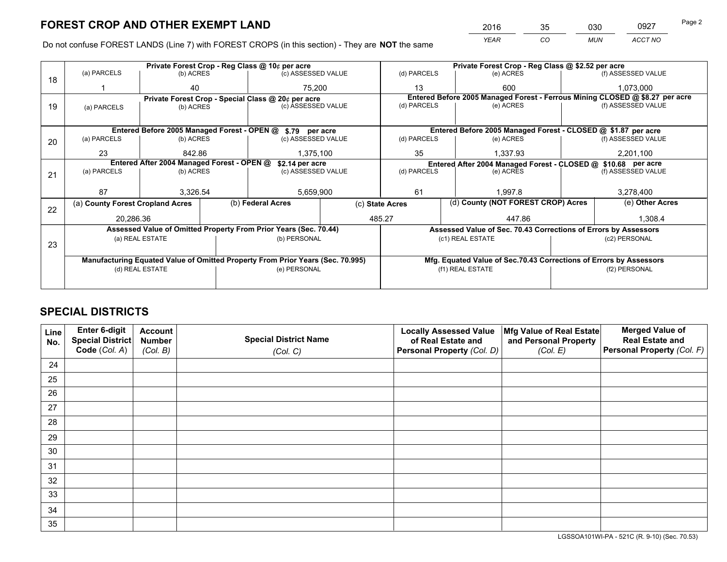# FOREST CROP AND OTHER EXEMPT LAND

| 2016 | 35 | 030 | 0927 |
|---|---|---|---|
| *YEAR* | *CO* | *MUN* | *ACCT NO* |

Do not confuse FOREST LANDS (Line 7) with FOREST CROPS (in this section) - They are **NOT** the same

| Line | Private Forest Crop - Reg Class @ 10¢ per acre | | | Private Forest Crop - Reg Class @ $2.52 per acre | | |
|---|---|---|---|---|---|---|
| | (a) PARCELS | (b) ACRES | (c) ASSESSED VALUE | (d) PARCELS | (e) ACRES | (f) ASSESSED VALUE |
| 18 | 1 | 40 | 75,200 | 13 | 600 | 1,073,000 |
| | **Private Forest Crop - Special Class @ 20¢ per acre** | | | **Entered Before 2005 Managed Forest - Ferrous Mining CLOSED @ $8.27 per acre** | | |
| 19 | (a) PARCELS | (b) ACRES | (c) ASSESSED VALUE | (d) PARCELS | (e) ACRES | (f) ASSESSED VALUE |
| | | | | | | |
| | **Entered Before 2005 Managed Forest - OPEN @ $.79 per acre** | | | **Entered Before 2005 Managed Forest - CLOSED @ $1.87 per acre** | | |
| 20 | (a) PARCELS | (b) ACRES | (c) ASSESSED VALUE | (d) PARCELS | (e) ACRES | (f) ASSESSED VALUE |
| | 23 | 842.86 | 1,375,100 | 35 | 1,337.93 | 2,201,100 |
| | **Entered After 2004 Managed Forest - OPEN @ $2.14 per acre** | | | **Entered After 2004 Managed Forest - CLOSED @ $10.68 per acre** | | |
| 21 | (a) PARCELS | (b) ACRES | (c) ASSESSED VALUE | (d) PARCELS | (e) ACRES | (f) ASSESSED VALUE |
| | 87 | 3,326.54 | 5,659,900 | 61 | 1,997.8 | 3,278,400 |

| Line | (a) County Forest Cropland Acres | (b) Federal Acres | (c) State Acres | (d) County (NOT FOREST CROP) Acres | (e) Other Acres |
|---|---|---|---|---|---|
| 22 | 20,286.36 | | 485.27 | 447.86 | 1,308.4 |

| Line | Assessed Value of Omitted Property From Prior Years (Sec. 70.44) | | Assessed Value of Sec. 70.43 Corrections of Errors by Assessors | |
|---|---|---|---|---|
| 23 | (a) REAL ESTATE | (b) PERSONAL | (c1) REAL ESTATE | (c2) PERSONAL |
| | | | | |
| | **Manufacturing Equated Value of Omitted Property From Prior Years (Sec. 70.995)** | | **Mfg. Equated Value of Sec.70.43 Corrections of Errors by Assessors** | |
| | (d) REAL ESTATE | (e) PERSONAL | (f1) REAL ESTATE | (f2) PERSONAL |
| | | | | |

# SPECIAL DISTRICTS

| Line No. | Enter 6-digit Special District Code (Col. A) | Account Number (Col. B) | Special District Name (Col. C) | Locally Assessed Value of Real Estate and Personal Property (Col. D) | Mfg Value of Real Estate and Personal Property (Col. E) | Merged Value of Real Estate and Personal Property (Col. F) |
|---|---|---|---|---|---|---|
| 24 | | | | | | |
| 25 | | | | | | |
| 26 | | | | | | |
| 27 | | | | | | |
| 28 | | | | | | |
| 29 | | | | | | |
| 30 | | | | | | |
| 31 | | | | | | |
| 32 | | | | | | |
| 33 | | | | | | |
| 34 | | | | | | |
| 35 | | | | | | |

LGSSOA101WI-PA - 521C (R. 9-10) (Sec. 70.53)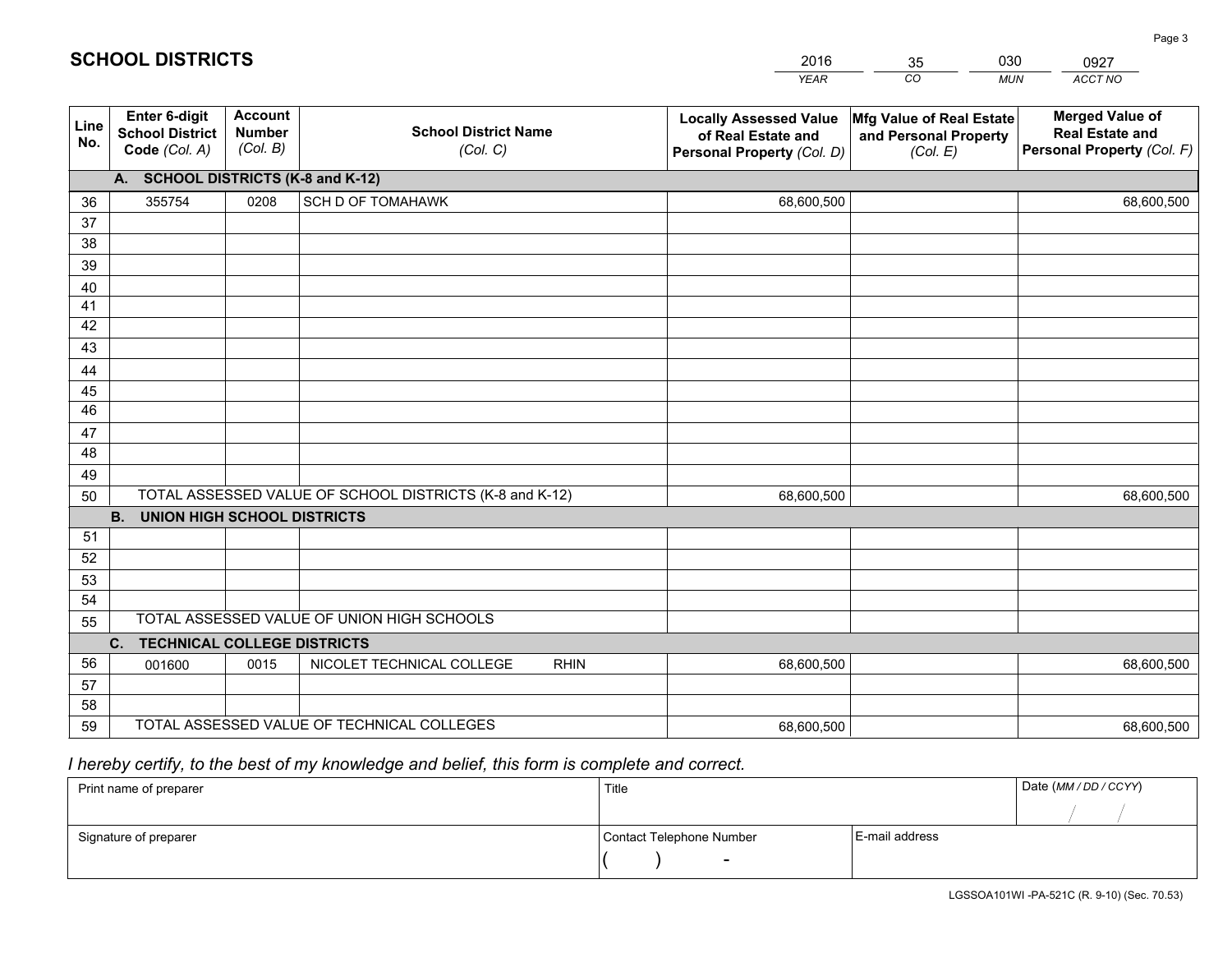# SCHOOL DISTRICTS

| 2016 | 35 | 030 | 0927 |
|---|---|---|---|
| *YEAR* | *CO* | *MUN* | *ACCT NO* |

| Line No. | Enter 6-digit School District Code *(Col. A)* | Account Number *(Col. B)* | School District Name *(Col. C)* | Locally Assessed Value of Real Estate and Personal Property *(Col. D)* | Mfg Value of Real Estate and Personal Property *(Col. E)* | Merged Value of Real Estate and Personal Property *(Col. F)* |
|---|---|---|---|---|---|---|
| **A. SCHOOL DISTRICTS (K-8 and K-12)** | | | | | | |
| 36 | 355754 | 0208 | SCH D OF TOMAHAWK | 68,600,500 | | 68,600,500 |
| 37 | | | | | | |
| 38 | | | | | | |
| 39 | | | | | | |
| 40 | | | | | | |
| 41 | | | | | | |
| 42 | | | | | | |
| 43 | | | | | | |
| 44 | | | | | | |
| 45 | | | | | | |
| 46 | | | | | | |
| 47 | | | | | | |
| 48 | | | | | | |
| 49 | | | | | | |
| 50 | TOTAL ASSESSED VALUE OF SCHOOL DISTRICTS (K-8 and K-12) | | | 68,600,500 | | 68,600,500 |
| **B. UNION HIGH SCHOOL DISTRICTS** | | | | | | |
| 51 | | | | | | |
| 52 | | | | | | |
| 53 | | | | | | |
| 54 | | | | | | |
| 55 | TOTAL ASSESSED VALUE OF UNION HIGH SCHOOLS | | | | | |
| **C. TECHNICAL COLLEGE DISTRICTS** | | | | | | |
| 56 | 001600 | 0015 | NICOLET TECHNICAL COLLEGE RHIN | 68,600,500 | | 68,600,500 |
| 57 | | | | | | |
| 58 | | | | | | |
| 59 | TOTAL ASSESSED VALUE OF TECHNICAL COLLEGES | | | 68,600,500 | | 68,600,500 |

*I hereby certify, to the best of my knowledge and belief, this form is complete and correct.*

| Print name of preparer | Title | | Date *(MM / DD / CCYY)* |
|---|---|---|---|
| | | | / / |
| **Signature of preparer** | **Contact Telephone Number** | **E-mail address** | |
| | ( ) - | | |

LGSSOA101WI -PA-521C (R. 9-10) (Sec. 70.53)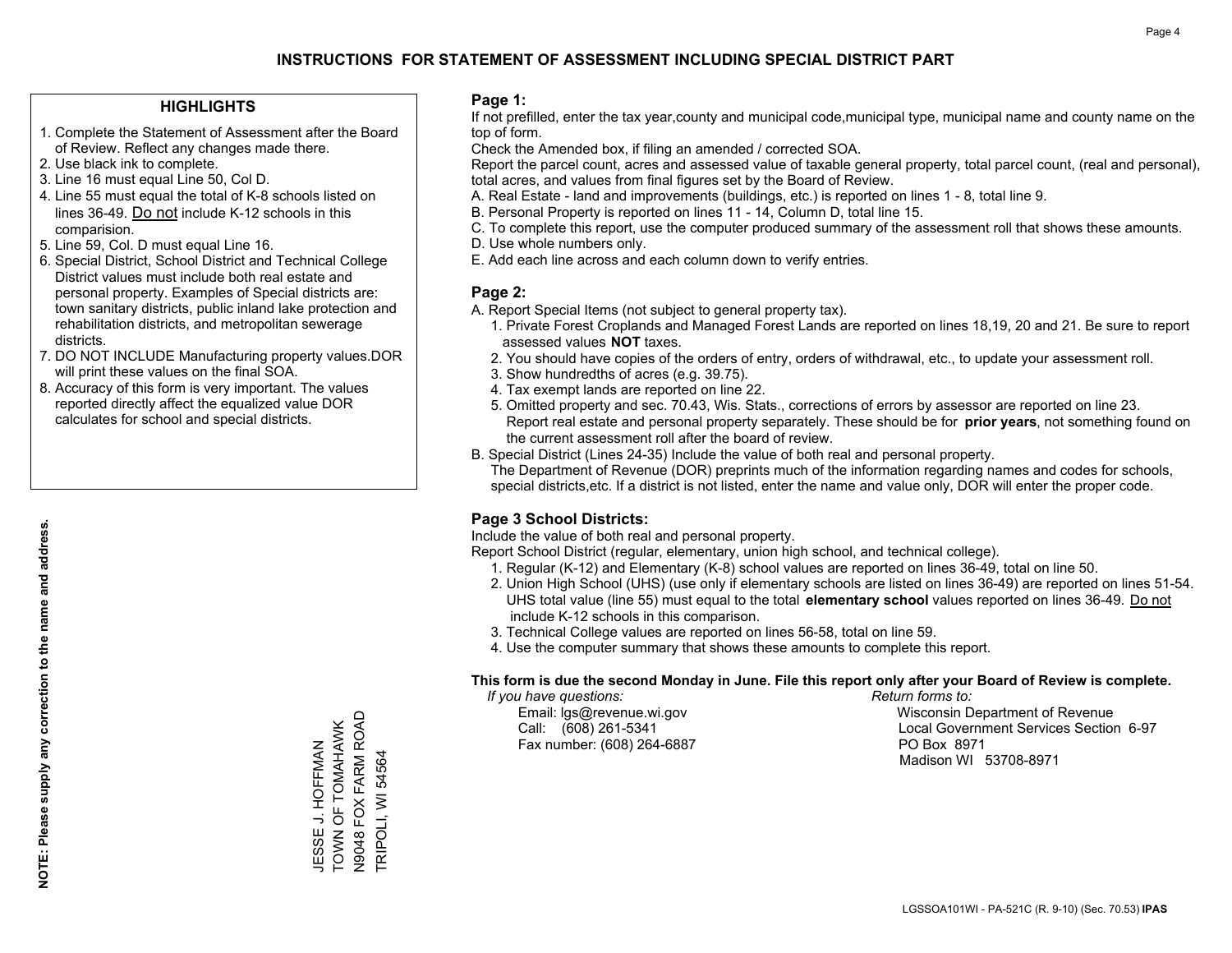# INSTRUCTIONS FOR STATEMENT OF ASSESSMENT INCLUDING SPECIAL DISTRICT PART

## HIGHLIGHTS

1. Complete the Statement of Assessment after the Board of Review. Reflect any changes made there.
2. Use black ink to complete.
3. Line 16 must equal Line 50, Col D.
4. Line 55 must equal the total of K-8 schools listed on lines 36-49. Do not include K-12 schools in this comparision.
5. Line 59, Col. D must equal Line 16.
6. Special District, School District and Technical College District values must include both real estate and personal property. Examples of Special districts are: town sanitary districts, public inland lake protection and rehabilitation districts, and metropolitan sewerage districts.
7. DO NOT INCLUDE Manufacturing property values.DOR will print these values on the final SOA.
8. Accuracy of this form is very important. The values reported directly affect the equalized value DOR calculates for school and special districts.

**NOTE: Please supply any correction to the name and address.**

JESSE J. HOFFMAN
TOWN OF TOMAHAWK
N9048 FOX FARM ROAD
TRIPOLI, WI 54564

## Page 1:

If not prefilled, enter the tax year,county and municipal code,municipal type, municipal name and county name on the top of form.

Check the Amended box, if filing an amended / corrected SOA.

Report the parcel count, acres and assessed value of taxable general property, total parcel count, (real and personal), total acres, and values from final figures set by the Board of Review.

A. Real Estate - land and improvements (buildings, etc.) is reported on lines 1 - 8, total line 9.
B. Personal Property is reported on lines 11 - 14, Column D, total line 15.
C. To complete this report, use the computer produced summary of the assessment roll that shows these amounts.
D. Use whole numbers only.
E. Add each line across and each column down to verify entries.

## Page 2:

A. Report Special Items (not subject to general property tax).
   1. Private Forest Croplands and Managed Forest Lands are reported on lines 18,19, 20 and 21. Be sure to report assessed values **NOT** taxes.
   2. You should have copies of the orders of entry, orders of withdrawal, etc., to update your assessment roll.
   3. Show hundredths of acres (e.g. 39.75).
   4. Tax exempt lands are reported on line 22.
   5. Omitted property and sec. 70.43, Wis. Stats., corrections of errors by assessor are reported on line 23. Report real estate and personal property separately. These should be for **prior years**, not something found on the current assessment roll after the board of review.

B. Special District (Lines 24-35) Include the value of both real and personal property.
The Department of Revenue (DOR) preprints much of the information regarding names and codes for schools, special districts,etc. If a district is not listed, enter the name and value only, DOR will enter the proper code.

## Page 3 School Districts:

Include the value of both real and personal property.

Report School District (regular, elementary, union high school, and technical college).

1. Regular (K-12) and Elementary (K-8) school values are reported on lines 36-49, total on line 50.
2. Union High School (UHS) (use only if elementary schools are listed on lines 36-49) are reported on lines 51-54. UHS total value (line 55) must equal to the total **elementary school** values reported on lines 36-49. Do not include K-12 schools in this comparison.
3. Technical College values are reported on lines 56-58, total on line 59.
4. Use the computer summary that shows these amounts to complete this report.

**This form is due the second Monday in June. File this report only after your Board of Review is complete.**

*If you have questions:*
Email: lgs@revenue.wi.gov
Call: (608) 261-5341
Fax number: (608) 264-6887

*Return forms to:*
Wisconsin Department of Revenue
Local Government Services Section 6-97
PO Box 8971
Madison WI 53708-8971

LGSSOA101WI - PA-521C (R. 9-10) (Sec. 70.53) **IPAS**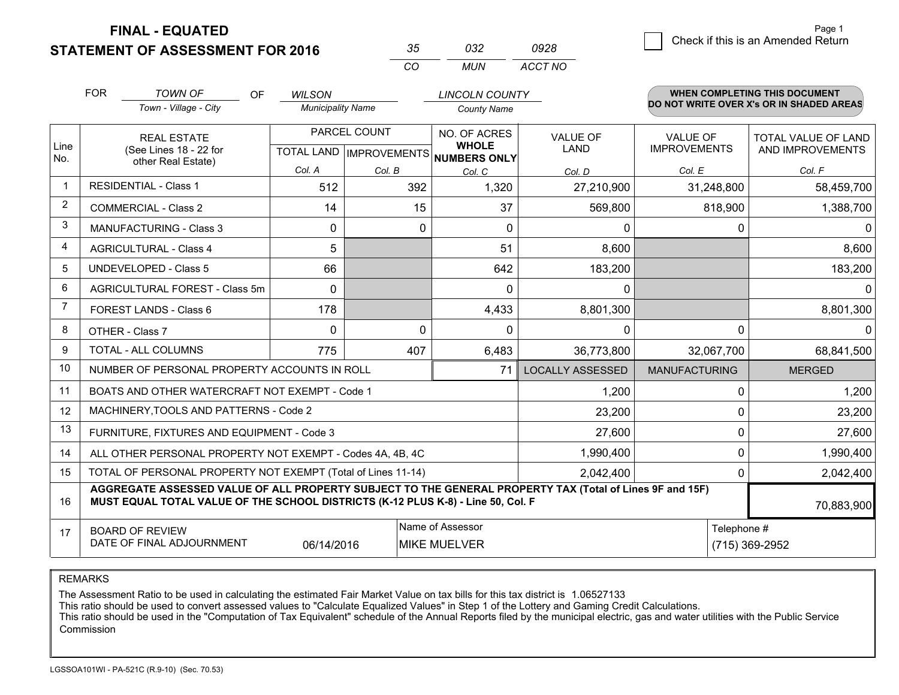# FINAL - EQUATED
## STATEMENT OF ASSESSMENT FOR 2016

| 35 | 032 | 0928 |
|---|---|---|
| CO | MUN | ACCT NO |

Check if this is an Amended Return

FOR *TOWN OF* (Town - Village - City) OF *WILSON* (Municipality Name) *LINCOLN COUNTY* (County Name)

**WHEN COMPLETING THIS DOCUMENT DO NOT WRITE OVER X's OR IN SHADED AREAS**

| Line No. | REAL ESTATE (See Lines 18 - 22 for other Real Estate) | PARCEL COUNT TOTAL LAND Col. A | PARCEL COUNT IMPROVEMENTS Col. B | NO. OF ACRES WHOLE NUMBERS ONLY Col. C | VALUE OF LAND Col. D | VALUE OF IMPROVEMENTS Col. E | TOTAL VALUE OF LAND AND IMPROVEMENTS Col. F |
|---|---|---|---|---|---|---|---|
| 1 | RESIDENTIAL - Class 1 | 512 | 392 | 1,320 | 27,210,900 | 31,248,800 | 58,459,700 |
| 2 | COMMERCIAL - Class 2 | 14 | 15 | 37 | 569,800 | 818,900 | 1,388,700 |
| 3 | MANUFACTURING - Class 3 | 0 | 0 | 0 | 0 | 0 | 0 |
| 4 | AGRICULTURAL - Class 4 | 5 | | 51 | 8,600 | | 8,600 |
| 5 | UNDEVELOPED - Class 5 | 66 | | 642 | 183,200 | | 183,200 |
| 6 | AGRICULTURAL FOREST - Class 5m | 0 | | 0 | 0 | | 0 |
| 7 | FOREST LANDS - Class 6 | 178 | | 4,433 | 8,801,300 | | 8,801,300 |
| 8 | OTHER - Class 7 | 0 | 0 | 0 | 0 | 0 | 0 |
| 9 | TOTAL - ALL COLUMNS | 775 | 407 | 6,483 | 36,773,800 | 32,067,700 | 68,841,500 |
| 10 | NUMBER OF PERSONAL PROPERTY ACCOUNTS IN ROLL | | | 71 | LOCALLY ASSESSED | MANUFACTURING | MERGED |
| 11 | BOATS AND OTHER WATERCRAFT NOT EXEMPT - Code 1 | | | | 1,200 | 0 | 1,200 |
| 12 | MACHINERY,TOOLS AND PATTERNS - Code 2 | | | | 23,200 | 0 | 23,200 |
| 13 | FURNITURE, FIXTURES AND EQUIPMENT - Code 3 | | | | 27,600 | 0 | 27,600 |
| 14 | ALL OTHER PERSONAL PROPERTY NOT EXEMPT - Codes 4A, 4B, 4C | | | | 1,990,400 | 0 | 1,990,400 |
| 15 | TOTAL OF PERSONAL PROPERTY NOT EXEMPT (Total of Lines 11-14) | | | | 2,042,400 | 0 | 2,042,400 |
| 16 | **AGGREGATE ASSESSED VALUE OF ALL PROPERTY SUBJECT TO THE GENERAL PROPERTY TAX (Total of Lines 9F and 15F) MUST EQUAL TOTAL VALUE OF THE SCHOOL DISTRICTS (K-12 PLUS K-8) - Line 50, Col. F** | | | | | | 70,883,900 |
| 17 | BOARD OF REVIEW DATE OF FINAL ADJOURNMENT | 06/14/2016 | Name of Assessor: MIKE MUELVER | | | Telephone #: (715) 369-2952 | |

REMARKS

The Assessment Ratio to be used in calculating the estimated Fair Market Value on tax bills for this tax district is 1.06527133
This ratio should be used to convert assessed values to "Calculate Equalized Values" in Step 1 of the Lottery and Gaming Credit Calculations.
This ratio should be used in the "Computation of Tax Equivalent" schedule of the Annual Reports filed by the municipal electric, gas and water utilities with the Public Service Commission

LGSSOA101WI - PA-521C (R.9-10) (Sec. 70.53)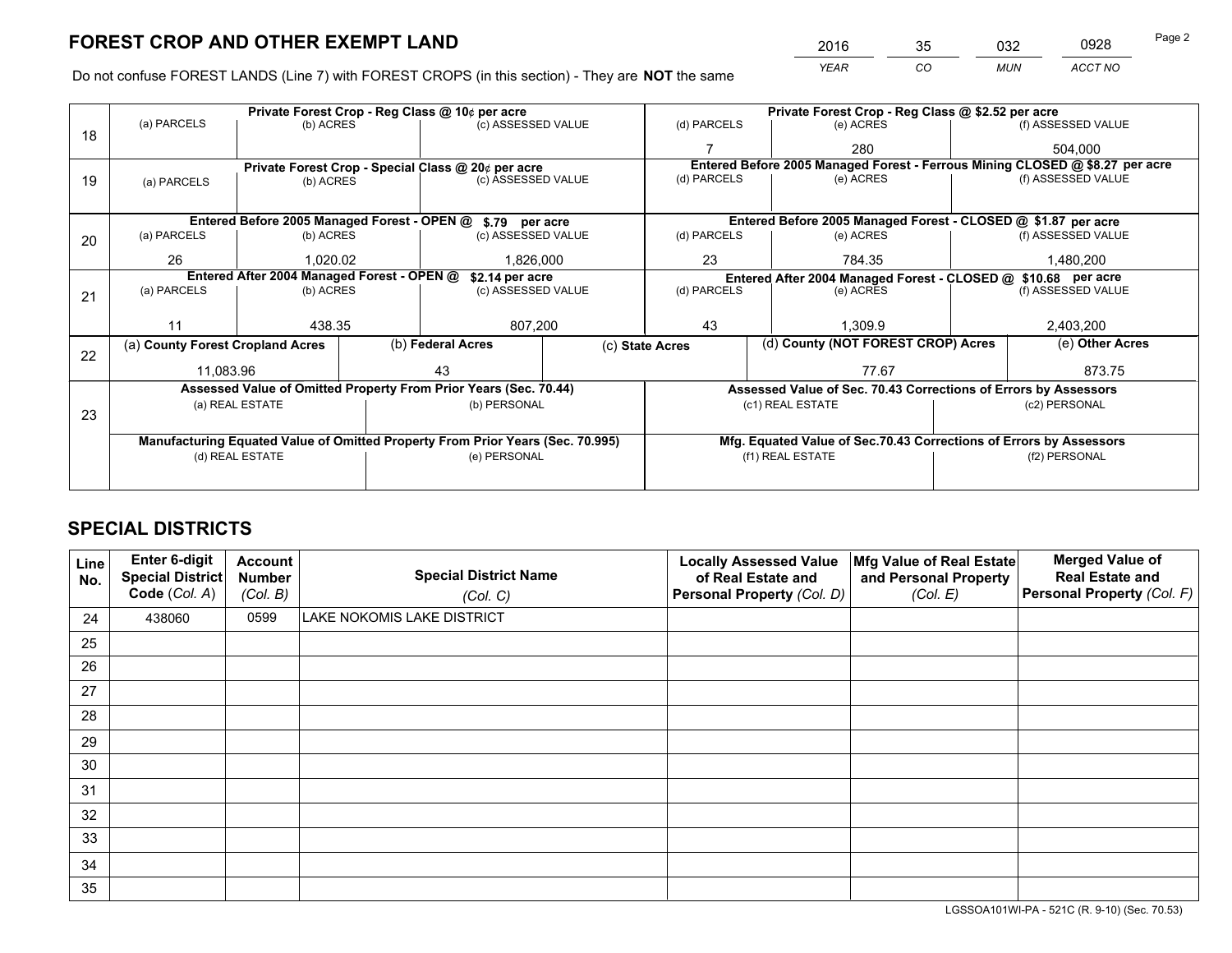# FOREST CROP AND OTHER EXEMPT LAND

| 2016 | 35 | 032 | 0928 |
|---|---|---|---|
| *YEAR* | *CO* | *MUN* | *ACCT NO* |

Do not confuse FOREST LANDS (Line 7) with FOREST CROPS (in this section) - They are **NOT** the same

| Line | Private Forest Crop - Reg Class @ 10¢ per acre | | | Private Forest Crop - Reg Class @ $2.52 per acre | | |
|---|---|---|---|---|---|---|
| | (a) PARCELS | (b) ACRES | (c) ASSESSED VALUE | (d) PARCELS | (e) ACRES | (f) ASSESSED VALUE |
| 18 | | | | 7 | 280 | 504,000 |
| | **Private Forest Crop - Special Class @ 20¢ per acre** | | | **Entered Before 2005 Managed Forest - Ferrous Mining CLOSED @ $8.27 per acre** | | |
| | (a) PARCELS | (b) ACRES | (c) ASSESSED VALUE | (d) PARCELS | (e) ACRES | (f) ASSESSED VALUE |
| 19 | | | | | | |
| | **Entered Before 2005 Managed Forest - OPEN @ $.79 per acre** | | | **Entered Before 2005 Managed Forest - CLOSED @ $1.87 per acre** | | |
| | (a) PARCELS | (b) ACRES | (c) ASSESSED VALUE | (d) PARCELS | (e) ACRES | (f) ASSESSED VALUE |
| 20 | 26 | 1,020.02 | 1,826,000 | 23 | 784.35 | 1,480,200 |
| | **Entered After 2004 Managed Forest - OPEN @ $2.14 per acre** | | | **Entered After 2004 Managed Forest - CLOSED @ $10.68 per acre** | | |
| | (a) PARCELS | (b) ACRES | (c) ASSESSED VALUE | (d) PARCELS | (e) ACRES | (f) ASSESSED VALUE |
| 21 | 11 | 438.35 | 807,200 | 43 | 1,309.9 | 2,403,200 |

| Line | (a) County Forest Cropland Acres | (b) Federal Acres | (c) State Acres | (d) County (NOT FOREST CROP) Acres | (e) Other Acres |
|---|---|---|---|---|---|
| 22 | 11,083.96 | 43 | | 77.67 | 873.75 |

| Line | Assessed Value of Omitted Property From Prior Years (Sec. 70.44) | | Assessed Value of Sec. 70.43 Corrections of Errors by Assessors | |
|---|---|---|---|---|
| | (a) REAL ESTATE | (b) PERSONAL | (c1) REAL ESTATE | (c2) PERSONAL |
| 23 | | | | |
| | **Manufacturing Equated Value of Omitted Property From Prior Years (Sec. 70.995)** | | **Mfg. Equated Value of Sec.70.43 Corrections of Errors by Assessors** | |
| | (d) REAL ESTATE | (e) PERSONAL | (f1) REAL ESTATE | (f2) PERSONAL |
| | | | | |

# SPECIAL DISTRICTS

| Line No. | Enter 6-digit Special District Code *(Col. A)* | Account Number *(Col. B)* | Special District Name *(Col. C)* | Locally Assessed Value of Real Estate and Personal Property *(Col. D)* | Mfg Value of Real Estate and Personal Property *(Col. E)* | Merged Value of Real Estate and Personal Property *(Col. F)* |
|---|---|---|---|---|---|---|
| 24 | 438060 | 0599 | LAKE NOKOMIS LAKE DISTRICT | | | |
| 25 | | | | | | |
| 26 | | | | | | |
| 27 | | | | | | |
| 28 | | | | | | |
| 29 | | | | | | |
| 30 | | | | | | |
| 31 | | | | | | |
| 32 | | | | | | |
| 33 | | | | | | |
| 34 | | | | | | |
| 35 | | | | | | |

LGSSOA101WI-PA - 521C (R. 9-10) (Sec. 70.53)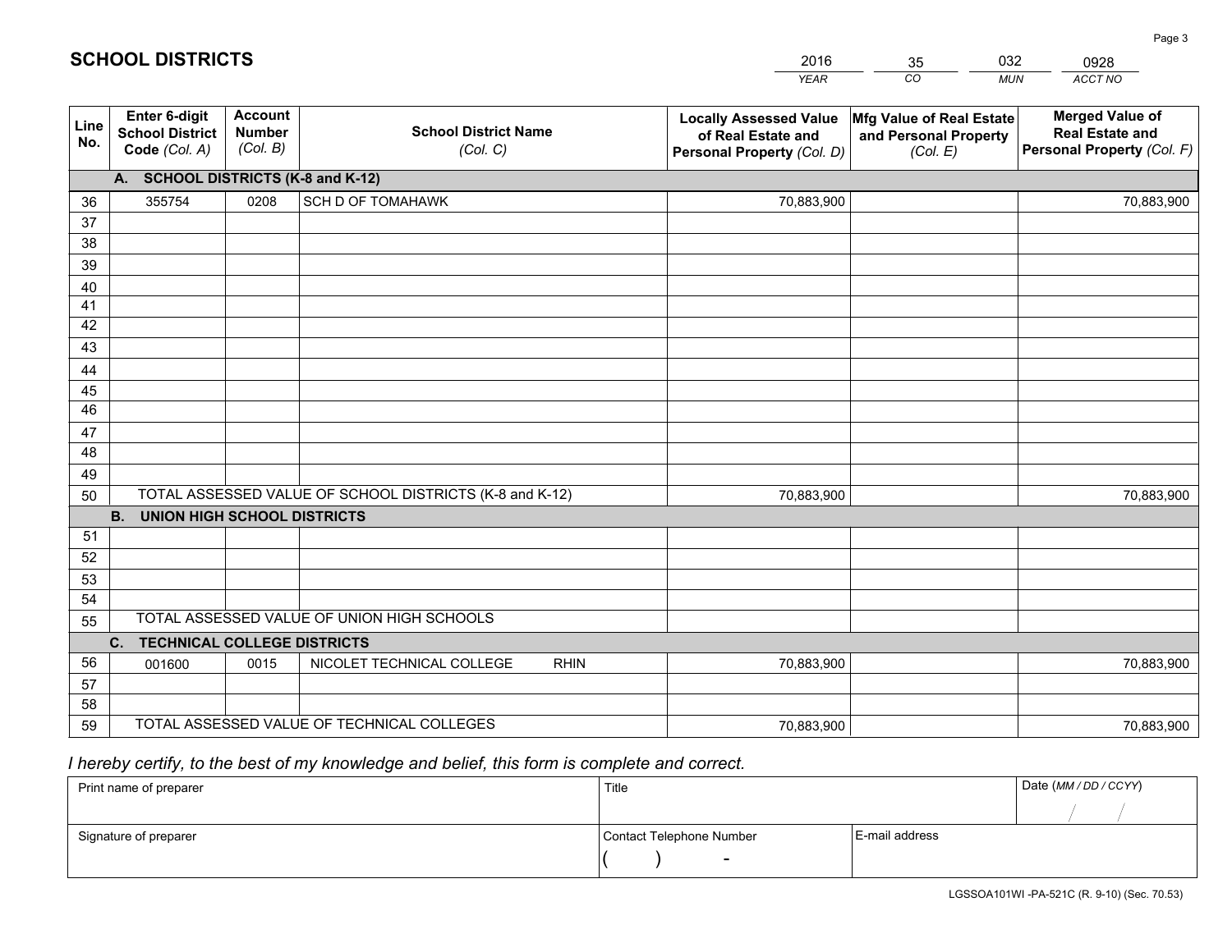# SCHOOL DISTRICTS

| 2016 | 35 | 032 | 0928 |
|---|---|---|---|
| *YEAR* | *CO* | *MUN* | *ACCT NO* |

| Line No. | Enter 6-digit School District Code *(Col. A)* | Account Number *(Col. B)* | School District Name *(Col. C)* | Locally Assessed Value of Real Estate and Personal Property *(Col. D)* | Mfg Value of Real Estate and Personal Property *(Col. E)* | Merged Value of Real Estate and Personal Property *(Col. F)* |
|---|---|---|---|---|---|---|
| | **A. SCHOOL DISTRICTS (K-8 and K-12)** | | | | | |
| 36 | 355754 | 0208 | SCH D OF TOMAHAWK | 70,883,900 | | 70,883,900 |
| 37 | | | | | | |
| 38 | | | | | | |
| 39 | | | | | | |
| 40 | | | | | | |
| 41 | | | | | | |
| 42 | | | | | | |
| 43 | | | | | | |
| 44 | | | | | | |
| 45 | | | | | | |
| 46 | | | | | | |
| 47 | | | | | | |
| 48 | | | | | | |
| 49 | | | | | | |
| 50 | TOTAL ASSESSED VALUE OF SCHOOL DISTRICTS (K-8 and K-12) | | | 70,883,900 | | 70,883,900 |
| | **B. UNION HIGH SCHOOL DISTRICTS** | | | | | |
| 51 | | | | | | |
| 52 | | | | | | |
| 53 | | | | | | |
| 54 | | | | | | |
| 55 | TOTAL ASSESSED VALUE OF UNION HIGH SCHOOLS | | | | | |
| | **C. TECHNICAL COLLEGE DISTRICTS** | | | | | |
| 56 | 001600 | 0015 | NICOLET TECHNICAL COLLEGE RHIN | 70,883,900 | | 70,883,900 |
| 57 | | | | | | |
| 58 | | | | | | |
| 59 | TOTAL ASSESSED VALUE OF TECHNICAL COLLEGES | | | 70,883,900 | | 70,883,900 |

*I hereby certify, to the best of my knowledge and belief, this form is complete and correct.*

| Print name of preparer | Title | | Date *(MM / DD / CCYY)* |
|---|---|---|---|
| | | | / / |
| Signature of preparer | Contact Telephone Number | E-mail address | |
| | ( ) - | | |

LGSSOA101WI -PA-521C (R. 9-10) (Sec. 70.53)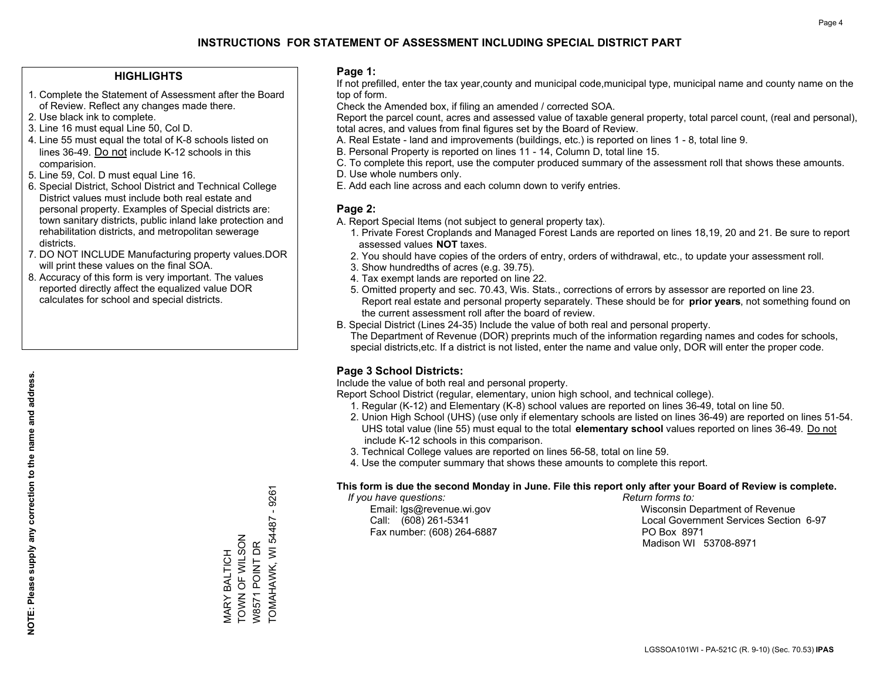# INSTRUCTIONS FOR STATEMENT OF ASSESSMENT INCLUDING SPECIAL DISTRICT PART

## HIGHLIGHTS

1. Complete the Statement of Assessment after the Board of Review. Reflect any changes made there.
2. Use black ink to complete.
3. Line 16 must equal Line 50, Col D.
4. Line 55 must equal the total of K-8 schools listed on lines 36-49. Do not include K-12 schools in this comparision.
5. Line 59, Col. D must equal Line 16.
6. Special District, School District and Technical College District values must include both real estate and personal property. Examples of Special districts are: town sanitary districts, public inland lake protection and rehabilitation districts, and metropolitan sewerage districts.
7. DO NOT INCLUDE Manufacturing property values.DOR will print these values on the final SOA.
8. Accuracy of this form is very important. The values reported directly affect the equalized value DOR calculates for school and special districts.

**NOTE: Please supply any correction to the name and address.**

MARY BALTICH
TOWN OF WILSON
W8571 POINT DR
TOMAHAWK, WI 54487 - 9261

## Page 1:

If not prefilled, enter the tax year,county and municipal code,municipal type, municipal name and county name on the top of form.

Check the Amended box, if filing an amended / corrected SOA.

Report the parcel count, acres and assessed value of taxable general property, total parcel count, (real and personal), total acres, and values from final figures set by the Board of Review.

A. Real Estate - land and improvements (buildings, etc.) is reported on lines 1 - 8, total line 9.
B. Personal Property is reported on lines 11 - 14, Column D, total line 15.
C. To complete this report, use the computer produced summary of the assessment roll that shows these amounts.
D. Use whole numbers only.
E. Add each line across and each column down to verify entries.

## Page 2:

A. Report Special Items (not subject to general property tax).
   1. Private Forest Croplands and Managed Forest Lands are reported on lines 18,19, 20 and 21. Be sure to report assessed values **NOT** taxes.
   2. You should have copies of the orders of entry, orders of withdrawal, etc., to update your assessment roll.
   3. Show hundredths of acres (e.g. 39.75).
   4. Tax exempt lands are reported on line 22.
   5. Omitted property and sec. 70.43, Wis. Stats., corrections of errors by assessor are reported on line 23. Report real estate and personal property separately. These should be for **prior years**, not something found on the current assessment roll after the board of review.
B. Special District (Lines 24-35) Include the value of both real and personal property.
   The Department of Revenue (DOR) preprints much of the information regarding names and codes for schools, special districts,etc. If a district is not listed, enter the name and value only, DOR will enter the proper code.

## Page 3 School Districts:

Include the value of both real and personal property.

Report School District (regular, elementary, union high school, and technical college).

1. Regular (K-12) and Elementary (K-8) school values are reported on lines 36-49, total on line 50.
2. Union High School (UHS) (use only if elementary schools are listed on lines 36-49) are reported on lines 51-54. UHS total value (line 55) must equal to the total **elementary school** values reported on lines 36-49. Do not include K-12 schools in this comparison.
3. Technical College values are reported on lines 56-58, total on line 59.
4. Use the computer summary that shows these amounts to complete this report.

**This form is due the second Monday in June. File this report only after your Board of Review is complete.**

*If you have questions:*
Email: lgs@revenue.wi.gov
Call: (608) 261-5341
Fax number: (608) 264-6887

*Return forms to:*
Wisconsin Department of Revenue
Local Government Services Section 6-97
PO Box 8971
Madison WI 53708-8971

LGSSOA101WI - PA-521C (R. 9-10) (Sec. 70.53) **IPAS**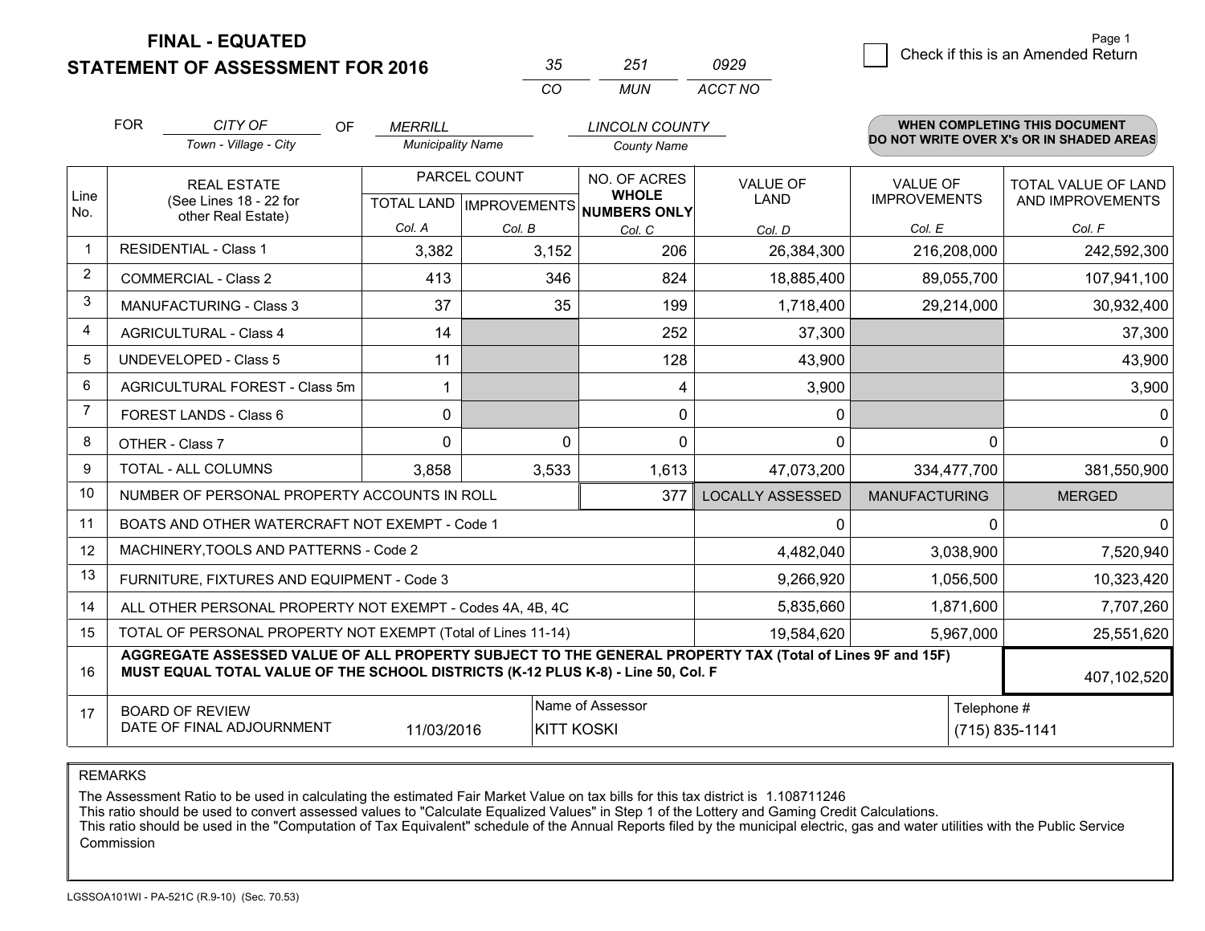# FINAL - EQUATED
# STATEMENT OF ASSESSMENT FOR 2016

| 35 | 251 | 0929 |
|---|---|---|
| CO | MUN | ACCT NO |

☐ Check if this is an Amended Return

FOR *CITY OF* (Town - Village - City) OF *MERRILL* (Municipality Name) *LINCOLN COUNTY* (County Name)

**WHEN COMPLETING THIS DOCUMENT DO NOT WRITE OVER X's OR IN SHADED AREAS**

| Line No. | REAL ESTATE (See Lines 18 - 22 for other Real Estate) | PARCEL COUNT TOTAL LAND Col. A | PARCEL COUNT IMPROVEMENTS Col. B | NO. OF ACRES WHOLE NUMBERS ONLY Col. C | VALUE OF LAND Col. D | VALUE OF IMPROVEMENTS Col. E | TOTAL VALUE OF LAND AND IMPROVEMENTS Col. F |
|---|---|---|---|---|---|---|---|
| 1 | RESIDENTIAL - Class 1 | 3,382 | 3,152 | 206 | 26,384,300 | 216,208,000 | 242,592,300 |
| 2 | COMMERCIAL - Class 2 | 413 | 346 | 824 | 18,885,400 | 89,055,700 | 107,941,100 |
| 3 | MANUFACTURING - Class 3 | 37 | 35 | 199 | 1,718,400 | 29,214,000 | 30,932,400 |
| 4 | AGRICULTURAL - Class 4 | 14 | | 252 | 37,300 | | 37,300 |
| 5 | UNDEVELOPED - Class 5 | 11 | | 128 | 43,900 | | 43,900 |
| 6 | AGRICULTURAL FOREST - Class 5m | 1 | | 4 | 3,900 | | 3,900 |
| 7 | FOREST LANDS - Class 6 | 0 | | 0 | 0 | | 0 |
| 8 | OTHER - Class 7 | 0 | 0 | 0 | 0 | 0 | 0 |
| 9 | TOTAL - ALL COLUMNS | 3,858 | 3,533 | 1,613 | 47,073,200 | 334,477,700 | 381,550,900 |
| 10 | NUMBER OF PERSONAL PROPERTY ACCOUNTS IN ROLL | | | 377 | LOCALLY ASSESSED | MANUFACTURING | MERGED |
| 11 | BOATS AND OTHER WATERCRAFT NOT EXEMPT - Code 1 | | | | 0 | 0 | 0 |
| 12 | MACHINERY,TOOLS AND PATTERNS - Code 2 | | | | 4,482,040 | 3,038,900 | 7,520,940 |
| 13 | FURNITURE, FIXTURES AND EQUIPMENT - Code 3 | | | | 9,266,920 | 1,056,500 | 10,323,420 |
| 14 | ALL OTHER PERSONAL PROPERTY NOT EXEMPT - Codes 4A, 4B, 4C | | | | 5,835,660 | 1,871,600 | 7,707,260 |
| 15 | TOTAL OF PERSONAL PROPERTY NOT EXEMPT (Total of Lines 11-14) | | | | 19,584,620 | 5,967,000 | 25,551,620 |
| 16 | **AGGREGATE ASSESSED VALUE OF ALL PROPERTY SUBJECT TO THE GENERAL PROPERTY TAX (Total of Lines 9F and 15F) MUST EQUAL TOTAL VALUE OF THE SCHOOL DISTRICTS (K-12 PLUS K-8) - Line 50, Col. F** | | | | | | 407,102,520 |
| 17 | BOARD OF REVIEW DATE OF FINAL ADJOURNMENT | 11/03/2016 | Name of Assessor | KITT KOSKI | | Telephone # | (715) 835-1141 |

REMARKS

The Assessment Ratio to be used in calculating the estimated Fair Market Value on tax bills for this tax district is 1.108711246
This ratio should be used to convert assessed values to "Calculate Equalized Values" in Step 1 of the Lottery and Gaming Credit Calculations.
This ratio should be used in the "Computation of Tax Equivalent" schedule of the Annual Reports filed by the municipal electric, gas and water utilities with the Public Service Commission

LGSSOA101WI - PA-521C (R.9-10) (Sec. 70.53)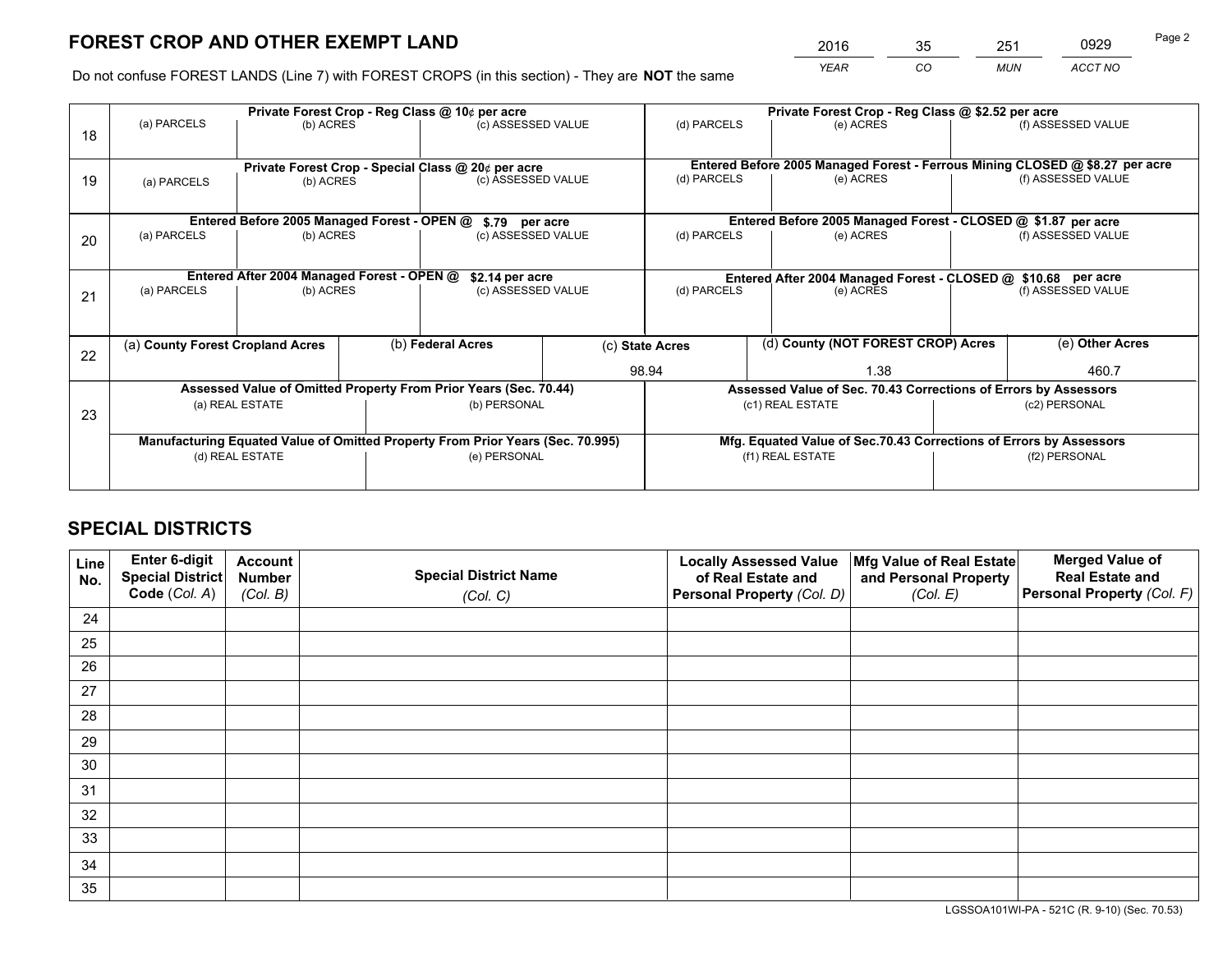# FOREST CROP AND OTHER EXEMPT LAND

| 2016 | 35 | 251 | 0929 |
|---|---|---|---|
| *YEAR* | *CO* | *MUN* | *ACCT NO* |

Do not confuse FOREST LANDS (Line 7) with FOREST CROPS (in this section) - They are **NOT** the same

| Line | Private Forest Crop - Reg Class @ 10¢ per acre | | | Private Forest Crop - Reg Class @ $2.52 per acre | | |
|---|---|---|---|---|---|---|
| | (a) PARCELS | (b) ACRES | (c) ASSESSED VALUE | (d) PARCELS | (e) ACRES | (f) ASSESSED VALUE |
| 18 | | | | | | |
| | **Private Forest Crop - Special Class @ 20¢ per acre** | | | **Entered Before 2005 Managed Forest - Ferrous Mining CLOSED @ $8.27 per acre** | | |
| | (a) PARCELS | (b) ACRES | (c) ASSESSED VALUE | (d) PARCELS | (e) ACRES | (f) ASSESSED VALUE |
| 19 | | | | | | |
| | **Entered Before 2005 Managed Forest - OPEN @ $.79 per acre** | | | **Entered Before 2005 Managed Forest - CLOSED @ $1.87 per acre** | | |
| | (a) PARCELS | (b) ACRES | (c) ASSESSED VALUE | (d) PARCELS | (e) ACRES | (f) ASSESSED VALUE |
| 20 | | | | | | |
| | **Entered After 2004 Managed Forest - OPEN @ $2.14 per acre** | | | **Entered After 2004 Managed Forest - CLOSED @ $10.68 per acre** | | |
| | (a) PARCELS | (b) ACRES | (c) ASSESSED VALUE | (d) PARCELS | (e) ACRES | (f) ASSESSED VALUE |
| 21 | | | | | | |

| Line | (a) **County Forest Cropland Acres** | (b) **Federal Acres** | (c) **State Acres** | (d) **County (NOT FOREST CROP) Acres** | (e) **Other Acres** |
|---|---|---|---|---|---|
| 22 | | | 98.94 | 1.38 | 460.7 |

| Line | Assessed Value of Omitted Property From Prior Years (Sec. 70.44) | | Assessed Value of Sec. 70.43 Corrections of Errors by Assessors | |
|---|---|---|---|---|
| | (a) REAL ESTATE | (b) PERSONAL | (c1) REAL ESTATE | (c2) PERSONAL |
| 23 | | | | |
| | **Manufacturing Equated Value of Omitted Property From Prior Years (Sec. 70.995)** | | **Mfg. Equated Value of Sec.70.43 Corrections of Errors by Assessors** | |
| | (d) REAL ESTATE | (e) PERSONAL | (f1) REAL ESTATE | (f2) PERSONAL |
| | | | | |

# SPECIAL DISTRICTS

| Line No. | Enter 6-digit Special District Code (*Col. A*) | Account Number (*Col. B*) | Special District Name (*Col. C*) | Locally Assessed Value of Real Estate and Personal Property (*Col. D*) | Mfg Value of Real Estate and Personal Property (*Col. E*) | Merged Value of Real Estate and Personal Property (*Col. F*) |
|---|---|---|---|---|---|---|
| 24 | | | | | | |
| 25 | | | | | | |
| 26 | | | | | | |
| 27 | | | | | | |
| 28 | | | | | | |
| 29 | | | | | | |
| 30 | | | | | | |
| 31 | | | | | | |
| 32 | | | | | | |
| 33 | | | | | | |
| 34 | | | | | | |
| 35 | | | | | | |

LGSSOA101WI-PA - 521C (R. 9-10) (Sec. 70.53)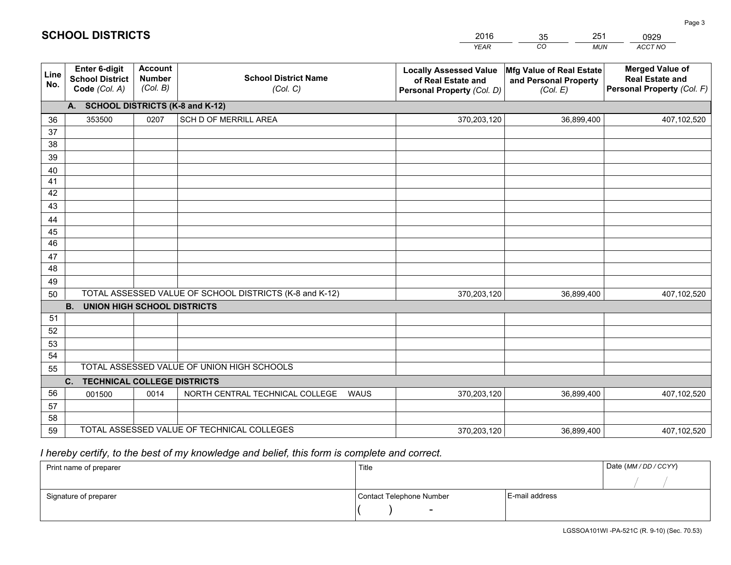# SCHOOL DISTRICTS

| 2016 | 35 | 251 | 0929 |
|---|---|---|---|
| *YEAR* | *CO* | *MUN* | *ACCT NO* |

| Line No. | Enter 6-digit School District Code *(Col. A)* | Account Number *(Col. B)* | School District Name *(Col. C)* | Locally Assessed Value of Real Estate and Personal Property *(Col. D)* | Mfg Value of Real Estate and Personal Property *(Col. E)* | Merged Value of Real Estate and Personal Property *(Col. F)* |
|---|---|---|---|---|---|---|
| **A. SCHOOL DISTRICTS (K-8 and K-12)** | | | | | | |
| 36 | 353500 | 0207 | SCH D OF MERRILL AREA | 370,203,120 | 36,899,400 | 407,102,520 |
| 37 | | | | | | |
| 38 | | | | | | |
| 39 | | | | | | |
| 40 | | | | | | |
| 41 | | | | | | |
| 42 | | | | | | |
| 43 | | | | | | |
| 44 | | | | | | |
| 45 | | | | | | |
| 46 | | | | | | |
| 47 | | | | | | |
| 48 | | | | | | |
| 49 | | | | | | |
| 50 | TOTAL ASSESSED VALUE OF SCHOOL DISTRICTS (K-8 and K-12) | | | 370,203,120 | 36,899,400 | 407,102,520 |
| **B. UNION HIGH SCHOOL DISTRICTS** | | | | | | |
| 51 | | | | | | |
| 52 | | | | | | |
| 53 | | | | | | |
| 54 | | | | | | |
| 55 | TOTAL ASSESSED VALUE OF UNION HIGH SCHOOLS | | | | | |
| **C. TECHNICAL COLLEGE DISTRICTS** | | | | | | |
| 56 | 001500 | 0014 | NORTH CENTRAL TECHNICAL COLLEGE WAUS | 370,203,120 | 36,899,400 | 407,102,520 |
| 57 | | | | | | |
| 58 | | | | | | |
| 59 | TOTAL ASSESSED VALUE OF TECHNICAL COLLEGES | | | 370,203,120 | 36,899,400 | 407,102,520 |

*I hereby certify, to the best of my knowledge and belief, this form is complete and correct.*

| Print name of preparer | Title | | Date *(MM / DD / CCYY)* |
|---|---|---|---|
| | | | / / |
| Signature of preparer | Contact Telephone Number | E-mail address | |
| | ( ) - | | |

LGSSOA101WI -PA-521C (R. 9-10) (Sec. 70.53)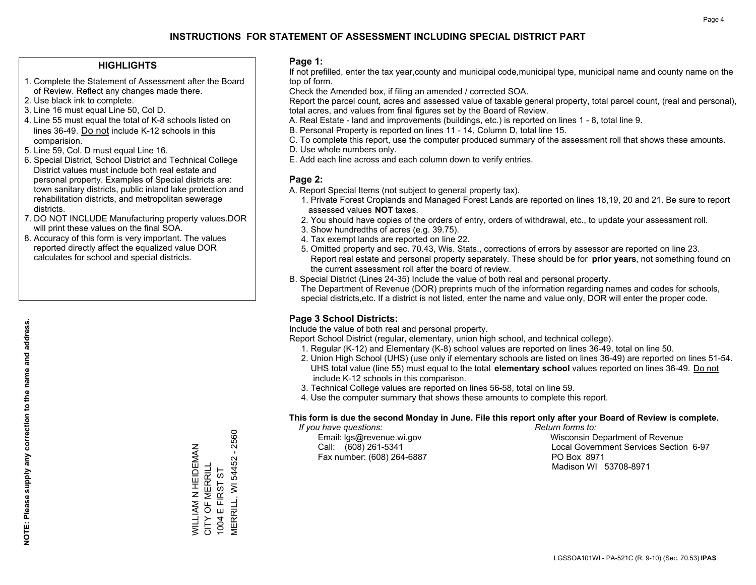# INSTRUCTIONS FOR STATEMENT OF ASSESSMENT INCLUDING SPECIAL DISTRICT PART

## HIGHLIGHTS

1. Complete the Statement of Assessment after the Board of Review. Reflect any changes made there.
2. Use black ink to complete.
3. Line 16 must equal Line 50, Col D.
4. Line 55 must equal the total of K-8 schools listed on lines 36-49. Do not include K-12 schools in this comparision.
5. Line 59, Col. D must equal Line 16.
6. Special District, School District and Technical College District values must include both real estate and personal property. Examples of Special districts are: town sanitary districts, public inland lake protection and rehabilitation districts, and metropolitan sewerage districts.
7. DO NOT INCLUDE Manufacturing property values.DOR will print these values on the final SOA.
8. Accuracy of this form is very important. The values reported directly affect the equalized value DOR calculates for school and special districts.

**NOTE: Please supply any correction to the name and address.**

WILLIAM N HEIDEMAN
CITY OF MERRILL
1004 E FIRST ST
MERRILL, WI 54452 - 2560

## Page 1:

If not prefilled, enter the tax year,county and municipal code,municipal type, municipal name and county name on the top of form.

Check the Amended box, if filing an amended / corrected SOA.

Report the parcel count, acres and assessed value of taxable general property, total parcel count, (real and personal), total acres, and values from final figures set by the Board of Review.

A. Real Estate - land and improvements (buildings, etc.) is reported on lines 1 - 8, total line 9.
B. Personal Property is reported on lines 11 - 14, Column D, total line 15.
C. To complete this report, use the computer produced summary of the assessment roll that shows these amounts.
D. Use whole numbers only.
E. Add each line across and each column down to verify entries.

## Page 2:

A. Report Special Items (not subject to general property tax).
   1. Private Forest Croplands and Managed Forest Lands are reported on lines 18,19, 20 and 21. Be sure to report assessed values **NOT** taxes.
   2. You should have copies of the orders of entry, orders of withdrawal, etc., to update your assessment roll.
   3. Show hundredths of acres (e.g. 39.75).
   4. Tax exempt lands are reported on line 22.
   5. Omitted property and sec. 70.43, Wis. Stats., corrections of errors by assessor are reported on line 23. Report real estate and personal property separately. These should be for **prior years**, not something found on the current assessment roll after the board of review.
B. Special District (Lines 24-35) Include the value of both real and personal property.
   The Department of Revenue (DOR) preprints much of the information regarding names and codes for schools, special districts,etc. If a district is not listed, enter the name and value only, DOR will enter the proper code.

## Page 3 School Districts:

Include the value of both real and personal property.

Report School District (regular, elementary, union high school, and technical college).

1. Regular (K-12) and Elementary (K-8) school values are reported on lines 36-49, total on line 50.
2. Union High School (UHS) (use only if elementary schools are listed on lines 36-49) are reported on lines 51-54. UHS total value (line 55) must equal to the total **elementary school** values reported on lines 36-49. Do not include K-12 schools in this comparison.
3. Technical College values are reported on lines 56-58, total on line 59.
4. Use the computer summary that shows these amounts to complete this report.

**This form is due the second Monday in June. File this report only after your Board of Review is complete.**

*If you have questions:*
Email: lgs@revenue.wi.gov
Call: (608) 261-5341
Fax number: (608) 264-6887

*Return forms to:*
Wisconsin Department of Revenue
Local Government Services Section 6-97
PO Box 8971
Madison WI 53708-8971

LGSSOA101WI - PA-521C (R. 9-10) (Sec. 70.53) **IPAS**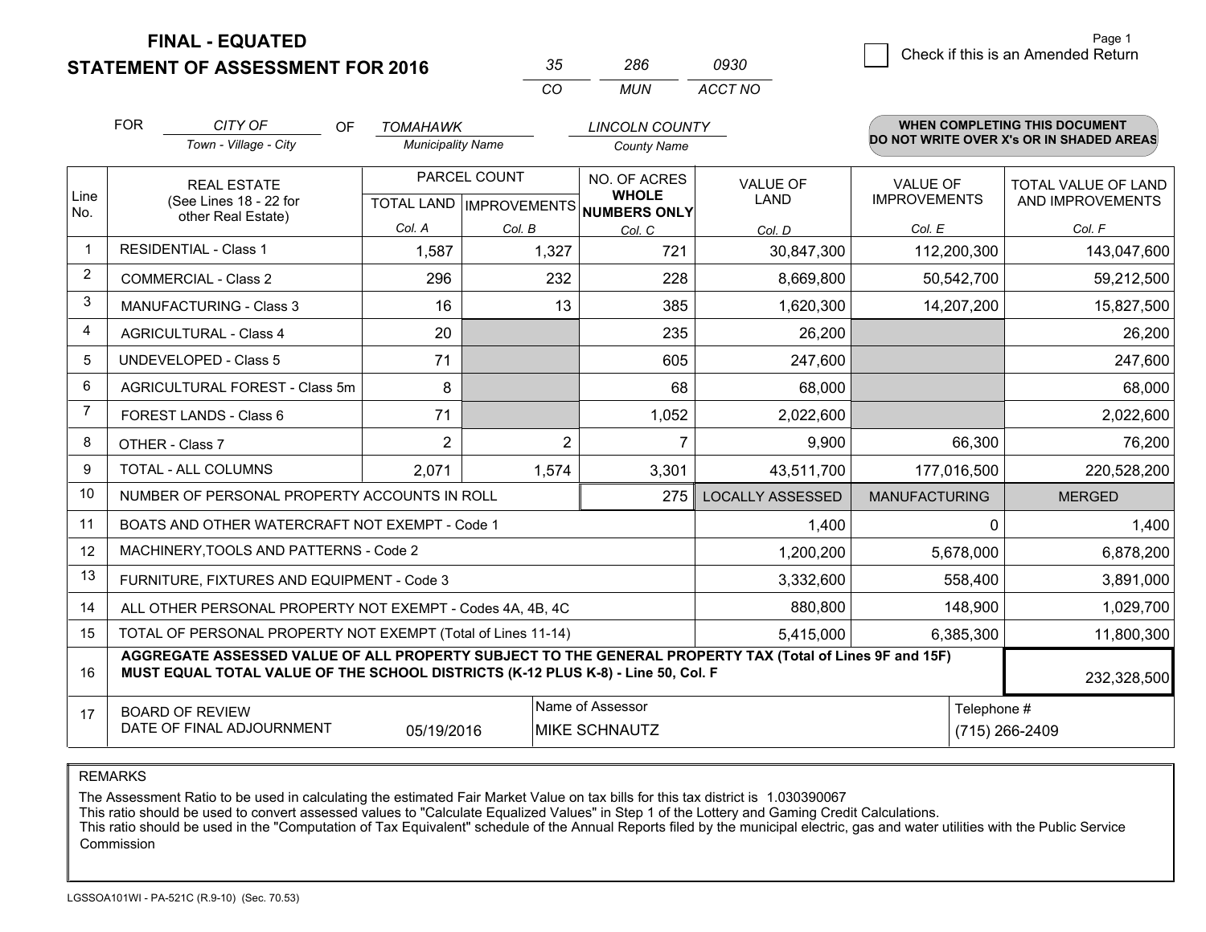# FINAL - EQUATED
## STATEMENT OF ASSESSMENT FOR 2016

| 35 | 286 | 0930 |
|---|---|---|
| CO | MUN | ACCT NO |

Check if this is an Amended Return

FOR *CITY OF* (Town - Village - City) OF *TOMAHAWK* (Municipality Name) *LINCOLN COUNTY* (County Name)

**WHEN COMPLETING THIS DOCUMENT DO NOT WRITE OVER X's OR IN SHADED AREAS**

| Line No. | REAL ESTATE (See Lines 18 - 22 for other Real Estate) | PARCEL COUNT TOTAL LAND Col. A | PARCEL COUNT IMPROVEMENTS Col. B | NO. OF ACRES WHOLE NUMBERS ONLY Col. C | VALUE OF LAND Col. D | VALUE OF IMPROVEMENTS Col. E | TOTAL VALUE OF LAND AND IMPROVEMENTS Col. F |
|---|---|---|---|---|---|---|---|
| 1 | RESIDENTIAL - Class 1 | 1,587 | 1,327 | 721 | 30,847,300 | 112,200,300 | 143,047,600 |
| 2 | COMMERCIAL - Class 2 | 296 | 232 | 228 | 8,669,800 | 50,542,700 | 59,212,500 |
| 3 | MANUFACTURING - Class 3 | 16 | 13 | 385 | 1,620,300 | 14,207,200 | 15,827,500 |
| 4 | AGRICULTURAL - Class 4 | 20 | | 235 | 26,200 | | 26,200 |
| 5 | UNDEVELOPED - Class 5 | 71 | | 605 | 247,600 | | 247,600 |
| 6 | AGRICULTURAL FOREST - Class 5m | 8 | | 68 | 68,000 | | 68,000 |
| 7 | FOREST LANDS - Class 6 | 71 | | 1,052 | 2,022,600 | | 2,022,600 |
| 8 | OTHER - Class 7 | 2 | 2 | 7 | 9,900 | 66,300 | 76,200 |
| 9 | TOTAL - ALL COLUMNS | 2,071 | 1,574 | 3,301 | 43,511,700 | 177,016,500 | 220,528,200 |
| 10 | NUMBER OF PERSONAL PROPERTY ACCOUNTS IN ROLL | | | 275 | LOCALLY ASSESSED | MANUFACTURING | MERGED |
| 11 | BOATS AND OTHER WATERCRAFT NOT EXEMPT - Code 1 | | | | 1,400 | 0 | 1,400 |
| 12 | MACHINERY,TOOLS AND PATTERNS - Code 2 | | | | 1,200,200 | 5,678,000 | 6,878,200 |
| 13 | FURNITURE, FIXTURES AND EQUIPMENT - Code 3 | | | | 3,332,600 | 558,400 | 3,891,000 |
| 14 | ALL OTHER PERSONAL PROPERTY NOT EXEMPT - Codes 4A, 4B, 4C | | | | 880,800 | 148,900 | 1,029,700 |
| 15 | TOTAL OF PERSONAL PROPERTY NOT EXEMPT (Total of Lines 11-14) | | | | 5,415,000 | 6,385,300 | 11,800,300 |
| 16 | **AGGREGATE ASSESSED VALUE OF ALL PROPERTY SUBJECT TO THE GENERAL PROPERTY TAX (Total of Lines 9F and 15F) MUST EQUAL TOTAL VALUE OF THE SCHOOL DISTRICTS (K-12 PLUS K-8) - Line 50, Col. F** | | | | | | 232,328,500 |
| 17 | BOARD OF REVIEW DATE OF FINAL ADJOURNMENT | 05/19/2016 | Name of Assessor: MIKE SCHNAUTZ | | | Telephone #: (715) 266-2409 | |

REMARKS

The Assessment Ratio to be used in calculating the estimated Fair Market Value on tax bills for this tax district is 1.030390067
This ratio should be used to convert assessed values to "Calculate Equalized Values" in Step 1 of the Lottery and Gaming Credit Calculations.
This ratio should be used in the "Computation of Tax Equivalent" schedule of the Annual Reports filed by the municipal electric, gas and water utilities with the Public Service Commission

LGSSOA101WI - PA-521C (R.9-10) (Sec. 70.53)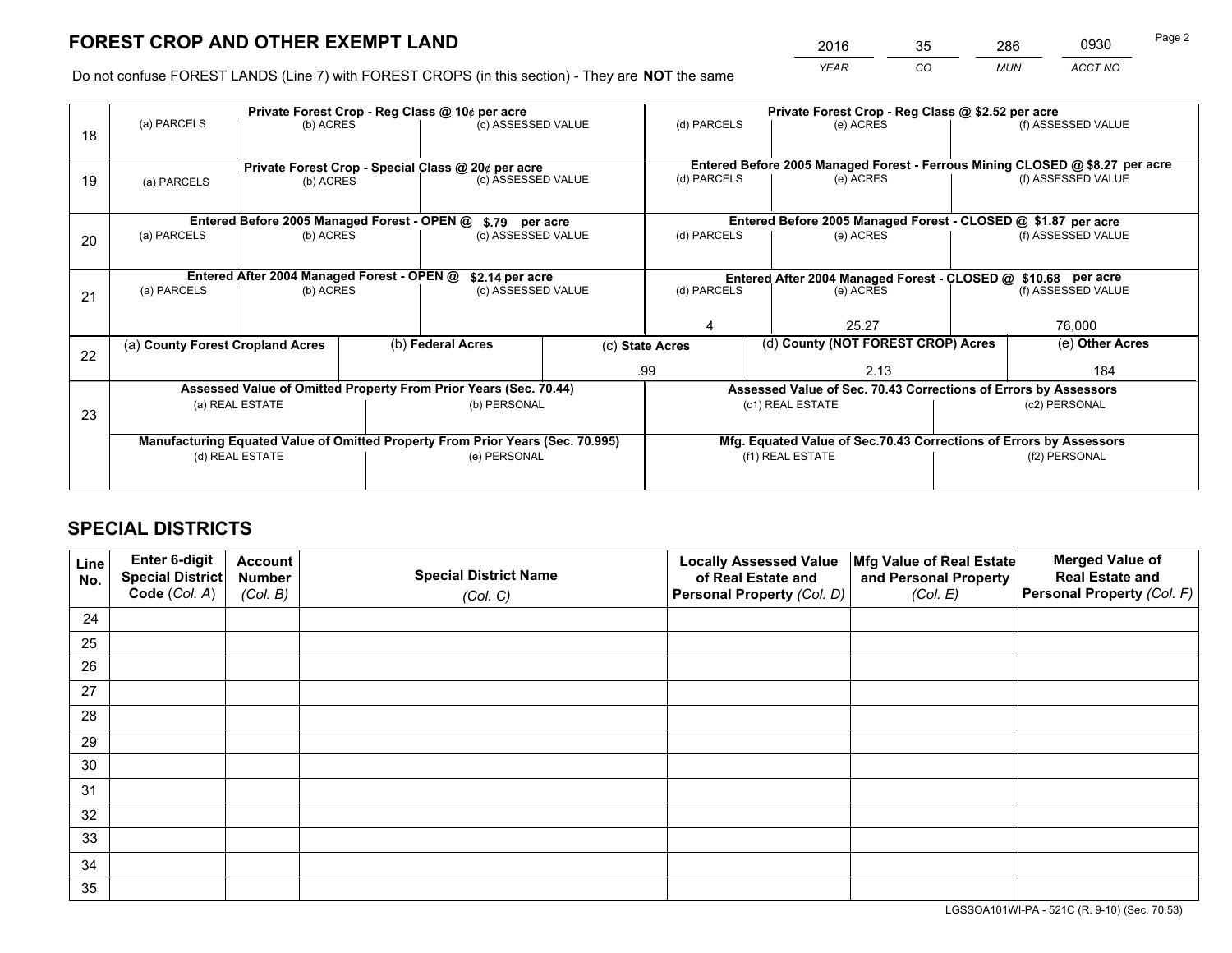# FOREST CROP AND OTHER EXEMPT LAND

| 2016 | 35 | 286 | 0930 |
|---|---|---|---|
| *YEAR* | *CO* | *MUN* | *ACCT NO* |

Do not confuse FOREST LANDS (Line 7) with FOREST CROPS (in this section) - They are **NOT** the same

| Line | Private Forest Crop - Reg Class @ 10¢ per acre | | | Private Forest Crop - Reg Class @ $2.52 per acre | | |
|---|---|---|---|---|---|---|
| 18 | (a) PARCELS | (b) ACRES | (c) ASSESSED VALUE | (d) PARCELS | (e) ACRES | (f) ASSESSED VALUE |
| | | | | | | |
| | **Private Forest Crop - Special Class @ 20¢ per acre** | | | **Entered Before 2005 Managed Forest - Ferrous Mining CLOSED @ $8.27 per acre** | | |
| 19 | (a) PARCELS | (b) ACRES | (c) ASSESSED VALUE | (d) PARCELS | (e) ACRES | (f) ASSESSED VALUE |
| | | | | | | |
| | **Entered Before 2005 Managed Forest - OPEN @ $.79 per acre** | | | **Entered Before 2005 Managed Forest - CLOSED @ $1.87 per acre** | | |
| 20 | (a) PARCELS | (b) ACRES | (c) ASSESSED VALUE | (d) PARCELS | (e) ACRES | (f) ASSESSED VALUE |
| | | | | | | |
| | **Entered After 2004 Managed Forest - OPEN @ $2.14 per acre** | | | **Entered After 2004 Managed Forest - CLOSED @ $10.68 per acre** | | |
| 21 | (a) PARCELS | (b) ACRES | (c) ASSESSED VALUE | (d) PARCELS | (e) ACRES | (f) ASSESSED VALUE |
| | | | | 4 | 25.27 | 76,000 |

| Line | (a) **County Forest Cropland Acres** | (b) **Federal Acres** | (c) **State Acres** | (d) **County (NOT FOREST CROP) Acres** | (e) **Other Acres** |
|---|---|---|---|---|---|
| 22 | | | .99 | 2.13 | 184 |

| Line | Assessed Value of Omitted Property From Prior Years (Sec. 70.44) | | Assessed Value of Sec. 70.43 Corrections of Errors by Assessors | |
|---|---|---|---|---|
| 23 | (a) REAL ESTATE | (b) PERSONAL | (c1) REAL ESTATE | (c2) PERSONAL |
| | | | | |
| | **Manufacturing Equated Value of Omitted Property From Prior Years (Sec. 70.995)** | | **Mfg. Equated Value of Sec.70.43 Corrections of Errors by Assessors** | |
| | (d) REAL ESTATE | (e) PERSONAL | (f1) REAL ESTATE | (f2) PERSONAL |
| | | | | |

# SPECIAL DISTRICTS

| Line No. | Enter 6-digit Special District Code (*Col. A*) | Account Number (*Col. B*) | Special District Name (*Col. C*) | Locally Assessed Value of Real Estate and Personal Property (*Col. D*) | Mfg Value of Real Estate and Personal Property (*Col. E*) | Merged Value of Real Estate and Personal Property (*Col. F*) |
|---|---|---|---|---|---|---|
| 24 | | | | | | |
| 25 | | | | | | |
| 26 | | | | | | |
| 27 | | | | | | |
| 28 | | | | | | |
| 29 | | | | | | |
| 30 | | | | | | |
| 31 | | | | | | |
| 32 | | | | | | |
| 33 | | | | | | |
| 34 | | | | | | |
| 35 | | | | | | |

LGSSOA101WI-PA - 521C (R. 9-10) (Sec. 70.53)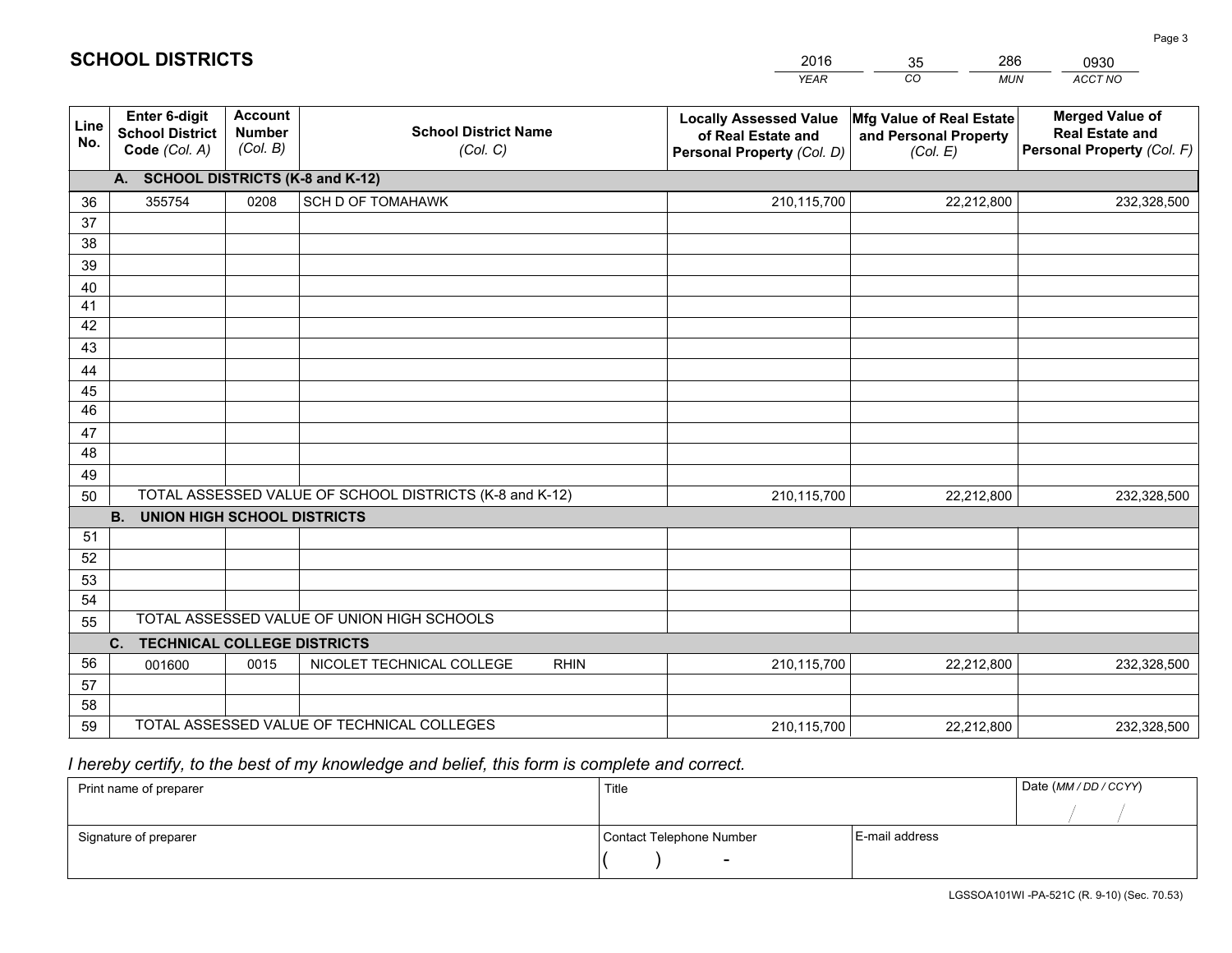## SCHOOL DISTRICTS

| 2016 | 35 | 286 | 0930 |
|---|---|---|---|
| *YEAR* | *CO* | *MUN* | *ACCT NO* |

| Line No. | Enter 6-digit School District Code *(Col. A)* | Account Number *(Col. B)* | School District Name *(Col. C)* | Locally Assessed Value of Real Estate and Personal Property *(Col. D)* | Mfg Value of Real Estate and Personal Property *(Col. E)* | Merged Value of Real Estate and Personal Property *(Col. F)* |
|---|---|---|---|---|---|---|
| **A. SCHOOL DISTRICTS (K-8 and K-12)** | | | | | | |
| 36 | 355754 | 0208 | SCH D OF TOMAHAWK | 210,115,700 | 22,212,800 | 232,328,500 |
| 37 | | | | | | |
| 38 | | | | | | |
| 39 | | | | | | |
| 40 | | | | | | |
| 41 | | | | | | |
| 42 | | | | | | |
| 43 | | | | | | |
| 44 | | | | | | |
| 45 | | | | | | |
| 46 | | | | | | |
| 47 | | | | | | |
| 48 | | | | | | |
| 49 | | | | | | |
| 50 | TOTAL ASSESSED VALUE OF SCHOOL DISTRICTS (K-8 and K-12) | | | 210,115,700 | 22,212,800 | 232,328,500 |
| **B. UNION HIGH SCHOOL DISTRICTS** | | | | | | |
| 51 | | | | | | |
| 52 | | | | | | |
| 53 | | | | | | |
| 54 | | | | | | |
| 55 | TOTAL ASSESSED VALUE OF UNION HIGH SCHOOLS | | | | | |
| **C. TECHNICAL COLLEGE DISTRICTS** | | | | | | |
| 56 | 001600 | 0015 | NICOLET TECHNICAL COLLEGE RHIN | 210,115,700 | 22,212,800 | 232,328,500 |
| 57 | | | | | | |
| 58 | | | | | | |
| 59 | TOTAL ASSESSED VALUE OF TECHNICAL COLLEGES | | | 210,115,700 | 22,212,800 | 232,328,500 |

*I hereby certify, to the best of my knowledge and belief, this form is complete and correct.*

| Print name of preparer | Title | | Date *(MM / DD / CCYY)* |
|---|---|---|---|
| | | | / / |
| Signature of preparer | Contact Telephone Number | E-mail address | |
| | ( ) - | | |

LGSSOA101WI -PA-521C (R. 9-10) (Sec. 70.53)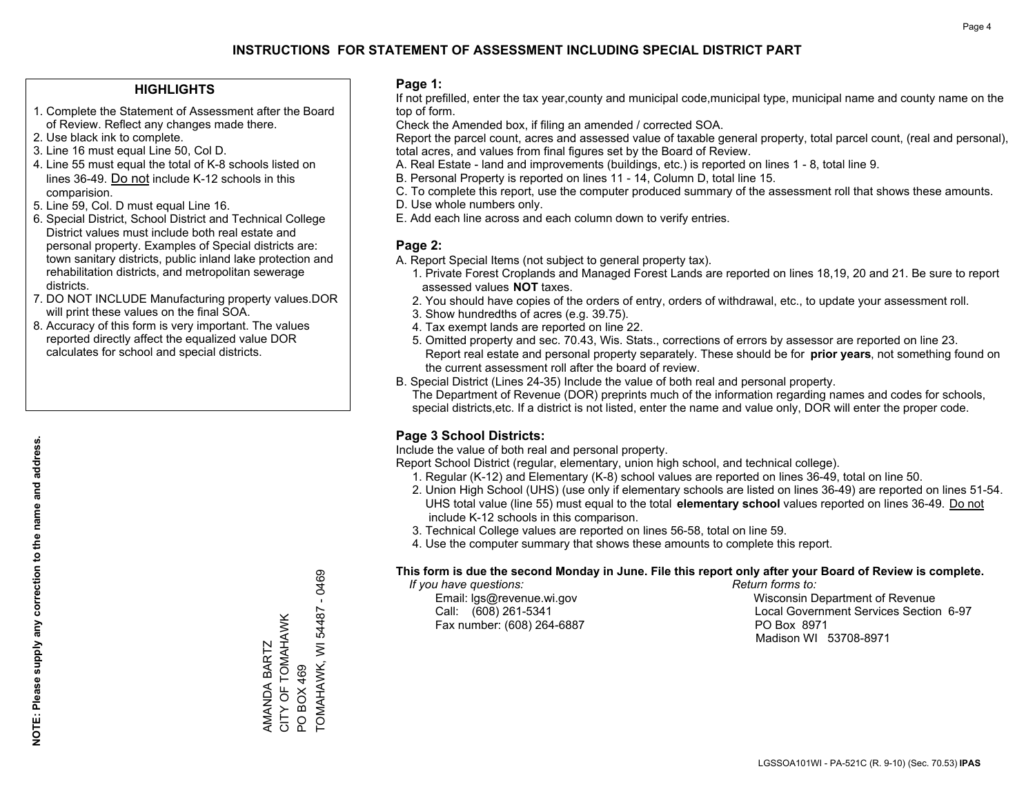# INSTRUCTIONS FOR STATEMENT OF ASSESSMENT INCLUDING SPECIAL DISTRICT PART

## HIGHLIGHTS

1. Complete the Statement of Assessment after the Board of Review. Reflect any changes made there.
2. Use black ink to complete.
3. Line 16 must equal Line 50, Col D.
4. Line 55 must equal the total of K-8 schools listed on lines 36-49. Do not include K-12 schools in this comparision.
5. Line 59, Col. D must equal Line 16.
6. Special District, School District and Technical College District values must include both real estate and personal property. Examples of Special districts are: town sanitary districts, public inland lake protection and rehabilitation districts, and metropolitan sewerage districts.
7. DO NOT INCLUDE Manufacturing property values.DOR will print these values on the final SOA.
8. Accuracy of this form is very important. The values reported directly affect the equalized value DOR calculates for school and special districts.

**NOTE: Please supply any correction to the name and address.**

AMANDA BARTZ
CITY OF TOMAHAWK
PO BOX 469
TOMAHAWK, WI 54487 - 0469

## Page 1:

If not prefilled, enter the tax year,county and municipal code,municipal type, municipal name and county name on the top of form.

Check the Amended box, if filing an amended / corrected SOA.

Report the parcel count, acres and assessed value of taxable general property, total parcel count, (real and personal), total acres, and values from final figures set by the Board of Review.

A. Real Estate - land and improvements (buildings, etc.) is reported on lines 1 - 8, total line 9.
B. Personal Property is reported on lines 11 - 14, Column D, total line 15.
C. To complete this report, use the computer produced summary of the assessment roll that shows these amounts.
D. Use whole numbers only.
E. Add each line across and each column down to verify entries.

## Page 2:

A. Report Special Items (not subject to general property tax).
   1. Private Forest Croplands and Managed Forest Lands are reported on lines 18,19, 20 and 21. Be sure to report assessed values **NOT** taxes.
   2. You should have copies of the orders of entry, orders of withdrawal, etc., to update your assessment roll.
   3. Show hundredths of acres (e.g. 39.75).
   4. Tax exempt lands are reported on line 22.
   5. Omitted property and sec. 70.43, Wis. Stats., corrections of errors by assessor are reported on line 23. Report real estate and personal property separately. These should be for **prior years**, not something found on the current assessment roll after the board of review.

B. Special District (Lines 24-35) Include the value of both real and personal property.
   The Department of Revenue (DOR) preprints much of the information regarding names and codes for schools, special districts,etc. If a district is not listed, enter the name and value only, DOR will enter the proper code.

## Page 3 School Districts:

Include the value of both real and personal property.

Report School District (regular, elementary, union high school, and technical college).

1. Regular (K-12) and Elementary (K-8) school values are reported on lines 36-49, total on line 50.
2. Union High School (UHS) (use only if elementary schools are listed on lines 36-49) are reported on lines 51-54. UHS total value (line 55) must equal to the total **elementary school** values reported on lines 36-49. Do not include K-12 schools in this comparison.
3. Technical College values are reported on lines 56-58, total on line 59.
4. Use the computer summary that shows these amounts to complete this report.

**This form is due the second Monday in June. File this report only after your Board of Review is complete.**

*If you have questions:*
Email: lgs@revenue.wi.gov
Call: (608) 261-5341
Fax number: (608) 264-6887

*Return forms to:*
Wisconsin Department of Revenue
Local Government Services Section 6-97
PO Box 8971
Madison WI 53708-8971

LGSSOA101WI - PA-521C (R. 9-10) (Sec. 70.53) **IPAS**